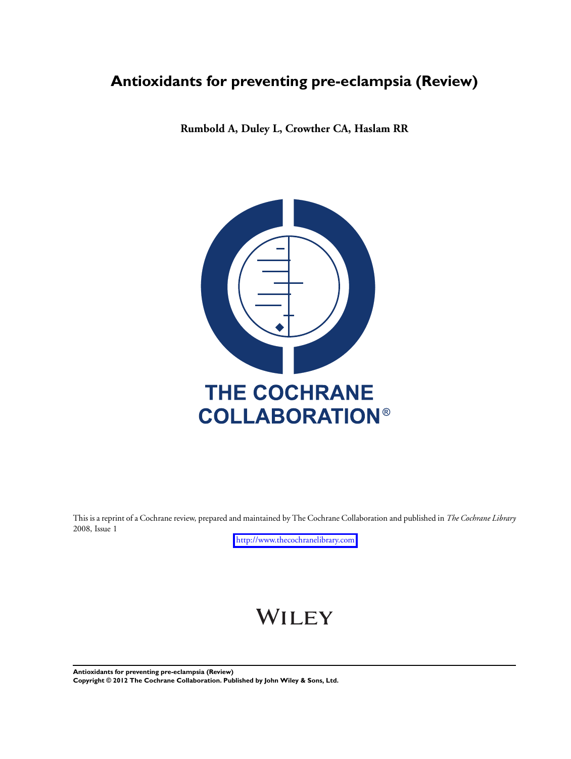# Antioxidants for preventing pre-eclampsia (Review)

**Rumbold A, Duley L, Crowther CA, Haslam RR**

THE COCHRANE COLLABORATION®

This is a reprint of a Cochrane review, prepared and maintained by The Cochrane Collaboration and published in *The Cochrane Library* 2008, Issue 1

http://www.thecochranelibrary.com

WILEY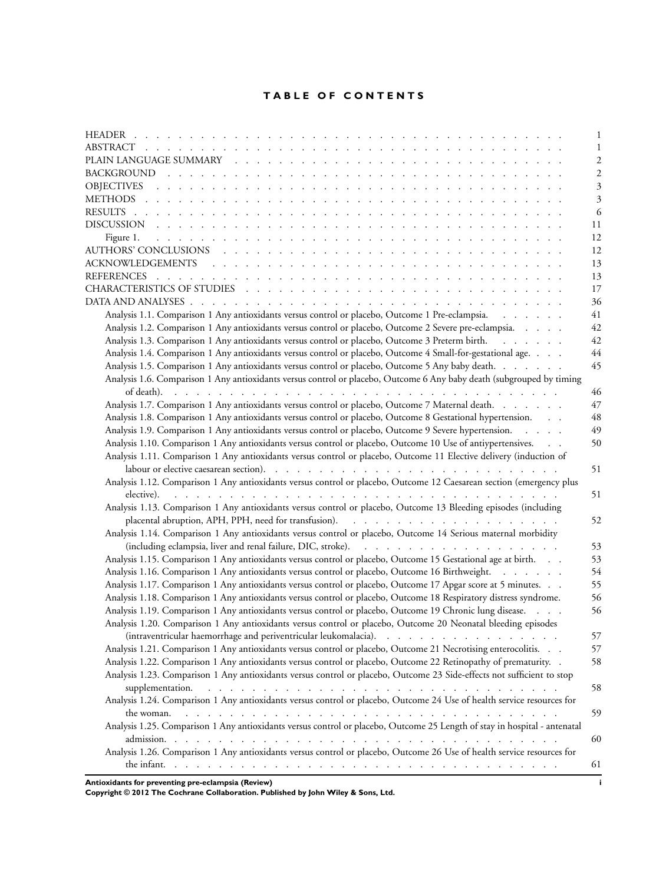# TABLE OF CONTENTS

| | |
|---|---|
| HEADER | 1 |
| ABSTRACT | 1 |
| PLAIN LANGUAGE SUMMARY | 2 |
| BACKGROUND | 2 |
| OBJECTIVES | 3 |
| METHODS | 3 |
| RESULTS | 6 |
| DISCUSSION | 11 |
| Figure 1. | 12 |
| AUTHORS' CONCLUSIONS | 12 |
| ACKNOWLEDGEMENTS | 13 |
| REFERENCES | 13 |
| CHARACTERISTICS OF STUDIES | 17 |
| DATA AND ANALYSES | 36 |
| Analysis 1.1. Comparison 1 Any antioxidants versus control or placebo, Outcome 1 Pre-eclampsia. | 41 |
| Analysis 1.2. Comparison 1 Any antioxidants versus control or placebo, Outcome 2 Severe pre-eclampsia. | 42 |
| Analysis 1.3. Comparison 1 Any antioxidants versus control or placebo, Outcome 3 Preterm birth. | 42 |
| Analysis 1.4. Comparison 1 Any antioxidants versus control or placebo, Outcome 4 Small-for-gestational age. | 44 |
| Analysis 1.5. Comparison 1 Any antioxidants versus control or placebo, Outcome 5 Any baby death. | 45 |
| Analysis 1.6. Comparison 1 Any antioxidants versus control or placebo, Outcome 6 Any baby death (subgrouped by timing of death). | 46 |
| Analysis 1.7. Comparison 1 Any antioxidants versus control or placebo, Outcome 7 Maternal death. | 47 |
| Analysis 1.8. Comparison 1 Any antioxidants versus control or placebo, Outcome 8 Gestational hypertension. | 48 |
| Analysis 1.9. Comparison 1 Any antioxidants versus control or placebo, Outcome 9 Severe hypertension. | 49 |
| Analysis 1.10. Comparison 1 Any antioxidants versus control or placebo, Outcome 10 Use of antiypertensives. | 50 |
| Analysis 1.11. Comparison 1 Any antioxidants versus control or placebo, Outcome 11 Elective delivery (induction of labour or elective caesarean section). | 51 |
| Analysis 1.12. Comparison 1 Any antioxidants versus control or placebo, Outcome 12 Caesarean section (emergency plus elective). | 51 |
| Analysis 1.13. Comparison 1 Any antioxidants versus control or placebo, Outcome 13 Bleeding episodes (including placental abruption, APH, PPH, need for transfusion). | 52 |
| Analysis 1.14. Comparison 1 Any antioxidants versus control or placebo, Outcome 14 Serious maternal morbidity (including eclampsia, liver and renal failure, DIC, stroke). | 53 |
| Analysis 1.15. Comparison 1 Any antioxidants versus control or placebo, Outcome 15 Gestational age at birth. | 53 |
| Analysis 1.16. Comparison 1 Any antioxidants versus control or placebo, Outcome 16 Birthweight. | 54 |
| Analysis 1.17. Comparison 1 Any antioxidants versus control or placebo, Outcome 17 Apgar score at 5 minutes. | 55 |
| Analysis 1.18. Comparison 1 Any antioxidants versus control or placebo, Outcome 18 Respiratory distress syndrome. | 56 |
| Analysis 1.19. Comparison 1 Any antioxidants versus control or placebo, Outcome 19 Chronic lung disease. | 56 |
| Analysis 1.20. Comparison 1 Any antioxidants versus control or placebo, Outcome 20 Neonatal bleeding episodes (intraventricular haemorrhage and periventricular leukomalacia). | 57 |
| Analysis 1.21. Comparison 1 Any antioxidants versus control or placebo, Outcome 21 Necrotising enterocolitis. | 57 |
| Analysis 1.22. Comparison 1 Any antioxidants versus control or placebo, Outcome 22 Retinopathy of prematurity. | 58 |
| Analysis 1.23. Comparison 1 Any antioxidants versus control or placebo, Outcome 23 Side-effects not sufficient to stop supplementation. | 58 |
| Analysis 1.24. Comparison 1 Any antioxidants versus control or placebo, Outcome 24 Use of health service resources for the woman. | 59 |
| Analysis 1.25. Comparison 1 Any antioxidants versus control or placebo, Outcome 25 Length of stay in hospital - antenatal admission. | 60 |
| Analysis 1.26. Comparison 1 Any antioxidants versus control or placebo, Outcome 26 Use of health service resources for the infant. | 61 |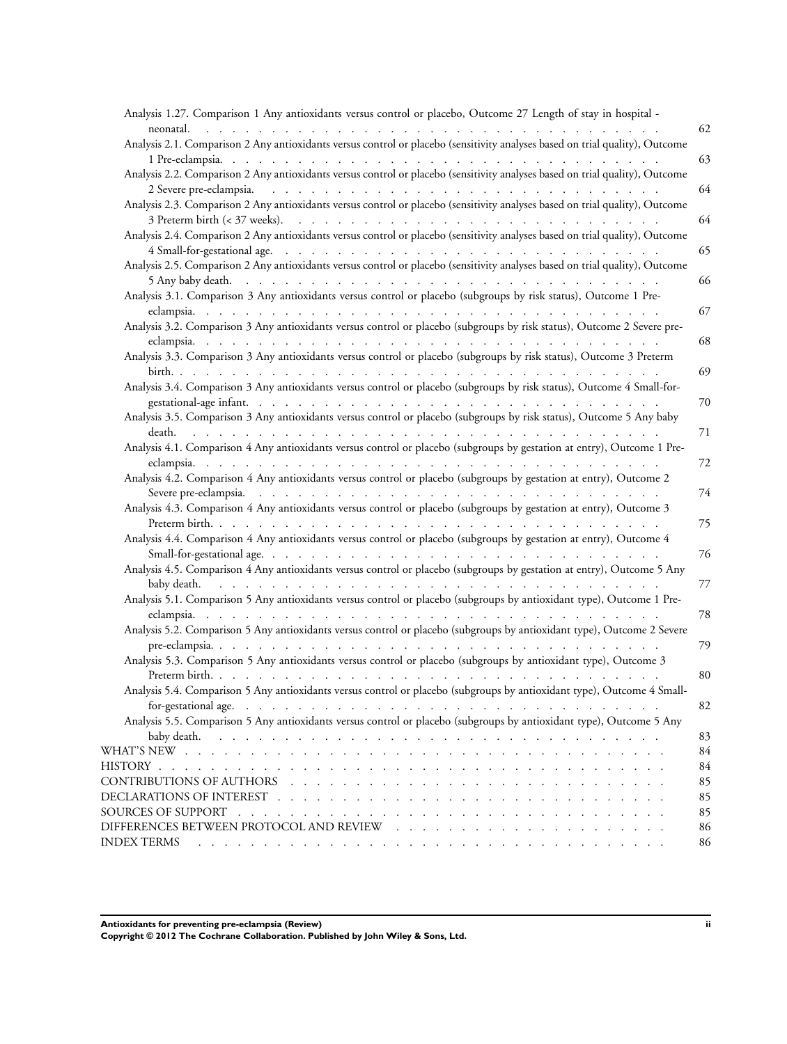Analysis 1.27. Comparison 1 Any antioxidants versus control or placebo, Outcome 27 Length of stay in hospital - neonatal. . . . . . 62

Analysis 2.1. Comparison 2 Any antioxidants versus control or placebo (sensitivity analyses based on trial quality), Outcome 1 Pre-eclampsia. . . . . . 63

Analysis 2.2. Comparison 2 Any antioxidants versus control or placebo (sensitivity analyses based on trial quality), Outcome 2 Severe pre-eclampsia. . . . . . 64

Analysis 2.3. Comparison 2 Any antioxidants versus control or placebo (sensitivity analyses based on trial quality), Outcome 3 Preterm birth (< 37 weeks). . . . . . 64

Analysis 2.4. Comparison 2 Any antioxidants versus control or placebo (sensitivity analyses based on trial quality), Outcome 4 Small-for-gestational age. . . . . . 65

Analysis 2.5. Comparison 2 Any antioxidants versus control or placebo (sensitivity analyses based on trial quality), Outcome 5 Any baby death. . . . . . 66

Analysis 3.1. Comparison 3 Any antioxidants versus control or placebo (subgroups by risk status), Outcome 1 Pre-eclampsia. . . . . . 67

Analysis 3.2. Comparison 3 Any antioxidants versus control or placebo (subgroups by risk status), Outcome 2 Severe pre-eclampsia. . . . . . 68

Analysis 3.3. Comparison 3 Any antioxidants versus control or placebo (subgroups by risk status), Outcome 3 Preterm birth. . . . . . 69

Analysis 3.4. Comparison 3 Any antioxidants versus control or placebo (subgroups by risk status), Outcome 4 Small-for-gestational-age infant. . . . . . 70

Analysis 3.5. Comparison 3 Any antioxidants versus control or placebo (subgroups by risk status), Outcome 5 Any baby death. . . . . . 71

Analysis 4.1. Comparison 4 Any antioxidants versus control or placebo (subgroups by gestation at entry), Outcome 1 Pre-eclampsia. . . . . . 72

Analysis 4.2. Comparison 4 Any antioxidants versus control or placebo (subgroups by gestation at entry), Outcome 2 Severe pre-eclampsia. . . . . . 74

Analysis 4.3. Comparison 4 Any antioxidants versus control or placebo (subgroups by gestation at entry), Outcome 3 Preterm birth. . . . . . 75

Analysis 4.4. Comparison 4 Any antioxidants versus control or placebo (subgroups by gestation at entry), Outcome 4 Small-for-gestational age. . . . . . 76

Analysis 4.5. Comparison 4 Any antioxidants versus control or placebo (subgroups by gestation at entry), Outcome 5 Any baby death. . . . . . 77

Analysis 5.1. Comparison 5 Any antioxidants versus control or placebo (subgroups by antioxidant type), Outcome 1 Pre-eclampsia. . . . . . 78

Analysis 5.2. Comparison 5 Any antioxidants versus control or placebo (subgroups by antioxidant type), Outcome 2 Severe pre-eclampsia. . . . . . 79

Analysis 5.3. Comparison 5 Any antioxidants versus control or placebo (subgroups by antioxidant type), Outcome 3 Preterm birth. . . . . . 80

Analysis 5.4. Comparison 5 Any antioxidants versus control or placebo (subgroups by antioxidant type), Outcome 4 Small-for-gestational age. . . . . . 82

Analysis 5.5. Comparison 5 Any antioxidants versus control or placebo (subgroups by antioxidant type), Outcome 5 Any baby death. . . . . . 83

WHAT'S NEW . . . . . . 84

HISTORY . . . . . . 84

CONTRIBUTIONS OF AUTHORS . . . . . . 85

DECLARATIONS OF INTEREST . . . . . . 85

SOURCES OF SUPPORT . . . . . . 85

DIFFERENCES BETWEEN PROTOCOL AND REVIEW . . . . . . 86

INDEX TERMS . . . . . . 86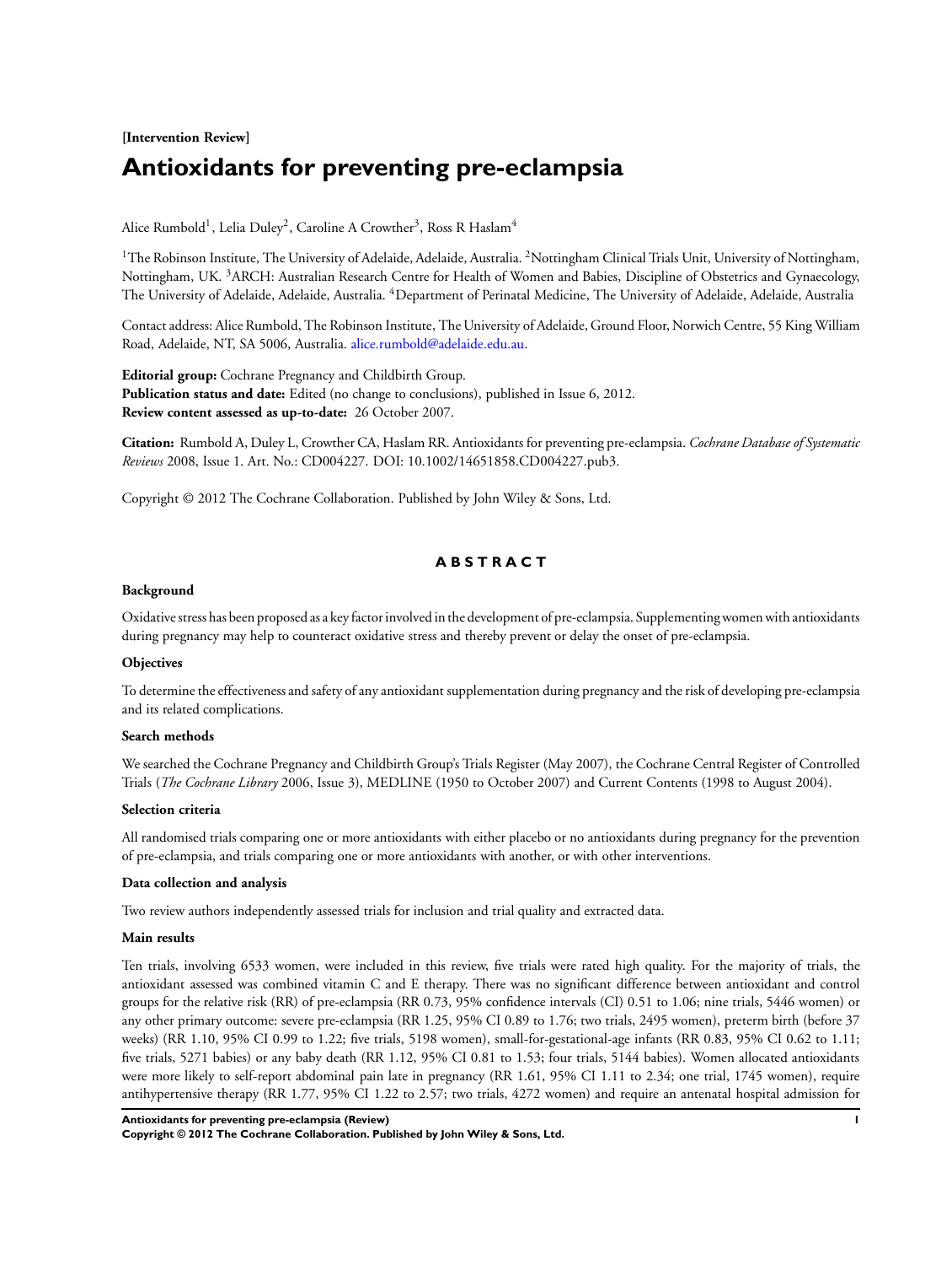**[Intervention Review]**

# Antioxidants for preventing pre-eclampsia

Alice Rumbold[1], Lelia Duley[2], Caroline A Crowther[3], Ross R Haslam[4]

[1]The Robinson Institute, The University of Adelaide, Adelaide, Australia. [2]Nottingham Clinical Trials Unit, University of Nottingham, Nottingham, UK. [3]ARCH: Australian Research Centre for Health of Women and Babies, Discipline of Obstetrics and Gynaecology, The University of Adelaide, Adelaide, Australia. [4]Department of Perinatal Medicine, The University of Adelaide, Adelaide, Australia

Contact address: Alice Rumbold, The Robinson Institute, The University of Adelaide, Ground Floor, Norwich Centre, 55 King William Road, Adelaide, NT, SA 5006, Australia. alice.rumbold@adelaide.edu.au.

**Editorial group:** Cochrane Pregnancy and Childbirth Group.
**Publication status and date:** Edited (no change to conclusions), published in Issue 6, 2012.
**Review content assessed as up-to-date:** 26 October 2007.

**Citation:** Rumbold A, Duley L, Crowther CA, Haslam RR. Antioxidants for preventing pre-eclampsia. *Cochrane Database of Systematic Reviews* 2008, Issue 1. Art. No.: CD004227. DOI: 10.1002/14651858.CD004227.pub3.

Copyright © 2012 The Cochrane Collaboration. Published by John Wiley & Sons, Ltd.

## ABSTRACT

### Background

Oxidative stress has been proposed as a key factor involved in the development of pre-eclampsia. Supplementing women with antioxidants during pregnancy may help to counteract oxidative stress and thereby prevent or delay the onset of pre-eclampsia.

### Objectives

To determine the effectiveness and safety of any antioxidant supplementation during pregnancy and the risk of developing pre-eclampsia and its related complications.

### Search methods

We searched the Cochrane Pregnancy and Childbirth Group's Trials Register (May 2007), the Cochrane Central Register of Controlled Trials (*The Cochrane Library* 2006, Issue 3), MEDLINE (1950 to October 2007) and Current Contents (1998 to August 2004).

### Selection criteria

All randomised trials comparing one or more antioxidants with either placebo or no antioxidants during pregnancy for the prevention of pre-eclampsia, and trials comparing one or more antioxidants with another, or with other interventions.

### Data collection and analysis

Two review authors independently assessed trials for inclusion and trial quality and extracted data.

### Main results

Ten trials, involving 6533 women, were included in this review, five trials were rated high quality. For the majority of trials, the antioxidant assessed was combined vitamin C and E therapy. There was no significant difference between antioxidant and control groups for the relative risk (RR) of pre-eclampsia (RR 0.73, 95% confidence intervals (CI) 0.51 to 1.06; nine trials, 5446 women) or any other primary outcome: severe pre-eclampsia (RR 1.25, 95% CI 0.89 to 1.76; two trials, 2495 women), preterm birth (before 37 weeks) (RR 1.10, 95% CI 0.99 to 1.22; five trials, 5198 women), small-for-gestational-age infants (RR 0.83, 95% CI 0.62 to 1.11; five trials, 5271 babies) or any baby death (RR 1.12, 95% CI 0.81 to 1.53; four trials, 5144 babies). Women allocated antioxidants were more likely to self-report abdominal pain late in pregnancy (RR 1.61, 95% CI 1.11 to 2.34; one trial, 1745 women), require antihypertensive therapy (RR 1.77, 95% CI 1.22 to 2.57; two trials, 4272 women) and require an antenatal hospital admission for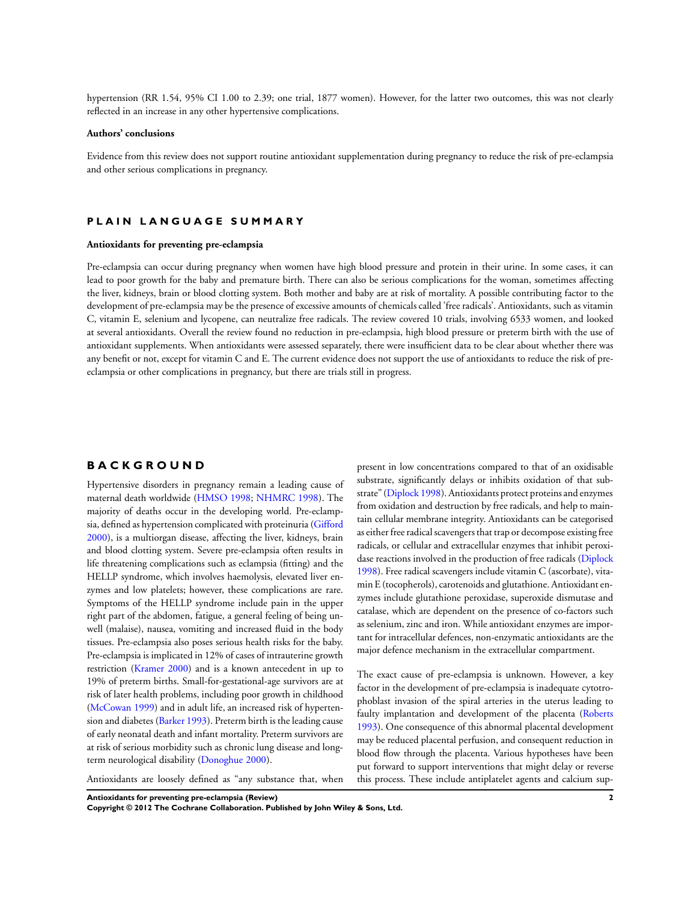hypertension (RR 1.54, 95% CI 1.00 to 2.39; one trial, 1877 women). However, for the latter two outcomes, this was not clearly reflected in an increase in any other hypertensive complications.

#### Authors' conclusions

Evidence from this review does not support routine antioxidant supplementation during pregnancy to reduce the risk of pre-eclampsia and other serious complications in pregnancy.

## PLAIN LANGUAGE SUMMARY

### Antioxidants for preventing pre-eclampsia

Pre-eclampsia can occur during pregnancy when women have high blood pressure and protein in their urine. In some cases, it can lead to poor growth for the baby and premature birth. There can also be serious complications for the woman, sometimes affecting the liver, kidneys, brain or blood clotting system. Both mother and baby are at risk of mortality. A possible contributing factor to the development of pre-eclampsia may be the presence of excessive amounts of chemicals called 'free radicals'. Antioxidants, such as vitamin C, vitamin E, selenium and lycopene, can neutralize free radicals. The review covered 10 trials, involving 6533 women, and looked at several antioxidants. Overall the review found no reduction in pre-eclampsia, high blood pressure or preterm birth with the use of antioxidant supplements. When antioxidants were assessed separately, there were insufficient data to be clear about whether there was any benefit or not, except for vitamin C and E. The current evidence does not support the use of antioxidants to reduce the risk of pre-eclampsia or other complications in pregnancy, but there are trials still in progress.

## BACKGROUND

Hypertensive disorders in pregnancy remain a leading cause of maternal death worldwide (HMSO 1998; NHMRC 1998). The majority of deaths occur in the developing world. Pre-eclampsia, defined as hypertension complicated with proteinuria (Gifford 2000), is a multiorgan disease, affecting the liver, kidneys, brain and blood clotting system. Severe pre-eclampsia often results in life threatening complications such as eclampsia (fitting) and the HELLP syndrome, which involves haemolysis, elevated liver enzymes and low platelets; however, these complications are rare. Symptoms of the HELLP syndrome include pain in the upper right part of the abdomen, fatigue, a general feeling of being unwell (malaise), nausea, vomiting and increased fluid in the body tissues. Pre-eclampsia also poses serious health risks for the baby. Pre-eclampsia is implicated in 12% of cases of intrauterine growth restriction (Kramer 2000) and is a known antecedent in up to 19% of preterm births. Small-for-gestational-age survivors are at risk of later health problems, including poor growth in childhood (McCowan 1999) and in adult life, an increased risk of hypertension and diabetes (Barker 1993). Preterm birth is the leading cause of early neonatal death and infant mortality. Preterm survivors are at risk of serious morbidity such as chronic lung disease and long-term neurological disability (Donoghue 2000).

Antioxidants are loosely defined as "any substance that, when present in low concentrations compared to that of an oxidisable substrate, significantly delays or inhibits oxidation of that substrate" (Diplock 1998). Antioxidants protect proteins and enzymes from oxidation and destruction by free radicals, and help to maintain cellular membrane integrity. Antioxidants can be categorised as either free radical scavengers that trap or decompose existing free radicals, or cellular and extracellular enzymes that inhibit peroxidase reactions involved in the production of free radicals (Diplock 1998). Free radical scavengers include vitamin C (ascorbate), vitamin E (tocopherols), carotenoids and glutathione. Antioxidant enzymes include glutathione peroxidase, superoxide dismutase and catalase, which are dependent on the presence of co-factors such as selenium, zinc and iron. While antioxidant enzymes are important for intracellular defences, non-enzymatic antioxidants are the major defence mechanism in the extracellular compartment.

The exact cause of pre-eclampsia is unknown. However, a key factor in the development of pre-eclampsia is inadequate cytotrophoblast invasion of the spiral arteries in the uterus leading to faulty implantation and development of the placenta (Roberts 1993). One consequence of this abnormal placental development may be reduced placental perfusion, and consequent reduction in blood flow through the placenta. Various hypotheses have been put forward to support interventions that might delay or reverse this process. These include antiplatelet agents and calcium sup-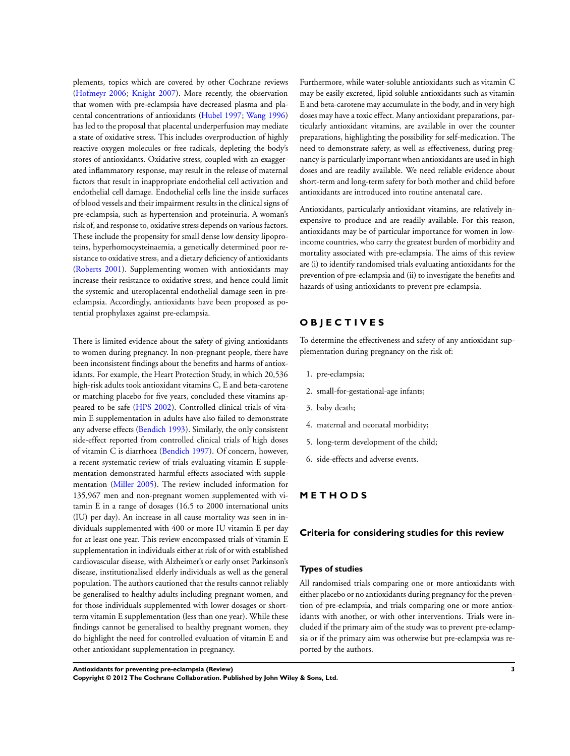plements, topics which are covered by other Cochrane reviews (Hofmeyr 2006; Knight 2007). More recently, the observation that women with pre-eclampsia have decreased plasma and placental concentrations of antioxidants (Hubel 1997; Wang 1996) has led to the proposal that placental underperfusion may mediate a state of oxidative stress. This includes overproduction of highly reactive oxygen molecules or free radicals, depleting the body's stores of antioxidants. Oxidative stress, coupled with an exaggerated inflammatory response, may result in the release of maternal factors that result in inappropriate endothelial cell activation and endothelial cell damage. Endothelial cells line the inside surfaces of blood vessels and their impairment results in the clinical signs of pre-eclampsia, such as hypertension and proteinuria. A woman's risk of, and response to, oxidative stress depends on various factors. These include the propensity for small dense low density lipoproteins, hyperhomocysteinaemia, a genetically determined poor resistance to oxidative stress, and a dietary deficiency of antioxidants (Roberts 2001). Supplementing women with antioxidants may increase their resistance to oxidative stress, and hence could limit the systemic and uteroplacental endothelial damage seen in pre-eclampsia. Accordingly, antioxidants have been proposed as potential prophylaxes against pre-eclampsia.

There is limited evidence about the safety of giving antioxidants to women during pregnancy. In non-pregnant people, there have been inconsistent findings about the benefits and harms of antioxidants. For example, the Heart Protection Study, in which 20,536 high-risk adults took antioxidant vitamins C, E and beta-carotene or matching placebo for five years, concluded these vitamins appeared to be safe (HPS 2002). Controlled clinical trials of vitamin E supplementation in adults have also failed to demonstrate any adverse effects (Bendich 1993). Similarly, the only consistent side-effect reported from controlled clinical trials of high doses of vitamin C is diarrhoea (Bendich 1997). Of concern, however, a recent systematic review of trials evaluating vitamin E supplementation demonstrated harmful effects associated with supplementation (Miller 2005). The review included information for 135,967 men and non-pregnant women supplemented with vitamin E in a range of dosages (16.5 to 2000 international units (IU) per day). An increase in all cause mortality was seen in individuals supplemented with 400 or more IU vitamin E per day for at least one year. This review encompassed trials of vitamin E supplementation in individuals either at risk of or with established cardiovascular disease, with Alzheimer's or early onset Parkinson's disease, institutionalised elderly individuals as well as the general population. The authors cautioned that the results cannot reliably be generalised to healthy adults including pregnant women, and for those individuals supplemented with lower dosages or short-term vitamin E supplementation (less than one year). While these findings cannot be generalised to healthy pregnant women, they do highlight the need for controlled evaluation of vitamin E and other antioxidant supplementation in pregnancy.

Furthermore, while water-soluble antioxidants such as vitamin C may be easily excreted, lipid soluble antioxidants such as vitamin E and beta-carotene may accumulate in the body, and in very high doses may have a toxic effect. Many antioxidant preparations, particularly antioxidant vitamins, are available in over the counter preparations, highlighting the possibility for self-medication. The need to demonstrate safety, as well as effectiveness, during pregnancy is particularly important when antioxidants are used in high doses and are readily available. We need reliable evidence about short-term and long-term safety for both mother and child before antioxidants are introduced into routine antenatal care.

Antioxidants, particularly antioxidant vitamins, are relatively inexpensive to produce and are readily available. For this reason, antioxidants may be of particular importance for women in low-income countries, who carry the greatest burden of morbidity and mortality associated with pre-eclampsia. The aims of this review are (i) to identify randomised trials evaluating antioxidants for the prevention of pre-eclampsia and (ii) to investigate the benefits and hazards of using antioxidants to prevent pre-eclampsia.

# OBJECTIVES

To determine the effectiveness and safety of any antioxidant supplementation during pregnancy on the risk of:

1. pre-eclampsia;
2. small-for-gestational-age infants;
3. baby death;
4. maternal and neonatal morbidity;
5. long-term development of the child;
6. side-effects and adverse events.

# METHODS

## Criteria for considering studies for this review

### Types of studies

All randomised trials comparing one or more antioxidants with either placebo or no antioxidants during pregnancy for the prevention of pre-eclampsia, and trials comparing one or more antioxidants with another, or with other interventions. Trials were included if the primary aim of the study was to prevent pre-eclampsia or if the primary aim was otherwise but pre-eclampsia was reported by the authors.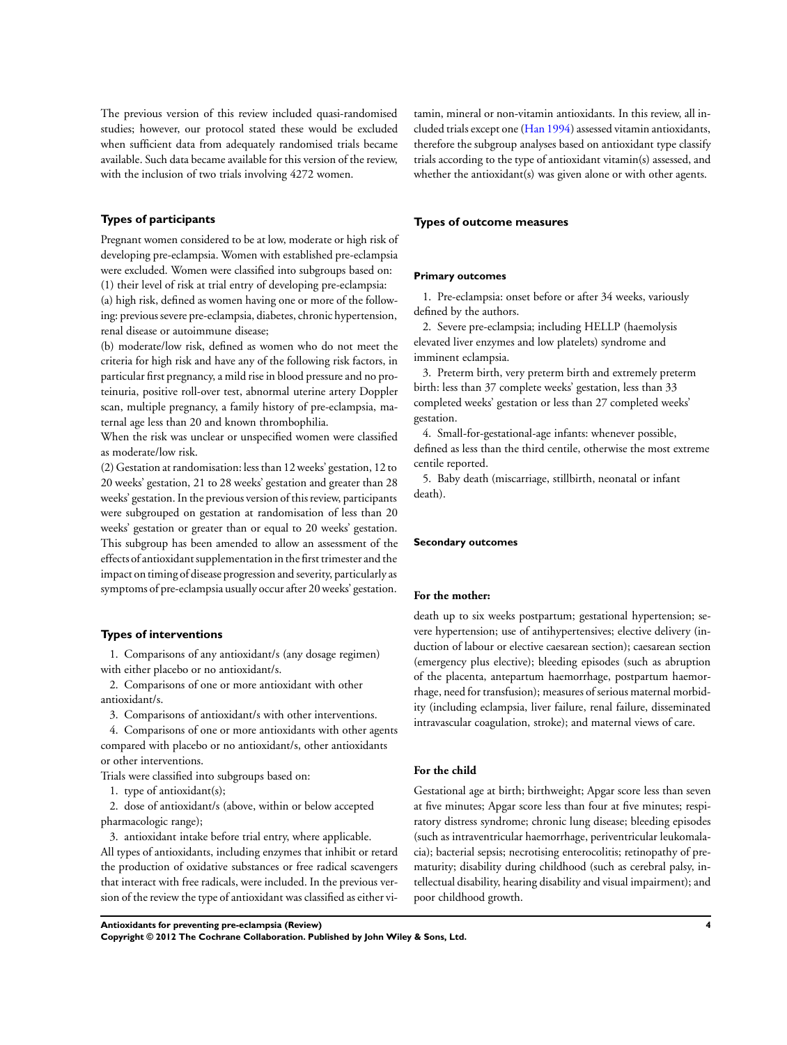The previous version of this review included quasi-randomised studies; however, our protocol stated these would be excluded when sufficient data from adequately randomised trials became available. Such data became available for this version of the review, with the inclusion of two trials involving 4272 women.

### Types of participants

Pregnant women considered to be at low, moderate or high risk of developing pre-eclampsia. Women with established pre-eclampsia were excluded. Women were classified into subgroups based on:

(1) their level of risk at trial entry of developing pre-eclampsia:

(a) high risk, defined as women having one or more of the following: previous severe pre-eclampsia, diabetes, chronic hypertension, renal disease or autoimmune disease;

(b) moderate/low risk, defined as women who do not meet the criteria for high risk and have any of the following risk factors, in particular first pregnancy, a mild rise in blood pressure and no proteinuria, positive roll-over test, abnormal uterine artery Doppler scan, multiple pregnancy, a family history of pre-eclampsia, maternal age less than 20 and known thrombophilia.

When the risk was unclear or unspecified women were classified as moderate/low risk.

(2) Gestation at randomisation: less than 12 weeks' gestation, 12 to 20 weeks' gestation, 21 to 28 weeks' gestation and greater than 28 weeks' gestation. In the previous version of this review, participants were subgrouped on gestation at randomisation of less than 20 weeks' gestation or greater than or equal to 20 weeks' gestation. This subgroup has been amended to allow an assessment of the effects of antioxidant supplementation in the first trimester and the impact on timing of disease progression and severity, particularly as symptoms of pre-eclampsia usually occur after 20 weeks' gestation.

### Types of interventions

1. Comparisons of any antioxidant/s (any dosage regimen) with either placebo or no antioxidant/s.
2. Comparisons of one or more antioxidant with other antioxidant/s.
3. Comparisons of antioxidant/s with other interventions.
4. Comparisons of one or more antioxidants with other agents compared with placebo or no antioxidant/s, other antioxidants or other interventions.

Trials were classified into subgroups based on:

1. type of antioxidant(s);
2. dose of antioxidant/s (above, within or below accepted pharmacologic range);
3. antioxidant intake before trial entry, where applicable.

All types of antioxidants, including enzymes that inhibit or retard the production of oxidative substances or free radical scavengers that interact with free radicals, were included. In the previous version of the review the type of antioxidant was classified as either vitamin, mineral or non-vitamin antioxidants. In this review, all included trials except one (Han 1994) assessed vitamin antioxidants, therefore the subgroup analyses based on antioxidant type classify trials according to the type of antioxidant vitamin(s) assessed, and whether the antioxidant(s) was given alone or with other agents.

### Types of outcome measures

#### Primary outcomes

1. Pre-eclampsia: onset before or after 34 weeks, variously defined by the authors.
2. Severe pre-eclampsia; including HELLP (haemolysis elevated liver enzymes and low platelets) syndrome and imminent eclampsia.
3. Preterm birth, very preterm birth and extremely preterm birth: less than 37 complete weeks' gestation, less than 33 completed weeks' gestation or less than 27 completed weeks' gestation.
4. Small-for-gestational-age infants: whenever possible, defined as less than the third centile, otherwise the most extreme centile reported.
5. Baby death (miscarriage, stillbirth, neonatal or infant death).

#### Secondary outcomes

##### For the mother:

death up to six weeks postpartum; gestational hypertension; severe hypertension; use of antihypertensives; elective delivery (induction of labour or elective caesarean section); caesarean section (emergency plus elective); bleeding episodes (such as abruption of the placenta, antepartum haemorrhage, postpartum haemorrhage, need for transfusion); measures of serious maternal morbidity (including eclampsia, liver failure, renal failure, disseminated intravascular coagulation, stroke); and maternal views of care.

##### For the child

Gestational age at birth; birthweight; Apgar score less than seven at five minutes; Apgar score less than four at five minutes; respiratory distress syndrome; chronic lung disease; bleeding episodes (such as intraventricular haemorrhage, periventricular leukomalacia); bacterial sepsis; necrotising enterocolitis; retinopathy of prematurity; disability during childhood (such as cerebral palsy, intellectual disability, hearing disability and visual impairment); and poor childhood growth.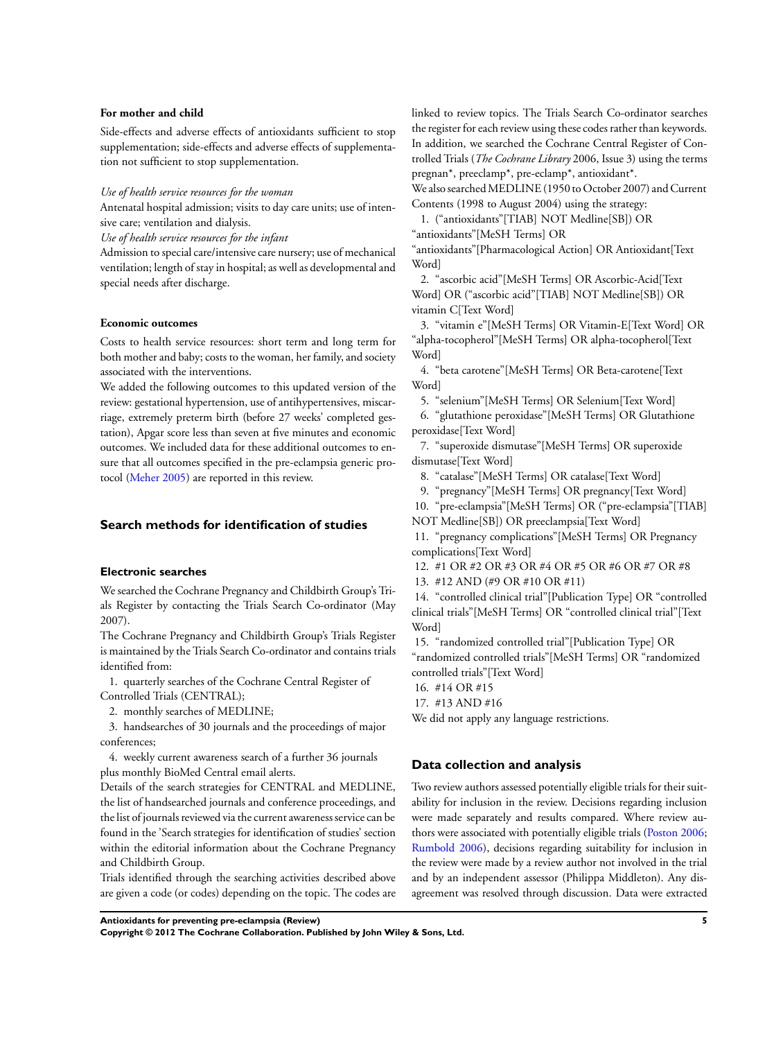#### For mother and child

Side-effects and adverse effects of antioxidants sufficient to stop supplementation; side-effects and adverse effects of supplementation not sufficient to stop supplementation.

*Use of health service resources for the woman*

Antenatal hospital admission; visits to day care units; use of intensive care; ventilation and dialysis.

*Use of health service resources for the infant*

Admission to special care/intensive care nursery; use of mechanical ventilation; length of stay in hospital; as well as developmental and special needs after discharge.

#### Economic outcomes

Costs to health service resources: short term and long term for both mother and baby; costs to the woman, her family, and society associated with the interventions.

We added the following outcomes to this updated version of the review: gestational hypertension, use of antihypertensives, miscarriage, extremely preterm birth (before 27 weeks' completed gestation), Apgar score less than seven at five minutes and economic outcomes. We included data for these additional outcomes to ensure that all outcomes specified in the pre-eclampsia generic protocol (Meher 2005) are reported in this review.

## Search methods for identification of studies

### Electronic searches

We searched the Cochrane Pregnancy and Childbirth Group's Trials Register by contacting the Trials Search Co-ordinator (May 2007).

The Cochrane Pregnancy and Childbirth Group's Trials Register is maintained by the Trials Search Co-ordinator and contains trials identified from:

1. quarterly searches of the Cochrane Central Register of Controlled Trials (CENTRAL);
2. monthly searches of MEDLINE;
3. handsearches of 30 journals and the proceedings of major conferences;
4. weekly current awareness search of a further 36 journals plus monthly BioMed Central email alerts.

Details of the search strategies for CENTRAL and MEDLINE, the list of handsearched journals and conference proceedings, and the list of journals reviewed via the current awareness service can be found in the 'Search strategies for identification of studies' section within the editorial information about the Cochrane Pregnancy and Childbirth Group.

Trials identified through the searching activities described above are given a code (or codes) depending on the topic. The codes are linked to review topics. The Trials Search Co-ordinator searches the register for each review using these codes rather than keywords. In addition, we searched the Cochrane Central Register of Controlled Trials (*The Cochrane Library* 2006, Issue 3) using the terms pregnan*, preeclamp*, pre-eclamp*, antioxidant*.

We also searched MEDLINE (1950 to October 2007) and Current Contents (1998 to August 2004) using the strategy:

1. ("antioxidants"[TIAB] NOT Medline[SB]) OR "antioxidants"[MeSH Terms] OR "antioxidants"[Pharmacological Action] OR Antioxidant[Text Word]
2. "ascorbic acid"[MeSH Terms] OR Ascorbic-Acid[Text Word] OR ("ascorbic acid"[TIAB] NOT Medline[SB]) OR vitamin C[Text Word]
3. "vitamin e"[MeSH Terms] OR Vitamin-E[Text Word] OR "alpha-tocopherol"[MeSH Terms] OR alpha-tocopherol[Text Word]
4. "beta carotene"[MeSH Terms] OR Beta-carotene[Text Word]
5. "selenium"[MeSH Terms] OR Selenium[Text Word]
6. "glutathione peroxidase"[MeSH Terms] OR Glutathione peroxidase[Text Word]
7. "superoxide dismutase"[MeSH Terms] OR superoxide dismutase[Text Word]
8. "catalase"[MeSH Terms] OR catalase[Text Word]
9. "pregnancy"[MeSH Terms] OR pregnancy[Text Word]
10. "pre-eclampsia"[MeSH Terms] OR ("pre-eclampsia"[TIAB] NOT Medline[SB]) OR preeclampsia[Text Word]
11. "pregnancy complications"[MeSH Terms] OR Pregnancy complications[Text Word]
12. #1 OR #2 OR #3 OR #4 OR #5 OR #6 OR #7 OR #8
13. #12 AND (#9 OR #10 OR #11)
14. "controlled clinical trial"[Publication Type] OR "controlled clinical trials"[MeSH Terms] OR "controlled clinical trial"[Text Word]
15. "randomized controlled trial"[Publication Type] OR "randomized controlled trials"[MeSH Terms] OR "randomized controlled trials"[Text Word]
16. #14 OR #15
17. #13 AND #16

We did not apply any language restrictions.

## Data collection and analysis

Two review authors assessed potentially eligible trials for their suitability for inclusion in the review. Decisions regarding inclusion were made separately and results compared. Where review authors were associated with potentially eligible trials (Poston 2006; Rumbold 2006), decisions regarding suitability for inclusion in the review were made by a review author not involved in the trial and by an independent assessor (Philippa Middleton). Any disagreement was resolved through discussion. Data were extracted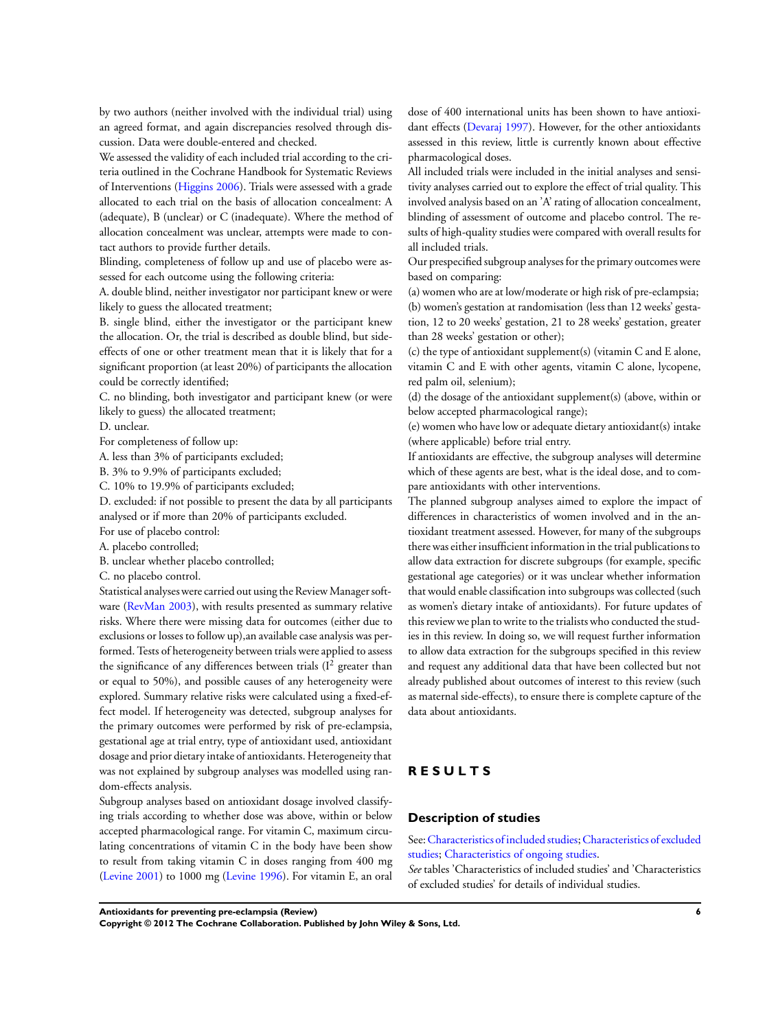by two authors (neither involved with the individual trial) using an agreed format, and again discrepancies resolved through discussion. Data were double-entered and checked.

We assessed the validity of each included trial according to the criteria outlined in the Cochrane Handbook for Systematic Reviews of Interventions (Higgins 2006). Trials were assessed with a grade allocated to each trial on the basis of allocation concealment: A (adequate), B (unclear) or C (inadequate). Where the method of allocation concealment was unclear, attempts were made to contact authors to provide further details.

Blinding, completeness of follow up and use of placebo were assessed for each outcome using the following criteria:

A. double blind, neither investigator nor participant knew or were likely to guess the allocated treatment;

B. single blind, either the investigator or the participant knew the allocation. Or, the trial is described as double blind, but side-effects of one or other treatment mean that it is likely that for a significant proportion (at least 20%) of participants the allocation could be correctly identified;

C. no blinding, both investigator and participant knew (or were likely to guess) the allocated treatment;

D. unclear.

For completeness of follow up:

A. less than 3% of participants excluded;

B. 3% to 9.9% of participants excluded;

C. 10% to 19.9% of participants excluded;

D. excluded: if not possible to present the data by all participants analysed or if more than 20% of participants excluded.

For use of placebo control:

A. placebo controlled;

B. unclear whether placebo controlled;

C. no placebo control.

Statistical analyses were carried out using the Review Manager software (RevMan 2003), with results presented as summary relative risks. Where there were missing data for outcomes (either due to exclusions or losses to follow up),an available case analysis was performed. Tests of heterogeneity between trials were applied to assess the significance of any differences between trials ($I^2$ greater than or equal to 50%), and possible causes of any heterogeneity were explored. Summary relative risks were calculated using a fixed-effect model. If heterogeneity was detected, subgroup analyses for the primary outcomes were performed by risk of pre-eclampsia, gestational age at trial entry, type of antioxidant used, antioxidant dosage and prior dietary intake of antioxidants. Heterogeneity that was not explained by subgroup analyses was modelled using random-effects analysis.

Subgroup analyses based on antioxidant dosage involved classifying trials according to whether dose was above, within or below accepted pharmacological range. For vitamin C, maximum circulating concentrations of vitamin C in the body have been show to result from taking vitamin C in doses ranging from 400 mg (Levine 2001) to 1000 mg (Levine 1996). For vitamin E, an oral dose of 400 international units has been shown to have antioxidant effects (Devaraj 1997). However, for the other antioxidants assessed in this review, little is currently known about effective pharmacological doses.

All included trials were included in the initial analyses and sensitivity analyses carried out to explore the effect of trial quality. This involved analysis based on an 'A' rating of allocation concealment, blinding of assessment of outcome and placebo control. The results of high-quality studies were compared with overall results for all included trials.

Our prespecified subgroup analyses for the primary outcomes were based on comparing:

(a) women who are at low/moderate or high risk of pre-eclampsia;

(b) women's gestation at randomisation (less than 12 weeks' gestation, 12 to 20 weeks' gestation, 21 to 28 weeks' gestation, greater than 28 weeks' gestation or other);

(c) the type of antioxidant supplement(s) (vitamin C and E alone, vitamin C and E with other agents, vitamin C alone, lycopene, red palm oil, selenium);

(d) the dosage of the antioxidant supplement(s) (above, within or below accepted pharmacological range);

(e) women who have low or adequate dietary antioxidant(s) intake (where applicable) before trial entry.

If antioxidants are effective, the subgroup analyses will determine which of these agents are best, what is the ideal dose, and to compare antioxidants with other interventions.

The planned subgroup analyses aimed to explore the impact of differences in characteristics of women involved and in the antioxidant treatment assessed. However, for many of the subgroups there was either insufficient information in the trial publications to allow data extraction for discrete subgroups (for example, specific gestational age categories) or it was unclear whether information that would enable classification into subgroups was collected (such as women's dietary intake of antioxidants). For future updates of this review we plan to write to the trialists who conducted the studies in this review. In doing so, we will request further information to allow data extraction for the subgroups specified in this review and request any additional data that have been collected but not already published about outcomes of interest to this review (such as maternal side-effects), to ensure there is complete capture of the data about antioxidants.

# RESULTS

## Description of studies

See: Characteristics of included studies; Characteristics of excluded studies; Characteristics of ongoing studies.

*See* tables 'Characteristics of included studies' and 'Characteristics of excluded studies' for details of individual studies.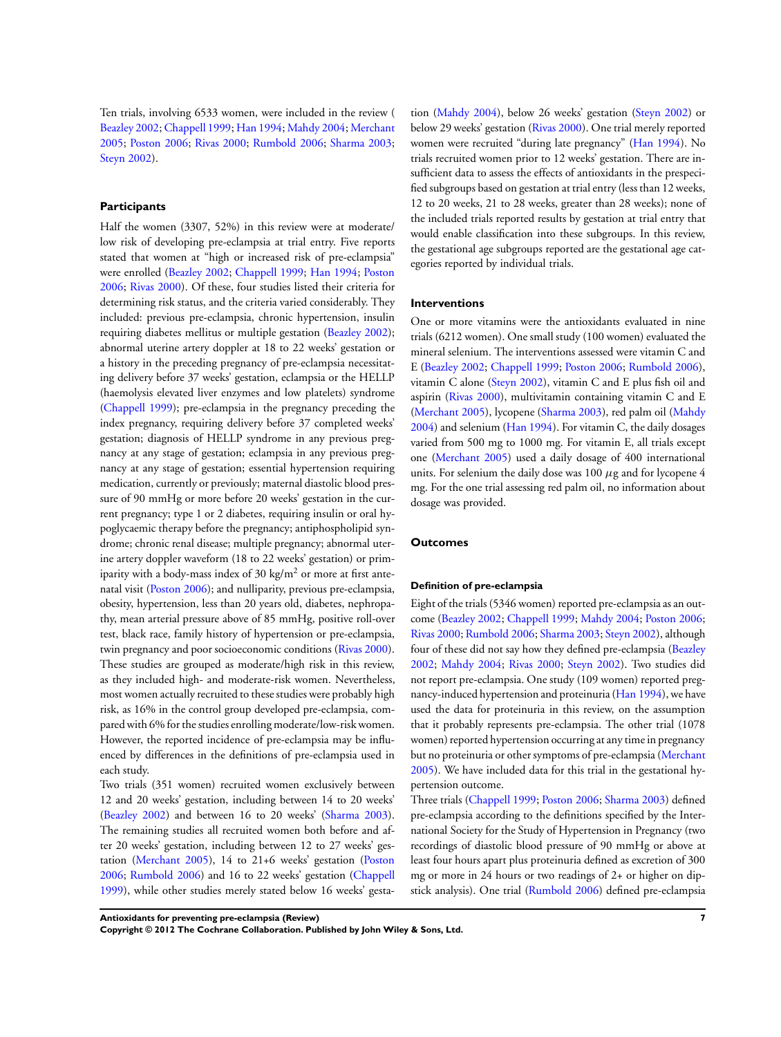Ten trials, involving 6533 women, were included in the review ( Beazley 2002; Chappell 1999; Han 1994; Mahdy 2004; Merchant 2005; Poston 2006; Rivas 2000; Rumbold 2006; Sharma 2003; Steyn 2002).

### Participants

Half the women (3307, 52%) in this review were at moderate/low risk of developing pre-eclampsia at trial entry. Five reports stated that women at "high or increased risk of pre-eclampsia" were enrolled (Beazley 2002; Chappell 1999; Han 1994; Poston 2006; Rivas 2000). Of these, four studies listed their criteria for determining risk status, and the criteria varied considerably. They included: previous pre-eclampsia, chronic hypertension, insulin requiring diabetes mellitus or multiple gestation (Beazley 2002); abnormal uterine artery doppler at 18 to 22 weeks' gestation or a history in the preceding pregnancy of pre-eclampsia necessitating delivery before 37 weeks' gestation, eclampsia or the HELLP (haemolysis elevated liver enzymes and low platelets) syndrome (Chappell 1999); pre-eclampsia in the pregnancy preceding the index pregnancy, requiring delivery before 37 completed weeks' gestation; diagnosis of HELLP syndrome in any previous pregnancy at any stage of gestation; eclampsia in any previous pregnancy at any stage of gestation; essential hypertension requiring medication, currently or previously; maternal diastolic blood pressure of 90 mmHg or more before 20 weeks' gestation in the current pregnancy; type 1 or 2 diabetes, requiring insulin or oral hypoglycaemic therapy before the pregnancy; antiphospholipid syndrome; chronic renal disease; multiple pregnancy; abnormal uterine artery doppler waveform (18 to 22 weeks' gestation) or primiparity with a body-mass index of 30 kg/m$^2$ or more at first antenatal visit (Poston 2006); and nulliparity, previous pre-eclampsia, obesity, hypertension, less than 20 years old, diabetes, nephropathy, mean arterial pressure above of 85 mmHg, positive roll-over test, black race, family history of hypertension or pre-eclampsia, twin pregnancy and poor socioeconomic conditions (Rivas 2000). These studies are grouped as moderate/high risk in this review, as they included high- and moderate-risk women. Nevertheless, most women actually recruited to these studies were probably high risk, as 16% in the control group developed pre-eclampsia, compared with 6% for the studies enrolling moderate/low-risk women. However, the reported incidence of pre-eclampsia may be influenced by differences in the definitions of pre-eclampsia used in each study.

Two trials (351 women) recruited women exclusively between 12 and 20 weeks' gestation, including between 14 to 20 weeks' (Beazley 2002) and between 16 to 20 weeks' (Sharma 2003). The remaining studies all recruited women both before and after 20 weeks' gestation, including between 12 to 27 weeks' gestation (Merchant 2005), 14 to 21+6 weeks' gestation (Poston 2006; Rumbold 2006) and 16 to 22 weeks' gestation (Chappell 1999), while other studies merely stated below 16 weeks' gestation (Mahdy 2004), below 26 weeks' gestation (Steyn 2002) or below 29 weeks' gestation (Rivas 2000). One trial merely reported women were recruited "during late pregnancy" (Han 1994). No trials recruited women prior to 12 weeks' gestation. There are insufficient data to assess the effects of antioxidants in the prespecified subgroups based on gestation at trial entry (less than 12 weeks, 12 to 20 weeks, 21 to 28 weeks, greater than 28 weeks); none of the included trials reported results by gestation at trial entry that would enable classification into these subgroups. In this review, the gestational age subgroups reported are the gestational age categories reported by individual trials.

### Interventions

One or more vitamins were the antioxidants evaluated in nine trials (6212 women). One small study (100 women) evaluated the mineral selenium. The interventions assessed were vitamin C and E (Beazley 2002; Chappell 1999; Poston 2006; Rumbold 2006), vitamin C alone (Steyn 2002), vitamin C and E plus fish oil and aspirin (Rivas 2000), multivitamin containing vitamin C and E (Merchant 2005), lycopene (Sharma 2003), red palm oil (Mahdy 2004) and selenium (Han 1994). For vitamin C, the daily dosages varied from 500 mg to 1000 mg. For vitamin E, all trials except one (Merchant 2005) used a daily dosage of 400 international units. For selenium the daily dose was 100 $\mu$g and for lycopene 4 mg. For the one trial assessing red palm oil, no information about dosage was provided.

### Outcomes

#### Definition of pre-eclampsia

Eight of the trials (5346 women) reported pre-eclampsia as an outcome (Beazley 2002; Chappell 1999; Mahdy 2004; Poston 2006; Rivas 2000; Rumbold 2006; Sharma 2003; Steyn 2002), although four of these did not say how they defined pre-eclampsia (Beazley 2002; Mahdy 2004; Rivas 2000; Steyn 2002). Two studies did not report pre-eclampsia. One study (109 women) reported pregnancy-induced hypertension and proteinuria (Han 1994), we have used the data for proteinuria in this review, on the assumption that it probably represents pre-eclampsia. The other trial (1078 women) reported hypertension occurring at any time in pregnancy but no proteinuria or other symptoms of pre-eclampsia (Merchant 2005). We have included data for this trial in the gestational hypertension outcome.

Three trials (Chappell 1999; Poston 2006; Sharma 2003) defined pre-eclampsia according to the definitions specified by the International Society for the Study of Hypertension in Pregnancy (two recordings of diastolic blood pressure of 90 mmHg or above at least four hours apart plus proteinuria defined as excretion of 300 mg or more in 24 hours or two readings of 2+ or higher on dipstick analysis). One trial (Rumbold 2006) defined pre-eclampsia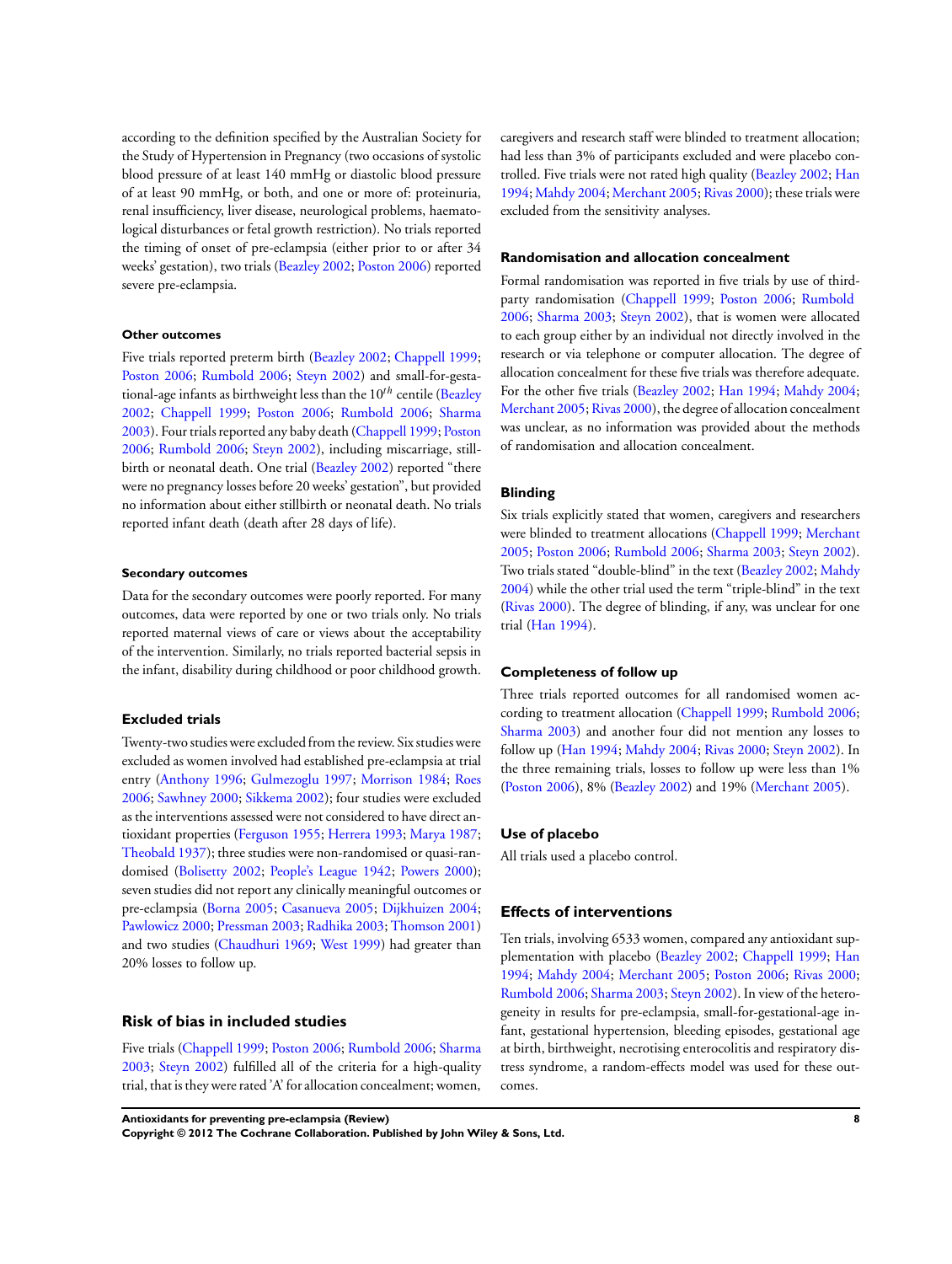according to the definition specified by the Australian Society for the Study of Hypertension in Pregnancy (two occasions of systolic blood pressure of at least 140 mmHg or diastolic blood pressure of at least 90 mmHg, or both, and one or more of: proteinuria, renal insufficiency, liver disease, neurological problems, haematological disturbances or fetal growth restriction). No trials reported the timing of onset of pre-eclampsia (either prior to or after 34 weeks' gestation), two trials (Beazley 2002; Poston 2006) reported severe pre-eclampsia.

#### Other outcomes

Five trials reported preterm birth (Beazley 2002; Chappell 1999; Poston 2006; Rumbold 2006; Steyn 2002) and small-for-gestational-age infants as birthweight less than the $10^{th}$ centile (Beazley 2002; Chappell 1999; Poston 2006; Rumbold 2006; Sharma 2003). Four trials reported any baby death (Chappell 1999; Poston 2006; Rumbold 2006; Steyn 2002), including miscarriage, stillbirth or neonatal death. One trial (Beazley 2002) reported "there were no pregnancy losses before 20 weeks' gestation", but provided no information about either stillbirth or neonatal death. No trials reported infant death (death after 28 days of life).

#### Secondary outcomes

Data for the secondary outcomes were poorly reported. For many outcomes, data were reported by one or two trials only. No trials reported maternal views of care or views about the acceptability of the intervention. Similarly, no trials reported bacterial sepsis in the infant, disability during childhood or poor childhood growth.

### Excluded trials

Twenty-two studies were excluded from the review. Six studies were excluded as women involved had established pre-eclampsia at trial entry (Anthony 1996; Gulmezoglu 1997; Morrison 1984; Roes 2006; Sawhney 2000; Sikkema 2002); four studies were excluded as the interventions assessed were not considered to have direct antioxidant properties (Ferguson 1955; Herrera 1993; Marya 1987; Theobald 1937); three studies were non-randomised or quasi-randomised (Bolisetty 2002; People's League 1942; Powers 2000); seven studies did not report any clinically meaningful outcomes or pre-eclampsia (Borna 2005; Casanueva 2005; Dijkhuizen 2004; Pawlowicz 2000; Pressman 2003; Radhika 2003; Thomson 2001) and two studies (Chaudhuri 1969; West 1999) had greater than 20% losses to follow up.

## Risk of bias in included studies

Five trials (Chappell 1999; Poston 2006; Rumbold 2006; Sharma 2003; Steyn 2002) fulfilled all of the criteria for a high-quality trial, that is they were rated 'A' for allocation concealment; women, caregivers and research staff were blinded to treatment allocation; had less than 3% of participants excluded and were placebo controlled. Five trials were not rated high quality (Beazley 2002; Han 1994; Mahdy 2004; Merchant 2005; Rivas 2000); these trials were excluded from the sensitivity analyses.

#### Randomisation and allocation concealment

Formal randomisation was reported in five trials by use of third-party randomisation (Chappell 1999; Poston 2006; Rumbold 2006; Sharma 2003; Steyn 2002), that is women were allocated to each group either by an individual not directly involved in the research or via telephone or computer allocation. The degree of allocation concealment for these five trials was therefore adequate. For the other five trials (Beazley 2002; Han 1994; Mahdy 2004; Merchant 2005; Rivas 2000), the degree of allocation concealment was unclear, as no information was provided about the methods of randomisation and allocation concealment.

#### Blinding

Six trials explicitly stated that women, caregivers and researchers were blinded to treatment allocations (Chappell 1999; Merchant 2005; Poston 2006; Rumbold 2006; Sharma 2003; Steyn 2002). Two trials stated "double-blind" in the text (Beazley 2002; Mahdy 2004) while the other trial used the term "triple-blind" in the text (Rivas 2000). The degree of blinding, if any, was unclear for one trial (Han 1994).

#### Completeness of follow up

Three trials reported outcomes for all randomised women according to treatment allocation (Chappell 1999; Rumbold 2006; Sharma 2003) and another four did not mention any losses to follow up (Han 1994; Mahdy 2004; Rivas 2000; Steyn 2002). In the three remaining trials, losses to follow up were less than 1% (Poston 2006), 8% (Beazley 2002) and 19% (Merchant 2005).

#### Use of placebo

All trials used a placebo control.

## Effects of interventions

Ten trials, involving 6533 women, compared any antioxidant supplementation with placebo (Beazley 2002; Chappell 1999; Han 1994; Mahdy 2004; Merchant 2005; Poston 2006; Rivas 2000; Rumbold 2006; Sharma 2003; Steyn 2002). In view of the heterogeneity in results for pre-eclampsia, small-for-gestational-age infant, gestational hypertension, bleeding episodes, gestational age at birth, birthweight, necrotising enterocolitis and respiratory distress syndrome, a random-effects model was used for these outcomes.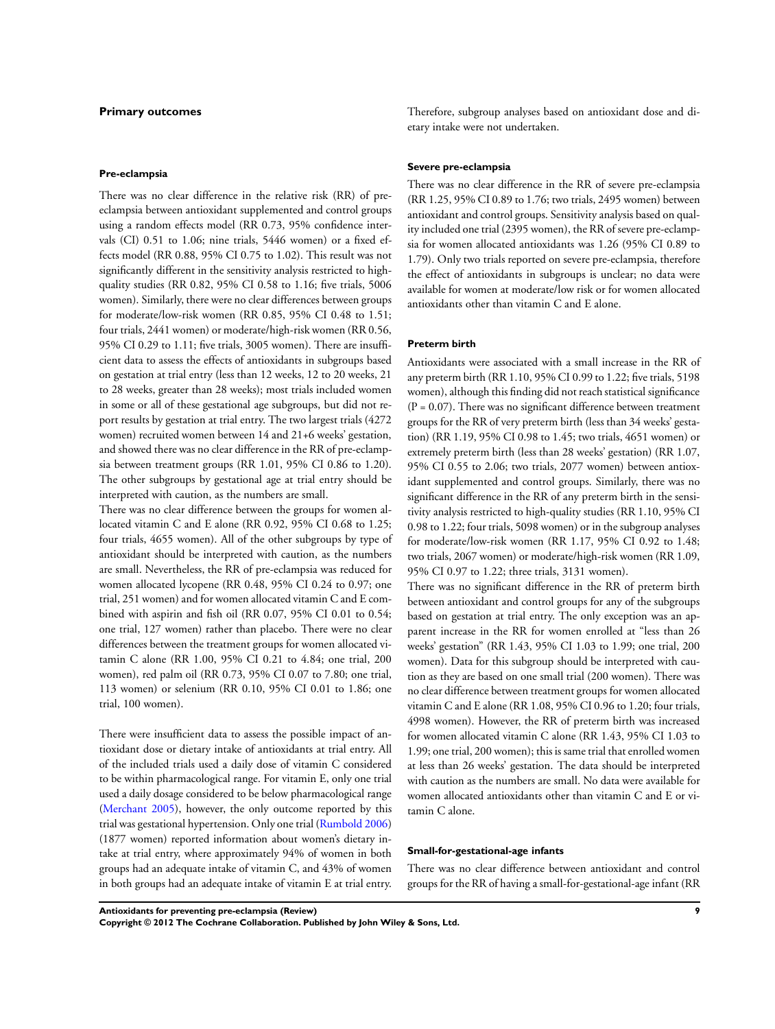## Primary outcomes

### Pre-eclampsia

There was no clear difference in the relative risk (RR) of pre-eclampsia between antioxidant supplemented and control groups using a random effects model (RR 0.73, 95% confidence intervals (CI) 0.51 to 1.06; nine trials, 5446 women) or a fixed effects model (RR 0.88, 95% CI 0.75 to 1.02). This result was not significantly different in the sensitivity analysis restricted to high-quality studies (RR 0.82, 95% CI 0.58 to 1.16; five trials, 5006 women). Similarly, there were no clear differences between groups for moderate/low-risk women (RR 0.85, 95% CI 0.48 to 1.51; four trials, 2441 women) or moderate/high-risk women (RR 0.56, 95% CI 0.29 to 1.11; five trials, 3005 women). There are insufficient data to assess the effects of antioxidants in subgroups based on gestation at trial entry (less than 12 weeks, 12 to 20 weeks, 21 to 28 weeks, greater than 28 weeks); most trials included women in some or all of these gestational age subgroups, but did not report results by gestation at trial entry. The two largest trials (4272 women) recruited women between 14 and 21+6 weeks' gestation, and showed there was no clear difference in the RR of pre-eclampsia between treatment groups (RR 1.01, 95% CI 0.86 to 1.20). The other subgroups by gestational age at trial entry should be interpreted with caution, as the numbers are small.

There was no clear difference between the groups for women allocated vitamin C and E alone (RR 0.92, 95% CI 0.68 to 1.25; four trials, 4655 women). All of the other subgroups by type of antioxidant should be interpreted with caution, as the numbers are small. Nevertheless, the RR of pre-eclampsia was reduced for women allocated lycopene (RR 0.48, 95% CI 0.24 to 0.97; one trial, 251 women) and for women allocated vitamin C and E combined with aspirin and fish oil (RR 0.07, 95% CI 0.01 to 0.54; one trial, 127 women) rather than placebo. There were no clear differences between the treatment groups for women allocated vitamin C alone (RR 1.00, 95% CI 0.21 to 4.84; one trial, 200 women), red palm oil (RR 0.73, 95% CI 0.07 to 7.80; one trial, 113 women) or selenium (RR 0.10, 95% CI 0.01 to 1.86; one trial, 100 women).

There were insufficient data to assess the possible impact of antioxidant dose or dietary intake of antioxidants at trial entry. All of the included trials used a daily dose of vitamin C considered to be within pharmacological range. For vitamin E, only one trial used a daily dosage considered to be below pharmacological range (Merchant 2005), however, the only outcome reported by this trial was gestational hypertension. Only one trial (Rumbold 2006) (1877 women) reported information about women's dietary intake at trial entry, where approximately 94% of women in both groups had an adequate intake of vitamin C, and 43% of women in both groups had an adequate intake of vitamin E at trial entry. Therefore, subgroup analyses based on antioxidant dose and dietary intake were not undertaken.

### Severe pre-eclampsia

There was no clear difference in the RR of severe pre-eclampsia (RR 1.25, 95% CI 0.89 to 1.76; two trials, 2495 women) between antioxidant and control groups. Sensitivity analysis based on quality included one trial (2395 women), the RR of severe pre-eclampsia for women allocated antioxidants was 1.26 (95% CI 0.89 to 1.79). Only two trials reported on severe pre-eclampsia, therefore the effect of antioxidants in subgroups is unclear; no data were available for women at moderate/low risk or for women allocated antioxidants other than vitamin C and E alone.

### Preterm birth

Antioxidants were associated with a small increase in the RR of any preterm birth (RR 1.10, 95% CI 0.99 to 1.22; five trials, 5198 women), although this finding did not reach statistical significance ($P = 0.07$). There was no significant difference between treatment groups for the RR of very preterm birth (less than 34 weeks' gestation) (RR 1.19, 95% CI 0.98 to 1.45; two trials, 4651 women) or extremely preterm birth (less than 28 weeks' gestation) (RR 1.07, 95% CI 0.55 to 2.06; two trials, 2077 women) between antioxidant supplemented and control groups. Similarly, there was no significant difference in the RR of any preterm birth in the sensitivity analysis restricted to high-quality studies (RR 1.10, 95% CI 0.98 to 1.22; four trials, 5098 women) or in the subgroup analyses for moderate/low-risk women (RR 1.17, 95% CI 0.92 to 1.48; two trials, 2067 women) or moderate/high-risk women (RR 1.09, 95% CI 0.97 to 1.22; three trials, 3131 women).

There was no significant difference in the RR of preterm birth between antioxidant and control groups for any of the subgroups based on gestation at trial entry. The only exception was an apparent increase in the RR for women enrolled at "less than 26 weeks' gestation" (RR 1.43, 95% CI 1.03 to 1.99; one trial, 200 women). Data for this subgroup should be interpreted with caution as they are based on one small trial (200 women). There was no clear difference between treatment groups for women allocated vitamin C and E alone (RR 1.08, 95% CI 0.96 to 1.20; four trials, 4998 women). However, the RR of preterm birth was increased for women allocated vitamin C alone (RR 1.43, 95% CI 1.03 to 1.99; one trial, 200 women); this is same trial that enrolled women at less than 26 weeks' gestation. The data should be interpreted with caution as the numbers are small. No data were available for women allocated antioxidants other than vitamin C and E or vitamin C alone.

### Small-for-gestational-age infants

There was no clear difference between antioxidant and control groups for the RR of having a small-for-gestational-age infant (RR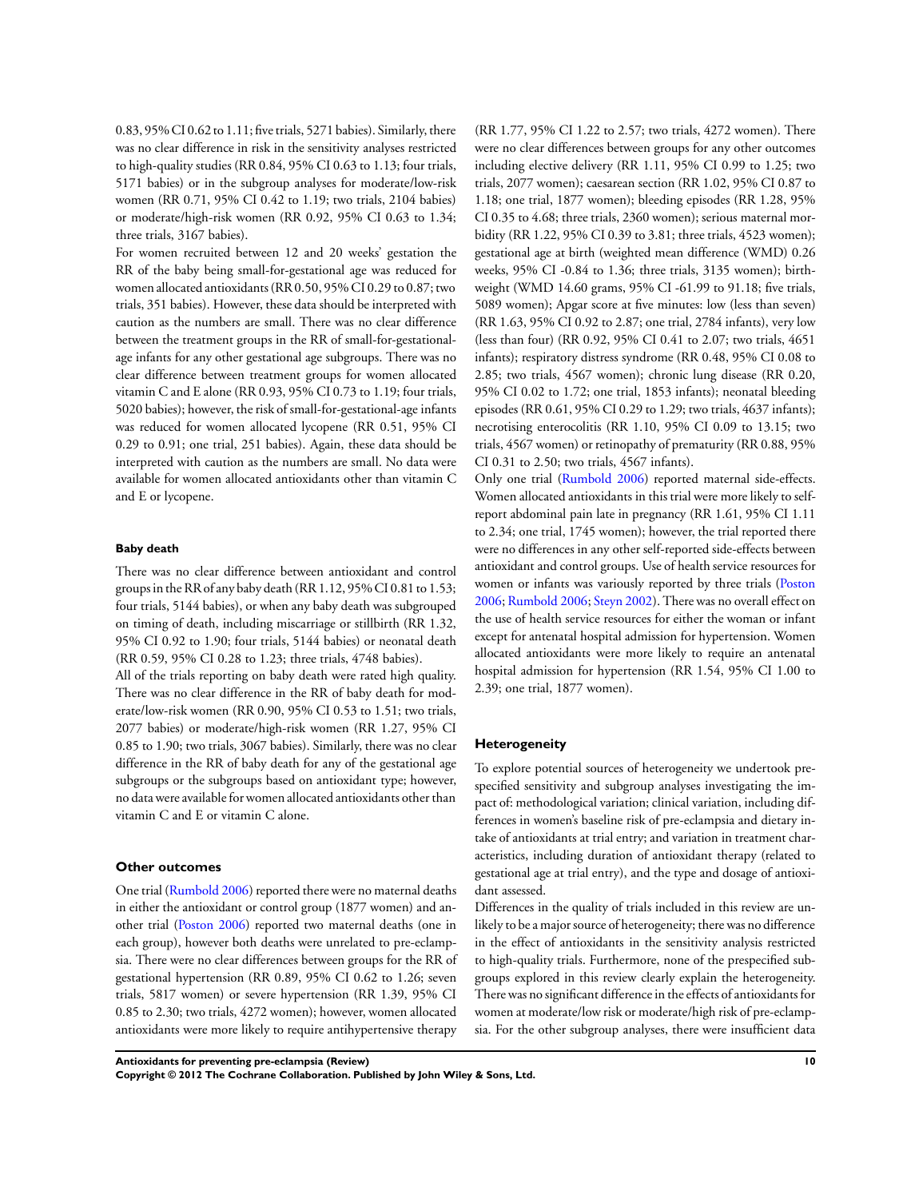0.83, 95% CI 0.62 to 1.11; five trials, 5271 babies). Similarly, there was no clear difference in risk in the sensitivity analyses restricted to high-quality studies (RR 0.84, 95% CI 0.63 to 1.13; four trials, 5171 babies) or in the subgroup analyses for moderate/low-risk women (RR 0.71, 95% CI 0.42 to 1.19; two trials, 2104 babies) or moderate/high-risk women (RR 0.92, 95% CI 0.63 to 1.34; three trials, 3167 babies).

For women recruited between 12 and 20 weeks' gestation the RR of the baby being small-for-gestational age was reduced for women allocated antioxidants (RR 0.50, 95% CI 0.29 to 0.87; two trials, 351 babies). However, these data should be interpreted with caution as the numbers are small. There was no clear difference between the treatment groups in the RR of small-for-gestational-age infants for any other gestational age subgroups. There was no clear difference between treatment groups for women allocated vitamin C and E alone (RR 0.93, 95% CI 0.73 to 1.19; four trials, 5020 babies); however, the risk of small-for-gestational-age infants was reduced for women allocated lycopene (RR 0.51, 95% CI 0.29 to 0.91; one trial, 251 babies). Again, these data should be interpreted with caution as the numbers are small. No data were available for women allocated antioxidants other than vitamin C and E or lycopene.

#### Baby death

There was no clear difference between antioxidant and control groups in the RR of any baby death (RR 1.12, 95% CI 0.81 to 1.53; four trials, 5144 babies), or when any baby death was subgrouped on timing of death, including miscarriage or stillbirth (RR 1.32, 95% CI 0.92 to 1.90; four trials, 5144 babies) or neonatal death (RR 0.59, 95% CI 0.28 to 1.23; three trials, 4748 babies).

All of the trials reporting on baby death were rated high quality. There was no clear difference in the RR of baby death for moderate/low-risk women (RR 0.90, 95% CI 0.53 to 1.51; two trials, 2077 babies) or moderate/high-risk women (RR 1.27, 95% CI 0.85 to 1.90; two trials, 3067 babies). Similarly, there was no clear difference in the RR of baby death for any of the gestational age subgroups or the subgroups based on antioxidant type; however, no data were available for women allocated antioxidants other than vitamin C and E or vitamin C alone.

#### Other outcomes

One trial (Rumbold 2006) reported there were no maternal deaths in either the antioxidant or control group (1877 women) and another trial (Poston 2006) reported two maternal deaths (one in each group), however both deaths were unrelated to pre-eclampsia. There were no clear differences between groups for the RR of gestational hypertension (RR 0.89, 95% CI 0.62 to 1.26; seven trials, 5817 women) or severe hypertension (RR 1.39, 95% CI 0.85 to 2.30; two trials, 4272 women); however, women allocated antioxidants were more likely to require antihypertensive therapy (RR 1.77, 95% CI 1.22 to 2.57; two trials, 4272 women). There were no clear differences between groups for any other outcomes including elective delivery (RR 1.11, 95% CI 0.99 to 1.25; two trials, 2077 women); caesarean section (RR 1.02, 95% CI 0.87 to 1.18; one trial, 1877 women); bleeding episodes (RR 1.28, 95% CI 0.35 to 4.68; three trials, 2360 women); serious maternal morbidity (RR 1.22, 95% CI 0.39 to 3.81; three trials, 4523 women); gestational age at birth (weighted mean difference (WMD) 0.26 weeks, 95% CI -0.84 to 1.36; three trials, 3135 women); birthweight (WMD 14.60 grams, 95% CI -61.99 to 91.18; five trials, 5089 women); Apgar score at five minutes: low (less than seven) (RR 1.63, 95% CI 0.92 to 2.87; one trial, 2784 infants), very low (less than four) (RR 0.92, 95% CI 0.41 to 2.07; two trials, 4651 infants); respiratory distress syndrome (RR 0.48, 95% CI 0.08 to 2.85; two trials, 4567 women); chronic lung disease (RR 0.20, 95% CI 0.02 to 1.72; one trial, 1853 infants); neonatal bleeding episodes (RR 0.61, 95% CI 0.29 to 1.29; two trials, 4637 infants); necrotising enterocolitis (RR 1.10, 95% CI 0.09 to 13.15; two trials, 4567 women) or retinopathy of prematurity (RR 0.88, 95% CI 0.31 to 2.50; two trials, 4567 infants).

Only one trial (Rumbold 2006) reported maternal side-effects. Women allocated antioxidants in this trial were more likely to self-report abdominal pain late in pregnancy (RR 1.61, 95% CI 1.11 to 2.34; one trial, 1745 women); however, the trial reported there were no differences in any other self-reported side-effects between antioxidant and control groups. Use of health service resources for women or infants was variously reported by three trials (Poston 2006; Rumbold 2006; Steyn 2002). There was no overall effect on the use of health service resources for either the woman or infant except for antenatal hospital admission for hypertension. Women allocated antioxidants were more likely to require an antenatal hospital admission for hypertension (RR 1.54, 95% CI 1.00 to 2.39; one trial, 1877 women).

### Heterogeneity

To explore potential sources of heterogeneity we undertook prespecified sensitivity and subgroup analyses investigating the impact of: methodological variation; clinical variation, including differences in women's baseline risk of pre-eclampsia and dietary intake of antioxidants at trial entry; and variation in treatment characteristics, including duration of antioxidant therapy (related to gestational age at trial entry), and the type and dosage of antioxidant assessed.

Differences in the quality of trials included in this review are unlikely to be a major source of heterogeneity; there was no difference in the effect of antioxidants in the sensitivity analysis restricted to high-quality trials. Furthermore, none of the prespecified subgroups explored in this review clearly explain the heterogeneity. There was no significant difference in the effects of antioxidants for women at moderate/low risk or moderate/high risk of pre-eclampsia. For the other subgroup analyses, there were insufficient data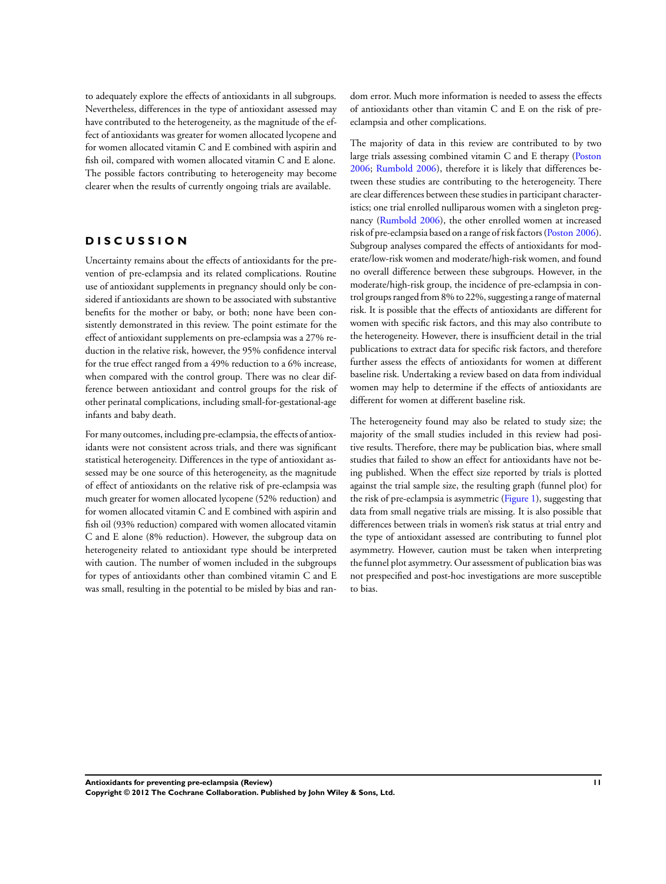to adequately explore the effects of antioxidants in all subgroups. Nevertheless, differences in the type of antioxidant assessed may have contributed to the heterogeneity, as the magnitude of the effect of antioxidants was greater for women allocated lycopene and for women allocated vitamin C and E combined with aspirin and fish oil, compared with women allocated vitamin C and E alone. The possible factors contributing to heterogeneity may become clearer when the results of currently ongoing trials are available.

# DISCUSSION

Uncertainty remains about the effects of antioxidants for the prevention of pre-eclampsia and its related complications. Routine use of antioxidant supplements in pregnancy should only be considered if antioxidants are shown to be associated with substantive benefits for the mother or baby, or both; none have been consistently demonstrated in this review. The point estimate for the effect of antioxidant supplements on pre-eclampsia was a 27% reduction in the relative risk, however, the 95% confidence interval for the true effect ranged from a 49% reduction to a 6% increase, when compared with the control group. There was no clear difference between antioxidant and control groups for the risk of other perinatal complications, including small-for-gestational-age infants and baby death.

For many outcomes, including pre-eclampsia, the effects of antioxidants were not consistent across trials, and there was significant statistical heterogeneity. Differences in the type of antioxidant assessed may be one source of this heterogeneity, as the magnitude of effect of antioxidants on the relative risk of pre-eclampsia was much greater for women allocated lycopene (52% reduction) and for women allocated vitamin C and E combined with aspirin and fish oil (93% reduction) compared with women allocated vitamin C and E alone (8% reduction). However, the subgroup data on heterogeneity related to antioxidant type should be interpreted with caution. The number of women included in the subgroups for types of antioxidants other than combined vitamin C and E was small, resulting in the potential to be misled by bias and random error. Much more information is needed to assess the effects of antioxidants other than vitamin C and E on the risk of pre-eclampsia and other complications.

The majority of data in this review are contributed to by two large trials assessing combined vitamin C and E therapy (Poston 2006; Rumbold 2006), therefore it is likely that differences between these studies are contributing to the heterogeneity. There are clear differences between these studies in participant characteristics; one trial enrolled nulliparous women with a singleton pregnancy (Rumbold 2006), the other enrolled women at increased risk of pre-eclampsia based on a range of risk factors (Poston 2006). Subgroup analyses compared the effects of antioxidants for moderate/low-risk women and moderate/high-risk women, and found no overall difference between these subgroups. However, in the moderate/high-risk group, the incidence of pre-eclampsia in control groups ranged from 8% to 22%, suggesting a range of maternal risk. It is possible that the effects of antioxidants are different for women with specific risk factors, and this may also contribute to the heterogeneity. However, there is insufficient detail in the trial publications to extract data for specific risk factors, and therefore further assess the effects of antioxidants for women at different baseline risk. Undertaking a review based on data from individual women may help to determine if the effects of antioxidants are different for women at different baseline risk.

The heterogeneity found may also be related to study size; the majority of the small studies included in this review had positive results. Therefore, there may be publication bias, where small studies that failed to show an effect for antioxidants have not being published. When the effect size reported by trials is plotted against the trial sample size, the resulting graph (funnel plot) for the risk of pre-eclampsia is asymmetric (Figure 1), suggesting that data from small negative trials are missing. It is also possible that differences between trials in women's risk status at trial entry and the type of antioxidant assessed are contributing to funnel plot asymmetry. However, caution must be taken when interpreting the funnel plot asymmetry. Our assessment of publication bias was not prespecified and post-hoc investigations are more susceptible to bias.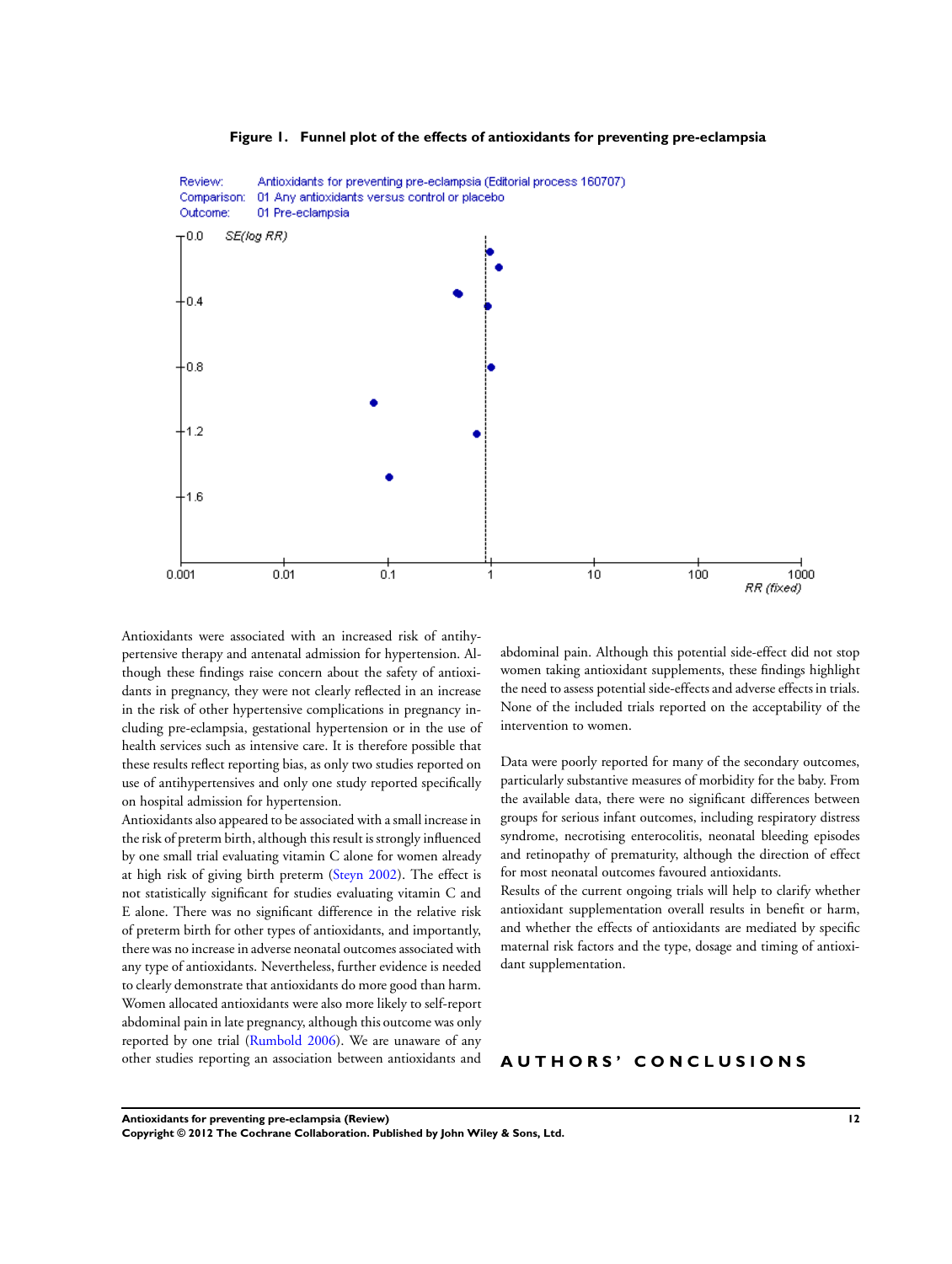**Figure 1. Funnel plot of the effects of antioxidants for preventing pre-eclampsia**

Antioxidants were associated with an increased risk of antihypertensive therapy and antenatal admission for hypertension. Although these findings raise concern about the safety of antioxidants in pregnancy, they were not clearly reflected in an increase in the risk of other hypertensive complications in pregnancy including pre-eclampsia, gestational hypertension or in the use of health services such as intensive care. It is therefore possible that these results reflect reporting bias, as only two studies reported on use of antihypertensives and only one study reported specifically on hospital admission for hypertension.

Antioxidants also appeared to be associated with a small increase in the risk of preterm birth, although this result is strongly influenced by one small trial evaluating vitamin C alone for women already at high risk of giving birth preterm (Steyn 2002). The effect is not statistically significant for studies evaluating vitamin C and E alone. There was no significant difference in the relative risk of preterm birth for other types of antioxidants, and importantly, there was no increase in adverse neonatal outcomes associated with any type of antioxidants. Nevertheless, further evidence is needed to clearly demonstrate that antioxidants do more good than harm. Women allocated antioxidants were also more likely to self-report abdominal pain in late pregnancy, although this outcome was only reported by one trial (Rumbold 2006). We are unaware of any other studies reporting an association between antioxidants and abdominal pain. Although this potential side-effect did not stop women taking antioxidant supplements, these findings highlight the need to assess potential side-effects and adverse effects in trials. None of the included trials reported on the acceptability of the intervention to women.

Data were poorly reported for many of the secondary outcomes, particularly substantive measures of morbidity for the baby. From the available data, there were no significant differences between groups for serious infant outcomes, including respiratory distress syndrome, necrotising enterocolitis, neonatal bleeding episodes and retinopathy of prematurity, although the direction of effect for most neonatal outcomes favoured antioxidants.

Results of the current ongoing trials will help to clarify whether antioxidant supplementation overall results in benefit or harm, and whether the effects of antioxidants are mediated by specific maternal risk factors and the type, dosage and timing of antioxidant supplementation.

# AUTHORS' CONCLUSIONS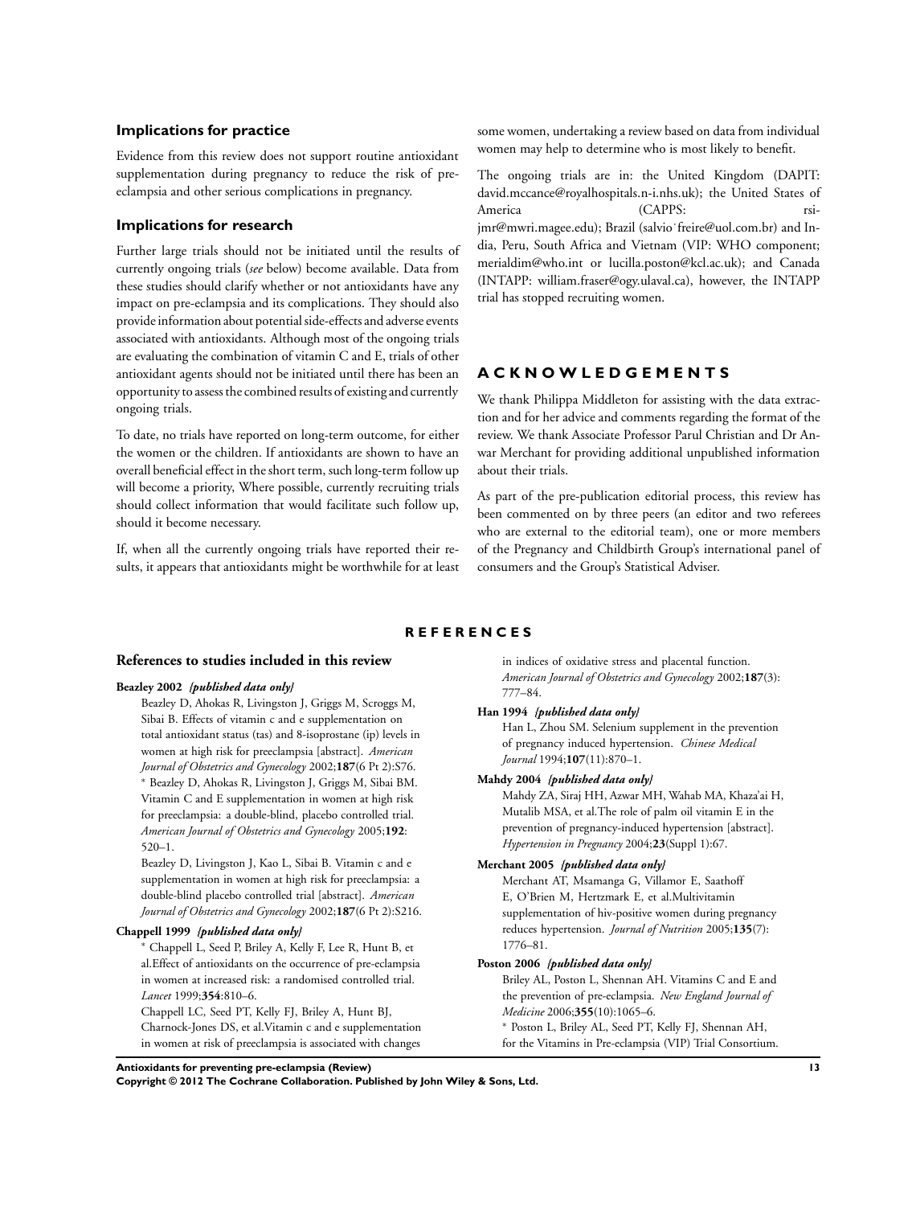### Implications for practice

Evidence from this review does not support routine antioxidant supplementation during pregnancy to reduce the risk of pre-eclampsia and other serious complications in pregnancy.

### Implications for research

Further large trials should not be initiated until the results of currently ongoing trials (*see* below) become available. Data from these studies should clarify whether or not antioxidants have any impact on pre-eclampsia and its complications. They should also provide information about potential side-effects and adverse events associated with antioxidants. Although most of the ongoing trials are evaluating the combination of vitamin C and E, trials of other antioxidant agents should not be initiated until there has been an opportunity to assess the combined results of existing and currently ongoing trials.

To date, no trials have reported on long-term outcome, for either the women or the children. If antioxidants are shown to have an overall beneficial effect in the short term, such long-term follow up will become a priority, Where possible, currently recruiting trials should collect information that would facilitate such follow up, should it become necessary.

If, when all the currently ongoing trials have reported their results, it appears that antioxidants might be worthwhile for at least some women, undertaking a review based on data from individual women may help to determine who is most likely to benefit.

The ongoing trials are in: the United Kingdom (DAPIT: david.mccance@royalhospitals.n-i.nhs.uk); the United States of America (CAPPS: rsi-jmr@mwri.magee.edu); Brazil (salvio˙freire@uol.com.br) and India, Peru, South Africa and Vietnam (VIP: WHO component; merialdim@who.int or lucilla.poston@kcl.ac.uk); and Canada (INTAPP: william.fraser@ogy.ulaval.ca), however, the INTAPP trial has stopped recruiting women.

## ACKNOWLEDGEMENTS

We thank Philippa Middleton for assisting with the data extraction and for her advice and comments regarding the format of the review. We thank Associate Professor Parul Christian and Dr Anwar Merchant for providing additional unpublished information about their trials.

As part of the pre-publication editorial process, this review has been commented on by three peers (an editor and two referees who are external to the editorial team), one or more members of the Pregnancy and Childbirth Group's international panel of consumers and the Group's Statistical Adviser.

## REFERENCES

### References to studies included in this review

**Beazley 2002** *{published data only}*

Beazley D, Ahokas R, Livingston J, Griggs M, Scroggs M, Sibai B. Effects of vitamin c and e supplementation on total antioxidant status (tas) and 8-isoprostane (ip) levels in women at high risk for preeclampsia [abstract]. *American Journal of Obstetrics and Gynecology* 2002;**187**(6 Pt 2):S76.

* Beazley D, Ahokas R, Livingston J, Griggs M, Sibai BM. Vitamin C and E supplementation in women at high risk for preeclampsia: a double-blind, placebo controlled trial. *American Journal of Obstetrics and Gynecology* 2005;**192**: 520–1.

Beazley D, Livingston J, Kao L, Sibai B. Vitamin c and e supplementation in women at high risk for preeclampsia: a double-blind placebo controlled trial [abstract]. *American Journal of Obstetrics and Gynecology* 2002;**187**(6 Pt 2):S216.

**Chappell 1999** *{published data only}*

* Chappell L, Seed P, Briley A, Kelly F, Lee R, Hunt B, et al.Effect of antioxidants on the occurrence of pre-eclampsia in women at increased risk: a randomised controlled trial. *Lancet* 1999;**354**:810–6.

Chappell LC, Seed PT, Kelly FJ, Briley A, Hunt BJ, Charnock-Jones DS, et al.Vitamin c and e supplementation in women at risk of preeclampsia is associated with changes in indices of oxidative stress and placental function. *American Journal of Obstetrics and Gynecology* 2002;**187**(3): 777–84.

**Han 1994** *{published data only}*

Han L, Zhou SM. Selenium supplement in the prevention of pregnancy induced hypertension. *Chinese Medical Journal* 1994;**107**(11):870–1.

**Mahdy 2004** *{published data only}*

Mahdy ZA, Siraj HH, Azwar MH, Wahab MA, Khaza'ai H, Mutalib MSA, et al.The role of palm oil vitamin E in the prevention of pregnancy-induced hypertension [abstract]. *Hypertension in Pregnancy* 2004;**23**(Suppl 1):67.

**Merchant 2005** *{published data only}*

Merchant AT, Msamanga G, Villamor E, Saathoff E, O'Brien M, Hertzmark E, et al.Multivitamin supplementation of hiv-positive women during pregnancy reduces hypertension. *Journal of Nutrition* 2005;**135**(7): 1776–81.

**Poston 2006** *{published data only}*

Briley AL, Poston L, Shennan AH. Vitamins C and E and the prevention of pre-eclampsia. *New England Journal of Medicine* 2006;**355**(10):1065–6.

* Poston L, Briley AL, Seed PT, Kelly FJ, Shennan AH, for the Vitamins in Pre-eclampsia (VIP) Trial Consortium.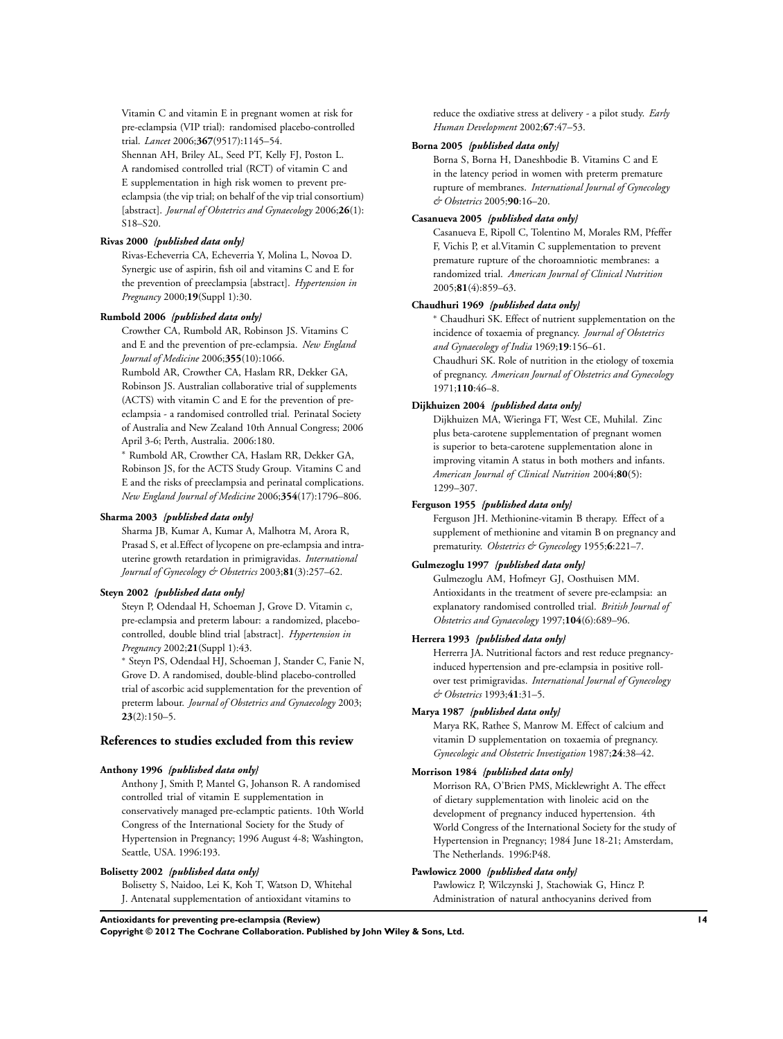Vitamin C and vitamin E in pregnant women at risk for pre-eclampsia (VIP trial): randomised placebo-controlled trial. *Lancet* 2006;**367**(9517):1145–54.

Shennan AH, Briley AL, Seed PT, Kelly FJ, Poston L. A randomised controlled trial (RCT) of vitamin C and E supplementation in high risk women to prevent pre-eclampsia (the vip trial; on behalf of the vip trial consortium) [abstract]. *Journal of Obstetrics and Gynaecology* 2006;**26**(1): S18–S20.

**Rivas 2000** *{published data only}*

Rivas-Echeverria CA, Echeverria Y, Molina L, Novoa D. Synergic use of aspirin, fish oil and vitamins C and E for the prevention of preeclampsia [abstract]. *Hypertension in Pregnancy* 2000;**19**(Suppl 1):30.

**Rumbold 2006** *{published data only}*

Crowther CA, Rumbold AR, Robinson JS. Vitamins C and E and the prevention of pre-eclampsia. *New England Journal of Medicine* 2006;**355**(10):1066.

Rumbold AR, Crowther CA, Haslam RR, Dekker GA, Robinson JS. Australian collaborative trial of supplements (ACTS) with vitamin C and E for the prevention of pre-eclampsia - a randomised controlled trial. Perinatal Society of Australia and New Zealand 10th Annual Congress; 2006 April 3-6; Perth, Australia. 2006:180.

* Rumbold AR, Crowther CA, Haslam RR, Dekker GA, Robinson JS, for the ACTS Study Group. Vitamins C and E and the risks of preeclampsia and perinatal complications. *New England Journal of Medicine* 2006;**354**(17):1796–806.

**Sharma 2003** *{published data only}*

Sharma JB, Kumar A, Kumar A, Malhotra M, Arora R, Prasad S, et al.Effect of lycopene on pre-eclampsia and intra-uterine growth retardation in primigravidas. *International Journal of Gynecology & Obstetrics* 2003;**81**(3):257–62.

**Steyn 2002** *{published data only}*

Steyn P, Odendaal H, Schoeman J, Grove D. Vitamin c, pre-eclampsia and preterm labour: a randomized, placebo-controlled, double blind trial [abstract]. *Hypertension in Pregnancy* 2002;**21**(Suppl 1):43.

* Steyn PS, Odendaal HJ, Schoeman J, Stander C, Fanie N, Grove D. A randomised, double-blind placebo-controlled trial of ascorbic acid supplementation for the prevention of preterm labour. *Journal of Obstetrics and Gynaecology* 2003; **23**(2):150–5.

## References to studies excluded from this review

**Anthony 1996** *{published data only}*

Anthony J, Smith P, Mantel G, Johanson R. A randomised controlled trial of vitamin E supplementation in conservatively managed pre-eclamptic patients. 10th World Congress of the International Society for the Study of Hypertension in Pregnancy; 1996 August 4-8; Washington, Seattle, USA. 1996:193.

**Bolisetty 2002** *{published data only}*

Bolisetty S, Naidoo, Lei K, Koh T, Watson D, Whitehal J. Antenatal supplementation of antioxidant vitamins to reduce the oxdiative stress at delivery - a pilot study. *Early Human Development* 2002;**67**:47–53.

**Borna 2005** *{published data only}*

Borna S, Borna H, Daneshbodie B. Vitamins C and E in the latency period in women with preterm premature rupture of membranes. *International Journal of Gynecology & Obstetrics* 2005;**90**:16–20.

**Casanueva 2005** *{published data only}*

Casanueva E, Ripoll C, Tolentino M, Morales RM, Pfeffer F, Vichis P, et al.Vitamin C supplementation to prevent premature rupture of the choroamniotic membranes: a randomized trial. *American Journal of Clinical Nutrition* 2005;**81**(4):859–63.

**Chaudhuri 1969** *{published data only}*

* Chaudhuri SK. Effect of nutrient supplementation on the incidence of toxaemia of pregnancy. *Journal of Obstetrics and Gynaecology of India* 1969;**19**:156–61.

Chaudhuri SK. Role of nutrition in the etiology of toxemia of pregnancy. *American Journal of Obstetrics and Gynecology* 1971;**110**:46–8.

**Dijkhuizen 2004** *{published data only}*

Dijkhuizen MA, Wieringa FT, West CE, Muhilal. Zinc plus beta-carotene supplementation of pregnant women is superior to beta-carotene supplementation alone in improving vitamin A status in both mothers and infants. *American Journal of Clinical Nutrition* 2004;**80**(5): 1299–307.

**Ferguson 1955** *{published data only}*

Ferguson JH. Methionine-vitamin B therapy. Effect of a supplement of methionine and vitamin B on pregnancy and prematurity. *Obstetrics & Gynecology* 1955;**6**:221–7.

**Gulmezoglu 1997** *{published data only}*

Gulmezoglu AM, Hofmeyr GJ, Oosthuisen MM. Antioxidants in the treatment of severe pre-eclampsia: an explanatory randomised controlled trial. *British Journal of Obstetrics and Gynaecology* 1997;**104**(6):689–96.

**Herrera 1993** *{published data only}*

Herrerra JA. Nutritional factors and rest reduce pregnancy-induced hypertension and pre-eclampsia in positive roll-over test primigravidas. *International Journal of Gynecology & Obstetrics* 1993;**41**:31–5.

**Marya 1987** *{published data only}*

Marya RK, Rathee S, Manrow M. Effect of calcium and vitamin D supplementation on toxaemia of pregnancy. *Gynecologic and Obstetric Investigation* 1987;**24**:38–42.

**Morrison 1984** *{published data only}*

Morrison RA, O'Brien PMS, Micklewright A. The effect of dietary supplementation with linoleic acid on the development of pregnancy induced hypertension. 4th World Congress of the International Society for the study of Hypertension in Pregnancy; 1984 June 18-21; Amsterdam, The Netherlands. 1996:P48.

**Pawlowicz 2000** *{published data only}*

Pawlowicz P, Wilczynski J, Stachowiak G, Hincz P. Administration of natural anthocyanins derived from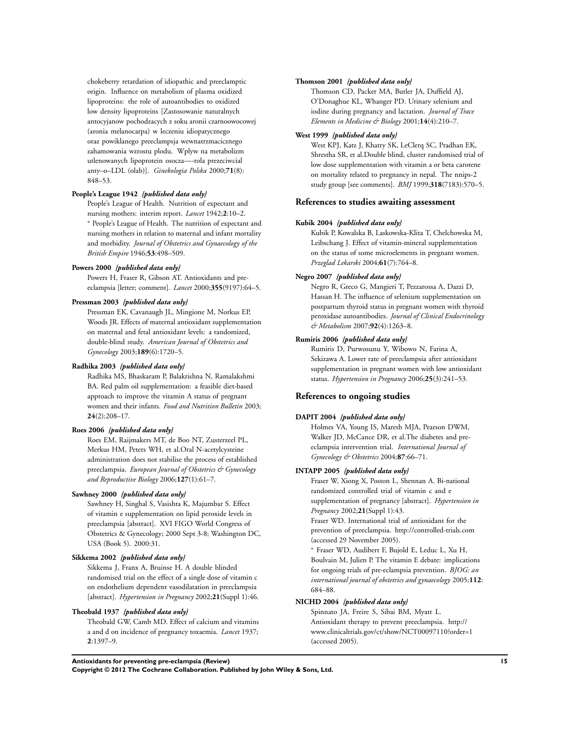chokeberry retardation of idiopathic and preeclamptic origin. Influence on metabolism of plasma oxidized lipoproteins: the role of autoantibodies to oxidized low density lipoproteins [Zastosowanie naturalnych antocyjanow pochodzacych z soku aronii czarnoowocowej (aronia melanocarpa) w leczeniu idiopatycznego oraz powiklanego preeclampsja wewnatrzmacicznego zahamowania wzrostu plodu. Wplyw na metabolizm utlenowanych lipoprotein osocza—-rola prezeciwcial anty–o–LDL (olab)]. *Ginekologia Polska* 2000;**71**(8): 848–53.

**People's League 1942** *{published data only}*

People's League of Health. Nutrition of expectant and nursing mothers: interim report. *Lancet* 1942;**2**:10–2.
* People's League of Health. The nutrition of expectant and nursing mothers in relation to maternal and infant mortality and morbidity. *Journal of Obstetrics and Gynaecology of the British Empire* 1946;**53**:498–509.

**Powers 2000** *{published data only}*

Powers H, Fraser R, Gibson AT. Antioxidants and pre-eclampsia [letter; comment]. *Lancet* 2000;**355**(9197):64–5.

**Pressman 2003** *{published data only}*

Pressman EK, Cavanaugh JL, Mingione M, Norkus EP, Woods JR. Effects of maternal antioxidant supplementation on maternal and fetal antioxidant levels: a randomized, double-blind study. *American Journal of Obstetrics and Gynecology* 2003;**189**(6):1720–5.

**Radhika 2003** *{published data only}*

Radhika MS, Bhaskaram P, Balakrishna N, Ramalakshmi BA. Red palm oil supplementation: a feasible diet-based approach to improve the vitamin A status of pregnant women and their infants. *Food and Nutrition Bulletin* 2003; **24**(2):208–17.

**Roes 2006** *{published data only}*

Roes EM, Raijmakers MT, de Boo NT, Zusterzeel PL, Merkus HM, Peters WH, et al.Oral N-acetylcysteine administration does not stabilise the process of established preeclampsia. *European Journal of Obstetrics & Gynecology and Reproductive Biology* 2006;**127**(1):61–7.

**Sawhney 2000** *{published data only}*

Sawhney H, Singhal S, Vasishta K, Majumbar S. Effect of vitamin e supplementation on lipid peroxide levels in preeclampsia [abstract]. XVI FIGO World Congress of Obstetrics & Gynecology; 2000 Sept 3-8; Washington DC, USA (Book 5). 2000:31.

**Sikkema 2002** *{published data only}*

Sikkema J, Franx A, Bruinse H. A double blinded randomised trial on the effect of a single dose of vitamin c on endothelium dependent vasodilatation in preeclampsia [abstract]. *Hypertension in Pregnancy* 2002;**21**(Suppl 1):46.

**Theobald 1937** *{published data only}*

Theobald GW, Camb MD. Effect of calcium and vitamins a and d on incidence of pregnancy toxaemia. *Lancet* 1937; **2**:1397–9.

**Thomson 2001** *{published data only}*

Thomson CD, Packer MA, Butler JA, Duffield AJ, O'Donaghue KL, Whanger PD. Urinary selenium and iodine during pregnancy and lactation. *Journal of Trace Elements in Medicine & Biology* 2001;**14**(4):210–7.

**West 1999** *{published data only}*

West KPJ, Katz J, Khatry SK, LeClerq SC, Pradhan EK, Shrestha SR, et al.Double blind, cluster randomised trial of low dose supplementation with vitamin a or beta carotene on mortality related to pregnancy in nepal. The nnips-2 study group [see comments]. *BMJ* 1999;**318**(7183):570–5.

## References to studies awaiting assessment

**Kubik 2004** *{published data only}*

Kubik P, Kowalska B, Laskowska-Klita T, Chelchowska M, Leibschang J. Effect of vitamin-mineral supplementation on the status of some microelements in pregnant women. *Przeglad Lekarski* 2004;**61**(7):764–8.

**Negro 2007** *{published data only}*

Negro R, Greco G, Mangieri T, Pezzarossa A, Dazzi D, Hassan H. The influence of selenium supplementation on postpartum thyroid status in pregnant women with thyroid peroxidase autoantibodies. *Journal of Clinical Endocrinology & Metabolism* 2007;**92**(4):1263–8.

**Rumiris 2006** *{published data only}*

Rumiris D, Purwosunu Y, Wibowo N, Farina A, Sekizawa A. Lower rate of preeclampsia after antioxidant supplementation in pregnant women with low antioxidant status. *Hypertension in Pregnancy* 2006;**25**(3):241–53.

## References to ongoing studies

**DAPIT 2004** *{published data only}*

Holmes VA, Young IS, Maresh MJA, Pearson DWM, Walker JD, McCance DR, et al.The diabetes and pre-eclampsia intervention trial. *International Journal of Gynecology & Obstetrics* 2004;**87**:66–71.

**INTAPP 2005** *{published data only}*

Fraser W, Xiong X, Poston L, Shennan A. Bi-national randomized controlled trial of vitamin c and e supplementation of pregnancy [abstract]. *Hypertension in Pregnancy* 2002;**21**(Suppl 1):43.
Fraser WD. International trial of antioxidant for the prevention of preeclampsia. http://controlled-trials.com (accessed 29 November 2005).
* Fraser WD, Audibert F, Bujold E, Leduc L, Xu H, Boulvain M, Julien P. The vitamin E debate: implications for ongoing trials of pre-eclampsia prevention. *BJOG: an international journal of obstetrics and gynaecology* 2005;**112**: 684–88.

**NICHD 2004** *{published data only}*

Spinnato JA, Freire S, Sibai BM, Myatt L. Antioxidant therapy to prevent preeclampsia. http://www.clinicaltrials.gov/ct/show/NCT00097110?order=1 (accessed 2005).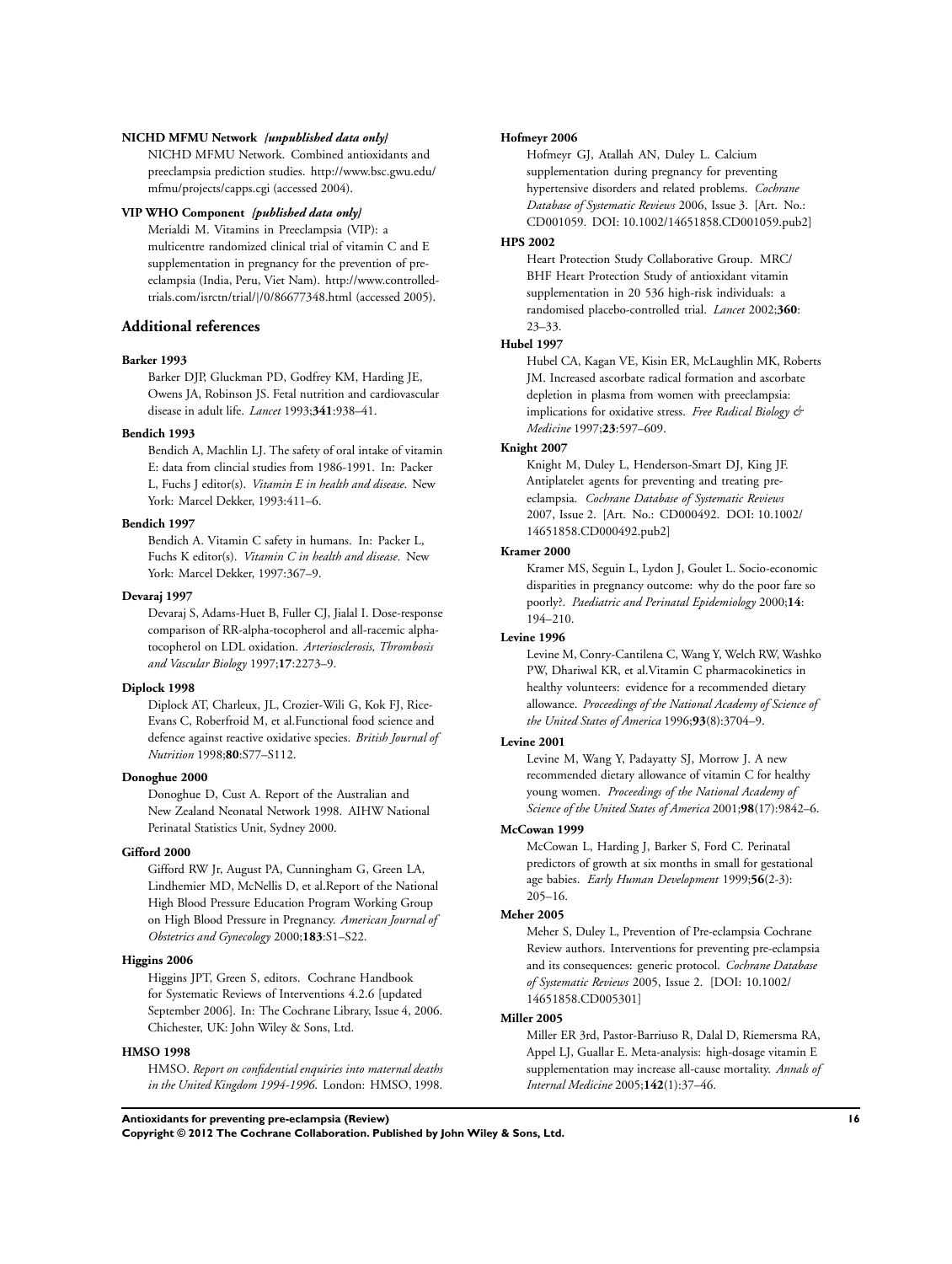**NICHD MFMU Network** *{unpublished data only}*

NICHD MFMU Network. Combined antioxidants and preeclampsia prediction studies. http://www.bsc.gwu.edu/mfmu/projects/capps.cgi (accessed 2004).

**VIP WHO Component** *{published data only}*

Merialdi M. Vitamins in Preeclampsia (VIP): a multicentre randomized clinical trial of vitamin C and E supplementation in pregnancy for the prevention of pre-eclampsia (India, Peru, Viet Nam). http://www.controlled-trials.com/isrctn/trial/|/0/86677348.html (accessed 2005).

## Additional references

**Barker 1993**

Barker DJP, Gluckman PD, Godfrey KM, Harding JE, Owens JA, Robinson JS. Fetal nutrition and cardiovascular disease in adult life. *Lancet* 1993;**341**:938–41.

**Bendich 1993**

Bendich A, Machlin LJ. The safety of oral intake of vitamin E: data from clincial studies from 1986-1991. In: Packer L, Fuchs J editor(s). *Vitamin E in health and disease*. New York: Marcel Dekker, 1993:411–6.

**Bendich 1997**

Bendich A. Vitamin C safety in humans. In: Packer L, Fuchs K editor(s). *Vitamin C in health and disease*. New York: Marcel Dekker, 1997:367–9.

**Devaraj 1997**

Devaraj S, Adams-Huet B, Fuller CJ, Jialal I. Dose-response comparison of RR-alpha-tocopherol and all-racemic alpha-tocopherol on LDL oxidation. *Arteriosclerosis, Thrombosis and Vascular Biology* 1997;**17**:2273–9.

**Diplock 1998**

Diplock AT, Charleux, JL, Crozier-Wili G, Kok FJ, Rice-Evans C, Roberfroid M, et al.Functional food science and defence against reactive oxidative species. *British Journal of Nutrition* 1998;**80**:S77–S112.

**Donoghue 2000**

Donoghue D, Cust A. Report of the Australian and New Zealand Neonatal Network 1998. AIHW National Perinatal Statistics Unit, Sydney 2000.

**Gifford 2000**

Gifford RW Jr, August PA, Cunningham G, Green LA, Lindhemier MD, McNellis D, et al.Report of the National High Blood Pressure Education Program Working Group on High Blood Pressure in Pregnancy. *American Journal of Obstetrics and Gynecology* 2000;**183**:S1–S22.

**Higgins 2006**

Higgins JPT, Green S, editors. Cochrane Handbook for Systematic Reviews of Interventions 4.2.6 [updated September 2006]. In: The Cochrane Library, Issue 4, 2006. Chichester, UK: John Wiley & Sons, Ltd.

**HMSO 1998**

HMSO. *Report on confidential enquiries into maternal deaths in the United Kingdom 1994-1996*. London: HMSO, 1998.

**Hofmeyr 2006**

Hofmeyr GJ, Atallah AN, Duley L. Calcium supplementation during pregnancy for preventing hypertensive disorders and related problems. *Cochrane Database of Systematic Reviews* 2006, Issue 3. [Art. No.: CD001059. DOI: 10.1002/14651858.CD001059.pub2]

**HPS 2002**

Heart Protection Study Collaborative Group. MRC/BHF Heart Protection Study of antioxidant vitamin supplementation in 20 536 high-risk individuals: a randomised placebo-controlled trial. *Lancet* 2002;**360**: 23–33.

**Hubel 1997**

Hubel CA, Kagan VE, Kisin ER, McLaughlin MK, Roberts JM. Increased ascorbate radical formation and ascorbate depletion in plasma from women with preeclampsia: implications for oxidative stress. *Free Radical Biology & Medicine* 1997;**23**:597–609.

**Knight 2007**

Knight M, Duley L, Henderson-Smart DJ, King JF. Antiplatelet agents for preventing and treating pre-eclampsia. *Cochrane Database of Systematic Reviews* 2007, Issue 2. [Art. No.: CD000492. DOI: 10.1002/14651858.CD000492.pub2]

**Kramer 2000**

Kramer MS, Seguin L, Lydon J, Goulet L. Socio-economic disparities in pregnancy outcome: why do the poor fare so poorly?. *Paediatric and Perinatal Epidemiology* 2000;**14**: 194–210.

**Levine 1996**

Levine M, Conry-Cantilena C, Wang Y, Welch RW, Washko PW, Dhariwal KR, et al.Vitamin C pharmacokinetics in healthy volunteers: evidence for a recommended dietary allowance. *Proceedings of the National Academy of Science of the United States of America* 1996;**93**(8):3704–9.

**Levine 2001**

Levine M, Wang Y, Padayatty SJ, Morrow J. A new recommended dietary allowance of vitamin C for healthy young women. *Proceedings of the National Academy of Science of the United States of America* 2001;**98**(17):9842–6.

**McCowan 1999**

McCowan L, Harding J, Barker S, Ford C. Perinatal predictors of growth at six months in small for gestational age babies. *Early Human Development* 1999;**56**(2-3): 205–16.

**Meher 2005**

Meher S, Duley L, Prevention of Pre-eclampsia Cochrane Review authors. Interventions for preventing pre-eclampsia and its consequences: generic protocol. *Cochrane Database of Systematic Reviews* 2005, Issue 2. [DOI: 10.1002/14651858.CD005301]

**Miller 2005**

Miller ER 3rd, Pastor-Barriuso R, Dalal D, Riemersma RA, Appel LJ, Guallar E. Meta-analysis: high-dosage vitamin E supplementation may increase all-cause mortality. *Annals of Internal Medicine* 2005;**142**(1):37–46.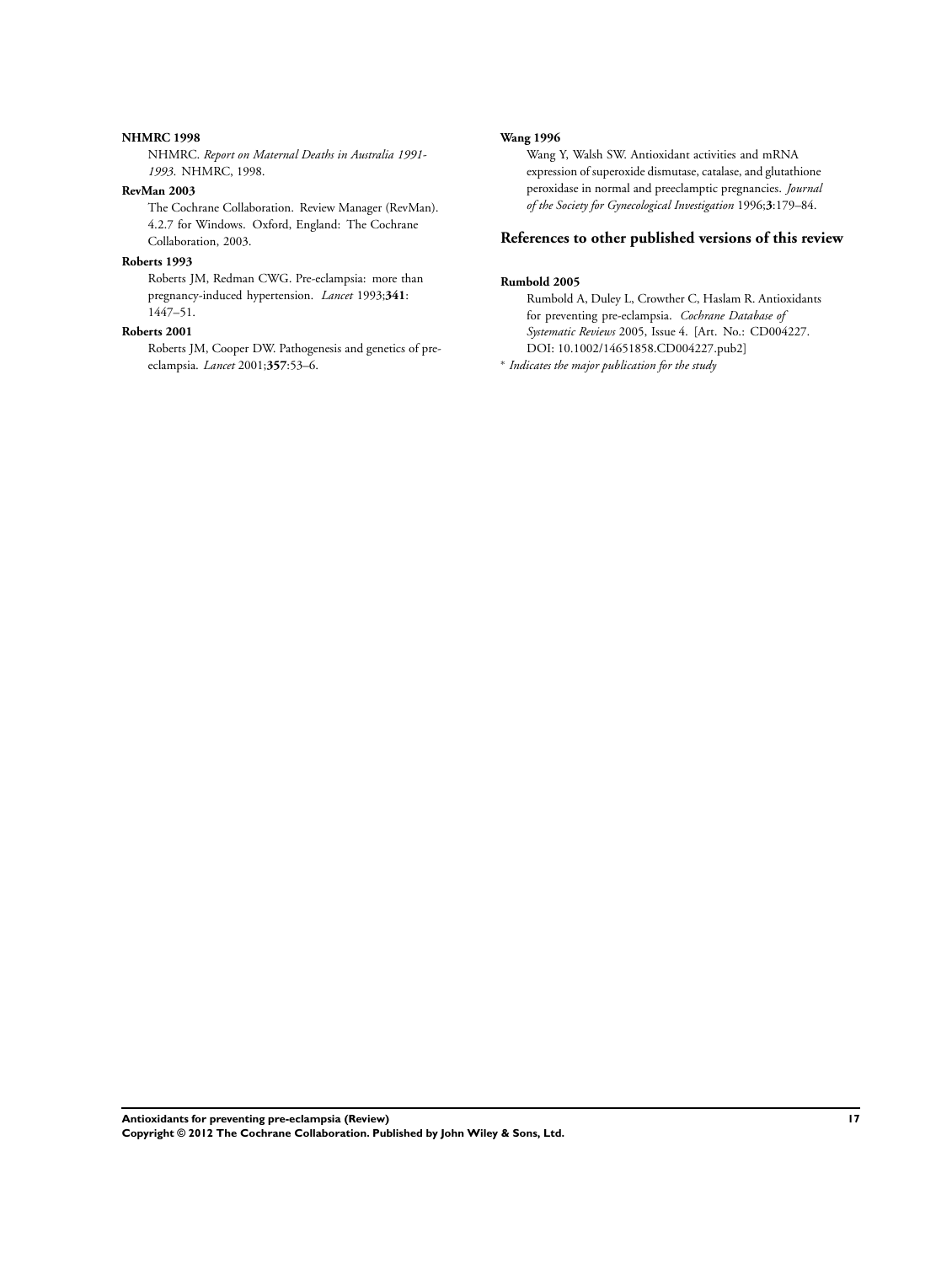**NHMRC 1998**

NHMRC. *Report on Maternal Deaths in Australia 1991-1993*. NHMRC, 1998.

**RevMan 2003**

The Cochrane Collaboration. Review Manager (RevMan). 4.2.7 for Windows. Oxford, England: The Cochrane Collaboration, 2003.

**Roberts 1993**

Roberts JM, Redman CWG. Pre-eclampsia: more than pregnancy-induced hypertension. *Lancet* 1993;**341**: 1447–51.

**Roberts 2001**

Roberts JM, Cooper DW. Pathogenesis and genetics of pre-eclampsia. *Lancet* 2001;**357**:53–6.

**Wang 1996**

Wang Y, Walsh SW. Antioxidant activities and mRNA expression of superoxide dismutase, catalase, and glutathione peroxidase in normal and preeclamptic pregnancies. *Journal of the Society for Gynecological Investigation* 1996;**3**:179–84.

## References to other published versions of this review

**Rumbold 2005**

Rumbold A, Duley L, Crowther C, Haslam R. Antioxidants for preventing pre-eclampsia. *Cochrane Database of Systematic Reviews* 2005, Issue 4. [Art. No.: CD004227. DOI: 10.1002/14651858.CD004227.pub2]

* *Indicates the major publication for the study*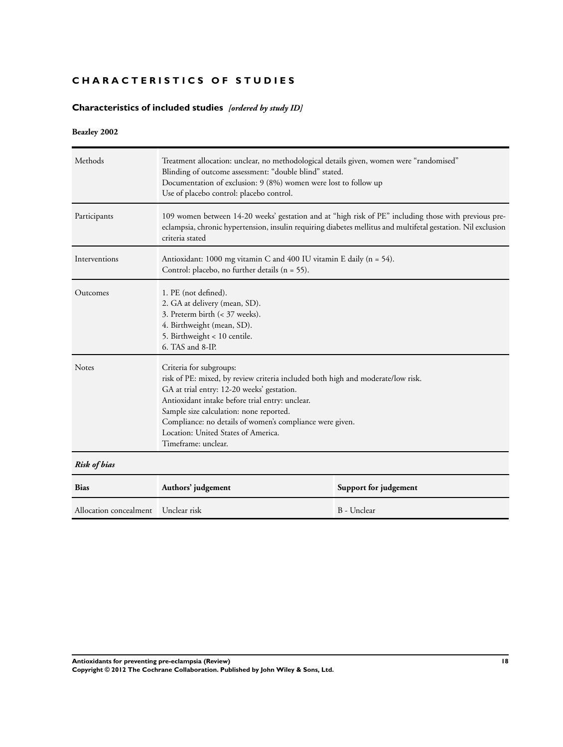# CHARACTERISTICS OF STUDIES

## Characteristics of included studies *[ordered by study ID]*

### Beazley 2002

| | |
|---|---|
| Methods | Treatment allocation: unclear, no methodological details given, women were "randomised"<br>Blinding of outcome assessment: "double blind" stated.<br>Documentation of exclusion: 9 (8%) women were lost to follow up<br>Use of placebo control: placebo control. |
| Participants | 109 women between 14-20 weeks' gestation and at "high risk of PE" including those with previous pre-eclampsia, chronic hypertension, insulin requiring diabetes mellitus and multifetal gestation. Nil exclusion criteria stated |
| Interventions | Antioxidant: 1000 mg vitamin C and 400 IU vitamin E daily (n = 54).<br>Control: placebo, no further details (n = 55). |
| Outcomes | 1. PE (not defined).<br>2. GA at delivery (mean, SD).<br>3. Preterm birth (< 37 weeks).<br>4. Birthweight (mean, SD).<br>5. Birthweight < 10 centile.<br>6. TAS and 8-IP. |
| Notes | Criteria for subgroups:<br>risk of PE: mixed, by review criteria included both high and moderate/low risk.<br>GA at trial entry: 12-20 weeks' gestation.<br>Antioxidant intake before trial entry: unclear.<br>Sample size calculation: none reported.<br>Compliance: no details of women's compliance were given.<br>Location: United States of America.<br>Timeframe: unclear. |

*Risk of bias*

| Bias | Authors' judgement | Support for judgement |
|---|---|---|
| Allocation concealment | Unclear risk | B - Unclear |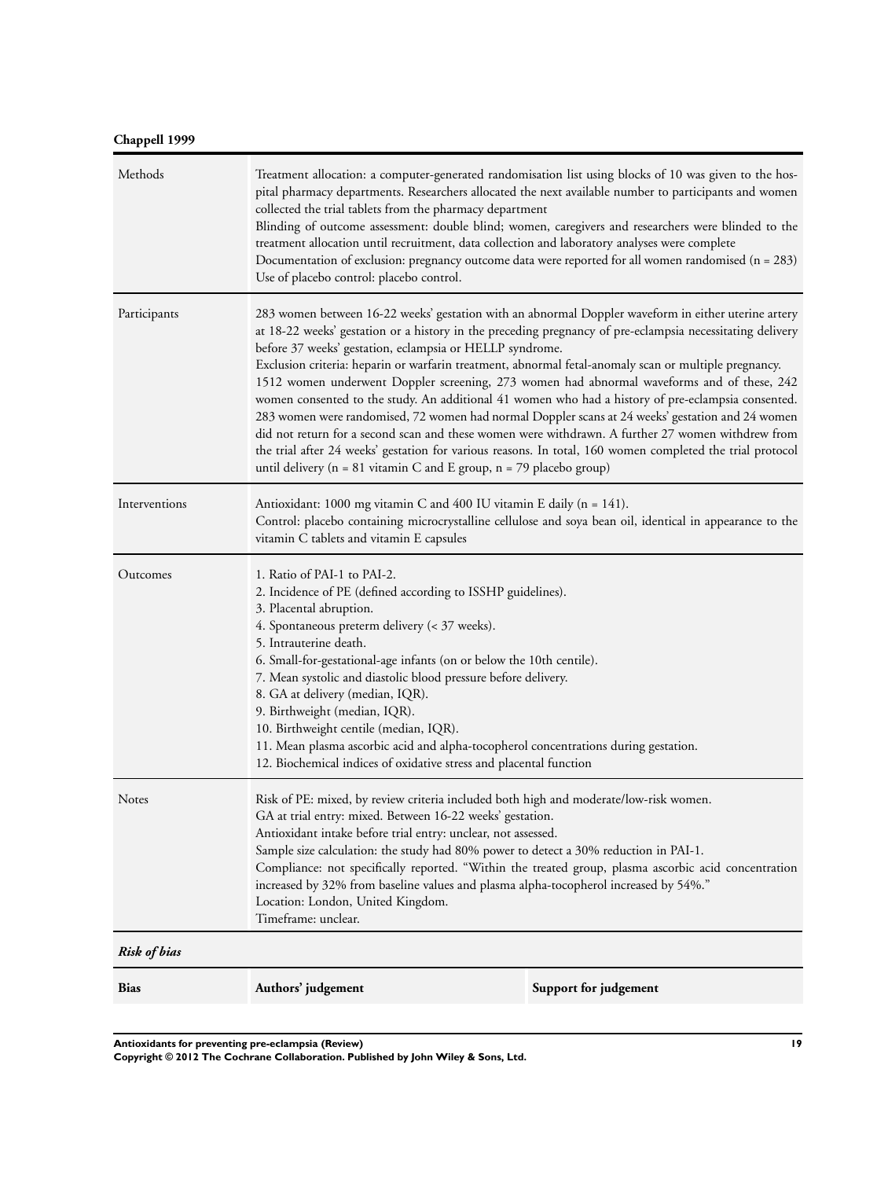**Chappell 1999**

| | |
|---|---|
| Methods | Treatment allocation: a computer-generated randomisation list using blocks of 10 was given to the hospital pharmacy departments. Researchers allocated the next available number to participants and women collected the trial tablets from the pharmacy department<br>Blinding of outcome assessment: double blind; women, caregivers and researchers were blinded to the treatment allocation until recruitment, data collection and laboratory analyses were complete<br>Documentation of exclusion: pregnancy outcome data were reported for all women randomised (n = 283)<br>Use of placebo control: placebo control. |
| Participants | 283 women between 16-22 weeks' gestation with an abnormal Doppler waveform in either uterine artery at 18-22 weeks' gestation or a history in the preceding pregnancy of pre-eclampsia necessitating delivery before 37 weeks' gestation, eclampsia or HELLP syndrome.<br>Exclusion criteria: heparin or warfarin treatment, abnormal fetal-anomaly scan or multiple pregnancy.<br>1512 women underwent Doppler screening, 273 women had abnormal waveforms and of these, 242 women consented to the study. An additional 41 women who had a history of pre-eclampsia consented. 283 women were randomised, 72 women had normal Doppler scans at 24 weeks' gestation and 24 women did not return for a second scan and these women were withdrawn. A further 27 women withdrew from the trial after 24 weeks' gestation for various reasons. In total, 160 women completed the trial protocol until delivery (n = 81 vitamin C and E group, n = 79 placebo group) |
| Interventions | Antioxidant: 1000 mg vitamin C and 400 IU vitamin E daily (n = 141).<br>Control: placebo containing microcrystalline cellulose and soya bean oil, identical in appearance to the vitamin C tablets and vitamin E capsules |
| Outcomes | 1. Ratio of PAI-1 to PAI-2.<br>2. Incidence of PE (defined according to ISSHP guidelines).<br>3. Placental abruption.<br>4. Spontaneous preterm delivery (< 37 weeks).<br>5. Intrauterine death.<br>6. Small-for-gestational-age infants (on or below the 10th centile).<br>7. Mean systolic and diastolic blood pressure before delivery.<br>8. GA at delivery (median, IQR).<br>9. Birthweight (median, IQR).<br>10. Birthweight centile (median, IQR).<br>11. Mean plasma ascorbic acid and alpha-tocopherol concentrations during gestation.<br>12. Biochemical indices of oxidative stress and placental function |
| Notes | Risk of PE: mixed, by review criteria included both high and moderate/low-risk women.<br>GA at trial entry: mixed. Between 16-22 weeks' gestation.<br>Antioxidant intake before trial entry: unclear, not assessed.<br>Sample size calculation: the study had 80% power to detect a 30% reduction in PAI-1.<br>Compliance: not specifically reported. "Within the treated group, plasma ascorbic acid concentration increased by 32% from baseline values and plasma alpha-tocopherol increased by 54%."<br>Location: London, United Kingdom.<br>Timeframe: unclear. |

***Risk of bias***

| **Bias** | **Authors' judgement** | **Support for judgement** |
|---|---|---|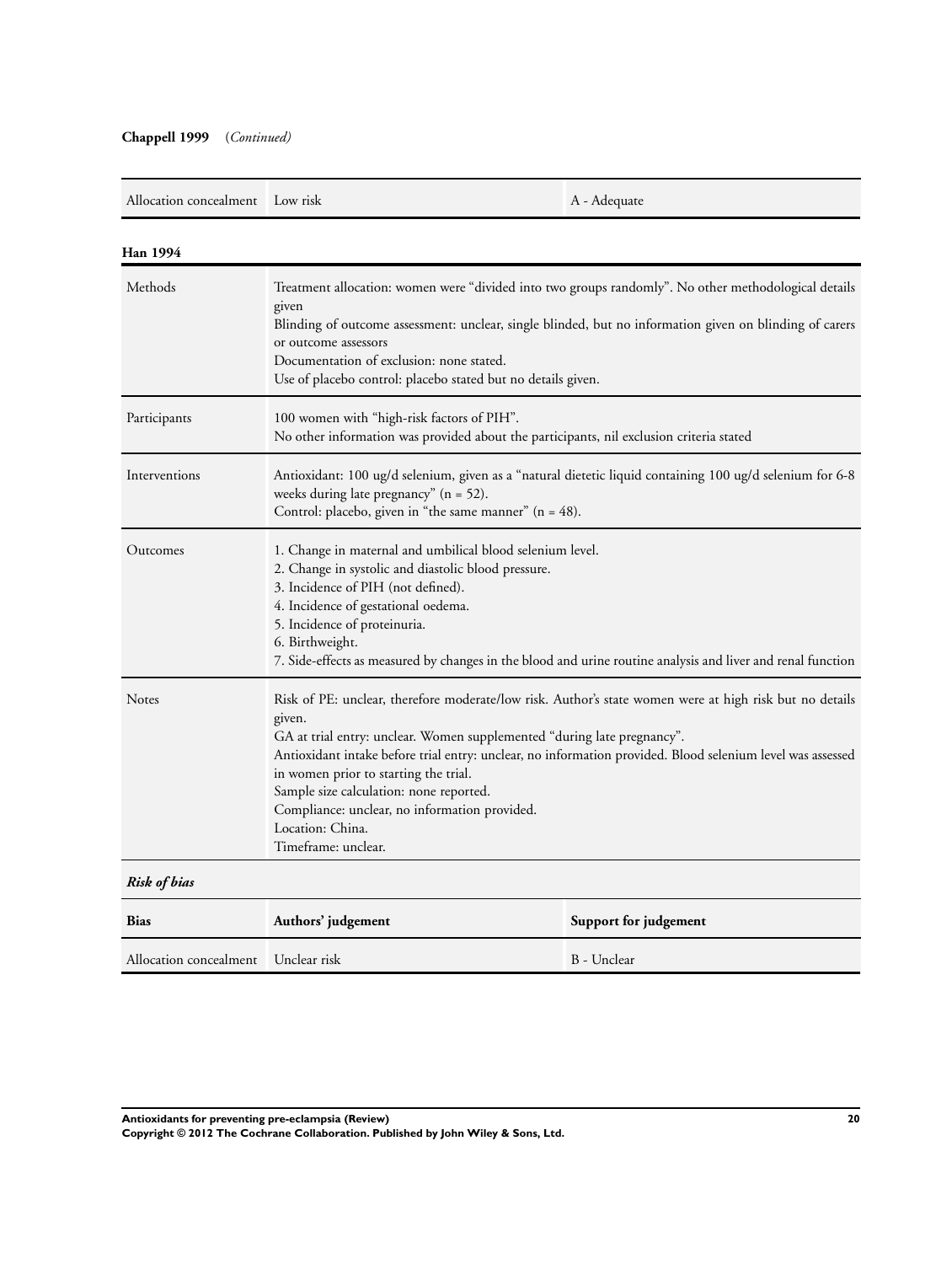**Chappell 1999** (*Continued)*

| | | |
|---|---|---|
| Allocation concealment | Low risk | A - Adequate |

**Han 1994**

| | |
|---|---|
| Methods | Treatment allocation: women were "divided into two groups randomly". No other methodological details given<br>Blinding of outcome assessment: unclear, single blinded, but no information given on blinding of carers or outcome assessors<br>Documentation of exclusion: none stated.<br>Use of placebo control: placebo stated but no details given. |
| Participants | 100 women with "high-risk factors of PIH".<br>No other information was provided about the participants, nil exclusion criteria stated |
| Interventions | Antioxidant: 100 ug/d selenium, given as a "natural dietetic liquid containing 100 ug/d selenium for 6-8 weeks during late pregnancy" (n = 52).<br>Control: placebo, given in "the same manner" (n = 48). |
| Outcomes | 1. Change in maternal and umbilical blood selenium level.<br>2. Change in systolic and diastolic blood pressure.<br>3. Incidence of PIH (not defined).<br>4. Incidence of gestational oedema.<br>5. Incidence of proteinuria.<br>6. Birthweight.<br>7. Side-effects as measured by changes in the blood and urine routine analysis and liver and renal function |
| Notes | Risk of PE: unclear, therefore moderate/low risk. Author's state women were at high risk but no details given.<br>GA at trial entry: unclear. Women supplemented "during late pregnancy".<br>Antioxidant intake before trial entry: unclear, no information provided. Blood selenium level was assessed in women prior to starting the trial.<br>Sample size calculation: none reported.<br>Compliance: unclear, no information provided.<br>Location: China.<br>Timeframe: unclear. |

***Risk of bias***

| Bias | Authors' judgement | Support for judgement |
|---|---|---|
| Allocation concealment | Unclear risk | B - Unclear |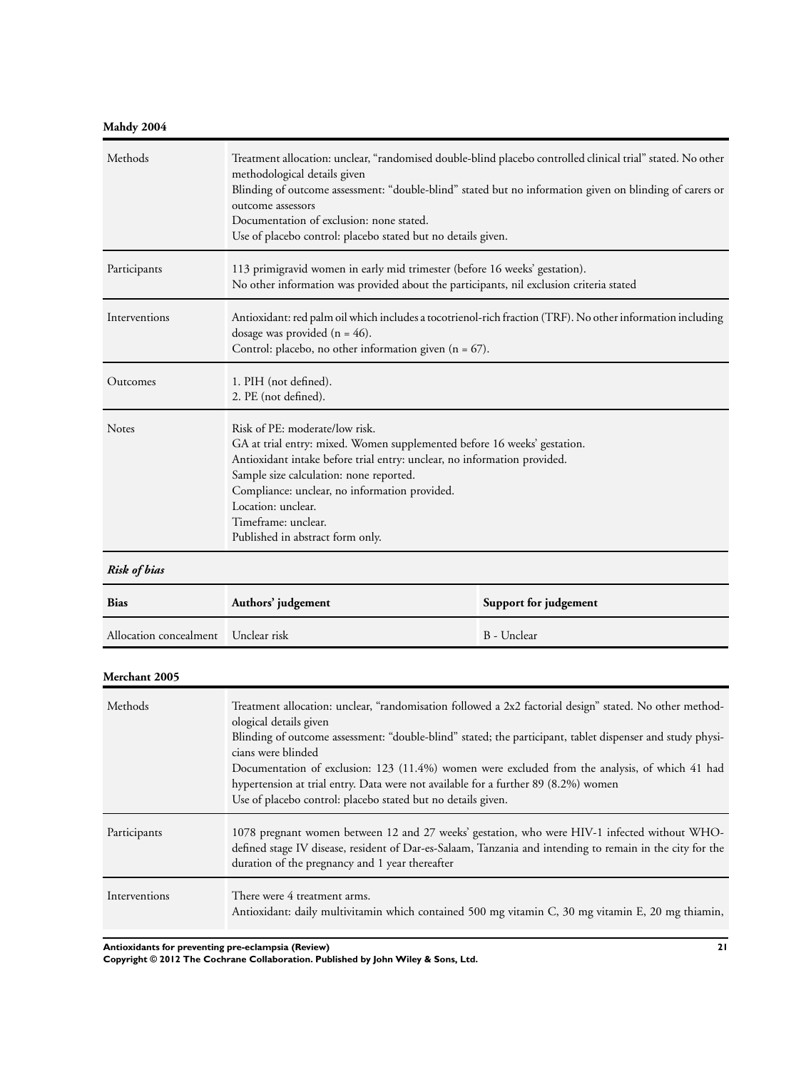**Mahdy 2004**

| | |
|---|---|
| Methods | Treatment allocation: unclear, "randomised double-blind placebo controlled clinical trial" stated. No other methodological details given<br>Blinding of outcome assessment: "double-blind" stated but no information given on blinding of carers or outcome assessors<br>Documentation of exclusion: none stated.<br>Use of placebo control: placebo stated but no details given. |
| Participants | 113 primigravid women in early mid trimester (before 16 weeks' gestation).<br>No other information was provided about the participants, nil exclusion criteria stated |
| Interventions | Antioxidant: red palm oil which includes a tocotrienol-rich fraction (TRF). No other information including dosage was provided (n = 46).<br>Control: placebo, no other information given (n = 67). |
| Outcomes | 1. PIH (not defined).<br>2. PE (not defined). |
| Notes | Risk of PE: moderate/low risk.<br>GA at trial entry: mixed. Women supplemented before 16 weeks' gestation.<br>Antioxidant intake before trial entry: unclear, no information provided.<br>Sample size calculation: none reported.<br>Compliance: unclear, no information provided.<br>Location: unclear.<br>Timeframe: unclear.<br>Published in abstract form only. |

***Risk of bias***

| Bias | Authors' judgement | Support for judgement |
|---|---|---|
| Allocation concealment | Unclear risk | B - Unclear |

**Merchant 2005**

| | |
|---|---|
| Methods | Treatment allocation: unclear, "randomisation followed a 2x2 factorial design" stated. No other methodological details given<br>Blinding of outcome assessment: "double-blind" stated; the participant, tablet dispenser and study physicians were blinded<br>Documentation of exclusion: 123 (11.4%) women were excluded from the analysis, of which 41 had hypertension at trial entry. Data were not available for a further 89 (8.2%) women<br>Use of placebo control: placebo stated but no details given. |
| Participants | 1078 pregnant women between 12 and 27 weeks' gestation, who were HIV-1 infected without WHO-defined stage IV disease, resident of Dar-es-Salaam, Tanzania and intending to remain in the city for the duration of the pregnancy and 1 year thereafter |
| Interventions | There were 4 treatment arms.<br>Antioxidant: daily multivitamin which contained 500 mg vitamin C, 30 mg vitamin E, 20 mg thiamin, |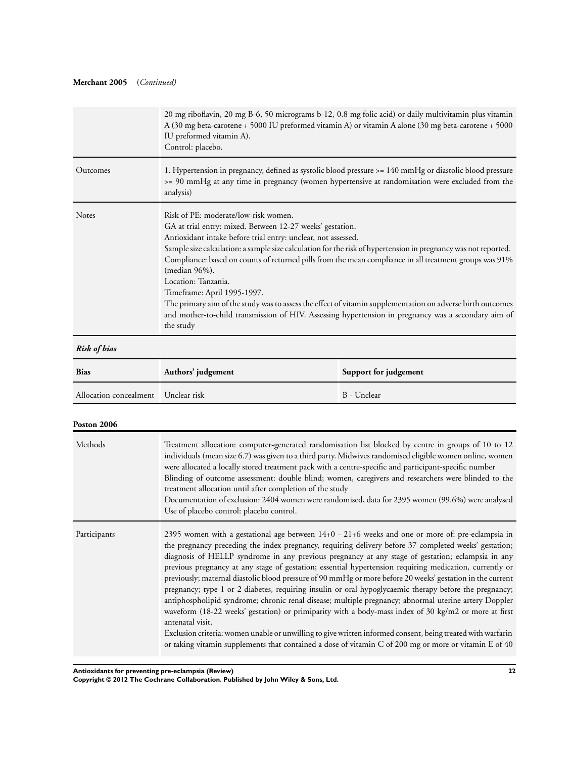**Merchant 2005** (*Continued*)

| | |
|---|---|
| | 20 mg riboflavin, 20 mg B-6, 50 micrograms b-12, 0.8 mg folic acid) or daily multivitamin plus vitamin A (30 mg beta-carotene + 5000 IU preformed vitamin A) or vitamin A alone (30 mg beta-carotene + 5000 IU preformed vitamin A).<br>Control: placebo. |
| Outcomes | 1. Hypertension in pregnancy, defined as systolic blood pressure >= 140 mmHg or diastolic blood pressure >= 90 mmHg at any time in pregnancy (women hypertensive at randomisation were excluded from the analysis) |
| Notes | Risk of PE: moderate/low-risk women.<br>GA at trial entry: mixed. Between 12-27 weeks' gestation.<br>Antioxidant intake before trial entry: unclear, not assessed.<br>Sample size calculation: a sample size calculation for the risk of hypertension in pregnancy was not reported.<br>Compliance: based on counts of returned pills from the mean compliance in all treatment groups was 91% (median 96%).<br>Location: Tanzania.<br>Timeframe: April 1995-1997.<br>The primary aim of the study was to assess the effect of vitamin supplementation on adverse birth outcomes and mother-to-child transmission of HIV. Assessing hypertension in pregnancy was a secondary aim of the study |

***Risk of bias***

| Bias | Authors' judgement | Support for judgement |
|---|---|---|
| Allocation concealment | Unclear risk | B - Unclear |

**Poston 2006**

| | |
|---|---|
| Methods | Treatment allocation: computer-generated randomisation list blocked by centre in groups of 10 to 12 individuals (mean size 6.7) was given to a third party. Midwives randomised eligible women online, women were allocated a locally stored treatment pack with a centre-specific and participant-specific number<br>Blinding of outcome assessment: double blind; women, caregivers and researchers were blinded to the treatment allocation until after completion of the study<br>Documentation of exclusion: 2404 women were randomised, data for 2395 women (99.6%) were analysed<br>Use of placebo control: placebo control. |
| Participants | 2395 women with a gestational age between 14+0 - 21+6 weeks and one or more of: pre-eclampsia in the pregnancy preceding the index pregnancy, requiring delivery before 37 completed weeks' gestation; diagnosis of HELLP syndrome in any previous pregnancy at any stage of gestation; eclampsia in any previous pregnancy at any stage of gestation; essential hypertension requiring medication, currently or previously; maternal diastolic blood pressure of 90 mmHg or more before 20 weeks' gestation in the current pregnancy; type 1 or 2 diabetes, requiring insulin or oral hypoglycaemic therapy before the pregnancy; antiphospholipid syndrome; chronic renal disease; multiple pregnancy; abnormal uterine artery Doppler waveform (18-22 weeks' gestation) or primiparity with a body-mass index of 30 kg/m2 or more at first antenatal visit.<br>Exclusion criteria: women unable or unwilling to give written informed consent, being treated with warfarin or taking vitamin supplements that contained a dose of vitamin C of 200 mg or more or vitamin E of 40 |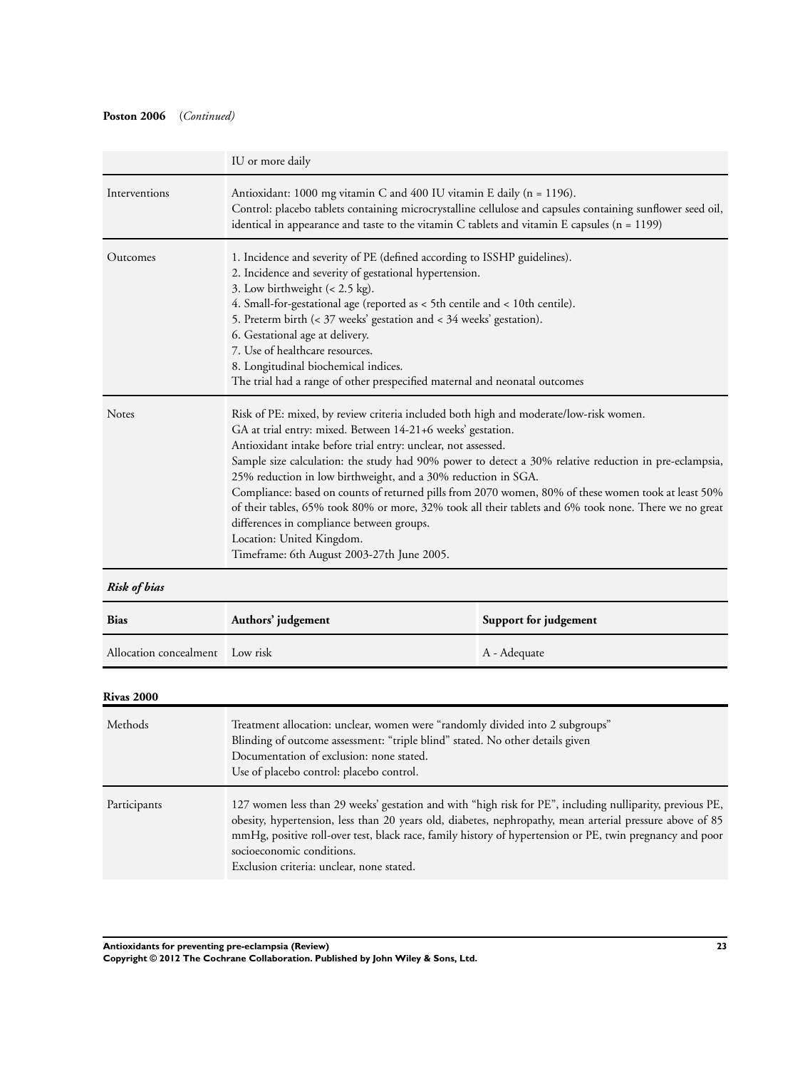**Poston 2006** (*Continued*)

| | |
|---|---|
| | IU or more daily |
| Interventions | Antioxidant: 1000 mg vitamin C and 400 IU vitamin E daily (n = 1196).<br>Control: placebo tablets containing microcrystalline cellulose and capsules containing sunflower seed oil, identical in appearance and taste to the vitamin C tablets and vitamin E capsules (n = 1199) |
| Outcomes | 1. Incidence and severity of PE (defined according to ISSHP guidelines).<br>2. Incidence and severity of gestational hypertension.<br>3. Low birthweight (< 2.5 kg).<br>4. Small-for-gestational age (reported as < 5th centile and < 10th centile).<br>5. Preterm birth (< 37 weeks' gestation and < 34 weeks' gestation).<br>6. Gestational age at delivery.<br>7. Use of healthcare resources.<br>8. Longitudinal biochemical indices.<br>The trial had a range of other prespecified maternal and neonatal outcomes |
| Notes | Risk of PE: mixed, by review criteria included both high and moderate/low-risk women.<br>GA at trial entry: mixed. Between 14-21+6 weeks' gestation.<br>Antioxidant intake before trial entry: unclear, not assessed.<br>Sample size calculation: the study had 90% power to detect a 30% relative reduction in pre-eclampsia, 25% reduction in low birthweight, and a 30% reduction in SGA.<br>Compliance: based on counts of returned pills from 2070 women, 80% of these women took at least 50% of their tables, 65% took 80% or more, 32% took all their tablets and 6% took none. There we no great differences in compliance between groups.<br>Location: United Kingdom.<br>Timeframe: 6th August 2003-27th June 2005. |

***Risk of bias***

| Bias | Authors' judgement | Support for judgement |
|---|---|---|
| Allocation concealment | Low risk | A - Adequate |

**Rivas 2000**

| | |
|---|---|
| Methods | Treatment allocation: unclear, women were "randomly divided into 2 subgroups"<br>Blinding of outcome assessment: "triple blind" stated. No other details given<br>Documentation of exclusion: none stated.<br>Use of placebo control: placebo control. |
| Participants | 127 women less than 29 weeks' gestation and with "high risk for PE", including nulliparity, previous PE, obesity, hypertension, less than 20 years old, diabetes, nephropathy, mean arterial pressure above of 85 mmHg, positive roll-over test, black race, family history of hypertension or PE, twin pregnancy and poor socioeconomic conditions.<br>Exclusion criteria: unclear, none stated. |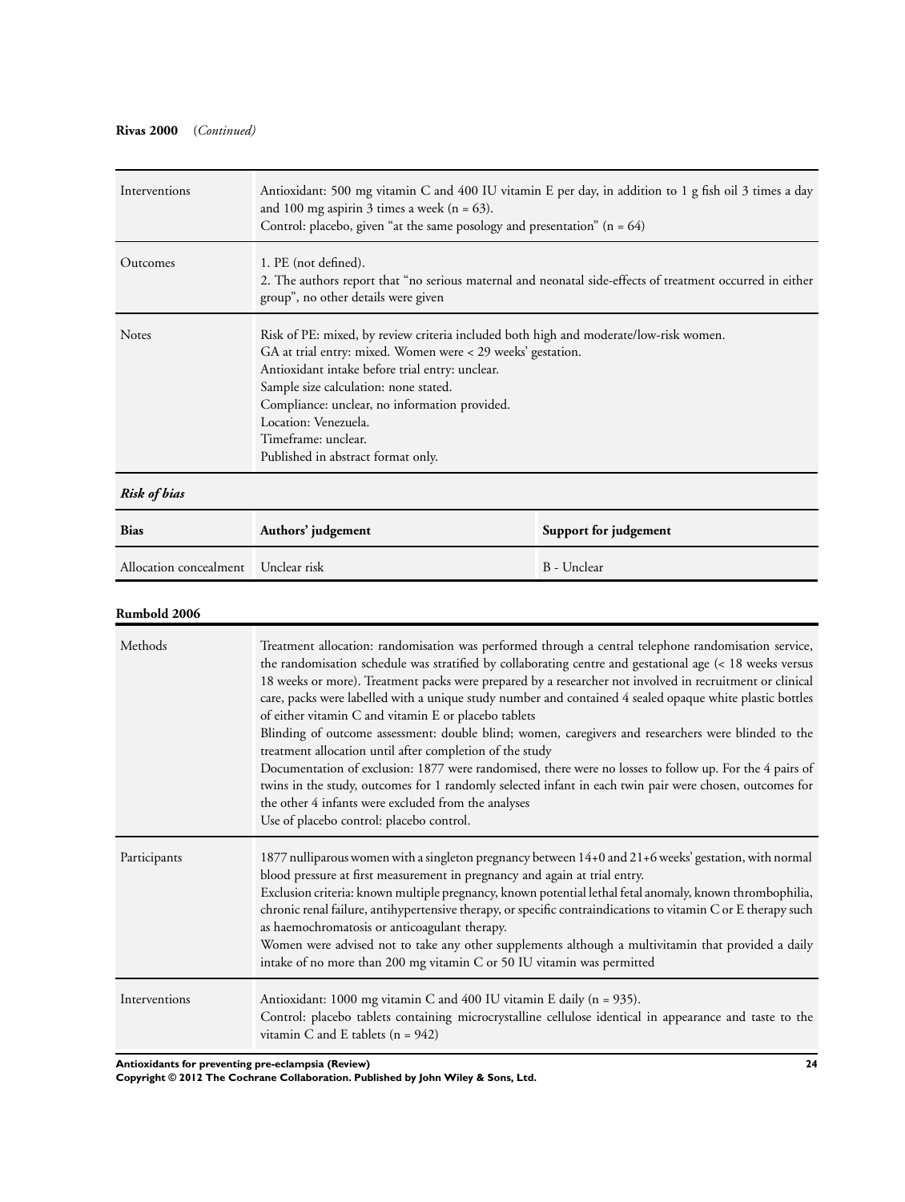**Rivas 2000** (*Continued*)

| | |
|---|---|
| Interventions | Antioxidant: 500 mg vitamin C and 400 IU vitamin E per day, in addition to 1 g fish oil 3 times a day and 100 mg aspirin 3 times a week (n = 63).<br>Control: placebo, given "at the same posology and presentation" (n = 64) |
| Outcomes | 1. PE (not defined).<br>2. The authors report that "no serious maternal and neonatal side-effects of treatment occurred in either group", no other details were given |
| Notes | Risk of PE: mixed, by review criteria included both high and moderate/low-risk women.<br>GA at trial entry: mixed. Women were < 29 weeks' gestation.<br>Antioxidant intake before trial entry: unclear.<br>Sample size calculation: none stated.<br>Compliance: unclear, no information provided.<br>Location: Venezuela.<br>Timeframe: unclear.<br>Published in abstract format only. |

***Risk of bias***

| Bias | Authors' judgement | Support for judgement |
|---|---|---|
| Allocation concealment | Unclear risk | B - Unclear |

**Rumbold 2006**

| | |
|---|---|
| Methods | Treatment allocation: randomisation was performed through a central telephone randomisation service, the randomisation schedule was stratified by collaborating centre and gestational age (< 18 weeks versus 18 weeks or more). Treatment packs were prepared by a researcher not involved in recruitment or clinical care, packs were labelled with a unique study number and contained 4 sealed opaque white plastic bottles of either vitamin C and vitamin E or placebo tablets<br>Blinding of outcome assessment: double blind; women, caregivers and researchers were blinded to the treatment allocation until after completion of the study<br>Documentation of exclusion: 1877 were randomised, there were no losses to follow up. For the 4 pairs of twins in the study, outcomes for 1 randomly selected infant in each twin pair were chosen, outcomes for the other 4 infants were excluded from the analyses<br>Use of placebo control: placebo control. |
| Participants | 1877 nulliparous women with a singleton pregnancy between 14+0 and 21+6 weeks' gestation, with normal blood pressure at first measurement in pregnancy and again at trial entry.<br>Exclusion criteria: known multiple pregnancy, known potential lethal fetal anomaly, known thrombophilia, chronic renal failure, antihypertensive therapy, or specific contraindications to vitamin C or E therapy such as haemochromatosis or anticoagulant therapy.<br>Women were advised not to take any other supplements although a multivitamin that provided a daily intake of no more than 200 mg vitamin C or 50 IU vitamin was permitted |
| Interventions | Antioxidant: 1000 mg vitamin C and 400 IU vitamin E daily (n = 935).<br>Control: placebo tablets containing microcrystalline cellulose identical in appearance and taste to the vitamin C and E tablets (n = 942) |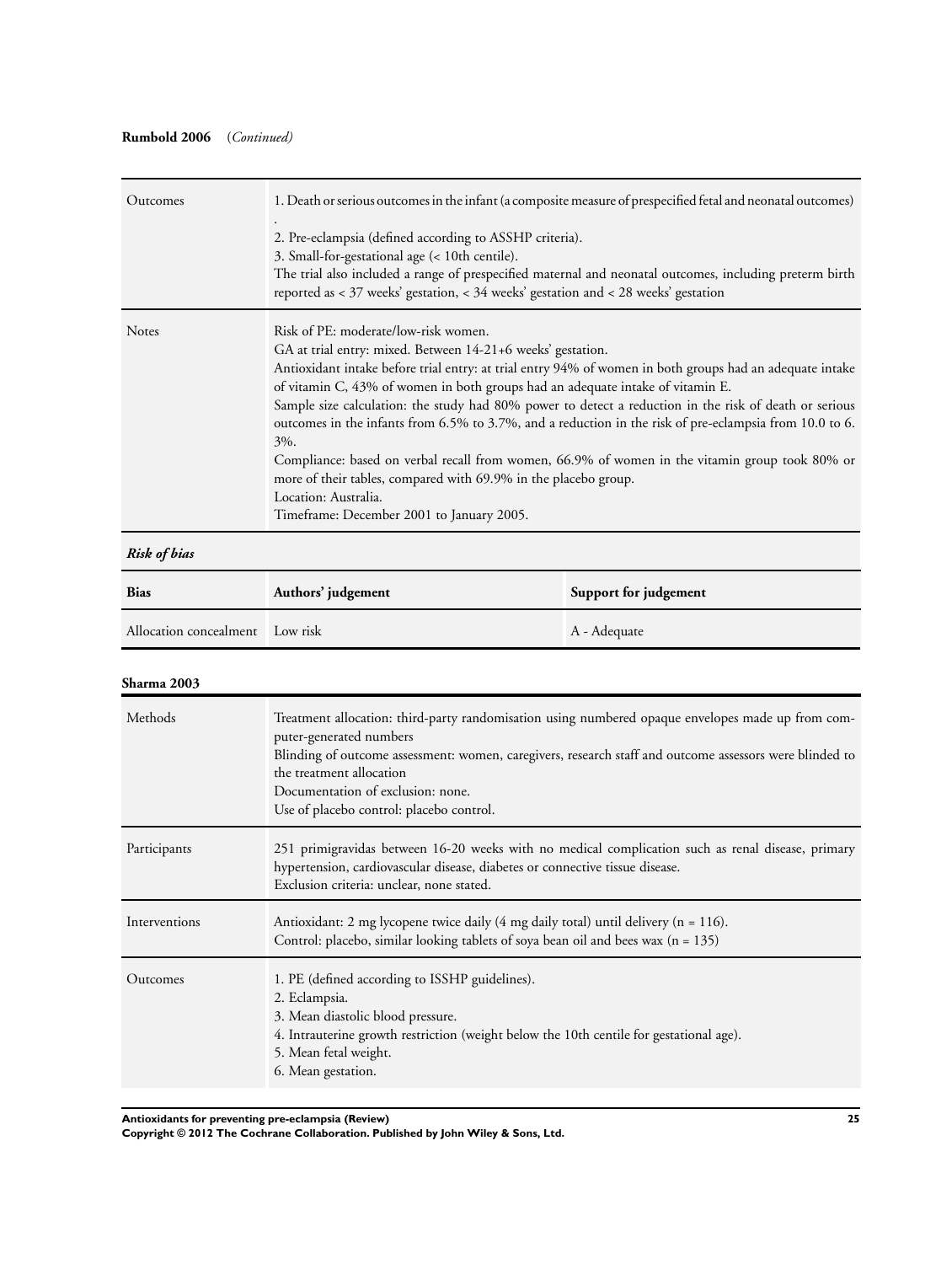**Rumbold 2006** (*Continued*)

| | |
|---|---|
| Outcomes | 1. Death or serious outcomes in the infant (a composite measure of prespecified fetal and neonatal outcomes)<br>.<br>2. Pre-eclampsia (defined according to ASSHP criteria).<br>3. Small-for-gestational age (< 10th centile).<br>The trial also included a range of prespecified maternal and neonatal outcomes, including preterm birth reported as < 37 weeks' gestation, < 34 weeks' gestation and < 28 weeks' gestation |
| Notes | Risk of PE: moderate/low-risk women.<br>GA at trial entry: mixed. Between 14-21+6 weeks' gestation.<br>Antioxidant intake before trial entry: at trial entry 94% of women in both groups had an adequate intake of vitamin C, 43% of women in both groups had an adequate intake of vitamin E.<br>Sample size calculation: the study had 80% power to detect a reduction in the risk of death or serious outcomes in the infants from 6.5% to 3.7%, and a reduction in the risk of pre-eclampsia from 10.0 to 6.3%.<br>Compliance: based on verbal recall from women, 66.9% of women in the vitamin group took 80% or more of their tables, compared with 69.9% in the placebo group.<br>Location: Australia.<br>Timeframe: December 2001 to January 2005. |

***Risk of bias***

| Bias | Authors' judgement | Support for judgement |
|---|---|---|
| Allocation concealment | Low risk | A - Adequate |

**Sharma 2003**

| | |
|---|---|
| Methods | Treatment allocation: third-party randomisation using numbered opaque envelopes made up from computer-generated numbers<br>Blinding of outcome assessment: women, caregivers, research staff and outcome assessors were blinded to the treatment allocation<br>Documentation of exclusion: none.<br>Use of placebo control: placebo control. |
| Participants | 251 primigravidas between 16-20 weeks with no medical complication such as renal disease, primary hypertension, cardiovascular disease, diabetes or connective tissue disease.<br>Exclusion criteria: unclear, none stated. |
| Interventions | Antioxidant: 2 mg lycopene twice daily (4 mg daily total) until delivery (n = 116).<br>Control: placebo, similar looking tablets of soya bean oil and bees wax (n = 135) |
| Outcomes | 1. PE (defined according to ISSHP guidelines).<br>2. Eclampsia.<br>3. Mean diastolic blood pressure.<br>4. Intrauterine growth restriction (weight below the 10th centile for gestational age).<br>5. Mean fetal weight.<br>6. Mean gestation. |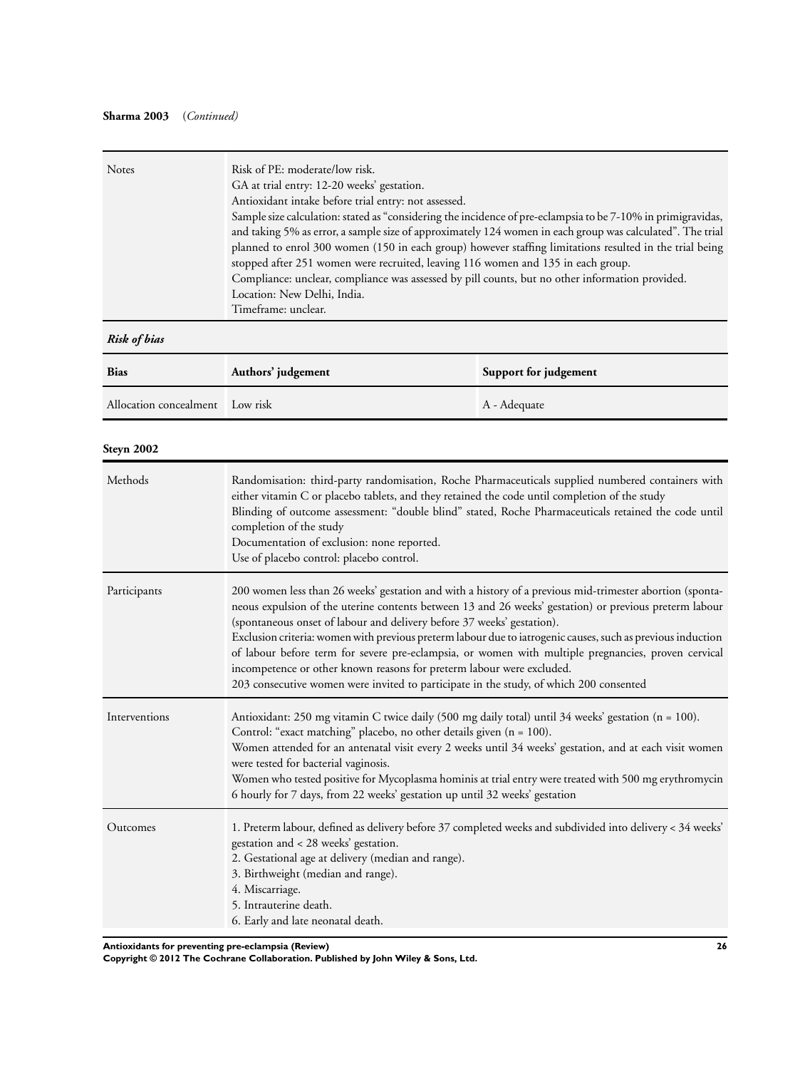**Sharma 2003** (*Continued*)

| | |
|---|---|
| Notes | Risk of PE: moderate/low risk.<br>GA at trial entry: 12-20 weeks' gestation.<br>Antioxidant intake before trial entry: not assessed.<br>Sample size calculation: stated as "considering the incidence of pre-eclampsia to be 7-10% in primigravidas, and taking 5% as error, a sample size of approximately 124 women in each group was calculated". The trial planned to enrol 300 women (150 in each group) however staffing limitations resulted in the trial being stopped after 251 women were recruited, leaving 116 women and 135 in each group.<br>Compliance: unclear, compliance was assessed by pill counts, but no other information provided.<br>Location: New Delhi, India.<br>Timeframe: unclear. |

***Risk of bias***

| Bias | Authors' judgement | Support for judgement |
|---|---|---|
| Allocation concealment | Low risk | A - Adequate |

**Steyn 2002**

| | |
|---|---|
| Methods | Randomisation: third-party randomisation, Roche Pharmaceuticals supplied numbered containers with either vitamin C or placebo tablets, and they retained the code until completion of the study<br>Blinding of outcome assessment: "double blind" stated, Roche Pharmaceuticals retained the code until completion of the study<br>Documentation of exclusion: none reported.<br>Use of placebo control: placebo control. |
| Participants | 200 women less than 26 weeks' gestation and with a history of a previous mid-trimester abortion (spontaneous expulsion of the uterine contents between 13 and 26 weeks' gestation) or previous preterm labour (spontaneous onset of labour and delivery before 37 weeks' gestation).<br>Exclusion criteria: women with previous preterm labour due to iatrogenic causes, such as previous induction of labour before term for severe pre-eclampsia, or women with multiple pregnancies, proven cervical incompetence or other known reasons for preterm labour were excluded.<br>203 consecutive women were invited to participate in the study, of which 200 consented |
| Interventions | Antioxidant: 250 mg vitamin C twice daily (500 mg daily total) until 34 weeks' gestation (n = 100).<br>Control: "exact matching" placebo, no other details given (n = 100).<br>Women attended for an antenatal visit every 2 weeks until 34 weeks' gestation, and at each visit women were tested for bacterial vaginosis.<br>Women who tested positive for Mycoplasma hominis at trial entry were treated with 500 mg erythromycin 6 hourly for 7 days, from 22 weeks' gestation up until 32 weeks' gestation |
| Outcomes | 1. Preterm labour, defined as delivery before 37 completed weeks and subdivided into delivery < 34 weeks' gestation and < 28 weeks' gestation.<br>2. Gestational age at delivery (median and range).<br>3. Birthweight (median and range).<br>4. Miscarriage.<br>5. Intrauterine death.<br>6. Early and late neonatal death. |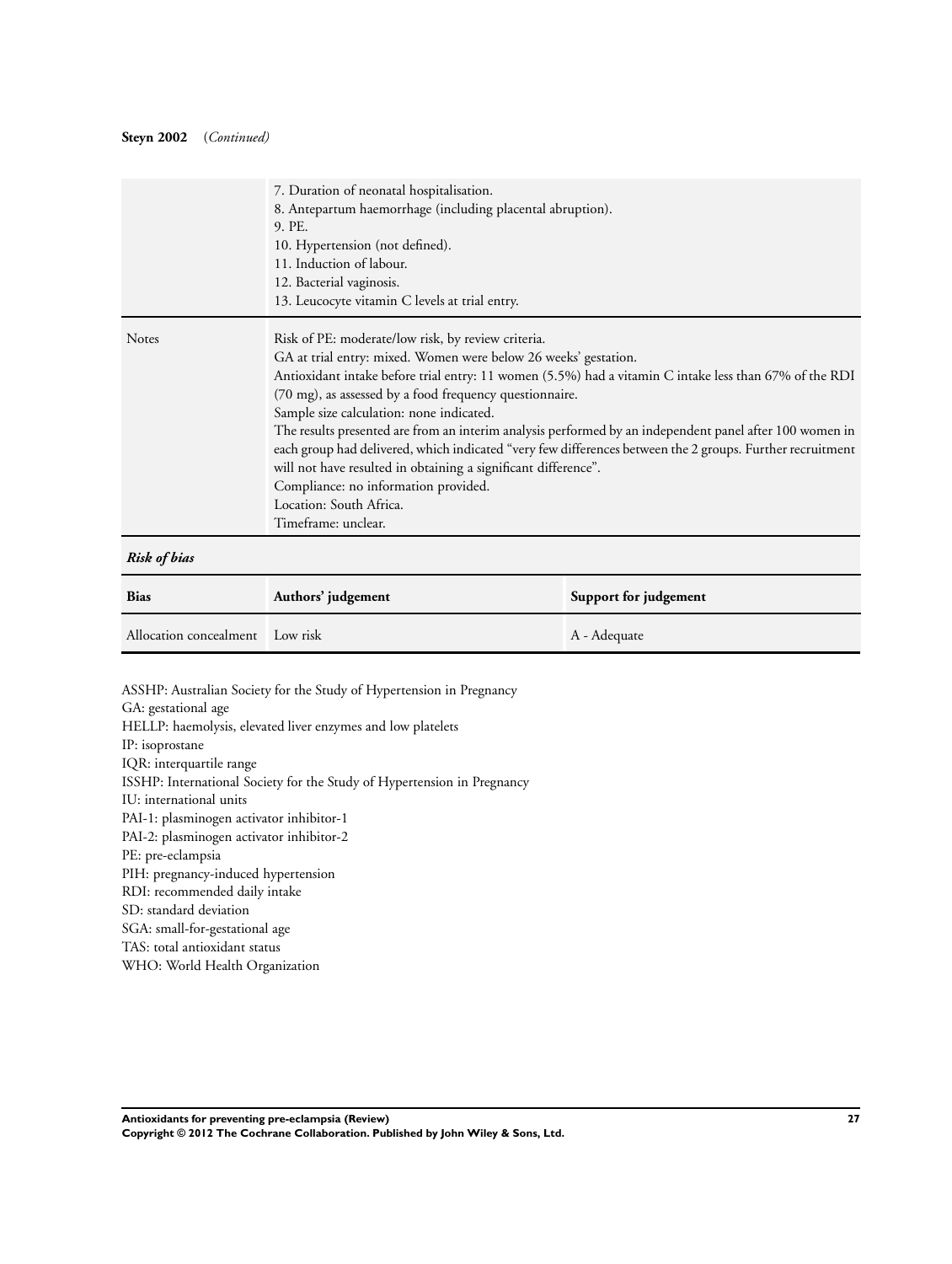**Steyn 2002** (*Continued*)

| | |
|---|---|
| | 7. Duration of neonatal hospitalisation.<br>8. Antepartum haemorrhage (including placental abruption).<br>9. PE.<br>10. Hypertension (not defined).<br>11. Induction of labour.<br>12. Bacterial vaginosis.<br>13. Leucocyte vitamin C levels at trial entry. |
| Notes | Risk of PE: moderate/low risk, by review criteria.<br>GA at trial entry: mixed. Women were below 26 weeks' gestation.<br>Antioxidant intake before trial entry: 11 women (5.5%) had a vitamin C intake less than 67% of the RDI (70 mg), as assessed by a food frequency questionnaire.<br>Sample size calculation: none indicated.<br>The results presented are from an interim analysis performed by an independent panel after 100 women in each group had delivered, which indicated "very few differences between the 2 groups. Further recruitment will not have resulted in obtaining a significant difference".<br>Compliance: no information provided.<br>Location: South Africa.<br>Timeframe: unclear. |

***Risk of bias***

| Bias | Authors' judgement | Support for judgement |
|---|---|---|
| Allocation concealment | Low risk | A - Adequate |

ASSHP: Australian Society for the Study of Hypertension in Pregnancy
GA: gestational age
HELLP: haemolysis, elevated liver enzymes and low platelets
IP: isoprostane
IQR: interquartile range
ISSHP: International Society for the Study of Hypertension in Pregnancy
IU: international units
PAI-1: plasminogen activator inhibitor-1
PAI-2: plasminogen activator inhibitor-2
PE: pre-eclampsia
PIH: pregnancy-induced hypertension
RDI: recommended daily intake
SD: standard deviation
SGA: small-for-gestational age
TAS: total antioxidant status
WHO: World Health Organization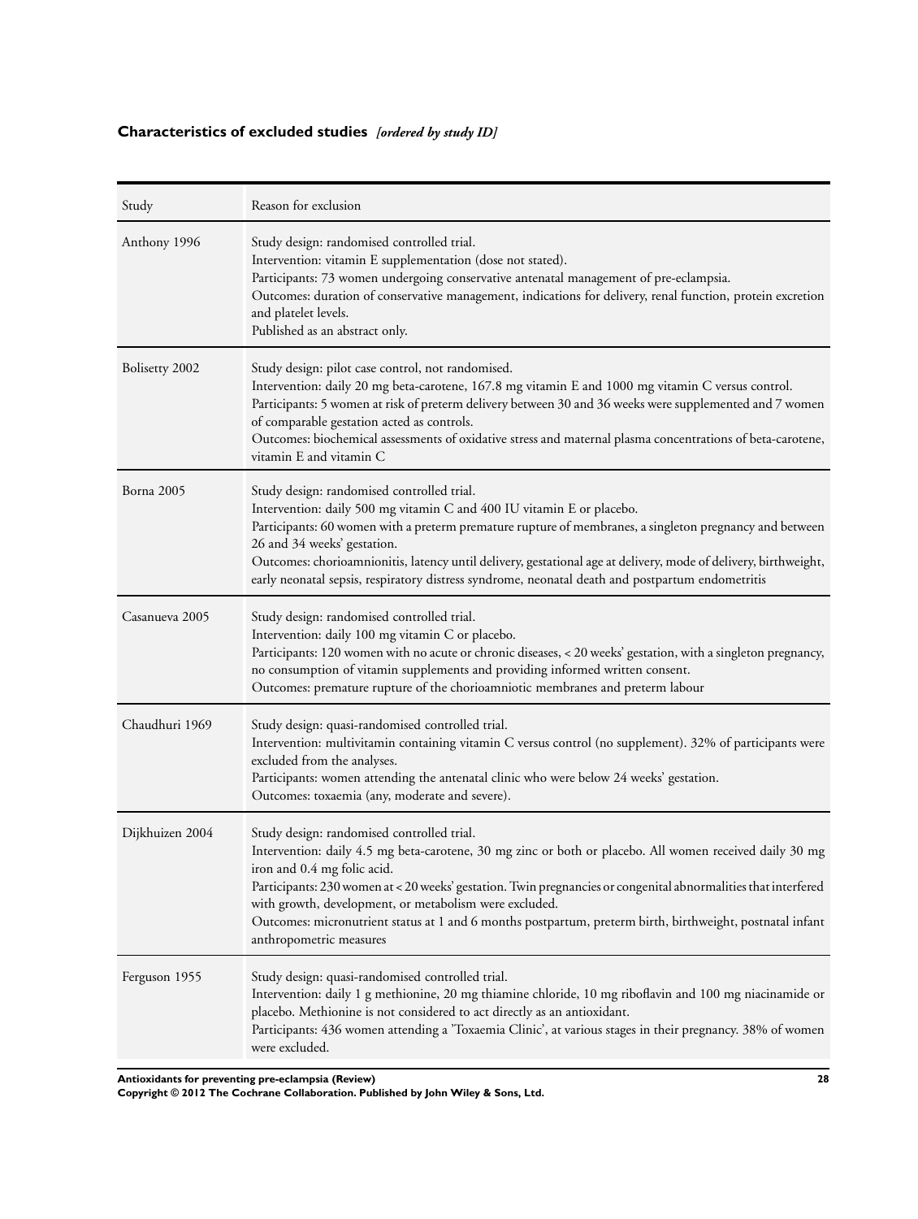### Characteristics of excluded studies *[ordered by study ID]*

| Study | Reason for exclusion |
|---|---|
| Anthony 1996 | Study design: randomised controlled trial.<br>Intervention: vitamin E supplementation (dose not stated).<br>Participants: 73 women undergoing conservative antenatal management of pre-eclampsia.<br>Outcomes: duration of conservative management, indications for delivery, renal function, protein excretion and platelet levels.<br>Published as an abstract only. |
| Bolisetty 2002 | Study design: pilot case control, not randomised.<br>Intervention: daily 20 mg beta-carotene, 167.8 mg vitamin E and 1000 mg vitamin C versus control.<br>Participants: 5 women at risk of preterm delivery between 30 and 36 weeks were supplemented and 7 women of comparable gestation acted as controls.<br>Outcomes: biochemical assessments of oxidative stress and maternal plasma concentrations of beta-carotene, vitamin E and vitamin C |
| Borna 2005 | Study design: randomised controlled trial.<br>Intervention: daily 500 mg vitamin C and 400 IU vitamin E or placebo.<br>Participants: 60 women with a preterm premature rupture of membranes, a singleton pregnancy and between 26 and 34 weeks' gestation.<br>Outcomes: chorioamnionitis, latency until delivery, gestational age at delivery, mode of delivery, birthweight, early neonatal sepsis, respiratory distress syndrome, neonatal death and postpartum endometritis |
| Casanueva 2005 | Study design: randomised controlled trial.<br>Intervention: daily 100 mg vitamin C or placebo.<br>Participants: 120 women with no acute or chronic diseases, < 20 weeks' gestation, with a singleton pregnancy, no consumption of vitamin supplements and providing informed written consent.<br>Outcomes: premature rupture of the chorioamniotic membranes and preterm labour |
| Chaudhuri 1969 | Study design: quasi-randomised controlled trial.<br>Intervention: multivitamin containing vitamin C versus control (no supplement). 32% of participants were excluded from the analyses.<br>Participants: women attending the antenatal clinic who were below 24 weeks' gestation.<br>Outcomes: toxaemia (any, moderate and severe). |
| Dijkhuizen 2004 | Study design: randomised controlled trial.<br>Intervention: daily 4.5 mg beta-carotene, 30 mg zinc or both or placebo. All women received daily 30 mg iron and 0.4 mg folic acid.<br>Participants: 230 women at < 20 weeks' gestation. Twin pregnancies or congenital abnormalities that interfered with growth, development, or metabolism were excluded.<br>Outcomes: micronutrient status at 1 and 6 months postpartum, preterm birth, birthweight, postnatal infant anthropometric measures |
| Ferguson 1955 | Study design: quasi-randomised controlled trial.<br>Intervention: daily 1 g methionine, 20 mg thiamine chloride, 10 mg riboflavin and 100 mg niacinamide or placebo. Methionine is not considered to act directly as an antioxidant.<br>Participants: 436 women attending a 'Toxaemia Clinic', at various stages in their pregnancy. 38% of women were excluded. |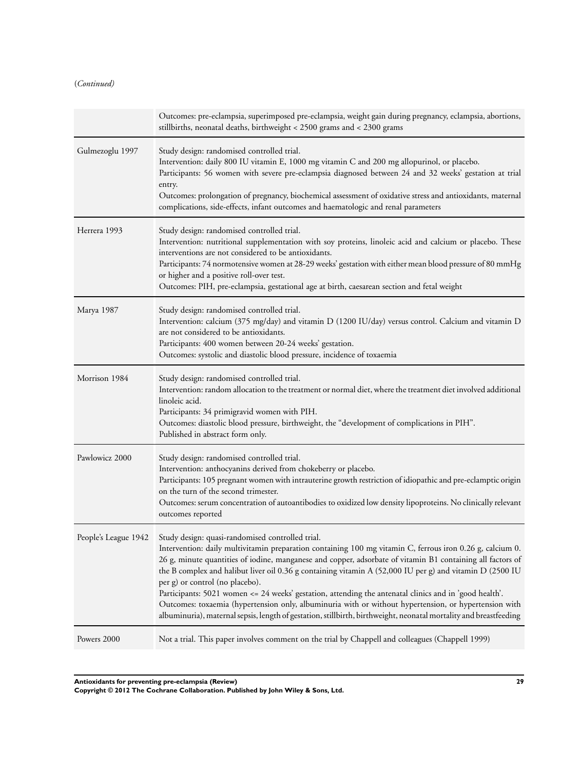(*Continued*)

| | |
|---|---|
| | Outcomes: pre-eclampsia, superimposed pre-eclampsia, weight gain during pregnancy, eclampsia, abortions, stillbirths, neonatal deaths, birthweight < 2500 grams and < 2300 grams |
| Gulmezoglu 1997 | Study design: randomised controlled trial.<br>Intervention: daily 800 IU vitamin E, 1000 mg vitamin C and 200 mg allopurinol, or placebo.<br>Participants: 56 women with severe pre-eclampsia diagnosed between 24 and 32 weeks' gestation at trial entry.<br>Outcomes: prolongation of pregnancy, biochemical assessment of oxidative stress and antioxidants, maternal complications, side-effects, infant outcomes and haematologic and renal parameters |
| Herrera 1993 | Study design: randomised controlled trial.<br>Intervention: nutritional supplementation with soy proteins, linoleic acid and calcium or placebo. These interventions are not considered to be antioxidants.<br>Participants: 74 normotensive women at 28-29 weeks' gestation with either mean blood pressure of 80 mmHg or higher and a positive roll-over test.<br>Outcomes: PIH, pre-eclampsia, gestational age at birth, caesarean section and fetal weight |
| Marya 1987 | Study design: randomised controlled trial.<br>Intervention: calcium (375 mg/day) and vitamin D (1200 IU/day) versus control. Calcium and vitamin D are not considered to be antioxidants.<br>Participants: 400 women between 20-24 weeks' gestation.<br>Outcomes: systolic and diastolic blood pressure, incidence of toxaemia |
| Morrison 1984 | Study design: randomised controlled trial.<br>Intervention: random allocation to the treatment or normal diet, where the treatment diet involved additional linoleic acid.<br>Participants: 34 primigravid women with PIH.<br>Outcomes: diastolic blood pressure, birthweight, the "development of complications in PIH".<br>Published in abstract form only. |
| Pawlowicz 2000 | Study design: randomised controlled trial.<br>Intervention: anthocyanins derived from chokeberry or placebo.<br>Participants: 105 pregnant women with intrauterine growth restriction of idiopathic and pre-eclamptic origin on the turn of the second trimester.<br>Outcomes: serum concentration of autoantibodies to oxidized low density lipoproteins. No clinically relevant outcomes reported |
| People's League 1942 | Study design: quasi-randomised controlled trial.<br>Intervention: daily multivitamin preparation containing 100 mg vitamin C, ferrous iron 0.26 g, calcium 0. 26 g, minute quantities of iodine, manganese and copper, adsorbate of vitamin B1 containing all factors of the B complex and halibut liver oil 0.36 g containing vitamin A (52,000 IU per g) and vitamin D (2500 IU per g) or control (no placebo).<br>Participants: 5021 women <= 24 weeks' gestation, attending the antenatal clinics and in 'good health'.<br>Outcomes: toxaemia (hypertension only, albuminuria with or without hypertension, or hypertension with albuminuria), maternal sepsis, length of gestation, stillbirth, birthweight, neonatal mortality and breastfeeding |
| Powers 2000 | Not a trial. This paper involves comment on the trial by Chappell and colleagues (Chappell 1999) |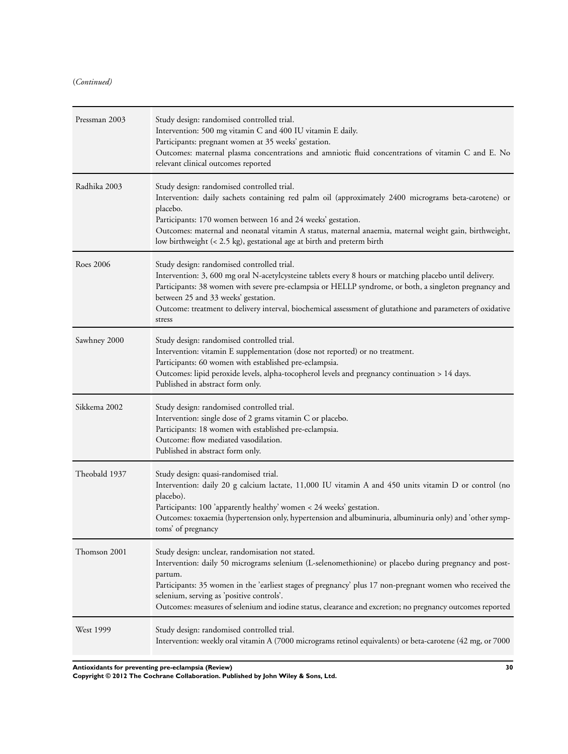(*Continued*)

| | |
|---|---|
| Pressman 2003 | Study design: randomised controlled trial.<br>Intervention: 500 mg vitamin C and 400 IU vitamin E daily.<br>Participants: pregnant women at 35 weeks' gestation.<br>Outcomes: maternal plasma concentrations and amniotic fluid concentrations of vitamin C and E. No relevant clinical outcomes reported |
| Radhika 2003 | Study design: randomised controlled trial.<br>Intervention: daily sachets containing red palm oil (approximately 2400 micrograms beta-carotene) or placebo.<br>Participants: 170 women between 16 and 24 weeks' gestation.<br>Outcomes: maternal and neonatal vitamin A status, maternal anaemia, maternal weight gain, birthweight, low birthweight (< 2.5 kg), gestational age at birth and preterm birth |
| Roes 2006 | Study design: randomised controlled trial.<br>Intervention: 3, 600 mg oral N-acetylcysteine tablets every 8 hours or matching placebo until delivery.<br>Participants: 38 women with severe pre-eclampsia or HELLP syndrome, or both, a singleton pregnancy and between 25 and 33 weeks' gestation.<br>Outcome: treatment to delivery interval, biochemical assessment of glutathione and parameters of oxidative stress |
| Sawhney 2000 | Study design: randomised controlled trial.<br>Intervention: vitamin E supplementation (dose not reported) or no treatment.<br>Participants: 60 women with established pre-eclampsia.<br>Outcomes: lipid peroxide levels, alpha-tocopherol levels and pregnancy continuation > 14 days.<br>Published in abstract form only. |
| Sikkema 2002 | Study design: randomised controlled trial.<br>Intervention: single dose of 2 grams vitamin C or placebo.<br>Participants: 18 women with established pre-eclampsia.<br>Outcome: flow mediated vasodilation.<br>Published in abstract form only. |
| Theobald 1937 | Study design: quasi-randomised trial.<br>Intervention: daily 20 g calcium lactate, 11,000 IU vitamin A and 450 units vitamin D or control (no placebo).<br>Participants: 100 'apparently healthy' women < 24 weeks' gestation.<br>Outcomes: toxaemia (hypertension only, hypertension and albuminuria, albuminuria only) and 'other symptoms' of pregnancy |
| Thomson 2001 | Study design: unclear, randomisation not stated.<br>Intervention: daily 50 micrograms selenium (L-selenomethionine) or placebo during pregnancy and postpartum.<br>Participants: 35 women in the 'earliest stages of pregnancy' plus 17 non-pregnant women who received the selenium, serving as 'positive controls'.<br>Outcomes: measures of selenium and iodine status, clearance and excretion; no pregnancy outcomes reported |
| West 1999 | Study design: randomised controlled trial.<br>Intervention: weekly oral vitamin A (7000 micrograms retinol equivalents) or beta-carotene (42 mg, or 7000 |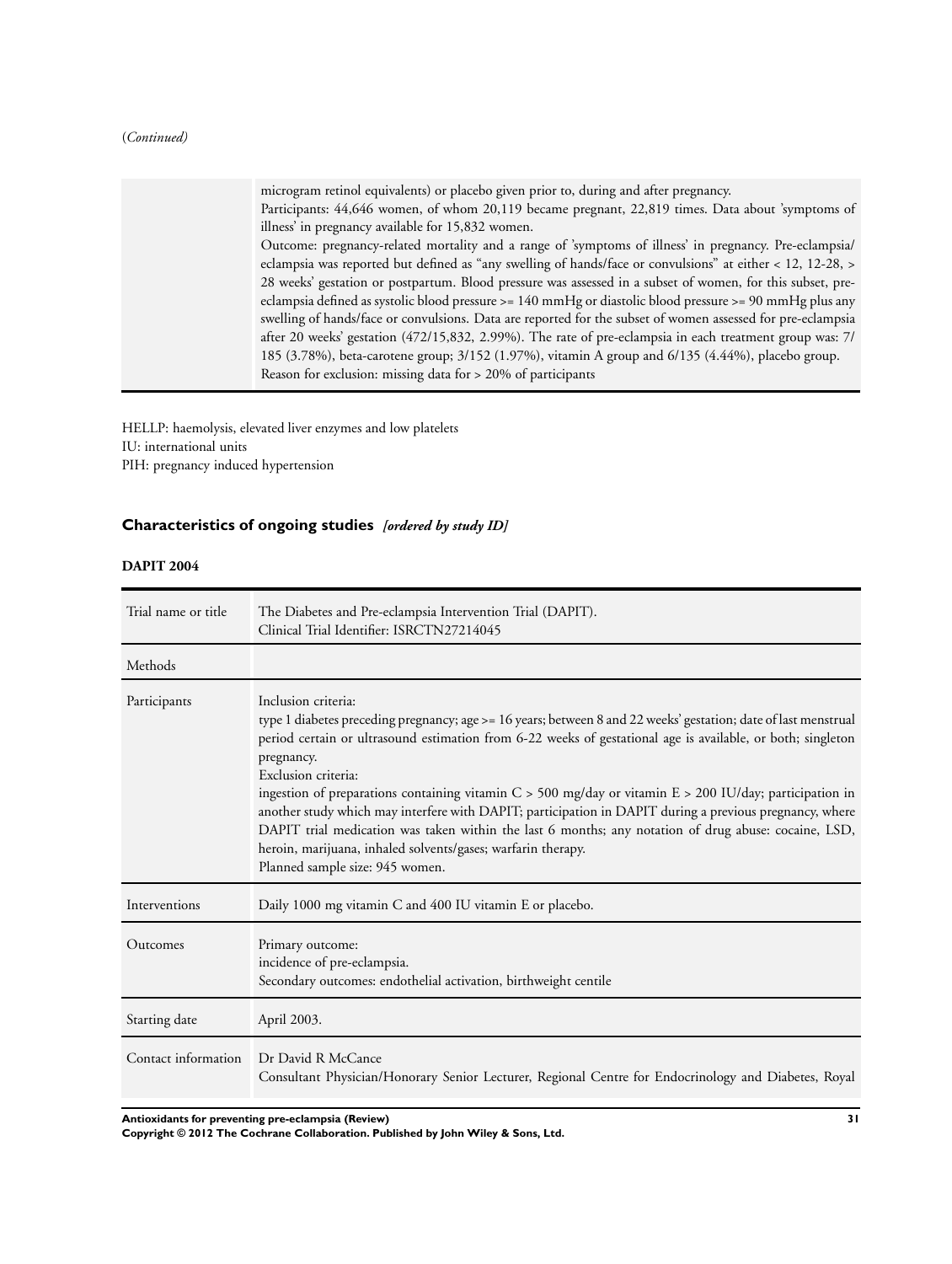(*Continued*)

| | |
|---|---|
| | microgram retinol equivalents) or placebo given prior to, during and after pregnancy.<br>Participants: 44,646 women, of whom 20,119 became pregnant, 22,819 times. Data about 'symptoms of illness' in pregnancy available for 15,832 women.<br>Outcome: pregnancy-related mortality and a range of 'symptoms of illness' in pregnancy. Pre-eclampsia/eclampsia was reported but defined as "any swelling of hands/face or convulsions" at either < 12, 12-28, > 28 weeks' gestation or postpartum. Blood pressure was assessed in a subset of women, for this subset, pre-eclampsia defined as systolic blood pressure >= 140 mmHg or diastolic blood pressure >= 90 mmHg plus any swelling of hands/face or convulsions. Data are reported for the subset of women assessed for pre-eclampsia after 20 weeks' gestation (472/15,832, 2.99%). The rate of pre-eclampsia in each treatment group was: 7/185 (3.78%), beta-carotene group; 3/152 (1.97%), vitamin A group and 6/135 (4.44%), placebo group.<br>Reason for exclusion: missing data for > 20% of participants |

HELLP: haemolysis, elevated liver enzymes and low platelets
IU: international units
PIH: pregnancy induced hypertension

## Characteristics of ongoing studies *[ordered by study ID]*

### DAPIT 2004

| | |
|---|---|
| Trial name or title | The Diabetes and Pre-eclampsia Intervention Trial (DAPIT).<br>Clinical Trial Identifier: ISRCTN27214045 |
| Methods | |
| Participants | Inclusion criteria:<br>type 1 diabetes preceding pregnancy; age >= 16 years; between 8 and 22 weeks' gestation; date of last menstrual period certain or ultrasound estimation from 6-22 weeks of gestational age is available, or both; singleton pregnancy.<br>Exclusion criteria:<br>ingestion of preparations containing vitamin C > 500 mg/day or vitamin E > 200 IU/day; participation in another study which may interfere with DAPIT; participation in DAPIT during a previous pregnancy, where DAPIT trial medication was taken within the last 6 months; any notation of drug abuse: cocaine, LSD, heroin, marijuana, inhaled solvents/gases; warfarin therapy.<br>Planned sample size: 945 women. |
| Interventions | Daily 1000 mg vitamin C and 400 IU vitamin E or placebo. |
| Outcomes | Primary outcome:<br>incidence of pre-eclampsia.<br>Secondary outcomes: endothelial activation, birthweight centile |
| Starting date | April 2003. |
| Contact information | Dr David R McCance<br>Consultant Physician/Honorary Senior Lecturer, Regional Centre for Endocrinology and Diabetes, Royal |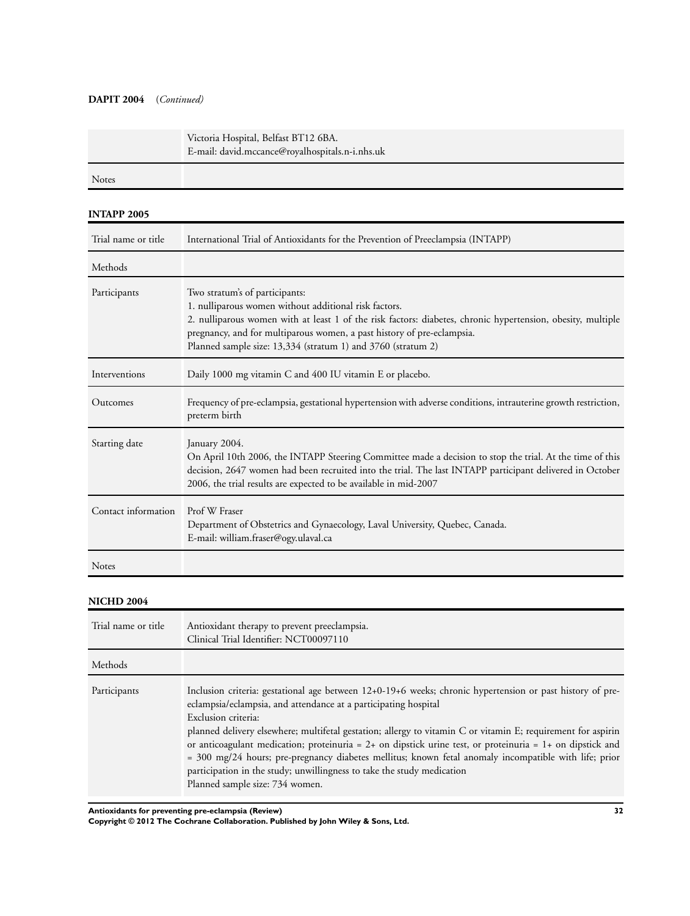**DAPIT 2004** (*Continued*)

| | |
|---|---|
| | Victoria Hospital, Belfast BT12 6BA.<br>E-mail: david.mccance@royalhospitals.n-i.nhs.uk |
| Notes | |

**INTAPP 2005**

| | |
|---|---|
| Trial name or title | International Trial of Antioxidants for the Prevention of Preeclampsia (INTAPP) |
| Methods | |
| Participants | Two stratum's of participants:<br>1. nulliparous women without additional risk factors.<br>2. nulliparous women with at least 1 of the risk factors: diabetes, chronic hypertension, obesity, multiple pregnancy, and for multiparous women, a past history of pre-eclampsia.<br>Planned sample size: 13,334 (stratum 1) and 3760 (stratum 2) |
| Interventions | Daily 1000 mg vitamin C and 400 IU vitamin E or placebo. |
| Outcomes | Frequency of pre-eclampsia, gestational hypertension with adverse conditions, intrauterine growth restriction, preterm birth |
| Starting date | January 2004.<br>On April 10th 2006, the INTAPP Steering Committee made a decision to stop the trial. At the time of this decision, 2647 women had been recruited into the trial. The last INTAPP participant delivered in October 2006, the trial results are expected to be available in mid-2007 |
| Contact information | Prof W Fraser<br>Department of Obstetrics and Gynaecology, Laval University, Quebec, Canada.<br>E-mail: william.fraser@ogy.ulaval.ca |
| Notes | |

**NICHD 2004**

| | |
|---|---|
| Trial name or title | Antioxidant therapy to prevent preeclampsia.<br>Clinical Trial Identifier: NCT00097110 |
| Methods | |
| Participants | Inclusion criteria: gestational age between 12+0-19+6 weeks; chronic hypertension or past history of pre-eclampsia/eclampsia, and attendance at a participating hospital<br>Exclusion criteria:<br>planned delivery elsewhere; multifetal gestation; allergy to vitamin C or vitamin E; requirement for aspirin or anticoagulant medication; proteinuria = 2+ on dipstick urine test, or proteinuria = 1+ on dipstick and = 300 mg/24 hours; pre-pregnancy diabetes mellitus; known fetal anomaly incompatible with life; prior participation in the study; unwillingness to take the study medication<br>Planned sample size: 734 women. |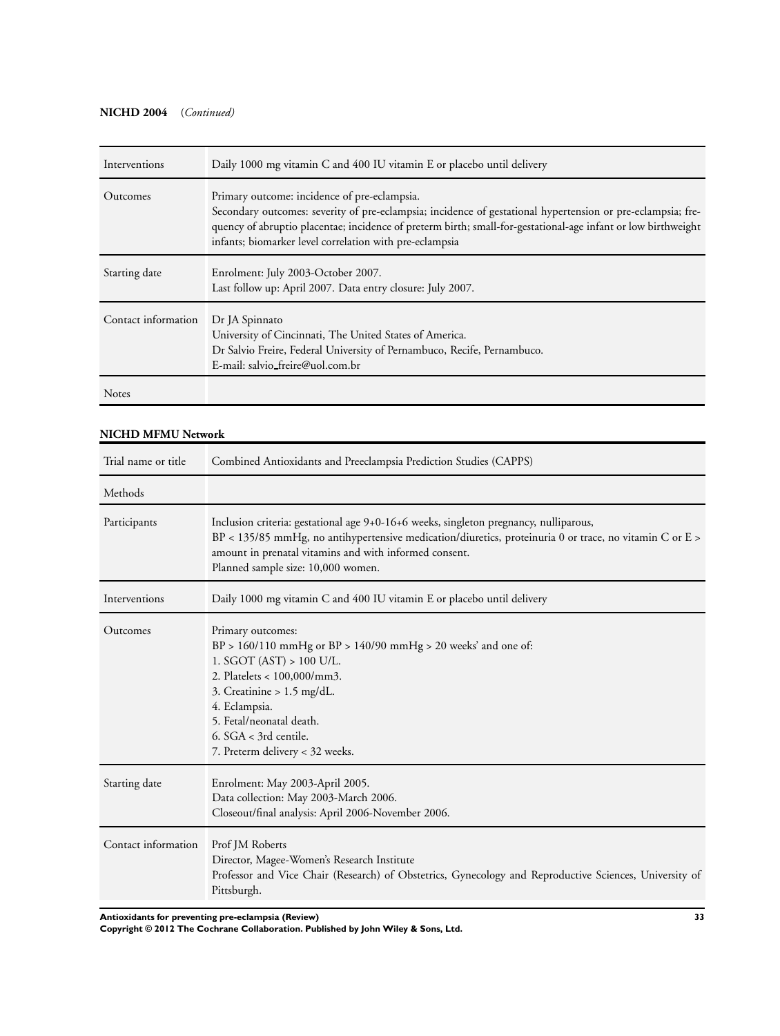**NICHD 2004** (*Continued*)

| | |
|---|---|
| Interventions | Daily 1000 mg vitamin C and 400 IU vitamin E or placebo until delivery |
| Outcomes | Primary outcome: incidence of pre-eclampsia.<br>Secondary outcomes: severity of pre-eclampsia; incidence of gestational hypertension or pre-eclampsia; frequency of abruptio placentae; incidence of preterm birth; small-for-gestational-age infant or low birthweight infants; biomarker level correlation with pre-eclampsia |
| Starting date | Enrolment: July 2003-October 2007.<br>Last follow up: April 2007. Data entry closure: July 2007. |
| Contact information | Dr JA Spinnato<br>University of Cincinnati, The United States of America.<br>Dr Salvio Freire, Federal University of Pernambuco, Recife, Pernambuco.<br>E-mail: salvio_freire@uol.com.br |
| Notes | |

**NICHD MFMU Network**

| | |
|---|---|
| Trial name or title | Combined Antioxidants and Preeclampsia Prediction Studies (CAPPS) |
| Methods | |
| Participants | Inclusion criteria: gestational age 9+0-16+6 weeks, singleton pregnancy, nulliparous,<br>BP < 135/85 mmHg, no antihypertensive medication/diuretics, proteinuria 0 or trace, no vitamin C or E > amount in prenatal vitamins and with informed consent.<br>Planned sample size: 10,000 women. |
| Interventions | Daily 1000 mg vitamin C and 400 IU vitamin E or placebo until delivery |
| Outcomes | Primary outcomes:<br>BP > 160/110 mmHg or BP > 140/90 mmHg > 20 weeks' and one of:<br>1. SGOT (AST) > 100 U/L.<br>2. Platelets < 100,000/mm3.<br>3. Creatinine > 1.5 mg/dL.<br>4. Eclampsia.<br>5. Fetal/neonatal death.<br>6. SGA < 3rd centile.<br>7. Preterm delivery < 32 weeks. |
| Starting date | Enrolment: May 2003-April 2005.<br>Data collection: May 2003-March 2006.<br>Closeout/final analysis: April 2006-November 2006. |
| Contact information | Prof JM Roberts<br>Director, Magee-Women's Research Institute<br>Professor and Vice Chair (Research) of Obstetrics, Gynecology and Reproductive Sciences, University of Pittsburgh. |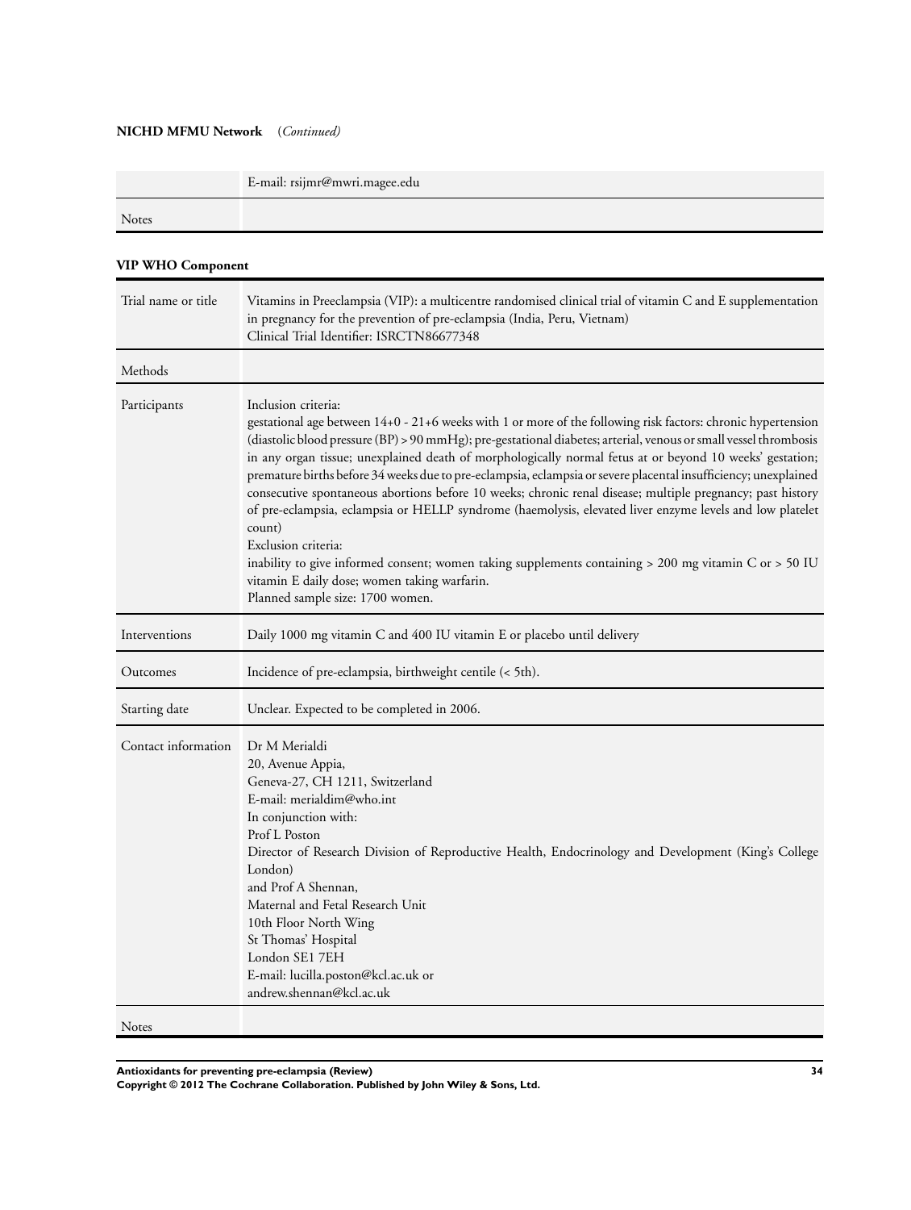**NICHD MFMU Network** (*Continued*)

| | |
|---|---|
| | E-mail: rsijmr@mwri.magee.edu |
| Notes | |

**VIP WHO Component**

| | |
|---|---|
| Trial name or title | Vitamins in Preeclampsia (VIP): a multicentre randomised clinical trial of vitamin C and E supplementation in pregnancy for the prevention of pre-eclampsia (India, Peru, Vietnam)<br>Clinical Trial Identifier: ISRCTN86677348 |
| Methods | |
| Participants | Inclusion criteria:<br>gestational age between 14+0 - 21+6 weeks with 1 or more of the following risk factors: chronic hypertension (diastolic blood pressure (BP) > 90 mmHg); pre-gestational diabetes; arterial, venous or small vessel thrombosis in any organ tissue; unexplained death of morphologically normal fetus at or beyond 10 weeks' gestation; premature births before 34 weeks due to pre-eclampsia, eclampsia or severe placental insufficiency; unexplained consecutive spontaneous abortions before 10 weeks; chronic renal disease; multiple pregnancy; past history of pre-eclampsia, eclampsia or HELLP syndrome (haemolysis, elevated liver enzyme levels and low platelet count)<br>Exclusion criteria:<br>inability to give informed consent; women taking supplements containing > 200 mg vitamin C or > 50 IU vitamin E daily dose; women taking warfarin.<br>Planned sample size: 1700 women. |
| Interventions | Daily 1000 mg vitamin C and 400 IU vitamin E or placebo until delivery |
| Outcomes | Incidence of pre-eclampsia, birthweight centile (< 5th). |
| Starting date | Unclear. Expected to be completed in 2006. |
| Contact information | Dr M Merialdi<br>20, Avenue Appia,<br>Geneva-27, CH 1211, Switzerland<br>E-mail: merialdim@who.int<br>In conjunction with:<br>Prof L Poston<br>Director of Research Division of Reproductive Health, Endocrinology and Development (King's College London)<br>and Prof A Shennan,<br>Maternal and Fetal Research Unit<br>10th Floor North Wing<br>St Thomas' Hospital<br>London SE1 7EH<br>E-mail: lucilla.poston@kcl.ac.uk or<br>andrew.shennan@kcl.ac.uk |
| Notes | |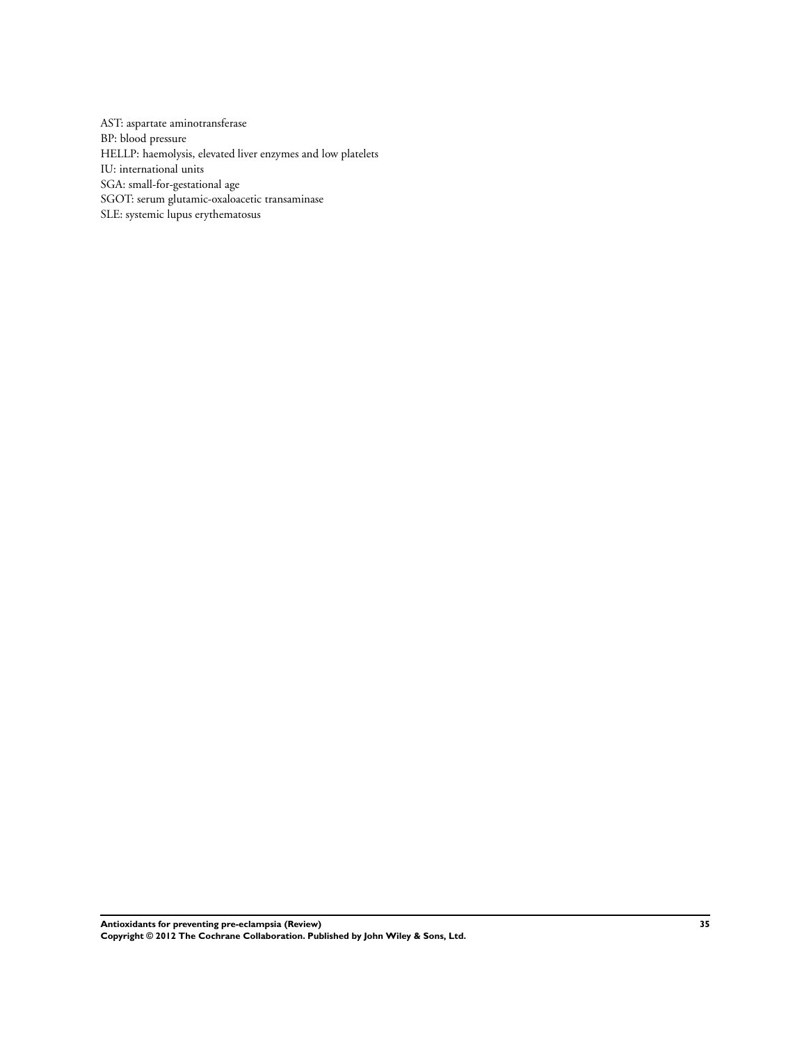AST: aspartate aminotransferase
BP: blood pressure
HELLP: haemolysis, elevated liver enzymes and low platelets
IU: international units
SGA: small-for-gestational age
SGOT: serum glutamic-oxaloacetic transaminase
SLE: systemic lupus erythematosus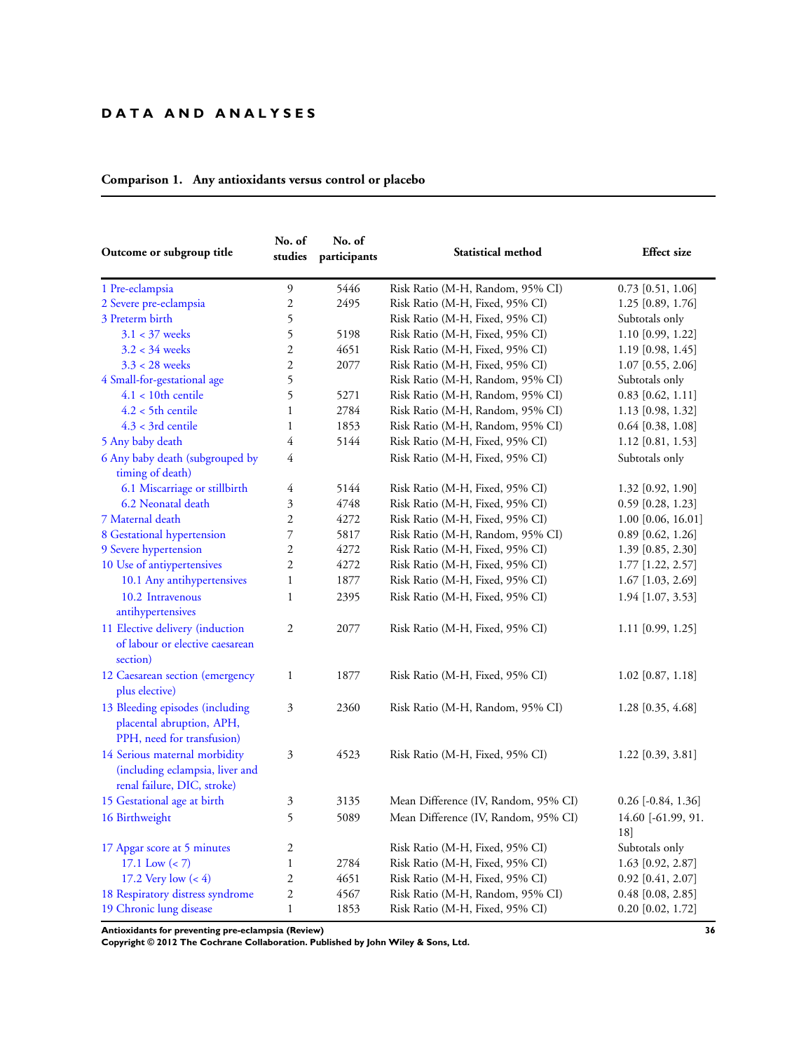# DATA AND ANALYSES

**Comparison 1. Any antioxidants versus control or placebo**

| Outcome or subgroup title | No. of studies | No. of participants | Statistical method | Effect size |
|---|---|---|---|---|
| 1 Pre-eclampsia | 9 | 5446 | Risk Ratio (M-H, Random, 95% CI) | 0.73 [0.51, 1.06] |
| 2 Severe pre-eclampsia | 2 | 2495 | Risk Ratio (M-H, Fixed, 95% CI) | 1.25 [0.89, 1.76] |
| 3 Preterm birth | 5 | | Risk Ratio (M-H, Fixed, 95% CI) | Subtotals only |
| 3.1 < 37 weeks | 5 | 5198 | Risk Ratio (M-H, Fixed, 95% CI) | 1.10 [0.99, 1.22] |
| 3.2 < 34 weeks | 2 | 4651 | Risk Ratio (M-H, Fixed, 95% CI) | 1.19 [0.98, 1.45] |
| 3.3 < 28 weeks | 2 | 2077 | Risk Ratio (M-H, Fixed, 95% CI) | 1.07 [0.55, 2.06] |
| 4 Small-for-gestational age | 5 | | Risk Ratio (M-H, Random, 95% CI) | Subtotals only |
| 4.1 < 10th centile | 5 | 5271 | Risk Ratio (M-H, Random, 95% CI) | 0.83 [0.62, 1.11] |
| 4.2 < 5th centile | 1 | 2784 | Risk Ratio (M-H, Random, 95% CI) | 1.13 [0.98, 1.32] |
| 4.3 < 3rd centile | 1 | 1853 | Risk Ratio (M-H, Random, 95% CI) | 0.64 [0.38, 1.08] |
| 5 Any baby death | 4 | 5144 | Risk Ratio (M-H, Fixed, 95% CI) | 1.12 [0.81, 1.53] |
| 6 Any baby death (subgrouped by timing of death) | 4 | | Risk Ratio (M-H, Fixed, 95% CI) | Subtotals only |
| 6.1 Miscarriage or stillbirth | 4 | 5144 | Risk Ratio (M-H, Fixed, 95% CI) | 1.32 [0.92, 1.90] |
| 6.2 Neonatal death | 3 | 4748 | Risk Ratio (M-H, Fixed, 95% CI) | 0.59 [0.28, 1.23] |
| 7 Maternal death | 2 | 4272 | Risk Ratio (M-H, Fixed, 95% CI) | 1.00 [0.06, 16.01] |
| 8 Gestational hypertension | 7 | 5817 | Risk Ratio (M-H, Random, 95% CI) | 0.89 [0.62, 1.26] |
| 9 Severe hypertension | 2 | 4272 | Risk Ratio (M-H, Fixed, 95% CI) | 1.39 [0.85, 2.30] |
| 10 Use of antiypertensives | 2 | 4272 | Risk Ratio (M-H, Fixed, 95% CI) | 1.77 [1.22, 2.57] |
| 10.1 Any antihypertensives | 1 | 1877 | Risk Ratio (M-H, Fixed, 95% CI) | 1.67 [1.03, 2.69] |
| 10.2 Intravenous antihypertensives | 1 | 2395 | Risk Ratio (M-H, Fixed, 95% CI) | 1.94 [1.07, 3.53] |
| 11 Elective delivery (induction of labour or elective caesarean section) | 2 | 2077 | Risk Ratio (M-H, Fixed, 95% CI) | 1.11 [0.99, 1.25] |
| 12 Caesarean section (emergency plus elective) | 1 | 1877 | Risk Ratio (M-H, Fixed, 95% CI) | 1.02 [0.87, 1.18] |
| 13 Bleeding episodes (including placental abruption, APH, PPH, need for transfusion) | 3 | 2360 | Risk Ratio (M-H, Random, 95% CI) | 1.28 [0.35, 4.68] |
| 14 Serious maternal morbidity (including eclampsia, liver and renal failure, DIC, stroke) | 3 | 4523 | Risk Ratio (M-H, Fixed, 95% CI) | 1.22 [0.39, 3.81] |
| 15 Gestational age at birth | 3 | 3135 | Mean Difference (IV, Random, 95% CI) | 0.26 [-0.84, 1.36] |
| 16 Birthweight | 5 | 5089 | Mean Difference (IV, Random, 95% CI) | 14.60 [-61.99, 91.18] |
| 17 Apgar score at 5 minutes | 2 | | Risk Ratio (M-H, Fixed, 95% CI) | Subtotals only |
| 17.1 Low (< 7) | 1 | 2784 | Risk Ratio (M-H, Fixed, 95% CI) | 1.63 [0.92, 2.87] |
| 17.2 Very low (< 4) | 2 | 4651 | Risk Ratio (M-H, Fixed, 95% CI) | 0.92 [0.41, 2.07] |
| 18 Respiratory distress syndrome | 2 | 4567 | Risk Ratio (M-H, Random, 95% CI) | 0.48 [0.08, 2.85] |
| 19 Chronic lung disease | 1 | 1853 | Risk Ratio (M-H, Fixed, 95% CI) | 0.20 [0.02, 1.72] |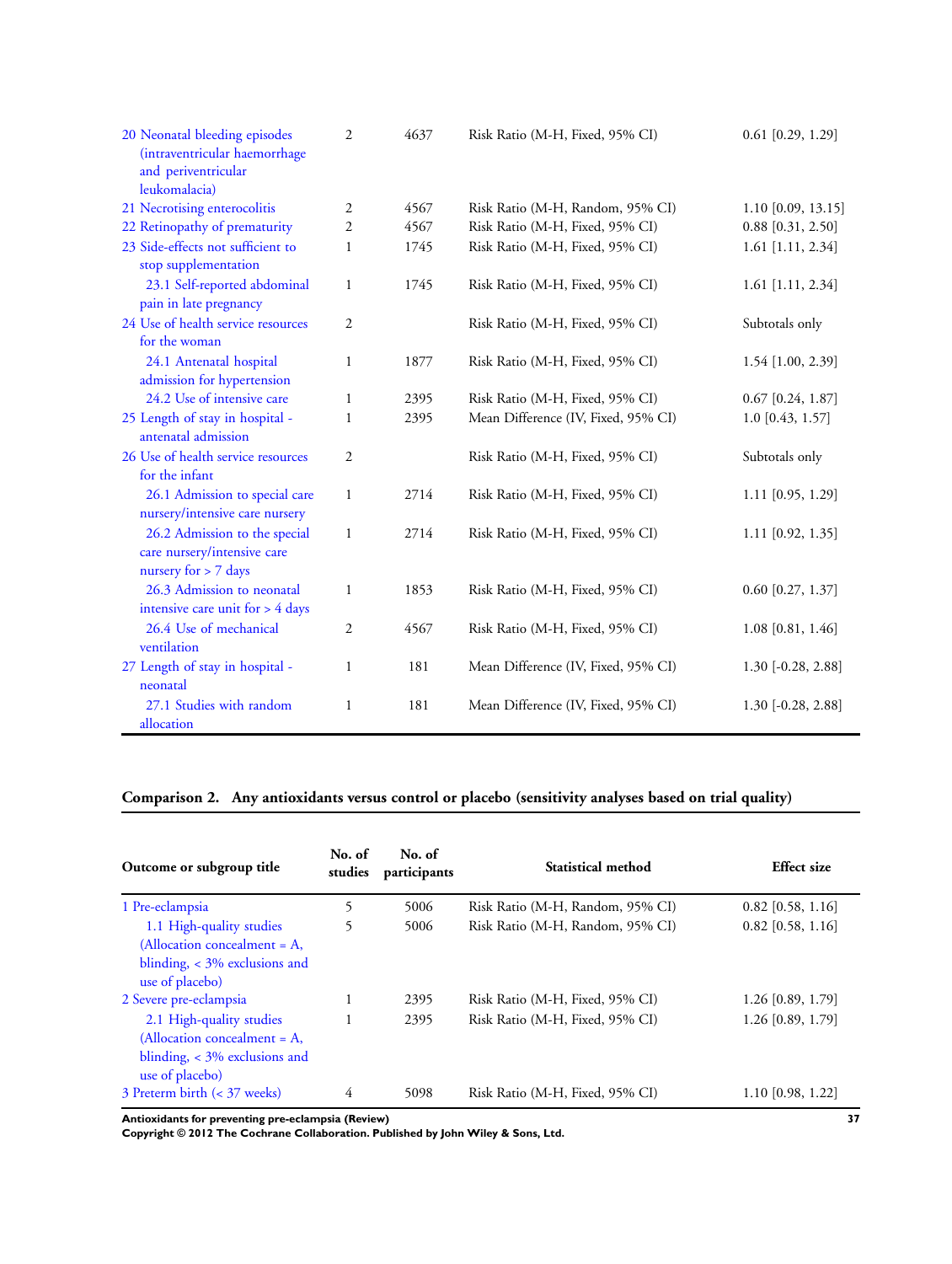| | | | | |
|---|---|---|---|---|
| 20 Neonatal bleeding episodes (intraventricular haemorrhage and periventricular leukomalacia) | 2 | 4637 | Risk Ratio (M-H, Fixed, 95% CI) | 0.61 [0.29, 1.29] |
| 21 Necrotising enterocolitis | 2 | 4567 | Risk Ratio (M-H, Random, 95% CI) | 1.10 [0.09, 13.15] |
| 22 Retinopathy of prematurity | 2 | 4567 | Risk Ratio (M-H, Fixed, 95% CI) | 0.88 [0.31, 2.50] |
| 23 Side-effects not sufficient to stop supplementation | 1 | 1745 | Risk Ratio (M-H, Fixed, 95% CI) | 1.61 [1.11, 2.34] |
| 23.1 Self-reported abdominal pain in late pregnancy | 1 | 1745 | Risk Ratio (M-H, Fixed, 95% CI) | 1.61 [1.11, 2.34] |
| 24 Use of health service resources for the woman | 2 | | Risk Ratio (M-H, Fixed, 95% CI) | Subtotals only |
| 24.1 Antenatal hospital admission for hypertension | 1 | 1877 | Risk Ratio (M-H, Fixed, 95% CI) | 1.54 [1.00, 2.39] |
| 24.2 Use of intensive care | 1 | 2395 | Risk Ratio (M-H, Fixed, 95% CI) | 0.67 [0.24, 1.87] |
| 25 Length of stay in hospital - antenatal admission | 1 | 2395 | Mean Difference (IV, Fixed, 95% CI) | 1.0 [0.43, 1.57] |
| 26 Use of health service resources for the infant | 2 | | Risk Ratio (M-H, Fixed, 95% CI) | Subtotals only |
| 26.1 Admission to special care nursery/intensive care nursery | 1 | 2714 | Risk Ratio (M-H, Fixed, 95% CI) | 1.11 [0.95, 1.29] |
| 26.2 Admission to the special care nursery/intensive care nursery for > 7 days | 1 | 2714 | Risk Ratio (M-H, Fixed, 95% CI) | 1.11 [0.92, 1.35] |
| 26.3 Admission to neonatal intensive care unit for > 4 days | 1 | 1853 | Risk Ratio (M-H, Fixed, 95% CI) | 0.60 [0.27, 1.37] |
| 26.4 Use of mechanical ventilation | 2 | 4567 | Risk Ratio (M-H, Fixed, 95% CI) | 1.08 [0.81, 1.46] |
| 27 Length of stay in hospital - neonatal | 1 | 181 | Mean Difference (IV, Fixed, 95% CI) | 1.30 [-0.28, 2.88] |
| 27.1 Studies with random allocation | 1 | 181 | Mean Difference (IV, Fixed, 95% CI) | 1.30 [-0.28, 2.88] |

### Comparison 2. Any antioxidants versus control or placebo (sensitivity analyses based on trial quality)

| Outcome or subgroup title | No. of studies | No. of participants | Statistical method | Effect size |
|---|---|---|---|---|
| 1 Pre-eclampsia | 5 | 5006 | Risk Ratio (M-H, Random, 95% CI) | 0.82 [0.58, 1.16] |
| 1.1 High-quality studies (Allocation concealment = A, blinding, < 3% exclusions and use of placebo) | 5 | 5006 | Risk Ratio (M-H, Random, 95% CI) | 0.82 [0.58, 1.16] |
| 2 Severe pre-eclampsia | 1 | 2395 | Risk Ratio (M-H, Fixed, 95% CI) | 1.26 [0.89, 1.79] |
| 2.1 High-quality studies (Allocation concealment = A, blinding, < 3% exclusions and use of placebo) | 1 | 2395 | Risk Ratio (M-H, Fixed, 95% CI) | 1.26 [0.89, 1.79] |
| 3 Preterm birth (< 37 weeks) | 4 | 5098 | Risk Ratio (M-H, Fixed, 95% CI) | 1.10 [0.98, 1.22] |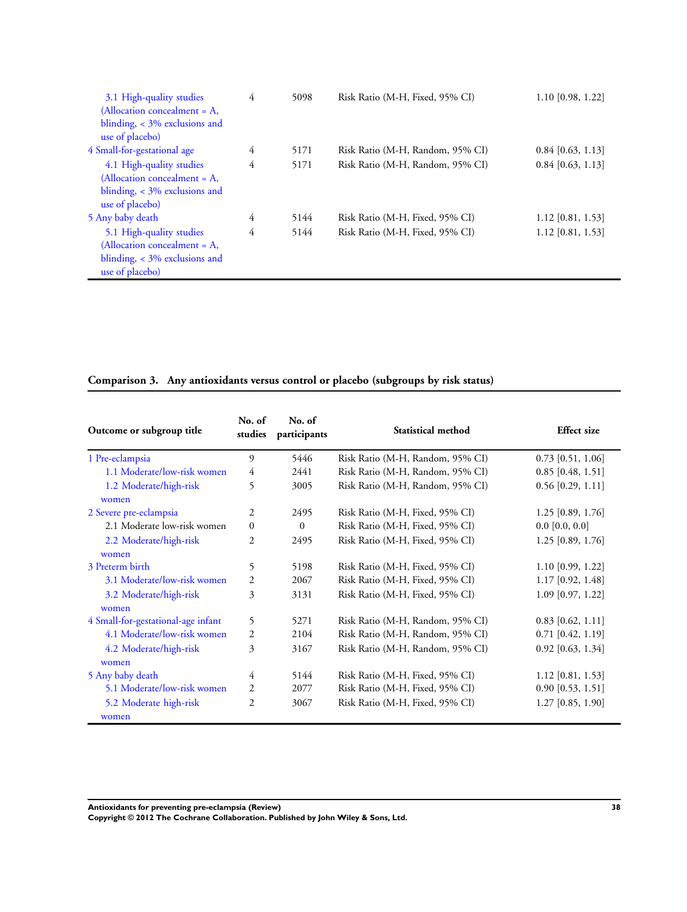| Outcome or subgroup title | No. of studies | No. of participants | Statistical method | Effect size |
|---|---|---|---|---|
| 3.1 High-quality studies (Allocation concealment = A, blinding, < 3% exclusions and use of placebo) | 4 | 5098 | Risk Ratio (M-H, Fixed, 95% CI) | 1.10 [0.98, 1.22] |
| 4 Small-for-gestational age | 4 | 5171 | Risk Ratio (M-H, Random, 95% CI) | 0.84 [0.63, 1.13] |
| 4.1 High-quality studies (Allocation concealment = A, blinding, < 3% exclusions and use of placebo) | 4 | 5171 | Risk Ratio (M-H, Random, 95% CI) | 0.84 [0.63, 1.13] |
| 5 Any baby death | 4 | 5144 | Risk Ratio (M-H, Fixed, 95% CI) | 1.12 [0.81, 1.53] |
| 5.1 High-quality studies (Allocation concealment = A, blinding, < 3% exclusions and use of placebo) | 4 | 5144 | Risk Ratio (M-H, Fixed, 95% CI) | 1.12 [0.81, 1.53] |

**Comparison 3. Any antioxidants versus control or placebo (subgroups by risk status)**

| Outcome or subgroup title | No. of studies | No. of participants | Statistical method | Effect size |
|---|---|---|---|---|
| 1 Pre-eclampsia | 9 | 5446 | Risk Ratio (M-H, Random, 95% CI) | 0.73 [0.51, 1.06] |
| 1.1 Moderate/low-risk women | 4 | 2441 | Risk Ratio (M-H, Random, 95% CI) | 0.85 [0.48, 1.51] |
| 1.2 Moderate/high-risk women | 5 | 3005 | Risk Ratio (M-H, Random, 95% CI) | 0.56 [0.29, 1.11] |
| 2 Severe pre-eclampsia | 2 | 2495 | Risk Ratio (M-H, Fixed, 95% CI) | 1.25 [0.89, 1.76] |
| 2.1 Moderate low-risk women | 0 | 0 | Risk Ratio (M-H, Fixed, 95% CI) | 0.0 [0.0, 0.0] |
| 2.2 Moderate/high-risk women | 2 | 2495 | Risk Ratio (M-H, Fixed, 95% CI) | 1.25 [0.89, 1.76] |
| 3 Preterm birth | 5 | 5198 | Risk Ratio (M-H, Fixed, 95% CI) | 1.10 [0.99, 1.22] |
| 3.1 Moderate/low-risk women | 2 | 2067 | Risk Ratio (M-H, Fixed, 95% CI) | 1.17 [0.92, 1.48] |
| 3.2 Moderate/high-risk women | 3 | 3131 | Risk Ratio (M-H, Fixed, 95% CI) | 1.09 [0.97, 1.22] |
| 4 Small-for-gestational-age infant | 5 | 5271 | Risk Ratio (M-H, Random, 95% CI) | 0.83 [0.62, 1.11] |
| 4.1 Moderate/low-risk women | 2 | 2104 | Risk Ratio (M-H, Random, 95% CI) | 0.71 [0.42, 1.19] |
| 4.2 Moderate/high-risk women | 3 | 3167 | Risk Ratio (M-H, Random, 95% CI) | 0.92 [0.63, 1.34] |
| 5 Any baby death | 4 | 5144 | Risk Ratio (M-H, Fixed, 95% CI) | 1.12 [0.81, 1.53] |
| 5.1 Moderate/low-risk women | 2 | 2077 | Risk Ratio (M-H, Fixed, 95% CI) | 0.90 [0.53, 1.51] |
| 5.2 Moderate high-risk women | 2 | 3067 | Risk Ratio (M-H, Fixed, 95% CI) | 1.27 [0.85, 1.90] |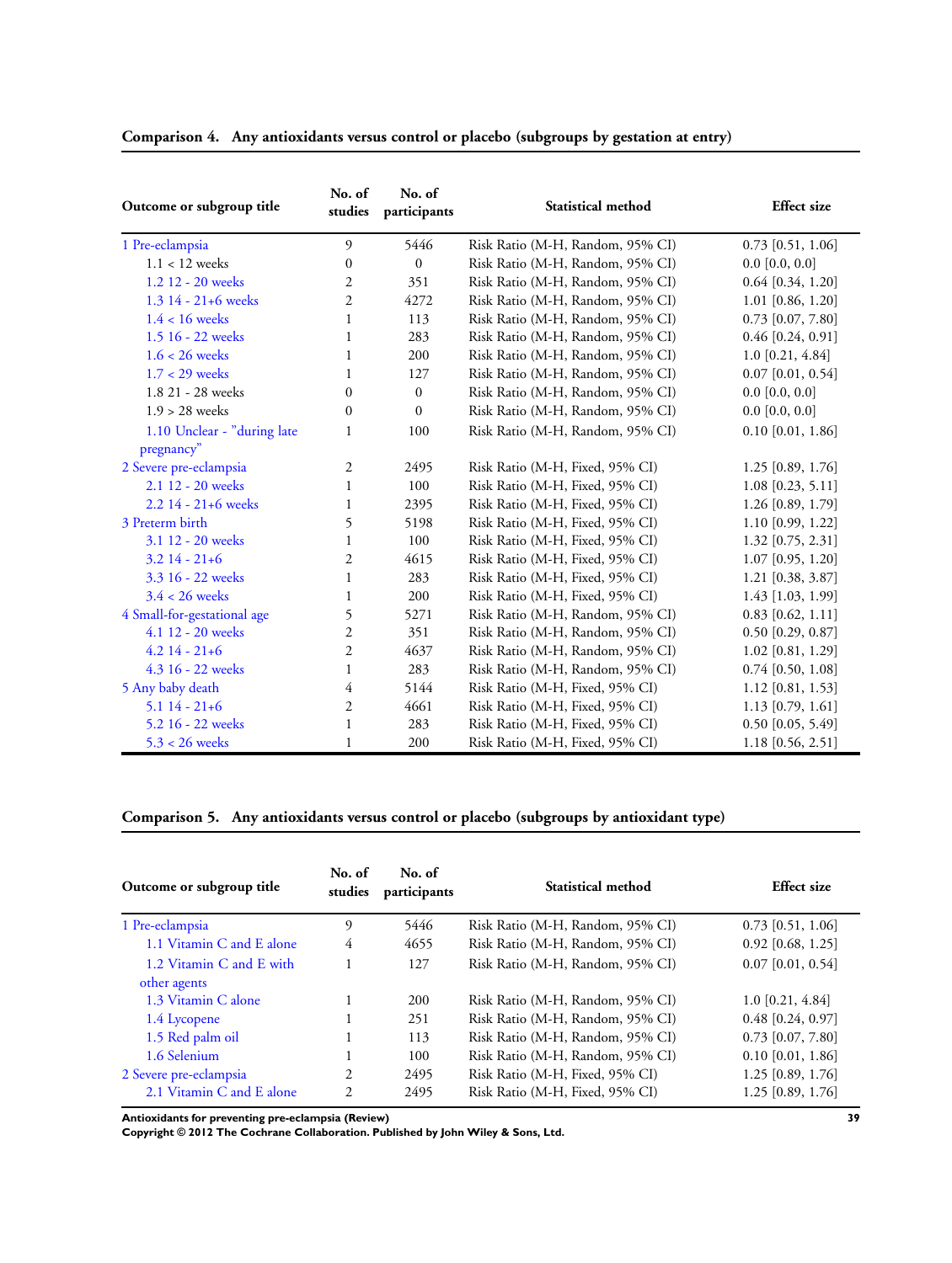### Comparison 4. Any antioxidants versus control or placebo (subgroups by gestation at entry)

| Outcome or subgroup title | No. of studies | No. of participants | Statistical method | Effect size |
|---|---|---|---|---|
| 1 Pre-eclampsia | 9 | 5446 | Risk Ratio (M-H, Random, 95% CI) | 0.73 [0.51, 1.06] |
| 1.1 < 12 weeks | 0 | 0 | Risk Ratio (M-H, Random, 95% CI) | 0.0 [0.0, 0.0] |
| 1.2 12 - 20 weeks | 2 | 351 | Risk Ratio (M-H, Random, 95% CI) | 0.64 [0.34, 1.20] |
| 1.3 14 - 21+6 weeks | 2 | 4272 | Risk Ratio (M-H, Random, 95% CI) | 1.01 [0.86, 1.20] |
| 1.4 < 16 weeks | 1 | 113 | Risk Ratio (M-H, Random, 95% CI) | 0.73 [0.07, 7.80] |
| 1.5 16 - 22 weeks | 1 | 283 | Risk Ratio (M-H, Random, 95% CI) | 0.46 [0.24, 0.91] |
| 1.6 < 26 weeks | 1 | 200 | Risk Ratio (M-H, Random, 95% CI) | 1.0 [0.21, 4.84] |
| 1.7 < 29 weeks | 1 | 127 | Risk Ratio (M-H, Random, 95% CI) | 0.07 [0.01, 0.54] |
| 1.8 21 - 28 weeks | 0 | 0 | Risk Ratio (M-H, Random, 95% CI) | 0.0 [0.0, 0.0] |
| 1.9 > 28 weeks | 0 | 0 | Risk Ratio (M-H, Random, 95% CI) | 0.0 [0.0, 0.0] |
| 1.10 Unclear - "during late pregnancy" | 1 | 100 | Risk Ratio (M-H, Random, 95% CI) | 0.10 [0.01, 1.86] |
| 2 Severe pre-eclampsia | 2 | 2495 | Risk Ratio (M-H, Fixed, 95% CI) | 1.25 [0.89, 1.76] |
| 2.1 12 - 20 weeks | 1 | 100 | Risk Ratio (M-H, Fixed, 95% CI) | 1.08 [0.23, 5.11] |
| 2.2 14 - 21+6 weeks | 1 | 2395 | Risk Ratio (M-H, Fixed, 95% CI) | 1.26 [0.89, 1.79] |
| 3 Preterm birth | 5 | 5198 | Risk Ratio (M-H, Fixed, 95% CI) | 1.10 [0.99, 1.22] |
| 3.1 12 - 20 weeks | 1 | 100 | Risk Ratio (M-H, Fixed, 95% CI) | 1.32 [0.75, 2.31] |
| 3.2 14 - 21+6 | 2 | 4615 | Risk Ratio (M-H, Fixed, 95% CI) | 1.07 [0.95, 1.20] |
| 3.3 16 - 22 weeks | 1 | 283 | Risk Ratio (M-H, Fixed, 95% CI) | 1.21 [0.38, 3.87] |
| 3.4 < 26 weeks | 1 | 200 | Risk Ratio (M-H, Fixed, 95% CI) | 1.43 [1.03, 1.99] |
| 4 Small-for-gestational age | 5 | 5271 | Risk Ratio (M-H, Random, 95% CI) | 0.83 [0.62, 1.11] |
| 4.1 12 - 20 weeks | 2 | 351 | Risk Ratio (M-H, Random, 95% CI) | 0.50 [0.29, 0.87] |
| 4.2 14 - 21+6 | 2 | 4637 | Risk Ratio (M-H, Random, 95% CI) | 1.02 [0.81, 1.29] |
| 4.3 16 - 22 weeks | 1 | 283 | Risk Ratio (M-H, Random, 95% CI) | 0.74 [0.50, 1.08] |
| 5 Any baby death | 4 | 5144 | Risk Ratio (M-H, Fixed, 95% CI) | 1.12 [0.81, 1.53] |
| 5.1 14 - 21+6 | 2 | 4661 | Risk Ratio (M-H, Fixed, 95% CI) | 1.13 [0.79, 1.61] |
| 5.2 16 - 22 weeks | 1 | 283 | Risk Ratio (M-H, Fixed, 95% CI) | 0.50 [0.05, 5.49] |
| 5.3 < 26 weeks | 1 | 200 | Risk Ratio (M-H, Fixed, 95% CI) | 1.18 [0.56, 2.51] |

### Comparison 5. Any antioxidants versus control or placebo (subgroups by antioxidant type)

| Outcome or subgroup title | No. of studies | No. of participants | Statistical method | Effect size |
|---|---|---|---|---|
| 1 Pre-eclampsia | 9 | 5446 | Risk Ratio (M-H, Random, 95% CI) | 0.73 [0.51, 1.06] |
| 1.1 Vitamin C and E alone | 4 | 4655 | Risk Ratio (M-H, Random, 95% CI) | 0.92 [0.68, 1.25] |
| 1.2 Vitamin C and E with other agents | 1 | 127 | Risk Ratio (M-H, Random, 95% CI) | 0.07 [0.01, 0.54] |
| 1.3 Vitamin C alone | 1 | 200 | Risk Ratio (M-H, Random, 95% CI) | 1.0 [0.21, 4.84] |
| 1.4 Lycopene | 1 | 251 | Risk Ratio (M-H, Random, 95% CI) | 0.48 [0.24, 0.97] |
| 1.5 Red palm oil | 1 | 113 | Risk Ratio (M-H, Random, 95% CI) | 0.73 [0.07, 7.80] |
| 1.6 Selenium | 1 | 100 | Risk Ratio (M-H, Random, 95% CI) | 0.10 [0.01, 1.86] |
| 2 Severe pre-eclampsia | 2 | 2495 | Risk Ratio (M-H, Fixed, 95% CI) | 1.25 [0.89, 1.76] |
| 2.1 Vitamin C and E alone | 2 | 2495 | Risk Ratio (M-H, Fixed, 95% CI) | 1.25 [0.89, 1.76] |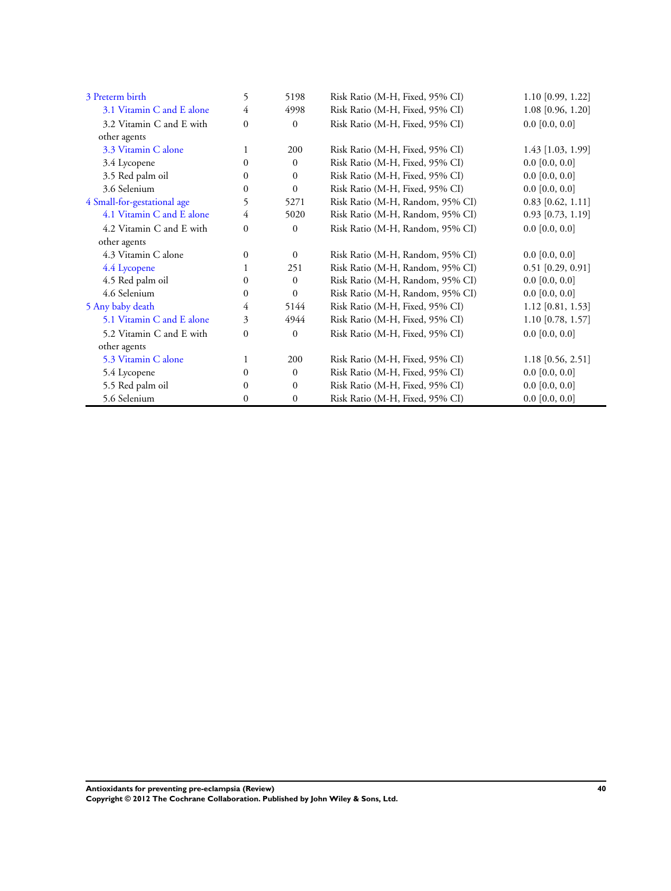| | | | | |
|---|---|---|---|---|
| 3 Preterm birth | 5 | 5198 | Risk Ratio (M-H, Fixed, 95% CI) | 1.10 [0.99, 1.22] |
| 3.1 Vitamin C and E alone | 4 | 4998 | Risk Ratio (M-H, Fixed, 95% CI) | 1.08 [0.96, 1.20] |
| 3.2 Vitamin C and E with other agents | 0 | 0 | Risk Ratio (M-H, Fixed, 95% CI) | 0.0 [0.0, 0.0] |
| 3.3 Vitamin C alone | 1 | 200 | Risk Ratio (M-H, Fixed, 95% CI) | 1.43 [1.03, 1.99] |
| 3.4 Lycopene | 0 | 0 | Risk Ratio (M-H, Fixed, 95% CI) | 0.0 [0.0, 0.0] |
| 3.5 Red palm oil | 0 | 0 | Risk Ratio (M-H, Fixed, 95% CI) | 0.0 [0.0, 0.0] |
| 3.6 Selenium | 0 | 0 | Risk Ratio (M-H, Fixed, 95% CI) | 0.0 [0.0, 0.0] |
| 4 Small-for-gestational age | 5 | 5271 | Risk Ratio (M-H, Random, 95% CI) | 0.83 [0.62, 1.11] |
| 4.1 Vitamin C and E alone | 4 | 5020 | Risk Ratio (M-H, Random, 95% CI) | 0.93 [0.73, 1.19] |
| 4.2 Vitamin C and E with other agents | 0 | 0 | Risk Ratio (M-H, Random, 95% CI) | 0.0 [0.0, 0.0] |
| 4.3 Vitamin C alone | 0 | 0 | Risk Ratio (M-H, Random, 95% CI) | 0.0 [0.0, 0.0] |
| 4.4 Lycopene | 1 | 251 | Risk Ratio (M-H, Random, 95% CI) | 0.51 [0.29, 0.91] |
| 4.5 Red palm oil | 0 | 0 | Risk Ratio (M-H, Random, 95% CI) | 0.0 [0.0, 0.0] |
| 4.6 Selenium | 0 | 0 | Risk Ratio (M-H, Random, 95% CI) | 0.0 [0.0, 0.0] |
| 5 Any baby death | 4 | 5144 | Risk Ratio (M-H, Fixed, 95% CI) | 1.12 [0.81, 1.53] |
| 5.1 Vitamin C and E alone | 3 | 4944 | Risk Ratio (M-H, Fixed, 95% CI) | 1.10 [0.78, 1.57] |
| 5.2 Vitamin C and E with other agents | 0 | 0 | Risk Ratio (M-H, Fixed, 95% CI) | 0.0 [0.0, 0.0] |
| 5.3 Vitamin C alone | 1 | 200 | Risk Ratio (M-H, Fixed, 95% CI) | 1.18 [0.56, 2.51] |
| 5.4 Lycopene | 0 | 0 | Risk Ratio (M-H, Fixed, 95% CI) | 0.0 [0.0, 0.0] |
| 5.5 Red palm oil | 0 | 0 | Risk Ratio (M-H, Fixed, 95% CI) | 0.0 [0.0, 0.0] |
| 5.6 Selenium | 0 | 0 | Risk Ratio (M-H, Fixed, 95% CI) | 0.0 [0.0, 0.0] |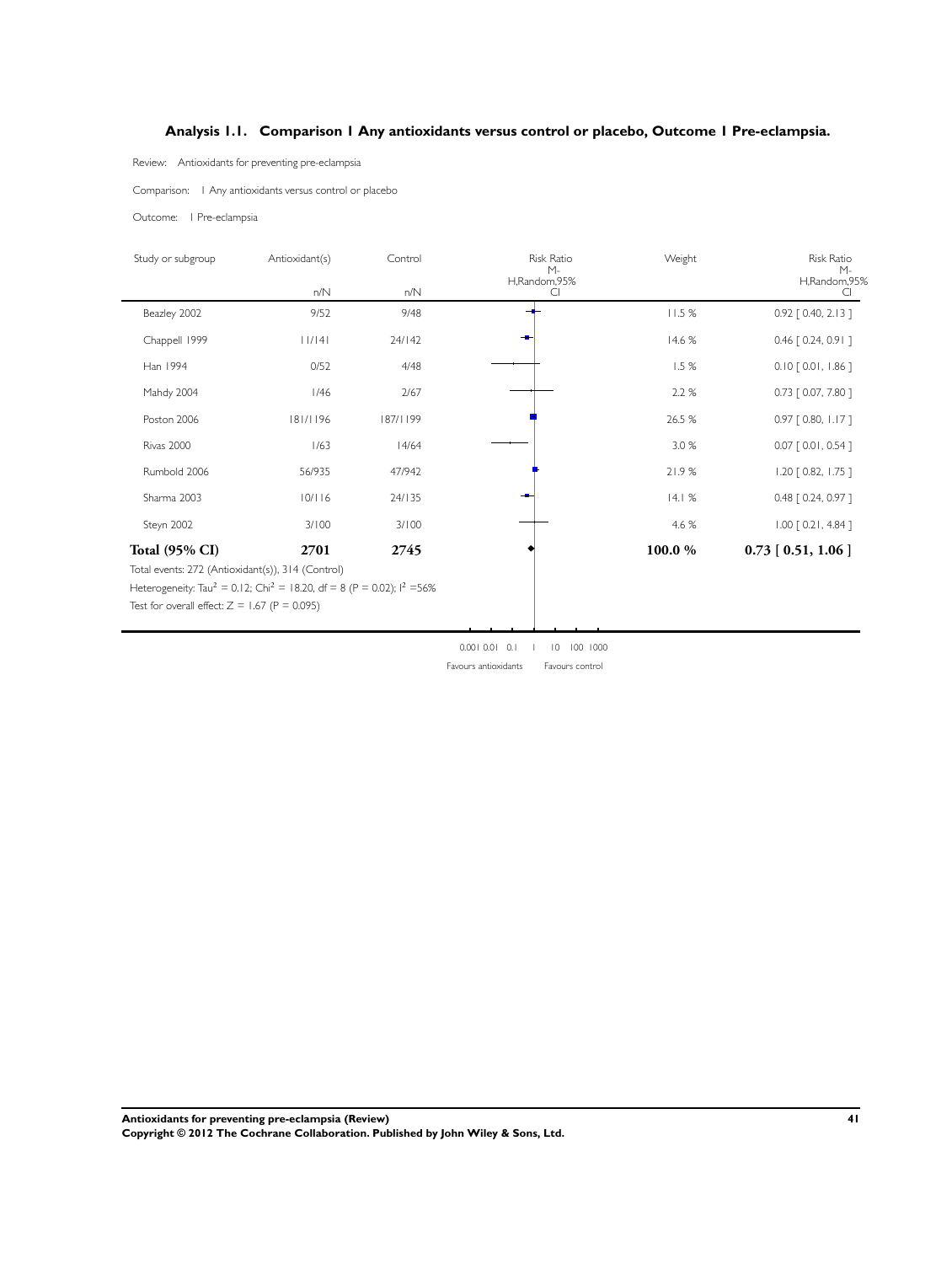### Analysis 1.1. Comparison 1 Any antioxidants versus control or placebo, Outcome 1 Pre-eclampsia.

Review: Antioxidants for preventing pre-eclampsia

Comparison: 1 Any antioxidants versus control or placebo

Outcome: 1 Pre-eclampsia

| Study or subgroup | Antioxidant(s) n/N | Control n/N | Weight | Risk Ratio M-H,Random,95% CI |
|---|---|---|---|---|
| Beazley 2002 | 9/52 | 9/48 | 11.5 % | 0.92 [ 0.40, 2.13 ] |
| Chappell 1999 | 11/141 | 24/142 | 14.6 % | 0.46 [ 0.24, 0.91 ] |
| Han 1994 | 0/52 | 4/48 | 1.5 % | 0.10 [ 0.01, 1.86 ] |
| Mahdy 2004 | 1/46 | 2/67 | 2.2 % | 0.73 [ 0.07, 7.80 ] |
| Poston 2006 | 181/1196 | 187/1199 | 26.5 % | 0.97 [ 0.80, 1.17 ] |
| Rivas 2000 | 1/63 | 14/64 | 3.0 % | 0.07 [ 0.01, 0.54 ] |
| Rumbold 2006 | 56/935 | 47/942 | 21.9 % | 1.20 [ 0.82, 1.75 ] |
| Sharma 2003 | 10/116 | 24/135 | 14.1 % | 0.48 [ 0.24, 0.97 ] |
| Steyn 2002 | 3/100 | 3/100 | 4.6 % | 1.00 [ 0.21, 4.84 ] |
| **Total (95% CI)** | **2701** | **2745** | **100.0 %** | **0.73 [ 0.51, 1.06 ]** |

Total events: 272 (Antioxidant(s)), 314 (Control)

Heterogeneity: $Tau^2 = 0.12$; $Chi^2 = 18.20$, df = 8 (P = 0.02); $I^2$ =56%

Test for overall effect: Z = 1.67 (P = 0.095)

0.001 0.01 0.1 1 10 100 1000

Favours antioxidants Favours control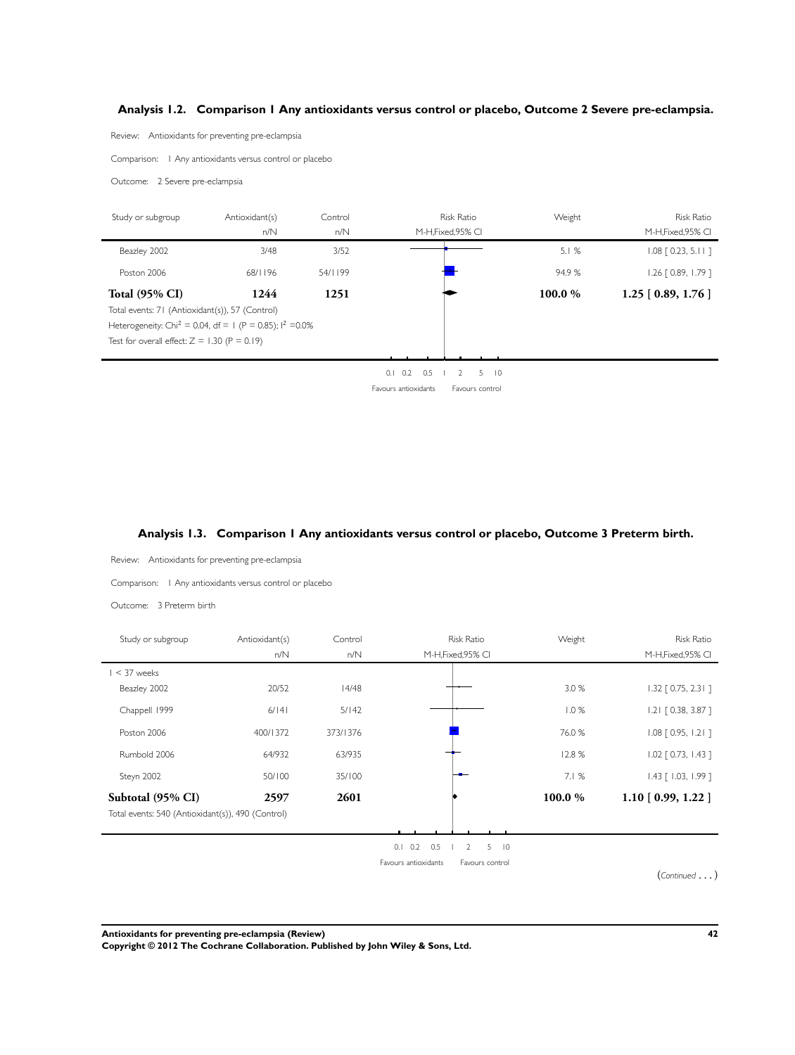### Analysis 1.2. Comparison 1 Any antioxidants versus control or placebo, Outcome 2 Severe pre-eclampsia.

Review: Antioxidants for preventing pre-eclampsia

Comparison: 1 Any antioxidants versus control or placebo

Outcome: 2 Severe pre-eclampsia

| Study or subgroup | Antioxidant(s) n/N | Control n/N | Risk Ratio M-H,Fixed,95% CI | Weight | Risk Ratio M-H,Fixed,95% CI |
|---|---|---|---|---|---|
| Beazley 2002 | 3/48 | 3/52 | | 5.1 % | 1.08 [ 0.23, 5.11 ] |
| Poston 2006 | 68/1196 | 54/1199 | | 94.9 % | 1.26 [ 0.89, 1.79 ] |
| **Total (95% CI)** | **1244** | **1251** | | **100.0 %** | **1.25 [ 0.89, 1.76 ]** |

Total events: 71 (Antioxidant(s)), 57 (Control)

Heterogeneity: $Chi^2 = 0.04$, df = 1 (P = 0.85); $I^2$ =0.0%

Test for overall effect: Z = 1.30 (P = 0.19)

0.1 0.2 0.5 1 2 5 10

Favours antioxidants Favours control

### Analysis 1.3. Comparison 1 Any antioxidants versus control or placebo, Outcome 3 Preterm birth.

Review: Antioxidants for preventing pre-eclampsia

Comparison: 1 Any antioxidants versus control or placebo

Outcome: 3 Preterm birth

| Study or subgroup | Antioxidant(s) n/N | Control n/N | Risk Ratio M-H,Fixed,95% CI | Weight | Risk Ratio M-H,Fixed,95% CI |
|---|---|---|---|---|---|
| 1 < 37 weeks | | | | | |
| Beazley 2002 | 20/52 | 14/48 | | 3.0 % | 1.32 [ 0.75, 2.31 ] |
| Chappell 1999 | 6/141 | 5/142 | | 1.0 % | 1.21 [ 0.38, 3.87 ] |
| Poston 2006 | 400/1372 | 373/1376 | | 76.0 % | 1.08 [ 0.95, 1.21 ] |
| Rumbold 2006 | 64/932 | 63/935 | | 12.8 % | 1.02 [ 0.73, 1.43 ] |
| Steyn 2002 | 50/100 | 35/100 | | 7.1 % | 1.43 [ 1.03, 1.99 ] |
| **Subtotal (95% CI)** | **2597** | **2601** | | **100.0 %** | **1.10 [ 0.99, 1.22 ]** |

Total events: 540 (Antioxidant(s)), 490 (Control)

0.1 0.2 0.5 1 2 5 10

Favours antioxidants Favours control

(*Continued . . .*)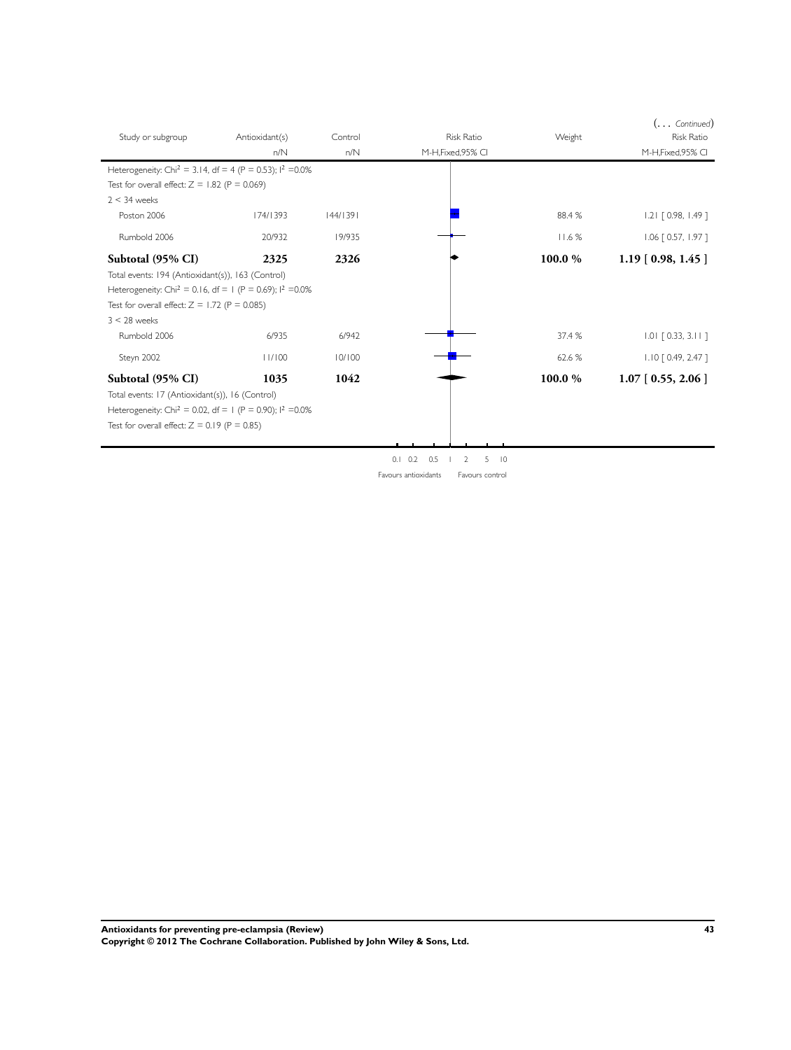(... *Continued*)

| Study or subgroup | Antioxidant(s) | Control | Risk Ratio | Weight | Risk Ratio |
|---|---|---|---|---|---|
| | n/N | n/N | M-H,Fixed,95% CI | | M-H,Fixed,95% CI |
| Heterogeneity: $Chi^2 = 3.14$, df = 4 (P = 0.53); $I^2$ =0.0% | | | | | |
| Test for overall effect: Z = 1.82 (P = 0.069) | | | | | |
| 2 < 34 weeks | | | | | |
| Poston 2006 | 174/1393 | 144/1391 | | 88.4 % | 1.21 [ 0.98, 1.49 ] |
| Rumbold 2006 | 20/932 | 19/935 | | 11.6 % | 1.06 [ 0.57, 1.97 ] |
| **Subtotal (95% CI)** | **2325** | **2326** | | **100.0 %** | **1.19 [ 0.98, 1.45 ]** |
| Total events: 194 (Antioxidant(s)), 163 (Control) | | | | | |
| Heterogeneity: $Chi^2 = 0.16$, df = 1 (P = 0.69); $I^2$ =0.0% | | | | | |
| Test for overall effect: Z = 1.72 (P = 0.085) | | | | | |
| 3 < 28 weeks | | | | | |
| Rumbold 2006 | 6/935 | 6/942 | | 37.4 % | 1.01 [ 0.33, 3.11 ] |
| Steyn 2002 | 11/100 | 10/100 | | 62.6 % | 1.10 [ 0.49, 2.47 ] |
| **Subtotal (95% CI)** | **1035** | **1042** | | **100.0 %** | **1.07 [ 0.55, 2.06 ]** |
| Total events: 17 (Antioxidant(s)), 16 (Control) | | | | | |
| Heterogeneity: $Chi^2 = 0.02$, df = 1 (P = 0.90); $I^2$ =0.0% | | | | | |
| Test for overall effect: Z = 0.19 (P = 0.85) | | | | | |

0.1 0.2 0.5 1 2 5 10

Favours antioxidants Favours control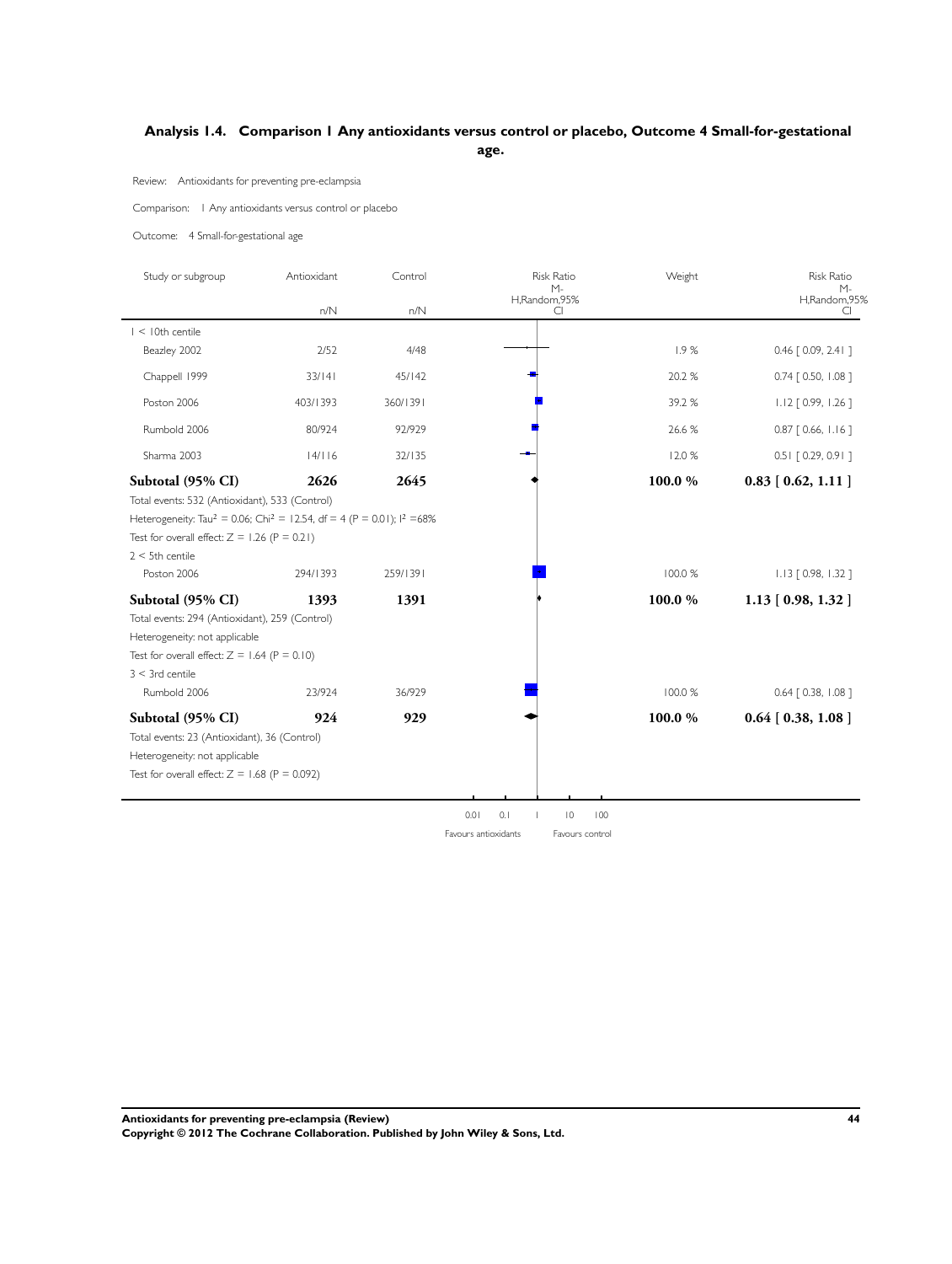## Analysis 1.4. Comparison 1 Any antioxidants versus control or placebo, Outcome 4 Small-for-gestational age.

Review: Antioxidants for preventing pre-eclampsia

Comparison: 1 Any antioxidants versus control or placebo

Outcome: 4 Small-for-gestational age

| Study or subgroup | Antioxidant n/N | Control n/N | Risk Ratio M-H,Random,95% CI | Weight | Risk Ratio M-H,Random,95% CI |
|---|---|---|---|---|---|
| 1 < 10th centile | | | | | |
| Beazley 2002 | 2/52 | 4/48 | | 1.9 % | 0.46 [ 0.09, 2.41 ] |
| Chappell 1999 | 33/141 | 45/142 | | 20.2 % | 0.74 [ 0.50, 1.08 ] |
| Poston 2006 | 403/1393 | 360/1391 | | 39.2 % | 1.12 [ 0.99, 1.26 ] |
| Rumbold 2006 | 80/924 | 92/929 | | 26.6 % | 0.87 [ 0.66, 1.16 ] |
| Sharma 2003 | 14/116 | 32/135 | | 12.0 % | 0.51 [ 0.29, 0.91 ] |
| **Subtotal (95% CI)** | **2626** | **2645** | | **100.0 %** | **0.83 [ 0.62, 1.11 ]** |
| Total events: 532 (Antioxidant), 533 (Control) | | | | | |
| Heterogeneity: $Tau^2 = 0.06$; $Chi^2 = 12.54$, df = 4 (P = 0.01); $I^2$ =68% | | | | | |
| Test for overall effect: Z = 1.26 (P = 0.21) | | | | | |
| 2 < 5th centile | | | | | |
| Poston 2006 | 294/1393 | 259/1391 | | 100.0 % | 1.13 [ 0.98, 1.32 ] |
| **Subtotal (95% CI)** | **1393** | **1391** | | **100.0 %** | **1.13 [ 0.98, 1.32 ]** |
| Total events: 294 (Antioxidant), 259 (Control) | | | | | |
| Heterogeneity: not applicable | | | | | |
| Test for overall effect: Z = 1.64 (P = 0.10) | | | | | |
| 3 < 3rd centile | | | | | |
| Rumbold 2006 | 23/924 | 36/929 | | 100.0 % | 0.64 [ 0.38, 1.08 ] |
| **Subtotal (95% CI)** | **924** | **929** | | **100.0 %** | **0.64 [ 0.38, 1.08 ]** |
| Total events: 23 (Antioxidant), 36 (Control) | | | | | |
| Heterogeneity: not applicable | | | | | |
| Test for overall effect: Z = 1.68 (P = 0.092) | | | | | |

0.01 0.1 1 10 100

Favours antioxidants Favours control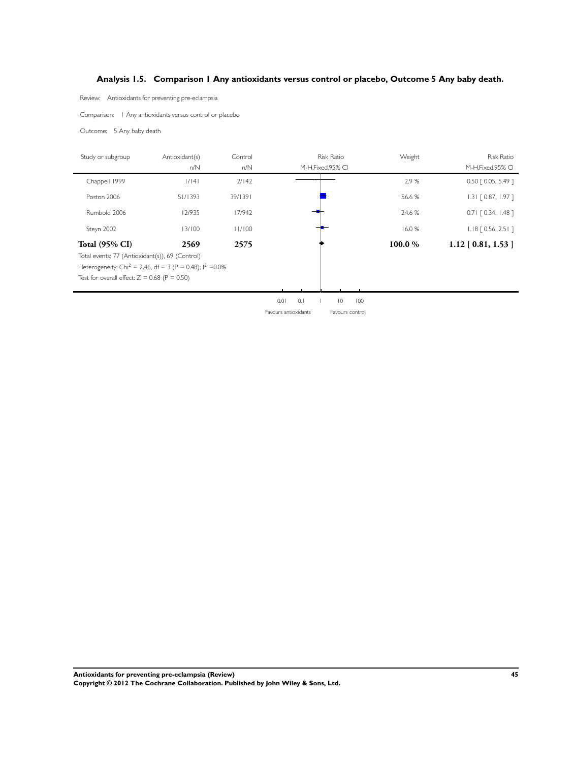## Analysis 1.5. Comparison 1 Any antioxidants versus control or placebo, Outcome 5 Any baby death.

Review: Antioxidants for preventing pre-eclampsia

Comparison: 1 Any antioxidants versus control or placebo

Outcome: 5 Any baby death

| Study or subgroup | Antioxidant(s) n/N | Control n/N | Risk Ratio M-H,Fixed,95% CI | Weight | Risk Ratio M-H,Fixed,95% CI |
|---|---|---|---|---|---|
| Chappell 1999 | 1/141 | 2/142 | | 2.9 % | 0.50 [ 0.05, 5.49 ] |
| Poston 2006 | 51/1393 | 39/1391 | | 56.6 % | 1.31 [ 0.87, 1.97 ] |
| Rumbold 2006 | 12/935 | 17/942 | | 24.6 % | 0.71 [ 0.34, 1.48 ] |
| Steyn 2002 | 13/100 | 11/100 | | 16.0 % | 1.18 [ 0.56, 2.51 ] |
| **Total (95% CI)** | **2569** | **2575** | | **100.0 %** | **1.12 [ 0.81, 1.53 ]** |

Total events: 77 (Antioxidant(s)), 69 (Control)

Heterogeneity: $Chi^2 = 2.46$, df = 3 (P = 0.48); $I^2 = 0.0\%$

Test for overall effect: Z = 0.68 (P = 0.50)

0.01 0.1 1 10 100

Favours antioxidants Favours control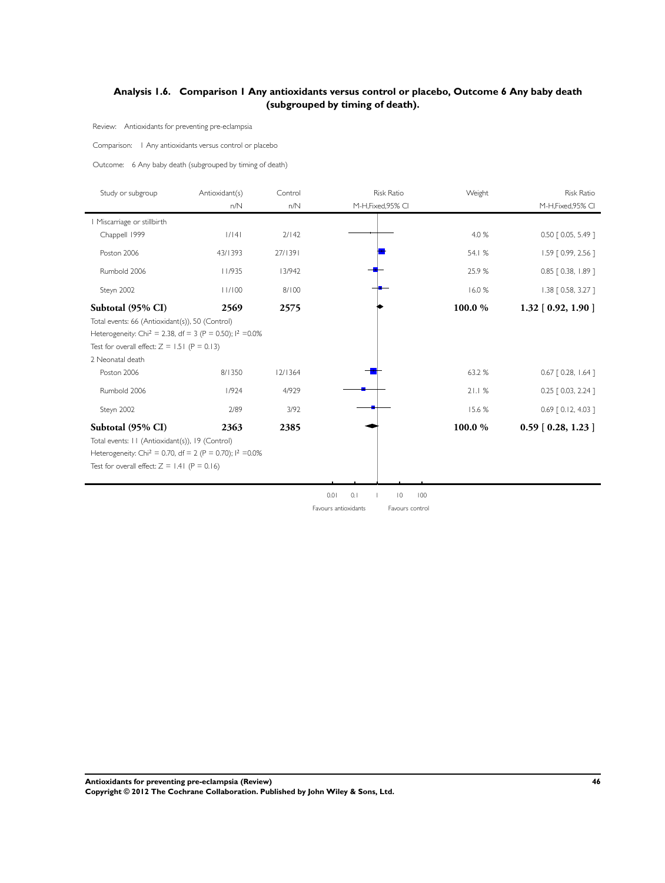## Analysis 1.6. Comparison 1 Any antioxidants versus control or placebo, Outcome 6 Any baby death (subgrouped by timing of death).

Review: Antioxidants for preventing pre-eclampsia

Comparison: 1 Any antioxidants versus control or placebo

Outcome: 6 Any baby death (subgrouped by timing of death)

| Study or subgroup | Antioxidant(s) n/N | Control n/N | Risk Ratio M-H,Fixed,95% CI | Weight | Risk Ratio M-H,Fixed,95% CI |
|---|---|---|---|---|---|
| 1 Miscarriage or stillbirth | | | | | |
| Chappell 1999 | 1/141 | 2/142 | | 4.0 % | 0.50 [ 0.05, 5.49 ] |
| Poston 2006 | 43/1393 | 27/1391 | | 54.1 % | 1.59 [ 0.99, 2.56 ] |
| Rumbold 2006 | 11/935 | 13/942 | | 25.9 % | 0.85 [ 0.38, 1.89 ] |
| Steyn 2002 | 11/100 | 8/100 | | 16.0 % | 1.38 [ 0.58, 3.27 ] |
| **Subtotal (95% CI)** | **2569** | **2575** | | **100.0 %** | **1.32 [ 0.92, 1.90 ]** |
| Total events: 66 (Antioxidant(s)), 50 (Control) | | | | | |
| Heterogeneity: Chi² = 2.38, df = 3 (P = 0.50); I² =0.0% | | | | | |
| Test for overall effect: Z = 1.51 (P = 0.13) | | | | | |
| 2 Neonatal death | | | | | |
| Poston 2006 | 8/1350 | 12/1364 | | 63.2 % | 0.67 [ 0.28, 1.64 ] |
| Rumbold 2006 | 1/924 | 4/929 | | 21.1 % | 0.25 [ 0.03, 2.24 ] |
| Steyn 2002 | 2/89 | 3/92 | | 15.6 % | 0.69 [ 0.12, 4.03 ] |
| **Subtotal (95% CI)** | **2363** | **2385** | | **100.0 %** | **0.59 [ 0.28, 1.23 ]** |
| Total events: 11 (Antioxidant(s)), 19 (Control) | | | | | |
| Heterogeneity: Chi² = 0.70, df = 2 (P = 0.70); I² =0.0% | | | | | |
| Test for overall effect: Z = 1.41 (P = 0.16) | | | | | |

0.01 0.1 1 10 100

Favours antioxidants Favours control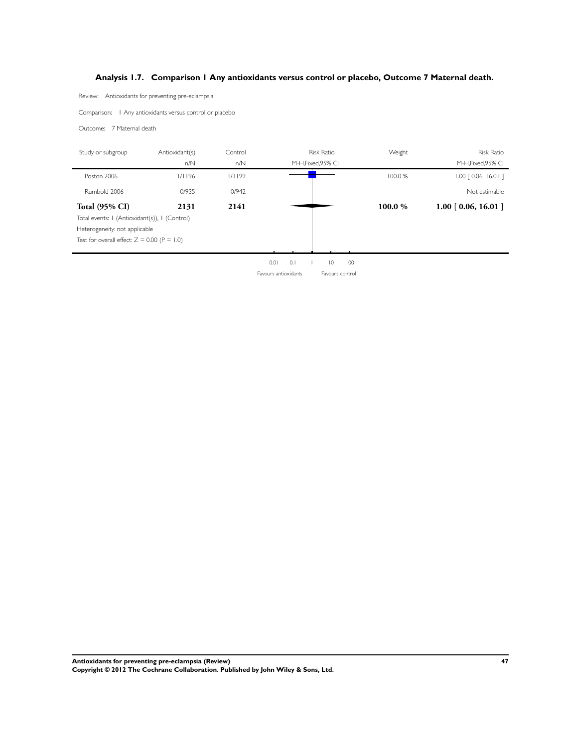### Analysis 1.7. Comparison 1 Any antioxidants versus control or placebo, Outcome 7 Maternal death.

Review: Antioxidants for preventing pre-eclampsia

Comparison: 1 Any antioxidants versus control or placebo

Outcome: 7 Maternal death

| Study or subgroup | Antioxidant(s) n/N | Control n/N | Risk Ratio M-H,Fixed,95% CI | Weight | Risk Ratio M-H,Fixed,95% CI |
|---|---|---|---|---|---|
| Poston 2006 | 1/1196 | 1/1199 | | 100.0 % | 1.00 [ 0.06, 16.01 ] |
| Rumbold 2006 | 0/935 | 0/942 | | | Not estimable |
| **Total (95% CI)** | **2131** | **2141** | | **100.0 %** | **1.00 [ 0.06, 16.01 ]** |

Total events: 1 (Antioxidant(s)), 1 (Control)

Heterogeneity: not applicable

Test for overall effect: Z = 0.00 (P = 1.0)

0.01 0.1 1 10 100

Favours antioxidants Favours control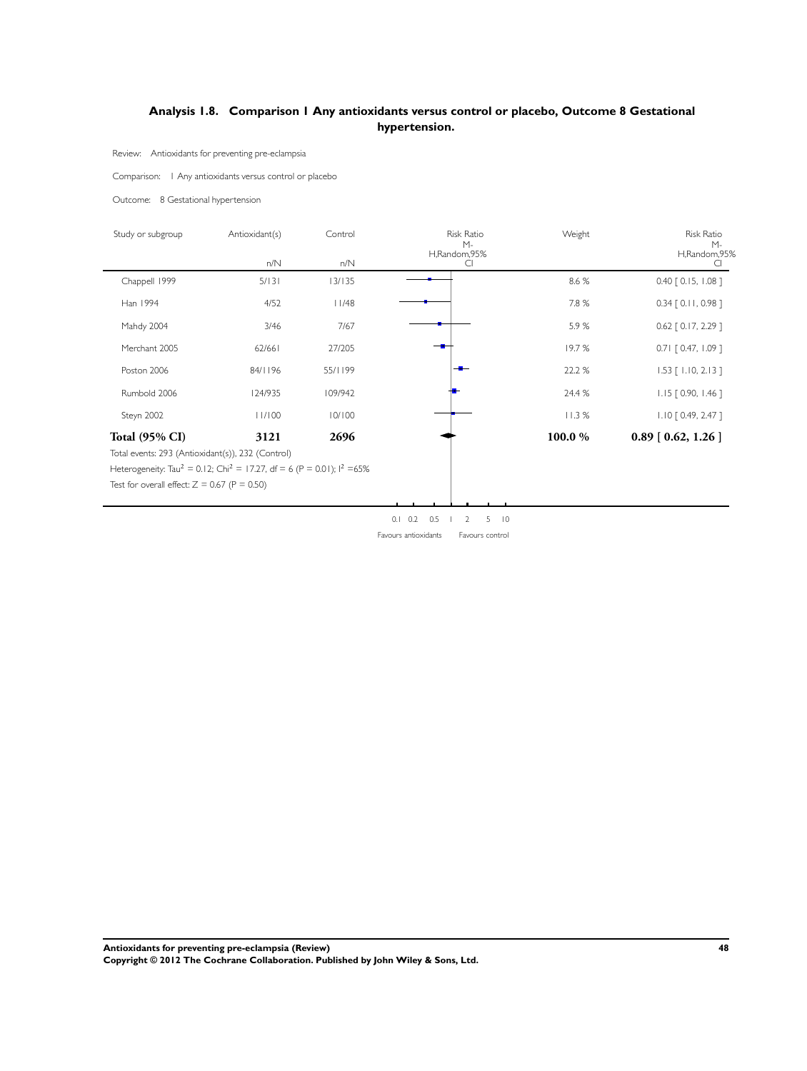## Analysis 1.8. Comparison 1 Any antioxidants versus control or placebo, Outcome 8 Gestational hypertension.

Review: Antioxidants for preventing pre-eclampsia

Comparison: 1 Any antioxidants versus control or placebo

Outcome: 8 Gestational hypertension

| Study or subgroup | Antioxidant(s) n/N | Control n/N | Risk Ratio M-H,Random,95% CI | Weight | Risk Ratio M-H,Random,95% CI |
|---|---|---|---|---|---|
| Chappell 1999 | 5/131 | 13/135 | | 8.6 % | 0.40 [ 0.15, 1.08 ] |
| Han 1994 | 4/52 | 11/48 | | 7.8 % | 0.34 [ 0.11, 0.98 ] |
| Mahdy 2004 | 3/46 | 7/67 | | 5.9 % | 0.62 [ 0.17, 2.29 ] |
| Merchant 2005 | 62/661 | 27/205 | | 19.7 % | 0.71 [ 0.47, 1.09 ] |
| Poston 2006 | 84/1196 | 55/1199 | | 22.2 % | 1.53 [ 1.10, 2.13 ] |
| Rumbold 2006 | 124/935 | 109/942 | | 24.4 % | 1.15 [ 0.90, 1.46 ] |
| Steyn 2002 | 11/100 | 10/100 | | 11.3 % | 1.10 [ 0.49, 2.47 ] |
| **Total (95% CI)** | **3121** | **2696** | | **100.0 %** | **0.89 [ 0.62, 1.26 ]** |

Total events: 293 (Antioxidant(s)), 232 (Control)

Heterogeneity: $Tau^2 = 0.12$; $Chi^2 = 17.27$, df = 6 (P = 0.01); $I^2 = 65\%$

Test for overall effect: Z = 0.67 (P = 0.50)

0.1 0.2 0.5 1 2 5 10

Favours antioxidants Favours control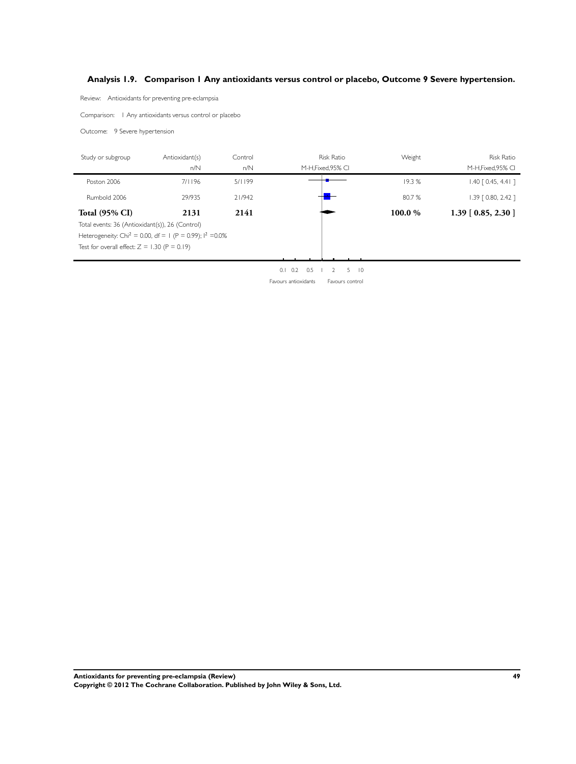## Analysis 1.9. Comparison 1 Any antioxidants versus control or placebo, Outcome 9 Severe hypertension.

Review: Antioxidants for preventing pre-eclampsia

Comparison: 1 Any antioxidants versus control or placebo

Outcome: 9 Severe hypertension

| Study or subgroup | Antioxidant(s) n/N | Control n/N | Risk Ratio M-H,Fixed,95% CI | Weight | Risk Ratio M-H,Fixed,95% CI |
|---|---|---|---|---|---|
| Poston 2006 | 7/1196 | 5/1199 | | 19.3 % | 1.40 [ 0.45, 4.41 ] |
| Rumbold 2006 | 29/935 | 21/942 | | 80.7 % | 1.39 [ 0.80, 2.42 ] |
| **Total (95% CI)** | **2131** | **2141** | | **100.0 %** | **1.39 [ 0.85, 2.30 ]** |

Total events: 36 (Antioxidant(s)), 26 (Control)

Heterogeneity: $Chi^2 = 0.00$, df = 1 (P = 0.99); $I^2 = 0.0\%$

Test for overall effect: Z = 1.30 (P = 0.19)

0.1 0.2 0.5 1 2 5 10

Favours antioxidants Favours control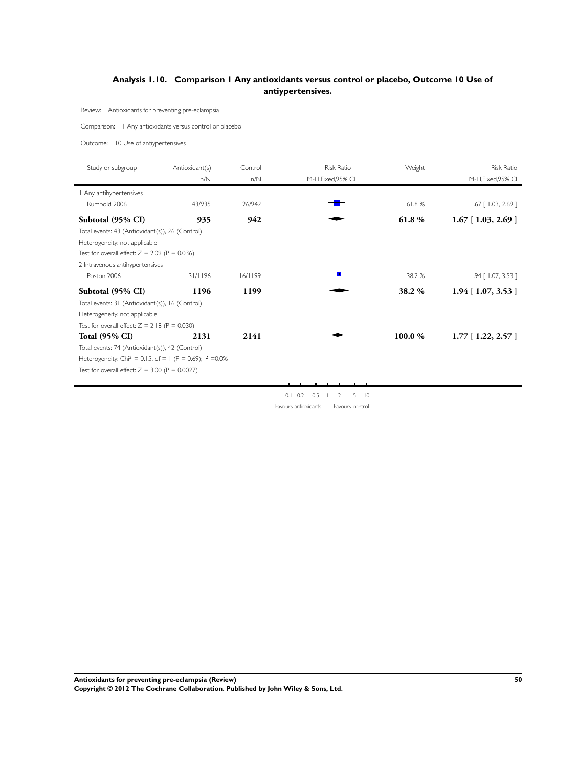## Analysis 1.10. Comparison 1 Any antioxidants versus control or placebo, Outcome 10 Use of antiypertensives.

Review: Antioxidants for preventing pre-eclampsia

Comparison: 1 Any antioxidants versus control or placebo

Outcome: 10 Use of antiypertensives

| Study or subgroup | Antioxidant(s) n/N | Control n/N | Risk Ratio M-H,Fixed,95% CI | Weight | Risk Ratio M-H,Fixed,95% CI |
|---|---|---|---|---|---|
| 1 Any antihypertensives | | | | | |
| Rumbold 2006 | 43/935 | 26/942 | | 61.8 % | 1.67 [ 1.03, 2.69 ] |
| **Subtotal (95% CI)** | **935** | **942** | | **61.8 %** | **1.67 [ 1.03, 2.69 ]** |
| Total events: 43 (Antioxidant(s)), 26 (Control) | | | | | |
| Heterogeneity: not applicable | | | | | |
| Test for overall effect: Z = 2.09 (P = 0.036) | | | | | |
| 2 Intravenous antihypertensives | | | | | |
| Poston 2006 | 31/1196 | 16/1199 | | 38.2 % | 1.94 [ 1.07, 3.53 ] |
| **Subtotal (95% CI)** | **1196** | **1199** | | **38.2 %** | **1.94 [ 1.07, 3.53 ]** |
| Total events: 31 (Antioxidant(s)), 16 (Control) | | | | | |
| Heterogeneity: not applicable | | | | | |
| Test for overall effect: Z = 2.18 (P = 0.030) | | | | | |
| **Total (95% CI)** | **2131** | **2141** | | **100.0 %** | **1.77 [ 1.22, 2.57 ]** |
| Total events: 74 (Antioxidant(s)), 42 (Control) | | | | | |
| Heterogeneity: $Chi^2 = 0.15$, df = 1 (P = 0.69); $I^2$ =0.0% | | | | | |
| Test for overall effect: Z = 3.00 (P = 0.0027) | | | | | |

0.1 0.2 0.5 1 2 5 10

Favours antioxidants Favours control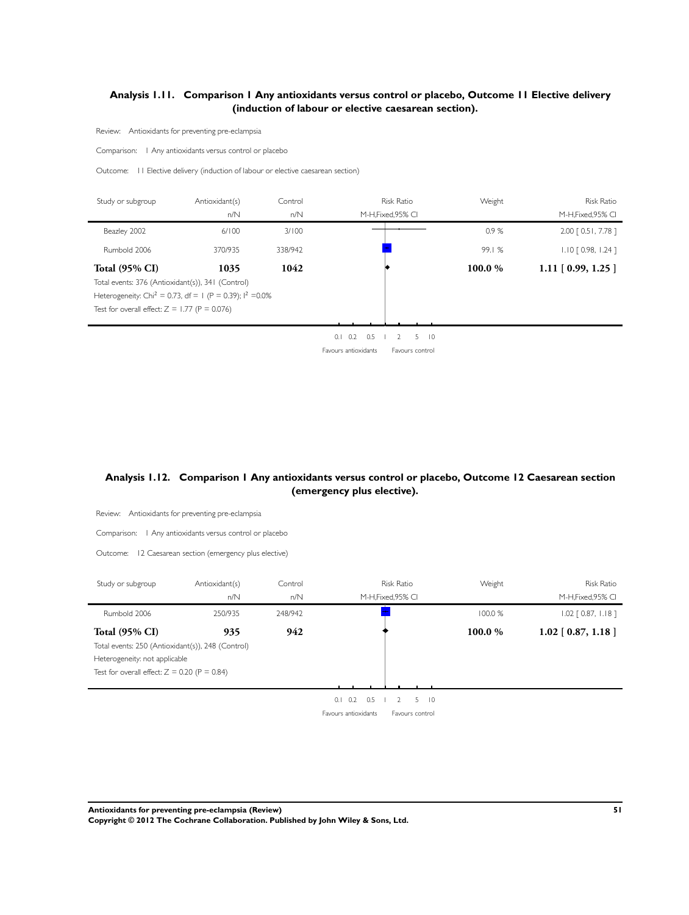### Analysis 1.11. Comparison 1 Any antioxidants versus control or placebo, Outcome 11 Elective delivery (induction of labour or elective caesarean section).

Review: Antioxidants for preventing pre-eclampsia

Comparison: 1 Any antioxidants versus control or placebo

Outcome: 11 Elective delivery (induction of labour or elective caesarean section)

| Study or subgroup | Antioxidant(s) n/N | Control n/N | Risk Ratio M-H,Fixed,95% CI | Weight | Risk Ratio M-H,Fixed,95% CI |
|---|---|---|---|---|---|
| Beazley 2002 | 6/100 | 3/100 | | 0.9 % | 2.00 [ 0.51, 7.78 ] |
| Rumbold 2006 | 370/935 | 338/942 | | 99.1 % | 1.10 [ 0.98, 1.24 ] |
| **Total (95% CI)** | **1035** | **1042** | | **100.0 %** | **1.11 [ 0.99, 1.25 ]** |

Total events: 376 (Antioxidant(s)), 341 (Control)

Heterogeneity: $Chi^2 = 0.73$, df = 1 (P = 0.39); $I^2 = 0.0\%$

Test for overall effect: Z = 1.77 (P = 0.076)

0.1 0.2 0.5 1 2 5 10

Favours antioxidants Favours control

### Analysis 1.12. Comparison 1 Any antioxidants versus control or placebo, Outcome 12 Caesarean section (emergency plus elective).

Review: Antioxidants for preventing pre-eclampsia

Comparison: 1 Any antioxidants versus control or placebo

Outcome: 12 Caesarean section (emergency plus elective)

| Study or subgroup | Antioxidant(s) n/N | Control n/N | Risk Ratio M-H,Fixed,95% CI | Weight | Risk Ratio M-H,Fixed,95% CI |
|---|---|---|---|---|---|
| Rumbold 2006 | 250/935 | 248/942 | | 100.0 % | 1.02 [ 0.87, 1.18 ] |
| **Total (95% CI)** | **935** | **942** | | **100.0 %** | **1.02 [ 0.87, 1.18 ]** |

Total events: 250 (Antioxidant(s)), 248 (Control)

Heterogeneity: not applicable

Test for overall effect: Z = 0.20 (P = 0.84)

0.1 0.2 0.5 1 2 5 10

Favours antioxidants Favours control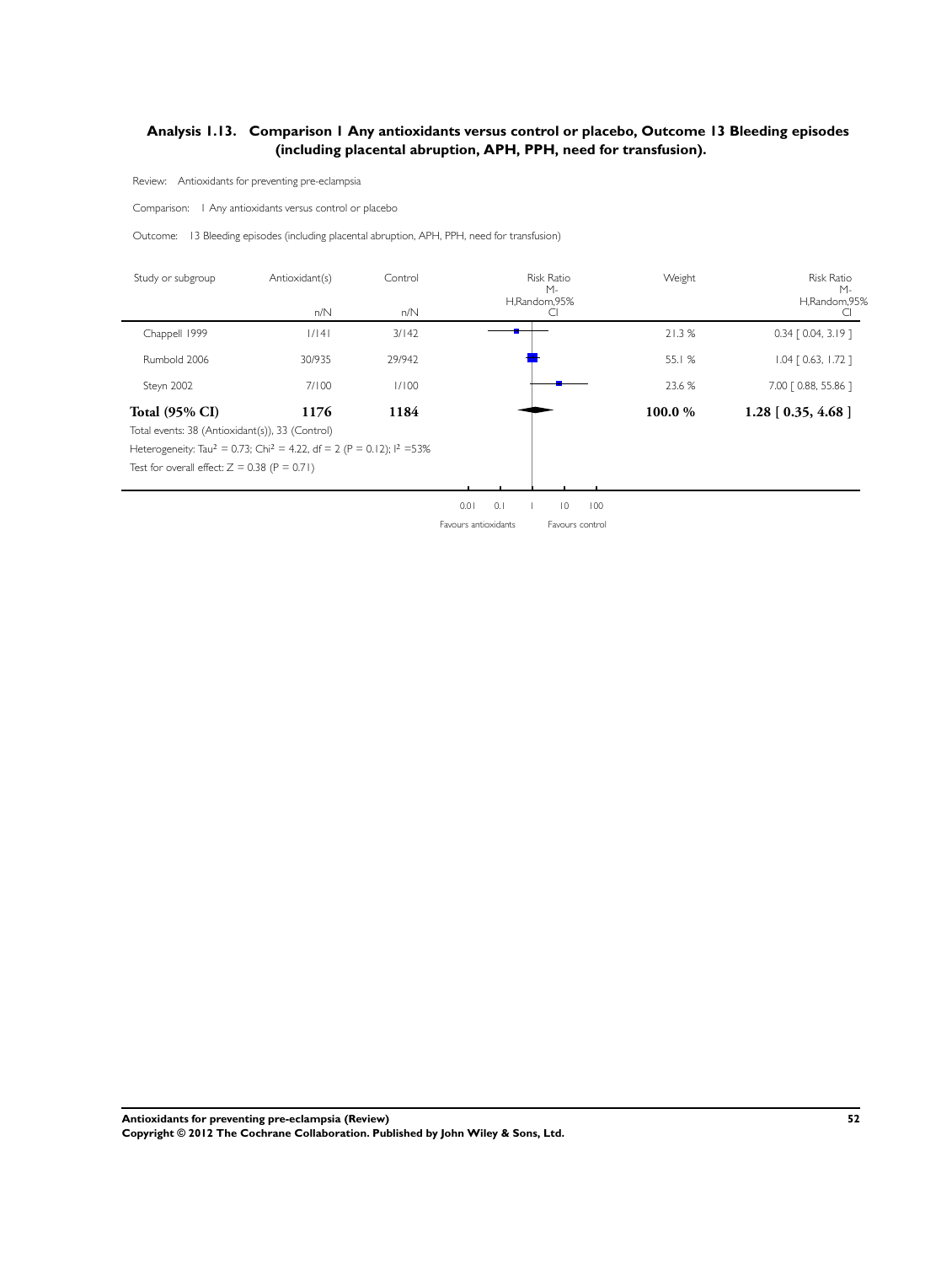## Analysis 1.13. Comparison 1 Any antioxidants versus control or placebo, Outcome 13 Bleeding episodes (including placental abruption, APH, PPH, need for transfusion).

Review: Antioxidants for preventing pre-eclampsia

Comparison: 1 Any antioxidants versus control or placebo

Outcome: 13 Bleeding episodes (including placental abruption, APH, PPH, need for transfusion)

| Study or subgroup | Antioxidant(s) n/N | Control n/N | Risk Ratio M-H,Random,95% CI | Weight | Risk Ratio M-H,Random,95% CI |
|---|---|---|---|---|---|
| Chappell 1999 | 1/141 | 3/142 | | 21.3 % | 0.34 [ 0.04, 3.19 ] |
| Rumbold 2006 | 30/935 | 29/942 | | 55.1 % | 1.04 [ 0.63, 1.72 ] |
| Steyn 2002 | 7/100 | 1/100 | | 23.6 % | 7.00 [ 0.88, 55.86 ] |
| **Total (95% CI)** | **1176** | **1184** | | **100.0 %** | **1.28 [ 0.35, 4.68 ]** |

Total events: 38 (Antioxidant(s)), 33 (Control)

Heterogeneity: $Tau^2 = 0.73$; $Chi^2 = 4.22$, $df = 2$ ($P = 0.12$); $I^2 = 53\%$

Test for overall effect: $Z = 0.38$ ($P = 0.71$)

0.01 0.1 1 10 100

Favours antioxidants Favours control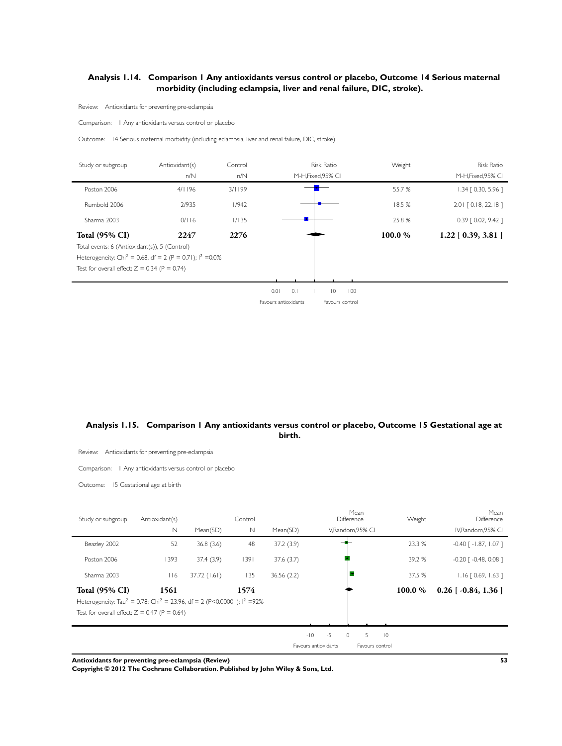## Analysis 1.14. Comparison 1 Any antioxidants versus control or placebo, Outcome 14 Serious maternal morbidity (including eclampsia, liver and renal failure, DIC, stroke).

Review: Antioxidants for preventing pre-eclampsia

Comparison: 1 Any antioxidants versus control or placebo

Outcome: 14 Serious maternal morbidity (including eclampsia, liver and renal failure, DIC, stroke)

| Study or subgroup | Antioxidant(s) n/N | Control n/N | Risk Ratio M-H,Fixed,95% CI | Weight | Risk Ratio M-H,Fixed,95% CI |
|---|---|---|---|---|---|
| Poston 2006 | 4/1196 | 3/1199 | | 55.7 % | 1.34 [ 0.30, 5.96 ] |
| Rumbold 2006 | 2/935 | 1/942 | | 18.5 % | 2.01 [ 0.18, 22.18 ] |
| Sharma 2003 | 0/116 | 1/135 | | 25.8 % | 0.39 [ 0.02, 9.42 ] |
| **Total (95% CI)** | **2247** | **2276** | | **100.0 %** | **1.22 [ 0.39, 3.81 ]** |

Total events: 6 (Antioxidant(s)), 5 (Control)

Heterogeneity: $Chi^2 = 0.68$, df = 2 ($P = 0.71$); $I^2 = 0.0\%$

Test for overall effect: $Z = 0.34$ ($P = 0.74$)

0.01 0.1 1 10 100

Favours antioxidants Favours control

## Analysis 1.15. Comparison 1 Any antioxidants versus control or placebo, Outcome 15 Gestational age at birth.

Review: Antioxidants for preventing pre-eclampsia

Comparison: 1 Any antioxidants versus control or placebo

Outcome: 15 Gestational age at birth

| Study or subgroup | Antioxidant(s) N | Mean(SD) | Control N | Mean(SD) | Mean Difference IV,Random,95% CI | Weight | Mean Difference IV,Random,95% CI |
|---|---|---|---|---|---|---|---|
| Beazley 2002 | 52 | 36.8 (3.6) | 48 | 37.2 (3.9) | | 23.3 % | -0.40 [ -1.87, 1.07 ] |
| Poston 2006 | 1393 | 37.4 (3.9) | 1391 | 37.6 (3.7) | | 39.2 % | -0.20 [ -0.48, 0.08 ] |
| Sharma 2003 | 116 | 37.72 (1.61) | 135 | 36.56 (2.2) | | 37.5 % | 1.16 [ 0.69, 1.63 ] |
| **Total (95% CI)** | **1561** | | **1574** | | | **100.0 %** | **0.26 [ -0.84, 1.36 ]** |

Heterogeneity: $Tau^2 = 0.78$; $Chi^2 = 23.96$, df = 2 ($P<0.00001$); $I^2 = 92\%$

Test for overall effect: $Z = 0.47$ ($P = 0.64$)

-10 -5 0 5 10

Favours antioxidants Favours control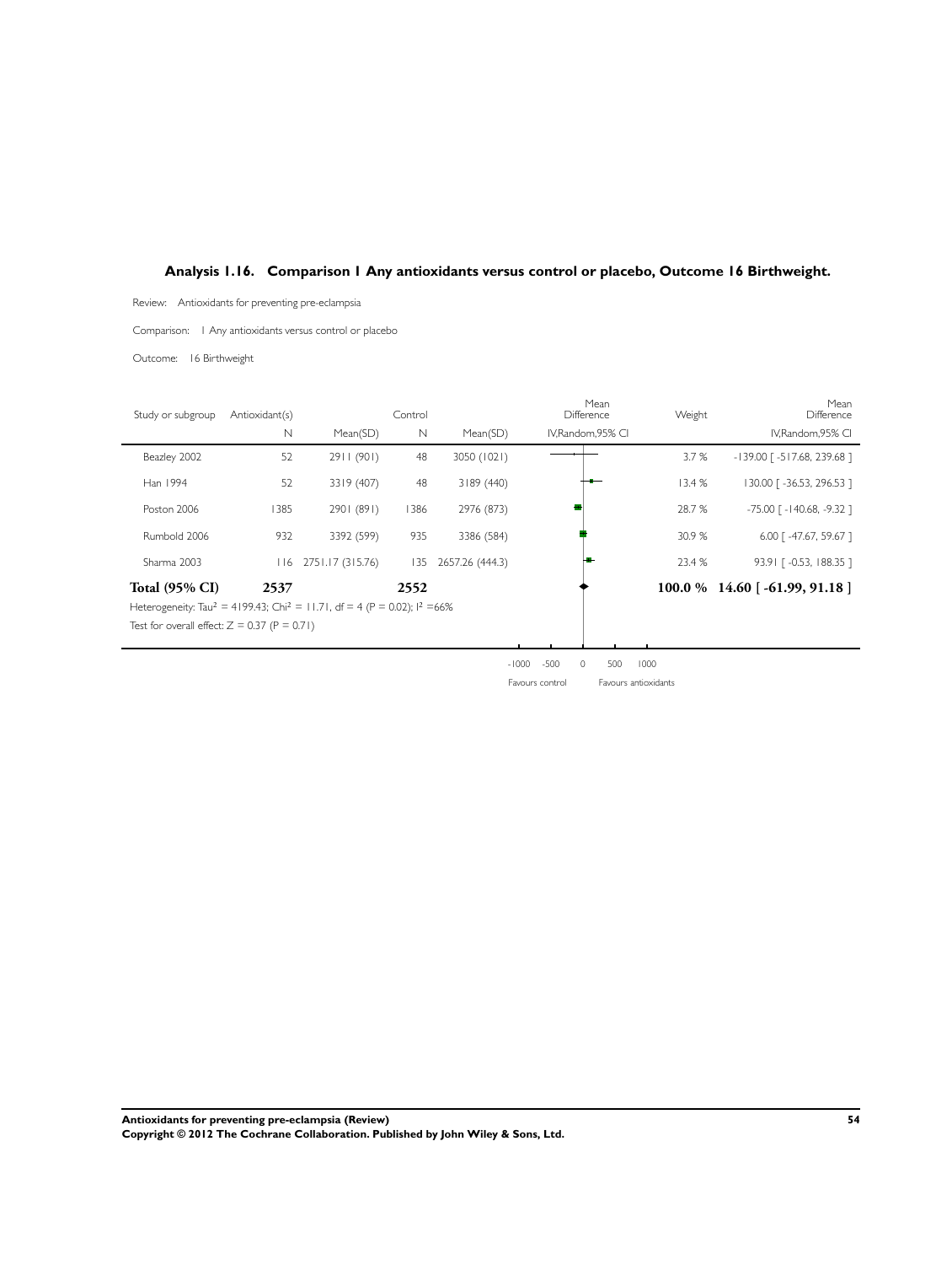## Analysis 1.16. Comparison 1 Any antioxidants versus control or placebo, Outcome 16 Birthweight.

Review: Antioxidants for preventing pre-eclampsia

Comparison: 1 Any antioxidants versus control or placebo

Outcome: 16 Birthweight

| Study or subgroup | Antioxidant(s) N | Mean(SD) | Control N | Mean(SD) | Mean Difference IV,Random,95% CI | Weight | Mean Difference IV,Random,95% CI |
|---|---|---|---|---|---|---|---|
| Beazley 2002 | 52 | 2911 (901) | 48 | 3050 (1021) | | 3.7 % | -139.00 [ -517.68, 239.68 ] |
| Han 1994 | 52 | 3319 (407) | 48 | 3189 (440) | | 13.4 % | 130.00 [ -36.53, 296.53 ] |
| Poston 2006 | 1385 | 2901 (891) | 1386 | 2976 (873) | | 28.7 % | -75.00 [ -140.68, -9.32 ] |
| Rumbold 2006 | 932 | 3392 (599) | 935 | 3386 (584) | | 30.9 % | 6.00 [ -47.67, 59.67 ] |
| Sharma 2003 | 116 | 2751.17 (315.76) | 135 | 2657.26 (444.3) | | 23.4 % | 93.91 [ -0.53, 188.35 ] |
| **Total (95% CI)** | **2537** | | **2552** | | | **100.0 %** | **14.60 [ -61.99, 91.18 ]** |

Heterogeneity: $Tau^2 = 4199.43$; $Chi^2 = 11.71$, df = 4 (P = 0.02); $I^2 = 66\%$

Test for overall effect: Z = 0.37 (P = 0.71)

-1000 -500 0 500 1000

Favours control Favours antioxidants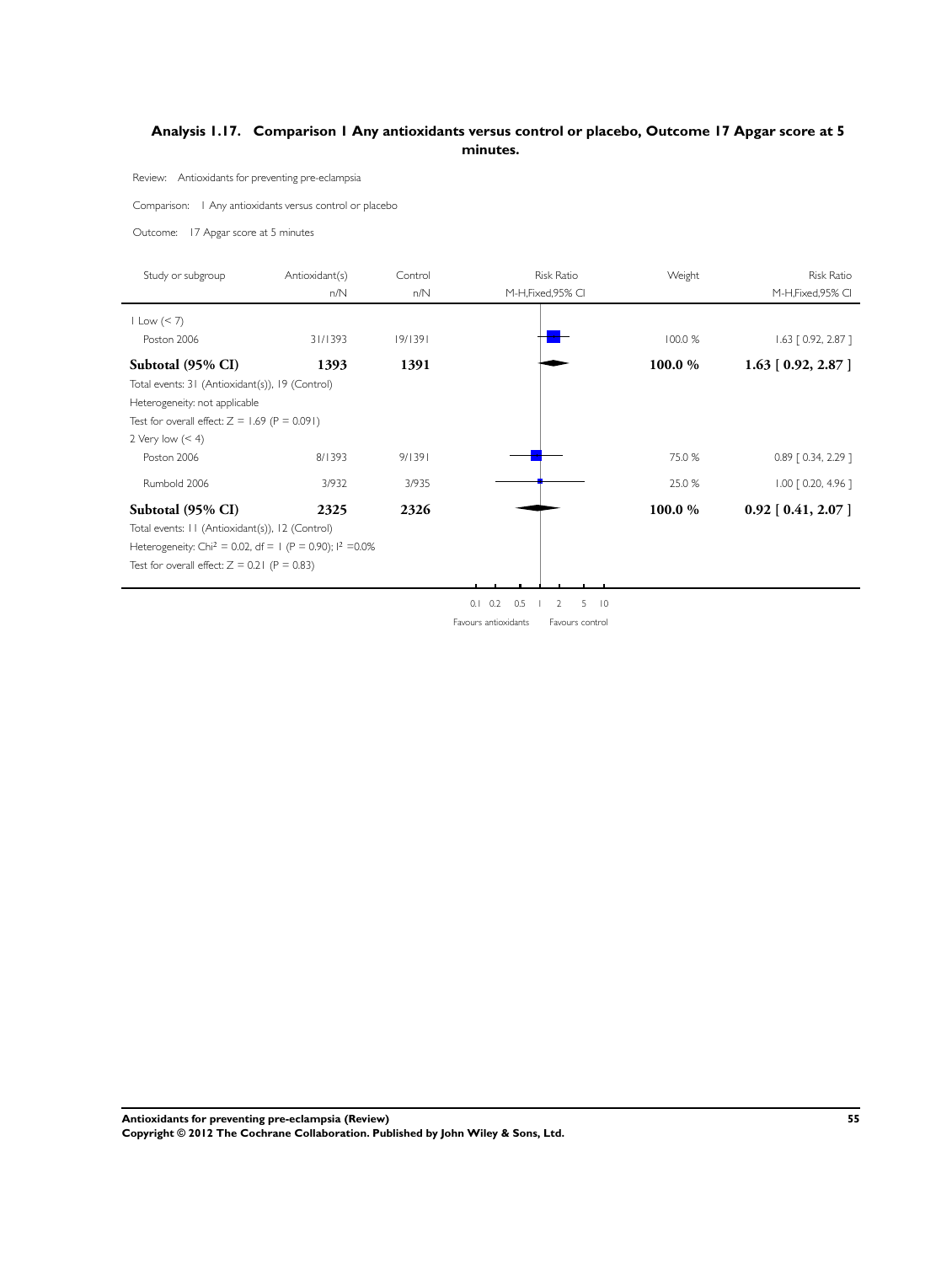## Analysis 1.17. Comparison 1 Any antioxidants versus control or placebo, Outcome 17 Apgar score at 5 minutes.

Review: Antioxidants for preventing pre-eclampsia

Comparison: 1 Any antioxidants versus control or placebo

Outcome: 17 Apgar score at 5 minutes

| Study or subgroup | Antioxidant(s) n/N | Control n/N | Risk Ratio M-H,Fixed,95% CI | Weight | Risk Ratio M-H,Fixed,95% CI |
|---|---|---|---|---|---|
| 1 Low (< 7) | | | | | |
| Poston 2006 | 31/1393 | 19/1391 | | 100.0 % | 1.63 [ 0.92, 2.87 ] |
| **Subtotal (95% CI)** | **1393** | **1391** | | **100.0 %** | **1.63 [ 0.92, 2.87 ]** |
| Total events: 31 (Antioxidant(s)), 19 (Control) | | | | | |
| Heterogeneity: not applicable | | | | | |
| Test for overall effect: Z = 1.69 (P = 0.091) | | | | | |
| 2 Very low (< 4) | | | | | |
| Poston 2006 | 8/1393 | 9/1391 | | 75.0 % | 0.89 [ 0.34, 2.29 ] |
| Rumbold 2006 | 3/932 | 3/935 | | 25.0 % | 1.00 [ 0.20, 4.96 ] |
| **Subtotal (95% CI)** | **2325** | **2326** | | **100.0 %** | **0.92 [ 0.41, 2.07 ]** |
| Total events: 11 (Antioxidant(s)), 12 (Control) | | | | | |
| Heterogeneity: Chi² = 0.02, df = 1 (P = 0.90); I² =0.0% | | | | | |
| Test for overall effect: Z = 0.21 (P = 0.83) | | | | | |

0.1 0.2 0.5 1 2 5 10

Favours antioxidants Favours control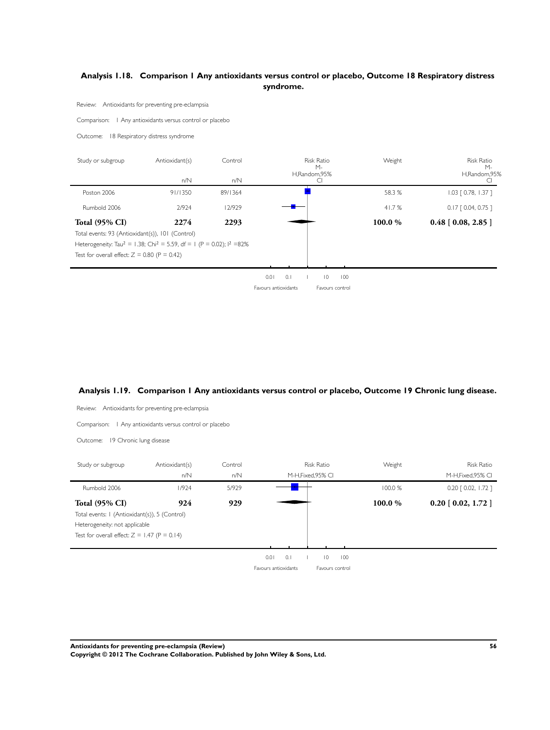## Analysis 1.18. Comparison 1 Any antioxidants versus control or placebo, Outcome 18 Respiratory distress syndrome.

Review: Antioxidants for preventing pre-eclampsia

Comparison: 1 Any antioxidants versus control or placebo

Outcome: 18 Respiratory distress syndrome

| Study or subgroup | Antioxidant(s) n/N | Control n/N | Risk Ratio M-H,Random,95% CI | Weight | Risk Ratio M-H,Random,95% CI |
|---|---|---|---|---|---|
| Poston 2006 | 91/1350 | 89/1364 | | 58.3 % | 1.03 [ 0.78, 1.37 ] |
| Rumbold 2006 | 2/924 | 12/929 | | 41.7 % | 0.17 [ 0.04, 0.75 ] |
| **Total (95% CI)** | **2274** | **2293** | | **100.0 %** | **0.48 [ 0.08, 2.85 ]** |

Total events: 93 (Antioxidant(s)), 101 (Control)

Heterogeneity: $Tau^2 = 1.38$; $Chi^2 = 5.59$, $df = 1$ ($P = 0.02$); $I^2 = 82\%$

Test for overall effect: $Z = 0.80$ ($P = 0.42$)

0.01 0.1 1 10 100

Favours antioxidants Favours control

## Analysis 1.19. Comparison 1 Any antioxidants versus control or placebo, Outcome 19 Chronic lung disease.

Review: Antioxidants for preventing pre-eclampsia

Comparison: 1 Any antioxidants versus control or placebo

Outcome: 19 Chronic lung disease

| Study or subgroup | Antioxidant(s) n/N | Control n/N | Risk Ratio M-H,Fixed,95% CI | Weight | Risk Ratio M-H,Fixed,95% CI |
|---|---|---|---|---|---|
| Rumbold 2006 | 1/924 | 5/929 | | 100.0 % | 0.20 [ 0.02, 1.72 ] |
| **Total (95% CI)** | **924** | **929** | | **100.0 %** | **0.20 [ 0.02, 1.72 ]** |

Total events: 1 (Antioxidant(s)), 5 (Control)

Heterogeneity: not applicable

Test for overall effect: $Z = 1.47$ ($P = 0.14$)

0.01 0.1 1 10 100

Favours antioxidants Favours control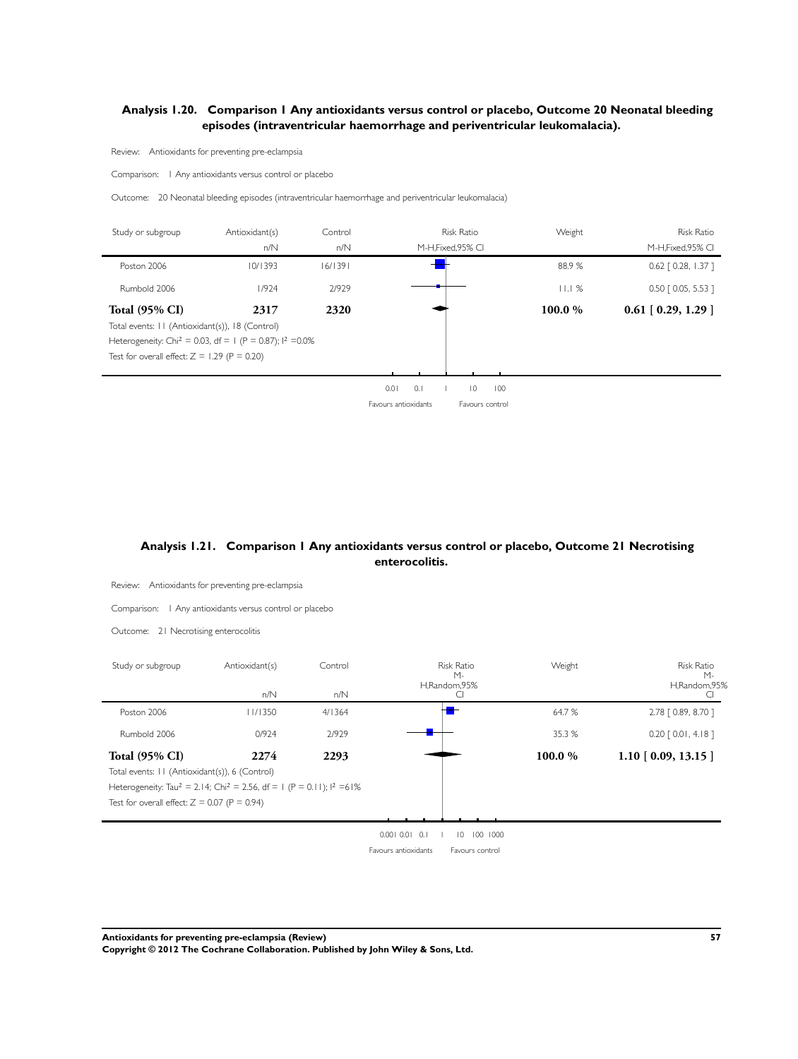## Analysis 1.20. Comparison 1 Any antioxidants versus control or placebo, Outcome 20 Neonatal bleeding episodes (intraventricular haemorrhage and periventricular leukomalacia).

Review: Antioxidants for preventing pre-eclampsia

Comparison: 1 Any antioxidants versus control or placebo

Outcome: 20 Neonatal bleeding episodes (intraventricular haemorrhage and periventricular leukomalacia)

| Study or subgroup | Antioxidant(s) n/N | Control n/N | Risk Ratio M-H,Fixed,95% CI | Weight | Risk Ratio M-H,Fixed,95% CI |
|---|---|---|---|---|---|
| Poston 2006 | 10/1393 | 16/1391 | | 88.9 % | 0.62 [ 0.28, 1.37 ] |
| Rumbold 2006 | 1/924 | 2/929 | | 11.1 % | 0.50 [ 0.05, 5.53 ] |
| **Total (95% CI)** | **2317** | **2320** | | **100.0 %** | **0.61 [ 0.29, 1.29 ]** |

Total events: 11 (Antioxidant(s)), 18 (Control)

Heterogeneity: $Chi^2 = 0.03$, df = 1 (P = 0.87); $I^2 = 0.0\%$

Test for overall effect: Z = 1.29 (P = 0.20)

0.01 0.1 1 10 100

Favours antioxidants Favours control

## Analysis 1.21. Comparison 1 Any antioxidants versus control or placebo, Outcome 21 Necrotising enterocolitis.

Review: Antioxidants for preventing pre-eclampsia

Comparison: 1 Any antioxidants versus control or placebo

Outcome: 21 Necrotising enterocolitis

| Study or subgroup | Antioxidant(s) n/N | Control n/N | Risk Ratio M-H,Random,95% CI | Weight | Risk Ratio M-H,Random,95% CI |
|---|---|---|---|---|---|
| Poston 2006 | 11/1350 | 4/1364 | | 64.7 % | 2.78 [ 0.89, 8.70 ] |
| Rumbold 2006 | 0/924 | 2/929 | | 35.3 % | 0.20 [ 0.01, 4.18 ] |
| **Total (95% CI)** | **2274** | **2293** | | **100.0 %** | **1.10 [ 0.09, 13.15 ]** |

Total events: 11 (Antioxidant(s)), 6 (Control)

Heterogeneity: $Tau^2 = 2.14$; $Chi^2 = 2.56$, df = 1 (P = 0.11); $I^2 = 61\%$

Test for overall effect: Z = 0.07 (P = 0.94)

0.001 0.01 0.1 1 10 100 1000

Favours antioxidants Favours control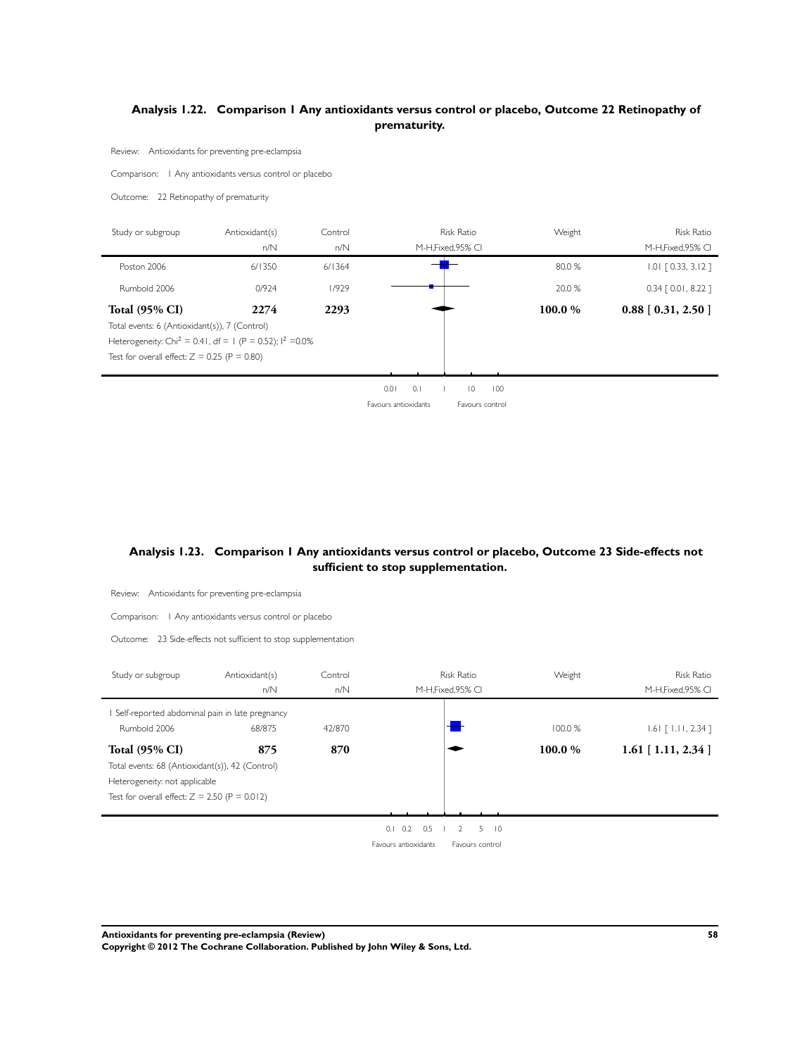## Analysis 1.22. Comparison 1 Any antioxidants versus control or placebo, Outcome 22 Retinopathy of prematurity.

Review: Antioxidants for preventing pre-eclampsia

Comparison: 1 Any antioxidants versus control or placebo

Outcome: 22 Retinopathy of prematurity

| Study or subgroup | Antioxidant(s) n/N | Control n/N | Risk Ratio M-H,Fixed,95% CI | Weight | Risk Ratio M-H,Fixed,95% CI |
|---|---|---|---|---|---|
| Poston 2006 | 6/1350 | 6/1364 | | 80.0 % | 1.01 [ 0.33, 3.12 ] |
| Rumbold 2006 | 0/924 | 1/929 | | 20.0 % | 0.34 [ 0.01, 8.22 ] |
| **Total (95% CI)** | **2274** | **2293** | | **100.0 %** | **0.88 [ 0.31, 2.50 ]** |

Total events: 6 (Antioxidant(s)), 7 (Control)

Heterogeneity: $Chi^2 = 0.41$, df = 1 (P = 0.52); $I^2 = 0.0\%$

Test for overall effect: Z = 0.25 (P = 0.80)

0.01 0.1 1 10 100

Favours antioxidants Favours control

## Analysis 1.23. Comparison 1 Any antioxidants versus control or placebo, Outcome 23 Side-effects not sufficient to stop supplementation.

Review: Antioxidants for preventing pre-eclampsia

Comparison: 1 Any antioxidants versus control or placebo

Outcome: 23 Side-effects not sufficient to stop supplementation

| Study or subgroup | Antioxidant(s) n/N | Control n/N | Risk Ratio M-H,Fixed,95% CI | Weight | Risk Ratio M-H,Fixed,95% CI |
|---|---|---|---|---|---|
| 1 Self-reported abdominal pain in late pregnancy | | | | | |
| Rumbold 2006 | 68/875 | 42/870 | | 100.0 % | 1.61 [ 1.11, 2.34 ] |
| **Total (95% CI)** | **875** | **870** | | **100.0 %** | **1.61 [ 1.11, 2.34 ]** |

Total events: 68 (Antioxidant(s)), 42 (Control)

Heterogeneity: not applicable

Test for overall effect: Z = 2.50 (P = 0.012)

0.1 0.2 0.5 1 2 5 10

Favours antioxidants Favours control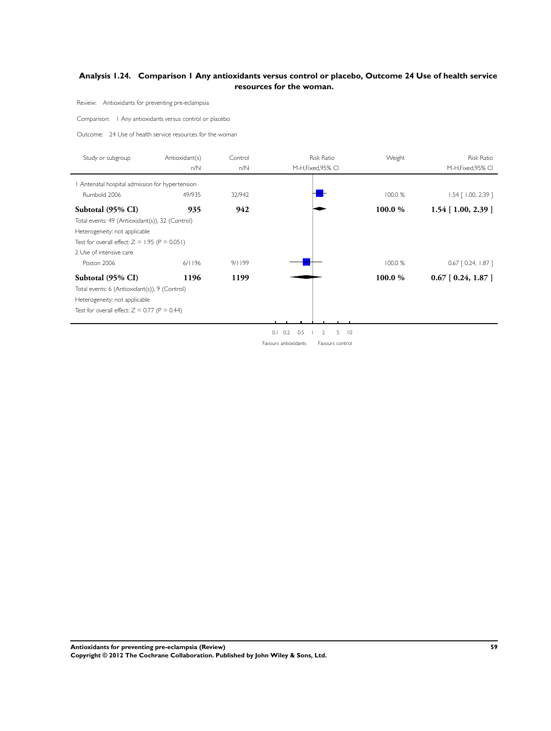## Analysis 1.24. Comparison 1 Any antioxidants versus control or placebo, Outcome 24 Use of health service resources for the woman.

Review: Antioxidants for preventing pre-eclampsia

Comparison: 1 Any antioxidants versus control or placebo

Outcome: 24 Use of health service resources for the woman

| Study or subgroup | Antioxidant(s) n/N | Control n/N | Risk Ratio M-H,Fixed,95% CI | Weight | Risk Ratio M-H,Fixed,95% CI |
|---|---|---|---|---|---|
| 1 Antenatal hospital admission for hypertension | | | | | |
| Rumbold 2006 | 49/935 | 32/942 | | 100.0 % | 1.54 [ 1.00, 2.39 ] |
| **Subtotal (95% CI)** | **935** | **942** | | **100.0 %** | **1.54 [ 1.00, 2.39 ]** |
| Total events: 49 (Antioxidant(s)), 32 (Control) | | | | | |
| Heterogeneity: not applicable | | | | | |
| Test for overall effect: Z = 1.95 (P = 0.051) | | | | | |
| 2 Use of intensive care | | | | | |
| Poston 2006 | 6/1196 | 9/1199 | | 100.0 % | 0.67 [ 0.24, 1.87 ] |
| **Subtotal (95% CI)** | **1196** | **1199** | | **100.0 %** | **0.67 [ 0.24, 1.87 ]** |
| Total events: 6 (Antioxidant(s)), 9 (Control) | | | | | |
| Heterogeneity: not applicable | | | | | |
| Test for overall effect: Z = 0.77 (P = 0.44) | | | | | |

0.1 0.2 0.5 1 2 5 10

Favours antioxidants Favours control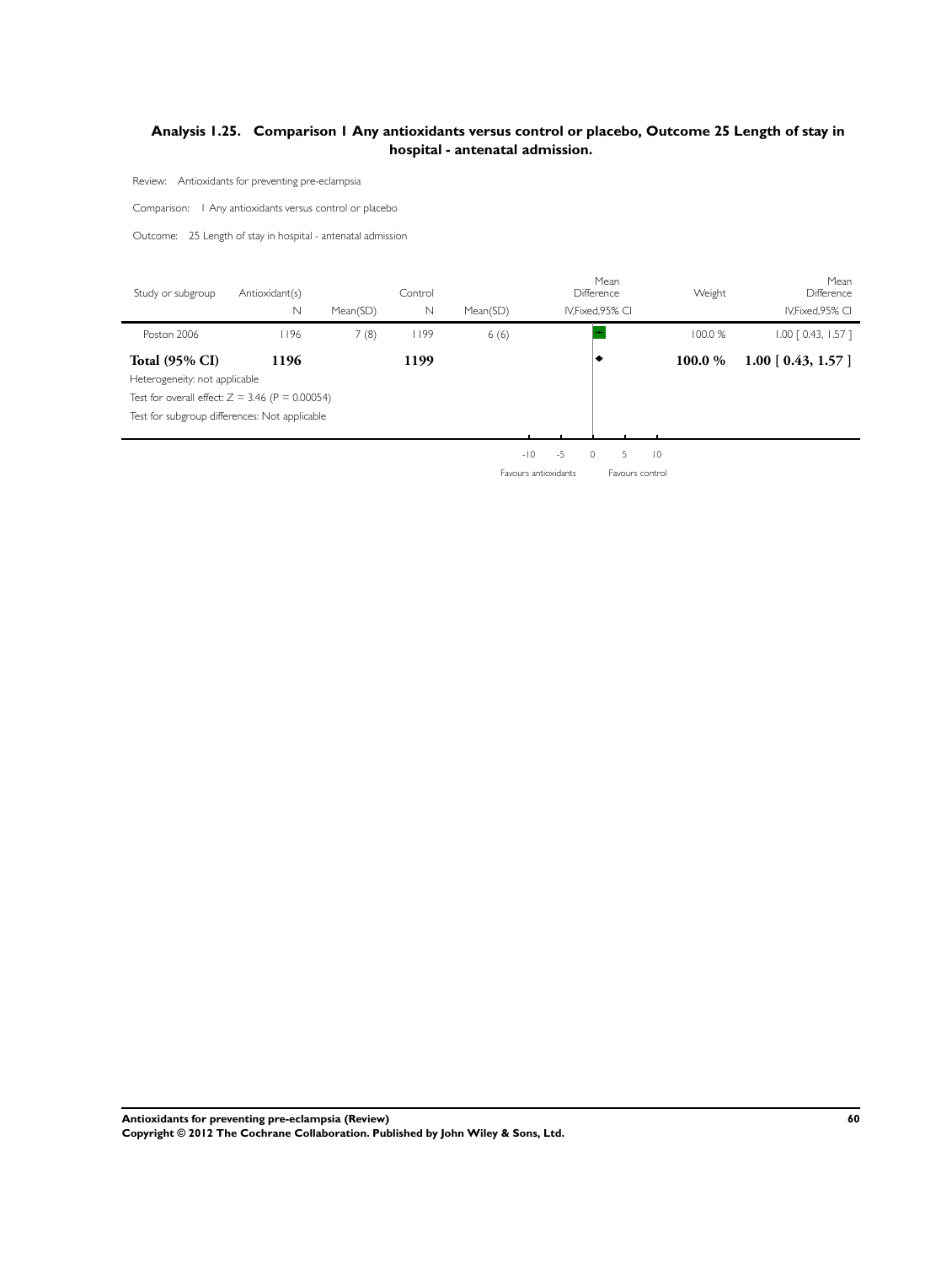## Analysis 1.25. Comparison 1 Any antioxidants versus control or placebo, Outcome 25 Length of stay in hospital - antenatal admission.

Review: Antioxidants for preventing pre-eclampsia

Comparison: 1 Any antioxidants versus control or placebo

Outcome: 25 Length of stay in hospital - antenatal admission

| Study or subgroup | Antioxidant(s) | | Control | | Mean Difference | Weight | Mean Difference |
|---|---|---|---|---|---|---|---|
| | N | Mean(SD) | N | Mean(SD) | IV,Fixed,95% CI | | IV,Fixed,95% CI |
| Poston 2006 | 1196 | 7 (8) | 1199 | 6 (6) | | 100.0 % | 1.00 [ 0.43, 1.57 ] |
| **Total (95% CI)** | **1196** | | **1199** | | | **100.0 %** | **1.00 [ 0.43, 1.57 ]** |

Heterogeneity: not applicable

Test for overall effect: Z = 3.46 (P = 0.00054)

Test for subgroup differences: Not applicable

-10 -5 0 5 10

Favours antioxidants Favours control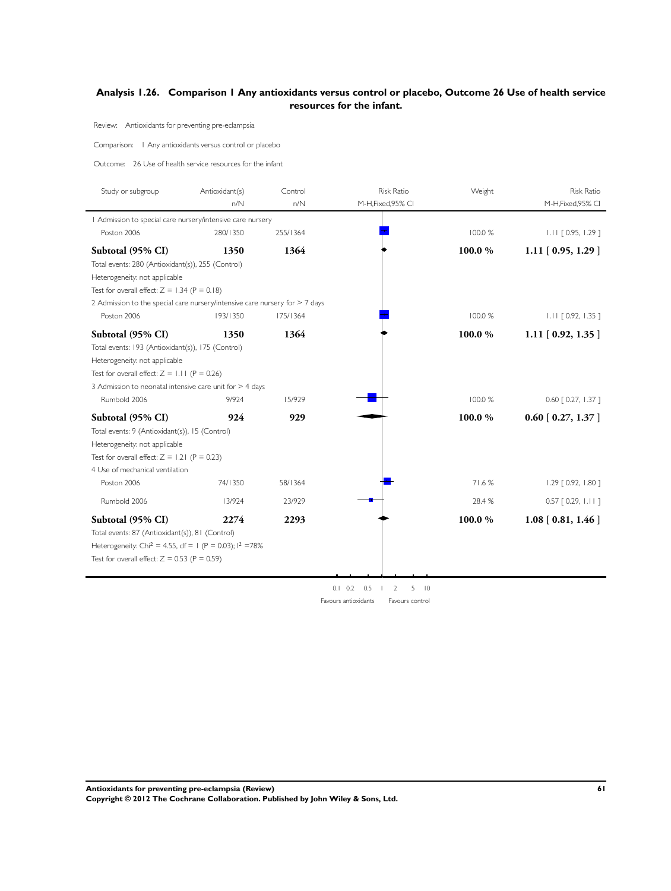## Analysis 1.26. Comparison 1 Any antioxidants versus control or placebo, Outcome 26 Use of health service resources for the infant.

Review: Antioxidants for preventing pre-eclampsia

Comparison: 1 Any antioxidants versus control or placebo

Outcome: 26 Use of health service resources for the infant

| Study or subgroup | Antioxidant(s) n/N | Control n/N | Risk Ratio M-H,Fixed,95% CI | Weight | Risk Ratio M-H,Fixed,95% CI |
|---|---|---|---|---|---|
| 1 Admission to special care nursery/intensive care nursery | | | | | |
| Poston 2006 | 280/1350 | 255/1364 | | 100.0 % | 1.11 [ 0.95, 1.29 ] |
| **Subtotal (95% CI)** | **1350** | **1364** | | **100.0 %** | **1.11 [ 0.95, 1.29 ]** |
| Total events: 280 (Antioxidant(s)), 255 (Control) | | | | | |
| Heterogeneity: not applicable | | | | | |
| Test for overall effect: Z = 1.34 (P = 0.18) | | | | | |
| 2 Admission to the special care nursery/intensive care nursery for > 7 days | | | | | |
| Poston 2006 | 193/1350 | 175/1364 | | 100.0 % | 1.11 [ 0.92, 1.35 ] |
| **Subtotal (95% CI)** | **1350** | **1364** | | **100.0 %** | **1.11 [ 0.92, 1.35 ]** |
| Total events: 193 (Antioxidant(s)), 175 (Control) | | | | | |
| Heterogeneity: not applicable | | | | | |
| Test for overall effect: Z = 1.11 (P = 0.26) | | | | | |
| 3 Admission to neonatal intensive care unit for > 4 days | | | | | |
| Rumbold 2006 | 9/924 | 15/929 | | 100.0 % | 0.60 [ 0.27, 1.37 ] |
| **Subtotal (95% CI)** | **924** | **929** | | **100.0 %** | **0.60 [ 0.27, 1.37 ]** |
| Total events: 9 (Antioxidant(s)), 15 (Control) | | | | | |
| Heterogeneity: not applicable | | | | | |
| Test for overall effect: Z = 1.21 (P = 0.23) | | | | | |
| 4 Use of mechanical ventilation | | | | | |
| Poston 2006 | 74/1350 | 58/1364 | | 71.6 % | 1.29 [ 0.92, 1.80 ] |
| Rumbold 2006 | 13/924 | 23/929 | | 28.4 % | 0.57 [ 0.29, 1.11 ] |
| **Subtotal (95% CI)** | **2274** | **2293** | | **100.0 %** | **1.08 [ 0.81, 1.46 ]** |
| Total events: 87 (Antioxidant(s)), 81 (Control) | | | | | |
| Heterogeneity: $Chi^2 = 4.55$, df = 1 (P = 0.03); $I^2$ =78% | | | | | |
| Test for overall effect: Z = 0.53 (P = 0.59) | | | | | |

0.1 0.2 0.5 1 2 5 10

Favours antioxidants | Favours control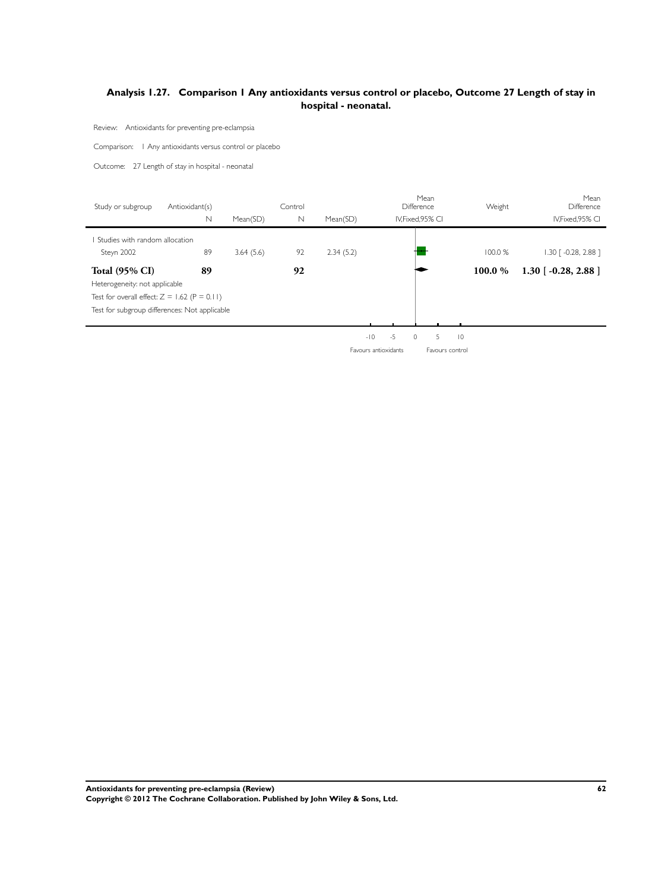## Analysis 1.27. Comparison 1 Any antioxidants versus control or placebo, Outcome 27 Length of stay in hospital - neonatal.

Review: Antioxidants for preventing pre-eclampsia

Comparison: 1 Any antioxidants versus control or placebo

Outcome: 27 Length of stay in hospital - neonatal

| Study or subgroup | Antioxidant(s) N | Mean(SD) | Control N | Mean(SD) | Mean Difference IV,Fixed,95% CI | Weight | Mean Difference IV,Fixed,95% CI |
|---|---|---|---|---|---|---|---|
| 1 Studies with random allocation | | | | | | | |
| Steyn 2002 | 89 | 3.64 (5.6) | 92 | 2.34 (5.2) | | 100.0 % | 1.30 [ -0.28, 2.88 ] |
| **Total (95% CI)** | **89** | | **92** | | | **100.0 %** | **1.30 [ -0.28, 2.88 ]** |
| Heterogeneity: not applicable | | | | | | | |
| Test for overall effect: Z = 1.62 (P = 0.11) | | | | | | | |
| Test for subgroup differences: Not applicable | | | | | | | |

-10 -5 0 5 10

Favours antioxidants Favours control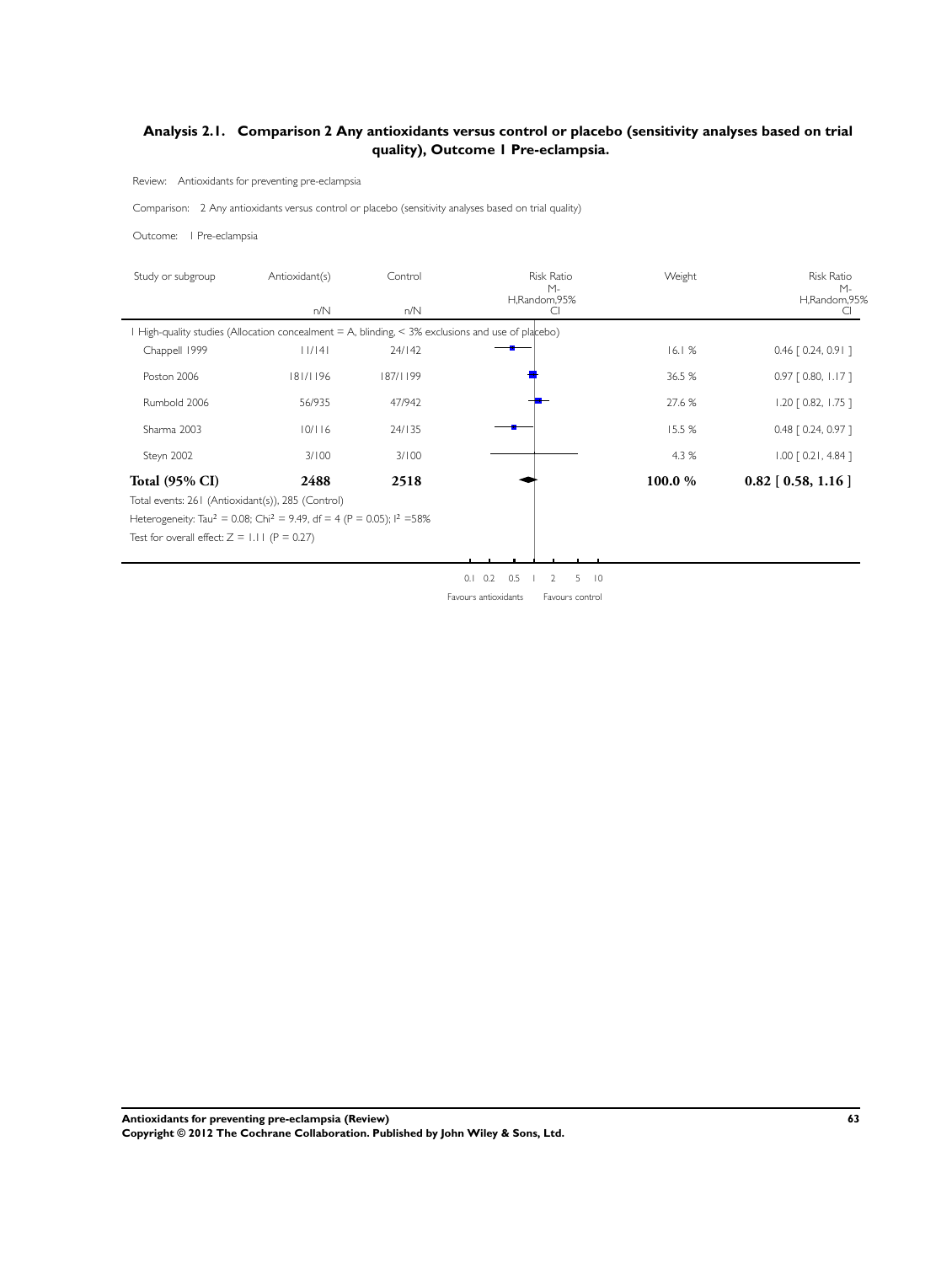## Analysis 2.1. Comparison 2 Any antioxidants versus control or placebo (sensitivity analyses based on trial quality), Outcome 1 Pre-eclampsia.

Review: Antioxidants for preventing pre-eclampsia

Comparison: 2 Any antioxidants versus control or placebo (sensitivity analyses based on trial quality)

Outcome: 1 Pre-eclampsia

| Study or subgroup | Antioxidant(s) n/N | Control n/N | Risk Ratio M-H,Random,95% CI | Weight | Risk Ratio M-H,Random,95% CI |
|---|---|---|---|---|---|
| 1 High-quality studies (Allocation concealment = A, blinding, < 3% exclusions and use of placebo) | | | | | |
| Chappell 1999 | 11/141 | 24/142 | | 16.1 % | 0.46 [ 0.24, 0.91 ] |
| Poston 2006 | 181/1196 | 187/1199 | | 36.5 % | 0.97 [ 0.80, 1.17 ] |
| Rumbold 2006 | 56/935 | 47/942 | | 27.6 % | 1.20 [ 0.82, 1.75 ] |
| Sharma 2003 | 10/116 | 24/135 | | 15.5 % | 0.48 [ 0.24, 0.97 ] |
| Steyn 2002 | 3/100 | 3/100 | | 4.3 % | 1.00 [ 0.21, 4.84 ] |
| **Total (95% CI)** | **2488** | **2518** | | **100.0 %** | **0.82 [ 0.58, 1.16 ]** |

Total events: 261 (Antioxidant(s)), 285 (Control)

Heterogeneity: $Tau^2 = 0.08$; $Chi^2 = 9.49$, df = 4 (P = 0.05); $I^2$ =58%

Test for overall effect: Z = 1.11 (P = 0.27)

0.1 0.2 0.5 1 2 5 10

Favours antioxidants Favours control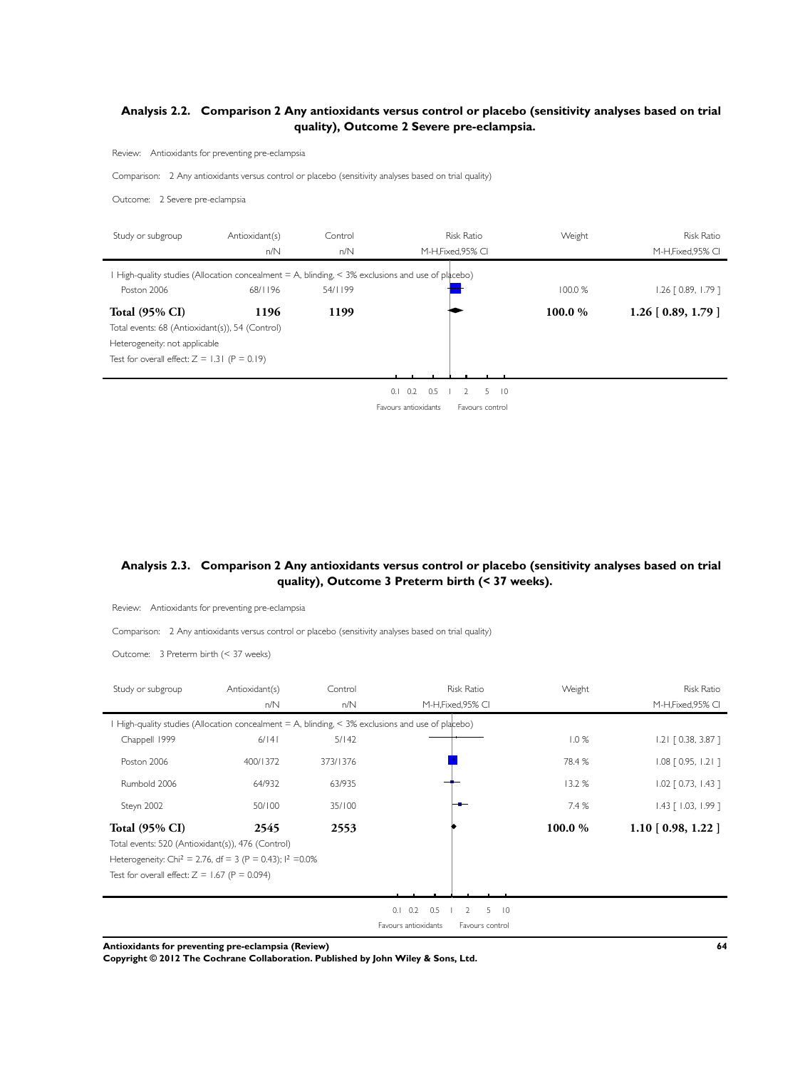### Analysis 2.2. Comparison 2 Any antioxidants versus control or placebo (sensitivity analyses based on trial quality), Outcome 2 Severe pre-eclampsia.

Review: Antioxidants for preventing pre-eclampsia

Comparison: 2 Any antioxidants versus control or placebo (sensitivity analyses based on trial quality)

Outcome: 2 Severe pre-eclampsia

| Study or subgroup | Antioxidant(s) n/N | Control n/N | Risk Ratio M-H,Fixed,95% CI | Weight | Risk Ratio M-H,Fixed,95% CI |
|---|---|---|---|---|---|
| 1 High-quality studies (Allocation concealment = A, blinding, < 3% exclusions and use of placebo) | | | | | |
| Poston 2006 | 68/1196 | 54/1199 | | 100.0 % | 1.26 [ 0.89, 1.79 ] |
| **Total (95% CI)** | **1196** | **1199** | | **100.0 %** | **1.26 [ 0.89, 1.79 ]** |

Total events: 68 (Antioxidant(s)), 54 (Control)

Heterogeneity: not applicable

Test for overall effect: Z = 1.31 (P = 0.19)

0.1 0.2 0.5 1 2 5 10

Favours antioxidants Favours control

### Analysis 2.3. Comparison 2 Any antioxidants versus control or placebo (sensitivity analyses based on trial quality), Outcome 3 Preterm birth (< 37 weeks).

Review: Antioxidants for preventing pre-eclampsia

Comparison: 2 Any antioxidants versus control or placebo (sensitivity analyses based on trial quality)

Outcome: 3 Preterm birth (< 37 weeks)

| Study or subgroup | Antioxidant(s) n/N | Control n/N | Risk Ratio M-H,Fixed,95% CI | Weight | Risk Ratio M-H,Fixed,95% CI |
|---|---|---|---|---|---|
| 1 High-quality studies (Allocation concealment = A, blinding, < 3% exclusions and use of placebo) | | | | | |
| Chappell 1999 | 6/141 | 5/142 | | 1.0 % | 1.21 [ 0.38, 3.87 ] |
| Poston 2006 | 400/1372 | 373/1376 | | 78.4 % | 1.08 [ 0.95, 1.21 ] |
| Rumbold 2006 | 64/932 | 63/935 | | 13.2 % | 1.02 [ 0.73, 1.43 ] |
| Steyn 2002 | 50/100 | 35/100 | | 7.4 % | 1.43 [ 1.03, 1.99 ] |
| **Total (95% CI)** | **2545** | **2553** | | **100.0 %** | **1.10 [ 0.98, 1.22 ]** |

Total events: 520 (Antioxidant(s)), 476 (Control)

Heterogeneity: $Chi^2 = 2.76$, df = 3 (P = 0.43); $I^2 = 0.0\%$

Test for overall effect: Z = 1.67 (P = 0.094)

0.1 0.2 0.5 1 2 5 10

Favours antioxidants Favours control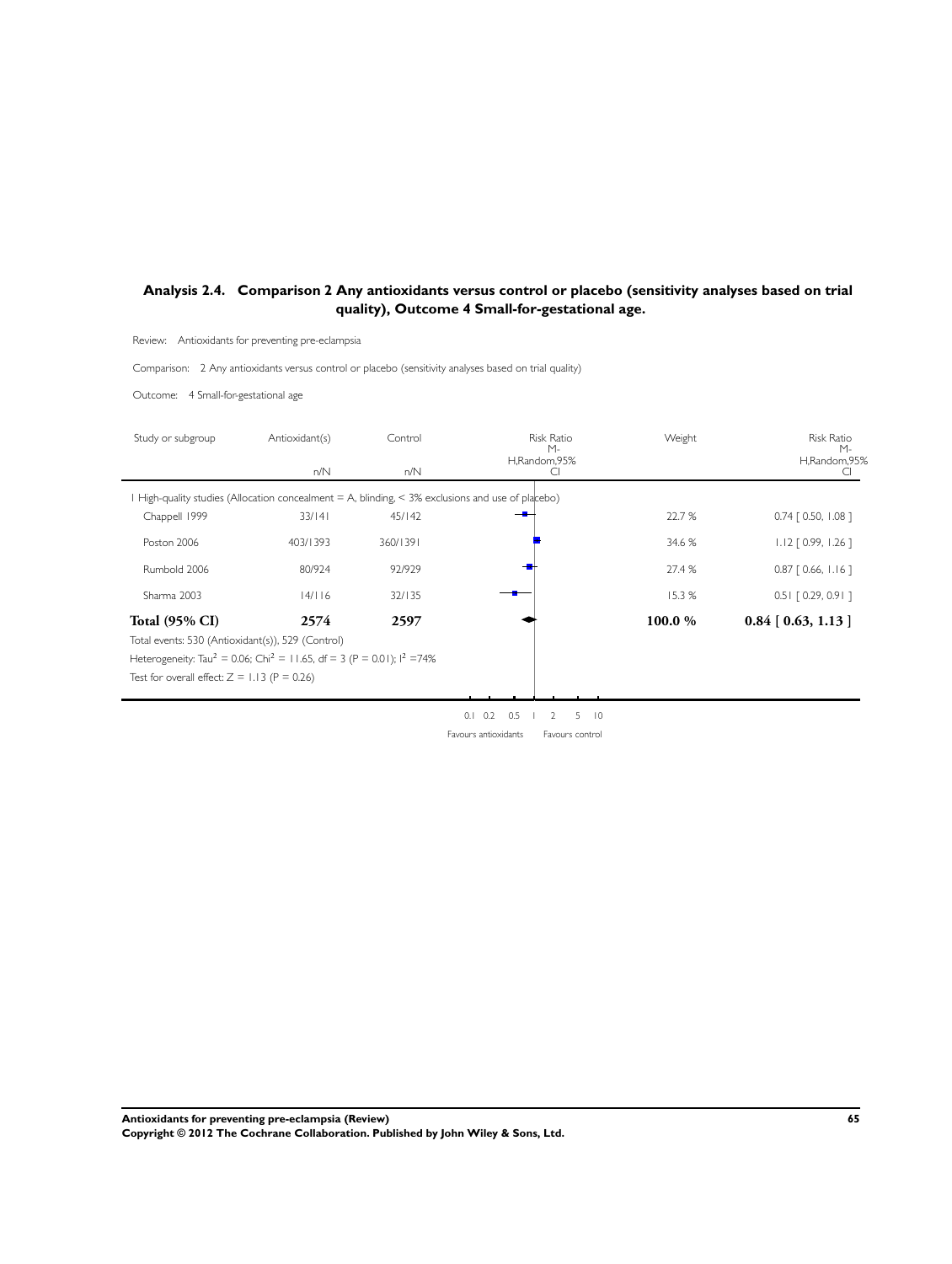## Analysis 2.4. Comparison 2 Any antioxidants versus control or placebo (sensitivity analyses based on trial quality), Outcome 4 Small-for-gestational age.

Review: Antioxidants for preventing pre-eclampsia

Comparison: 2 Any antioxidants versus control or placebo (sensitivity analyses based on trial quality)

Outcome: 4 Small-for-gestational age

| Study or subgroup | Antioxidant(s) n/N | Control n/N | Risk Ratio M-H,Random,95% CI | Weight | Risk Ratio M-H,Random,95% CI |
|---|---|---|---|---|---|
| 1 High-quality studies (Allocation concealment = A, blinding, < 3% exclusions and use of placebo) | | | | | |
| Chappell 1999 | 33/141 | 45/142 | | 22.7 % | 0.74 [ 0.50, 1.08 ] |
| Poston 2006 | 403/1393 | 360/1391 | | 34.6 % | 1.12 [ 0.99, 1.26 ] |
| Rumbold 2006 | 80/924 | 92/929 | | 27.4 % | 0.87 [ 0.66, 1.16 ] |
| Sharma 2003 | 14/116 | 32/135 | | 15.3 % | 0.51 [ 0.29, 0.91 ] |
| **Total (95% CI)** | **2574** | **2597** | | **100.0 %** | **0.84 [ 0.63, 1.13 ]** |

Total events: 530 (Antioxidant(s)), 529 (Control)

Heterogeneity: $Tau^2 = 0.06$; $Chi^2 = 11.65$, df = 3 (P = 0.01); $I^2$ =74%

Test for overall effect: Z = 1.13 (P = 0.26)

0.1 0.2 0.5 1 2 5 10

Favours antioxidants Favours control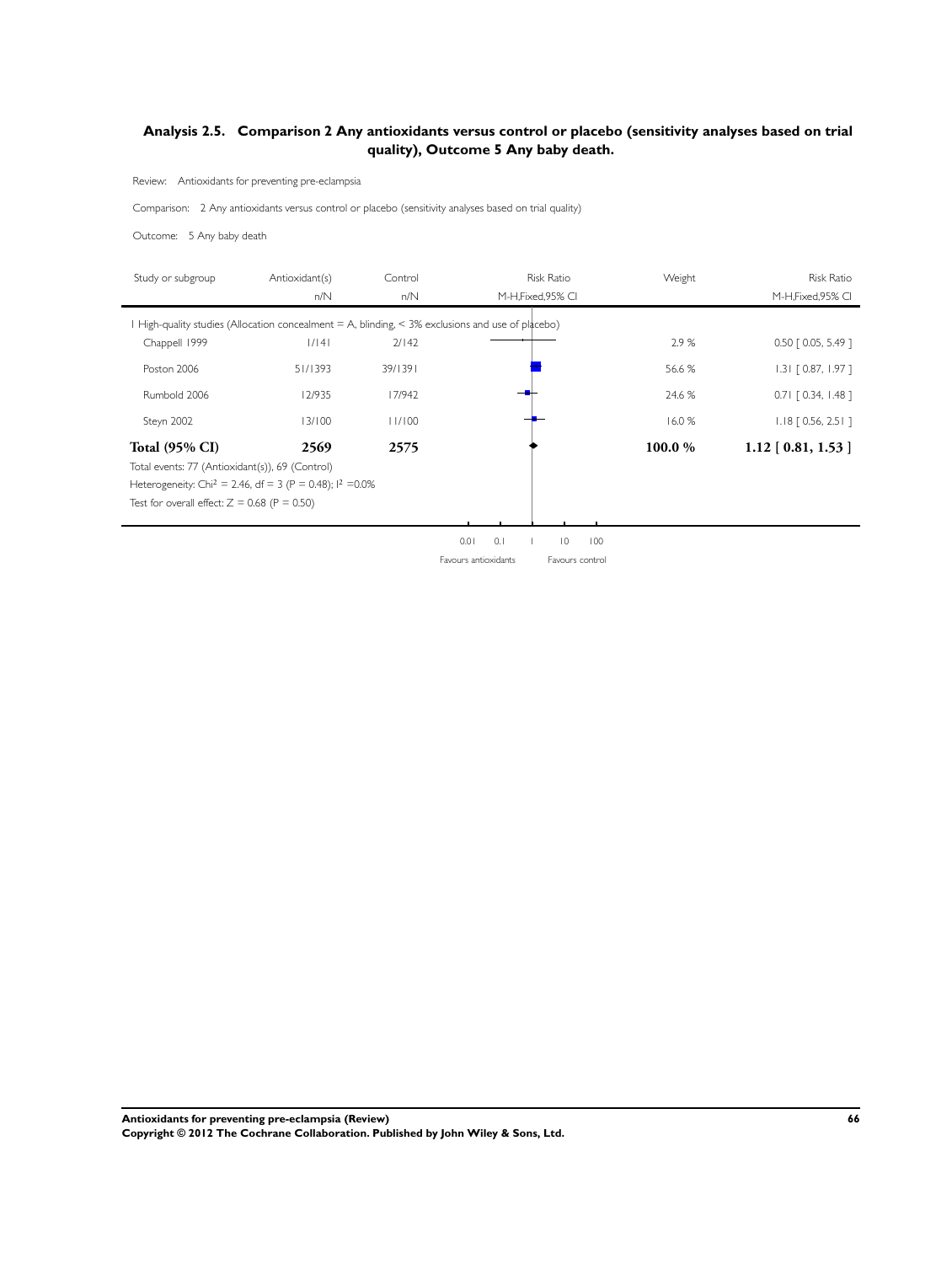## Analysis 2.5. Comparison 2 Any antioxidants versus control or placebo (sensitivity analyses based on trial quality), Outcome 5 Any baby death.

Review: Antioxidants for preventing pre-eclampsia

Comparison: 2 Any antioxidants versus control or placebo (sensitivity analyses based on trial quality)

Outcome: 5 Any baby death

| Study or subgroup | Antioxidant(s) n/N | Control n/N | Risk Ratio M-H,Fixed,95% CI | Weight | Risk Ratio M-H,Fixed,95% CI |
|---|---|---|---|---|---|
| 1 High-quality studies (Allocation concealment = A, blinding, < 3% exclusions and use of placebo) | | | | | |
| Chappell 1999 | 1/141 | 2/142 | | 2.9 % | 0.50 [ 0.05, 5.49 ] |
| Poston 2006 | 51/1393 | 39/1391 | | 56.6 % | 1.31 [ 0.87, 1.97 ] |
| Rumbold 2006 | 12/935 | 17/942 | | 24.6 % | 0.71 [ 0.34, 1.48 ] |
| Steyn 2002 | 13/100 | 11/100 | | 16.0 % | 1.18 [ 0.56, 2.51 ] |
| **Total (95% CI)** | **2569** | **2575** | | **100.0 %** | **1.12 [ 0.81, 1.53 ]** |

Total events: 77 (Antioxidant(s)), 69 (Control)

Heterogeneity: $Chi^2 = 2.46$, df = 3 (P = 0.48); $I^2$ =0.0%

Test for overall effect: Z = 0.68 (P = 0.50)

0.01 0.1 1 10 100

Favours antioxidants Favours control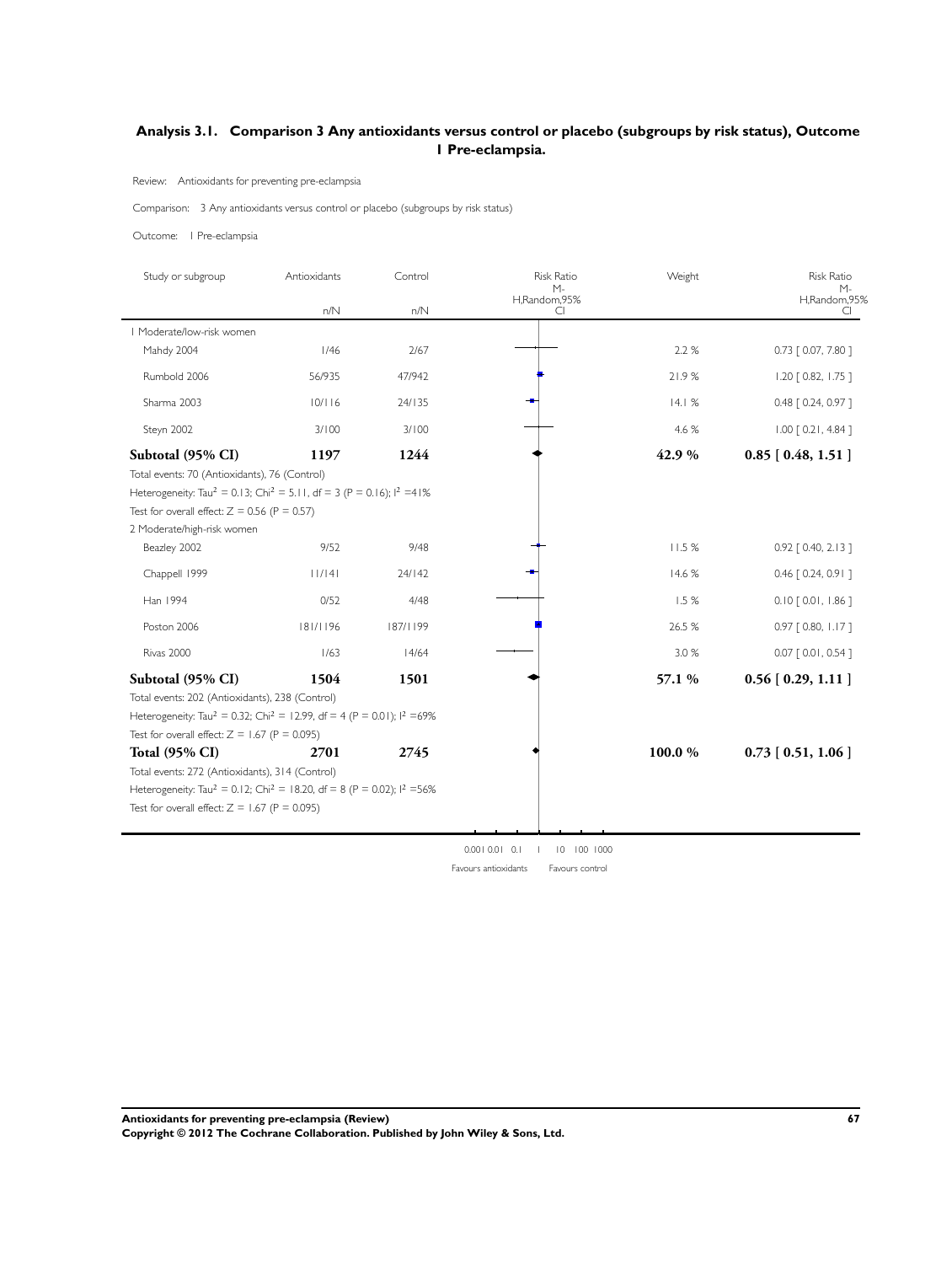## Analysis 3.1. Comparison 3 Any antioxidants versus control or placebo (subgroups by risk status), Outcome 1 Pre-eclampsia.

Review: Antioxidants for preventing pre-eclampsia

Comparison: 3 Any antioxidants versus control or placebo (subgroups by risk status)

Outcome: 1 Pre-eclampsia

| Study or subgroup | Antioxidants n/N | Control n/N | Risk Ratio M-H,Random,95% CI | Weight | Risk Ratio M-H,Random,95% CI |
|---|---|---|---|---|---|
| **1 Moderate/low-risk women** | | | | | |
| Mahdy 2004 | 1/46 | 2/67 | | 2.2 % | 0.73 [ 0.07, 7.80 ] |
| Rumbold 2006 | 56/935 | 47/942 | | 21.9 % | 1.20 [ 0.82, 1.75 ] |
| Sharma 2003 | 10/116 | 24/135 | | 14.1 % | 0.48 [ 0.24, 0.97 ] |
| Steyn 2002 | 3/100 | 3/100 | | 4.6 % | 1.00 [ 0.21, 4.84 ] |
| **Subtotal (95% CI)** | **1197** | **1244** | | **42.9 %** | **0.85 [ 0.48, 1.51 ]** |
| Total events: 70 (Antioxidants), 76 (Control) | | | | | |
| Heterogeneity: $Tau^2 = 0.13$; $Chi^2 = 5.11$, df = 3 (P = 0.16); $I^2 = 41\%$ | | | | | |
| Test for overall effect: Z = 0.56 (P = 0.57) | | | | | |
| **2 Moderate/high-risk women** | | | | | |
| Beazley 2002 | 9/52 | 9/48 | | 11.5 % | 0.92 [ 0.40, 2.13 ] |
| Chappell 1999 | 11/141 | 24/142 | | 14.6 % | 0.46 [ 0.24, 0.91 ] |
| Han 1994 | 0/52 | 4/48 | | 1.5 % | 0.10 [ 0.01, 1.86 ] |
| Poston 2006 | 181/1196 | 187/1199 | | 26.5 % | 0.97 [ 0.80, 1.17 ] |
| Rivas 2000 | 1/63 | 14/64 | | 3.0 % | 0.07 [ 0.01, 0.54 ] |
| **Subtotal (95% CI)** | **1504** | **1501** | | **57.1 %** | **0.56 [ 0.29, 1.11 ]** |
| Total events: 202 (Antioxidants), 238 (Control) | | | | | |
| Heterogeneity: $Tau^2 = 0.32$; $Chi^2 = 12.99$, df = 4 (P = 0.01); $I^2 = 69\%$ | | | | | |
| Test for overall effect: Z = 1.67 (P = 0.095) | | | | | |
| **Total (95% CI)** | **2701** | **2745** | | **100.0 %** | **0.73 [ 0.51, 1.06 ]** |
| Total events: 272 (Antioxidants), 314 (Control) | | | | | |
| Heterogeneity: $Tau^2 = 0.12$; $Chi^2 = 18.20$, df = 8 (P = 0.02); $I^2 = 56\%$ | | | | | |
| Test for overall effect: Z = 1.67 (P = 0.095) | | | | | |

0.001 0.01 0.1 1 10 100 1000

Favours antioxidants | Favours control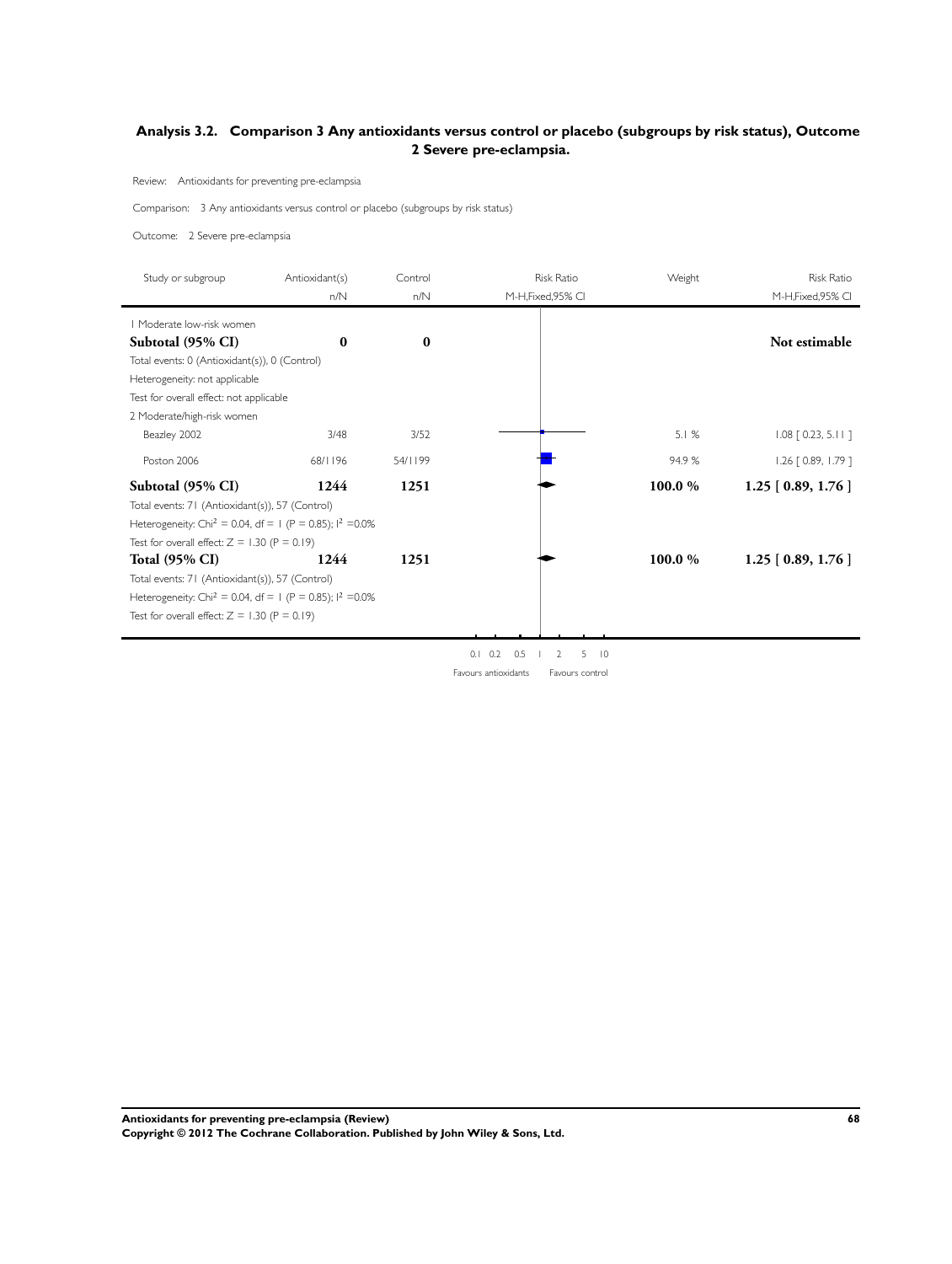## Analysis 3.2. Comparison 3 Any antioxidants versus control or placebo (subgroups by risk status), Outcome 2 Severe pre-eclampsia.

Review: Antioxidants for preventing pre-eclampsia

Comparison: 3 Any antioxidants versus control or placebo (subgroups by risk status)

Outcome: 2 Severe pre-eclampsia

| Study or subgroup | Antioxidant(s) n/N | Control n/N | Risk Ratio M-H,Fixed,95% CI | Weight | Risk Ratio M-H,Fixed,95% CI |
|---|---|---|---|---|---|
| 1 Moderate low-risk women | | | | | |
| **Subtotal (95% CI)** | **0** | **0** | | | **Not estimable** |
| Total events: 0 (Antioxidant(s)), 0 (Control) | | | | | |
| Heterogeneity: not applicable | | | | | |
| Test for overall effect: not applicable | | | | | |
| 2 Moderate/high-risk women | | | | | |
| Beazley 2002 | 3/48 | 3/52 | | 5.1 % | 1.08 [ 0.23, 5.11 ] |
| Poston 2006 | 68/1196 | 54/1199 | | 94.9 % | 1.26 [ 0.89, 1.79 ] |
| **Subtotal (95% CI)** | **1244** | **1251** | | **100.0 %** | **1.25 [ 0.89, 1.76 ]** |
| Total events: 71 (Antioxidant(s)), 57 (Control) | | | | | |
| Heterogeneity: $Chi^2 = 0.04$, $df = 1$ ($P = 0.85$); $I^2 = 0.0\%$ | | | | | |
| Test for overall effect: $Z = 1.30$ ($P = 0.19$) | | | | | |
| **Total (95% CI)** | **1244** | **1251** | | **100.0 %** | **1.25 [ 0.89, 1.76 ]** |
| Total events: 71 (Antioxidant(s)), 57 (Control) | | | | | |
| Heterogeneity: $Chi^2 = 0.04$, $df = 1$ ($P = 0.85$); $I^2 = 0.0\%$ | | | | | |
| Test for overall effect: $Z = 1.30$ ($P = 0.19$) | | | | | |

0.1 0.2 0.5 1 2 5 10

Favours antioxidants Favours control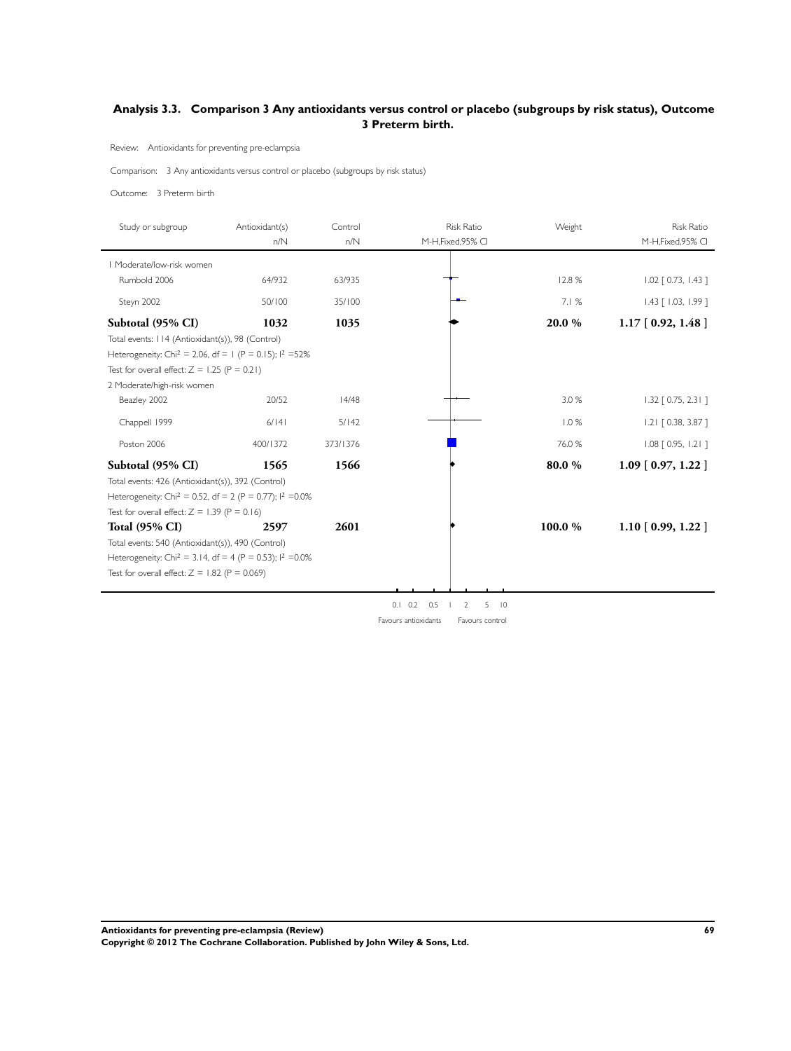## Analysis 3.3. Comparison 3 Any antioxidants versus control or placebo (subgroups by risk status), Outcome 3 Preterm birth.

Review: Antioxidants for preventing pre-eclampsia

Comparison: 3 Any antioxidants versus control or placebo (subgroups by risk status)

Outcome: 3 Preterm birth

| Study or subgroup | Antioxidant(s) n/N | Control n/N | Risk Ratio M-H,Fixed,95% CI | Weight | Risk Ratio M-H,Fixed,95% CI |
|---|---|---|---|---|---|
| 1 Moderate/low-risk women | | | | | |
| Rumbold 2006 | 64/932 | 63/935 | | 12.8 % | 1.02 [ 0.73, 1.43 ] |
| Steyn 2002 | 50/100 | 35/100 | | 7.1 % | 1.43 [ 1.03, 1.99 ] |
| **Subtotal (95% CI)** | **1032** | **1035** | | **20.0 %** | **1.17 [ 0.92, 1.48 ]** |
| Total events: 114 (Antioxidant(s)), 98 (Control) | | | | | |
| Heterogeneity: Chi² = 2.06, df = 1 (P = 0.15); I² =52% | | | | | |
| Test for overall effect: Z = 1.25 (P = 0.21) | | | | | |
| 2 Moderate/high-risk women | | | | | |
| Beazley 2002 | 20/52 | 14/48 | | 3.0 % | 1.32 [ 0.75, 2.31 ] |
| Chappell 1999 | 6/141 | 5/142 | | 1.0 % | 1.21 [ 0.38, 3.87 ] |
| Poston 2006 | 400/1372 | 373/1376 | | 76.0 % | 1.08 [ 0.95, 1.21 ] |
| **Subtotal (95% CI)** | **1565** | **1566** | | **80.0 %** | **1.09 [ 0.97, 1.22 ]** |
| Total events: 426 (Antioxidant(s)), 392 (Control) | | | | | |
| Heterogeneity: Chi² = 0.52, df = 2 (P = 0.77); I² =0.0% | | | | | |
| Test for overall effect: Z = 1.39 (P = 0.16) | | | | | |
| **Total (95% CI)** | **2597** | **2601** | | **100.0 %** | **1.10 [ 0.99, 1.22 ]** |
| Total events: 540 (Antioxidant(s)), 490 (Control) | | | | | |
| Heterogeneity: Chi² = 3.14, df = 4 (P = 0.53); I² =0.0% | | | | | |
| Test for overall effect: Z = 1.82 (P = 0.069) | | | | | |

0.1 0.2 0.5 1 2 5 10

Favours antioxidants Favours control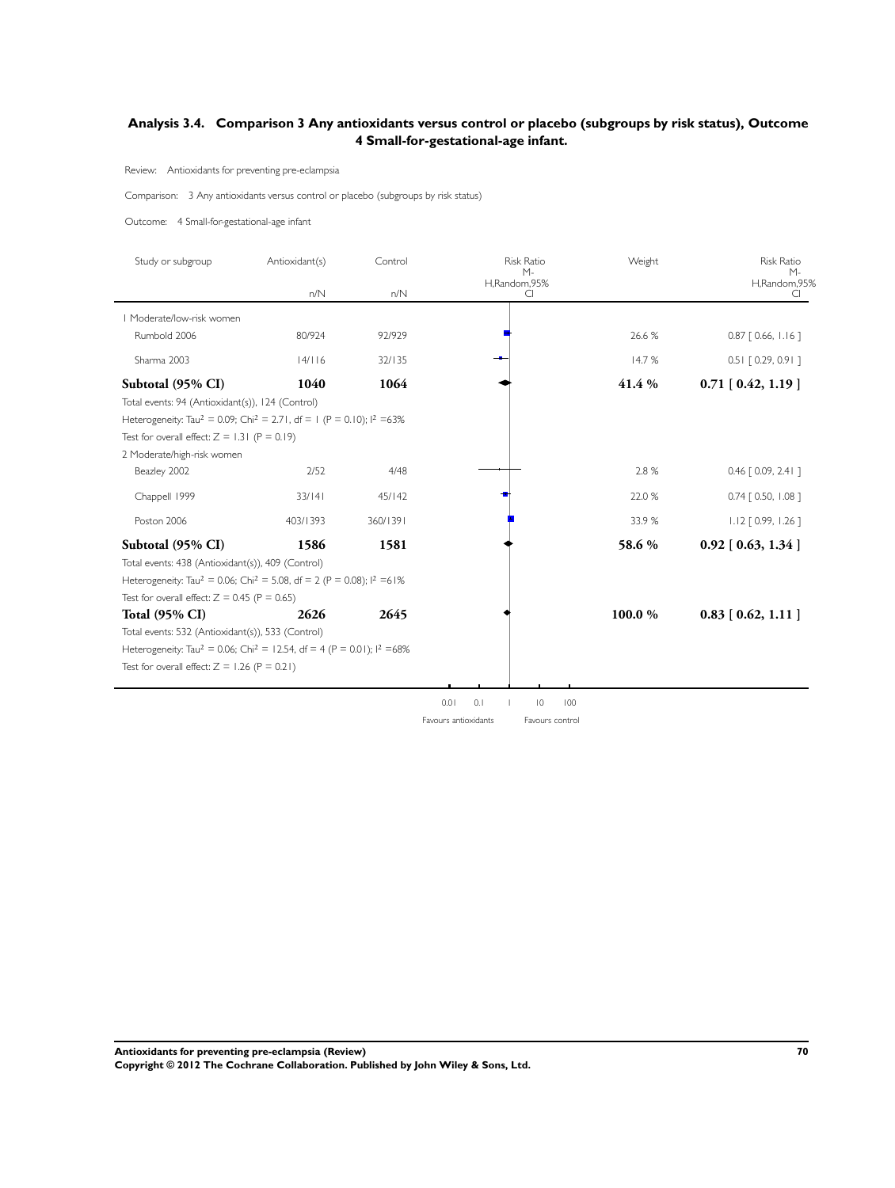## Analysis 3.4. Comparison 3 Any antioxidants versus control or placebo (subgroups by risk status), Outcome 4 Small-for-gestational-age infant.

Review: Antioxidants for preventing pre-eclampsia

Comparison: 3 Any antioxidants versus control or placebo (subgroups by risk status)

Outcome: 4 Small-for-gestational-age infant

| Study or subgroup | Antioxidant(s) n/N | Control n/N | Risk Ratio M-H,Random,95% CI | Weight | Risk Ratio M-H,Random,95% CI |
|---|---|---|---|---|---|
| 1 Moderate/low-risk women | | | | | |
| Rumbold 2006 | 80/924 | 92/929 | | 26.6 % | 0.87 [ 0.66, 1.16 ] |
| Sharma 2003 | 14/116 | 32/135 | | 14.7 % | 0.51 [ 0.29, 0.91 ] |
| **Subtotal (95% CI)** | **1040** | **1064** | | **41.4 %** | **0.71 [ 0.42, 1.19 ]** |
| Total events: 94 (Antioxidant(s)), 124 (Control) | | | | | |
| Heterogeneity: $Tau^2 = 0.09$; $Chi^2 = 2.71$, df = 1 (P = 0.10); $I^2$ =63% | | | | | |
| Test for overall effect: Z = 1.31 (P = 0.19) | | | | | |
| 2 Moderate/high-risk women | | | | | |
| Beazley 2002 | 2/52 | 4/48 | | 2.8 % | 0.46 [ 0.09, 2.41 ] |
| Chappell 1999 | 33/141 | 45/142 | | 22.0 % | 0.74 [ 0.50, 1.08 ] |
| Poston 2006 | 403/1393 | 360/1391 | | 33.9 % | 1.12 [ 0.99, 1.26 ] |
| **Subtotal (95% CI)** | **1586** | **1581** | | **58.6 %** | **0.92 [ 0.63, 1.34 ]** |
| Total events: 438 (Antioxidant(s)), 409 (Control) | | | | | |
| Heterogeneity: $Tau^2 = 0.06$; $Chi^2 = 5.08$, df = 2 (P = 0.08); $I^2$ =61% | | | | | |
| Test for overall effect: Z = 0.45 (P = 0.65) | | | | | |
| **Total (95% CI)** | **2626** | **2645** | | **100.0 %** | **0.83 [ 0.62, 1.11 ]** |
| Total events: 532 (Antioxidant(s)), 533 (Control) | | | | | |
| Heterogeneity: $Tau^2 = 0.06$; $Chi^2 = 12.54$, df = 4 (P = 0.01); $I^2$ =68% | | | | | |
| Test for overall effect: Z = 1.26 (P = 0.21) | | | | | |

0.01 0.1 1 10 100

Favours antioxidants Favours control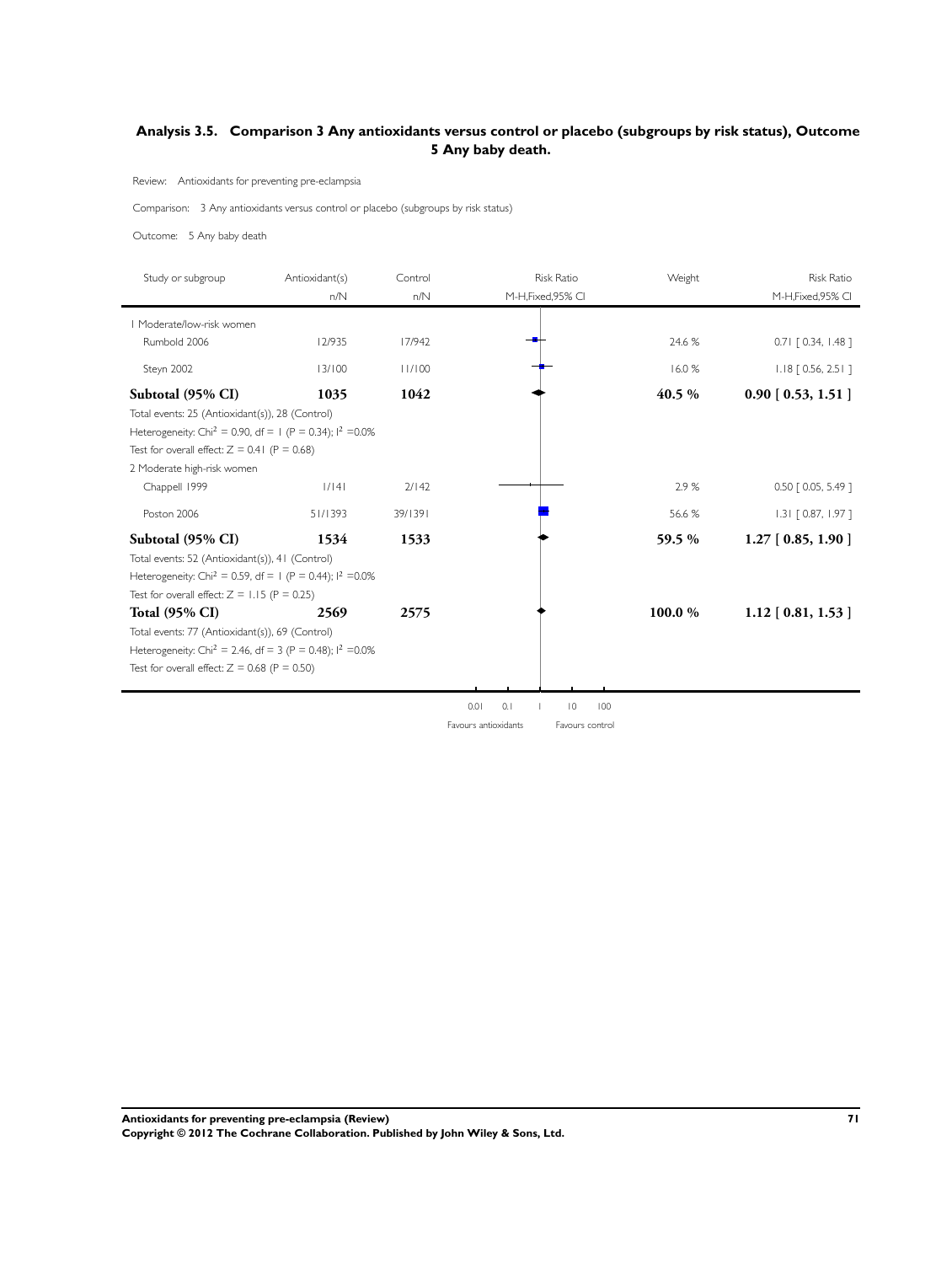## Analysis 3.5. Comparison 3 Any antioxidants versus control or placebo (subgroups by risk status), Outcome 5 Any baby death.

Review: Antioxidants for preventing pre-eclampsia

Comparison: 3 Any antioxidants versus control or placebo (subgroups by risk status)

Outcome: 5 Any baby death

| Study or subgroup | Antioxidant(s) n/N | Control n/N | Risk Ratio M-H,Fixed,95% CI | Weight | Risk Ratio M-H,Fixed,95% CI |
|---|---|---|---|---|---|
| 1 Moderate/low-risk women | | | | | |
| Rumbold 2006 | 12/935 | 17/942 | | 24.6 % | 0.71 [ 0.34, 1.48 ] |
| Steyn 2002 | 13/100 | 11/100 | | 16.0 % | 1.18 [ 0.56, 2.51 ] |
| **Subtotal (95% CI)** | **1035** | **1042** | | **40.5 %** | **0.90 [ 0.53, 1.51 ]** |
| Total events: 25 (Antioxidant(s)), 28 (Control) | | | | | |
| Heterogeneity: $Chi^2 = 0.90$, df = 1 (P = 0.34); $I^2 = 0.0\%$ | | | | | |
| Test for overall effect: Z = 0.41 (P = 0.68) | | | | | |
| 2 Moderate high-risk women | | | | | |
| Chappell 1999 | 1/141 | 2/142 | | 2.9 % | 0.50 [ 0.05, 5.49 ] |
| Poston 2006 | 51/1393 | 39/1391 | | 56.6 % | 1.31 [ 0.87, 1.97 ] |
| **Subtotal (95% CI)** | **1534** | **1533** | | **59.5 %** | **1.27 [ 0.85, 1.90 ]** |
| Total events: 52 (Antioxidant(s)), 41 (Control) | | | | | |
| Heterogeneity: $Chi^2 = 0.59$, df = 1 (P = 0.44); $I^2 = 0.0\%$ | | | | | |
| Test for overall effect: Z = 1.15 (P = 0.25) | | | | | |
| **Total (95% CI)** | **2569** | **2575** | | **100.0 %** | **1.12 [ 0.81, 1.53 ]** |
| Total events: 77 (Antioxidant(s)), 69 (Control) | | | | | |
| Heterogeneity: $Chi^2 = 2.46$, df = 3 (P = 0.48); $I^2 = 0.0\%$ | | | | | |
| Test for overall effect: Z = 0.68 (P = 0.50) | | | | | |

0.01 0.1 1 10 100

Favours antioxidants Favours control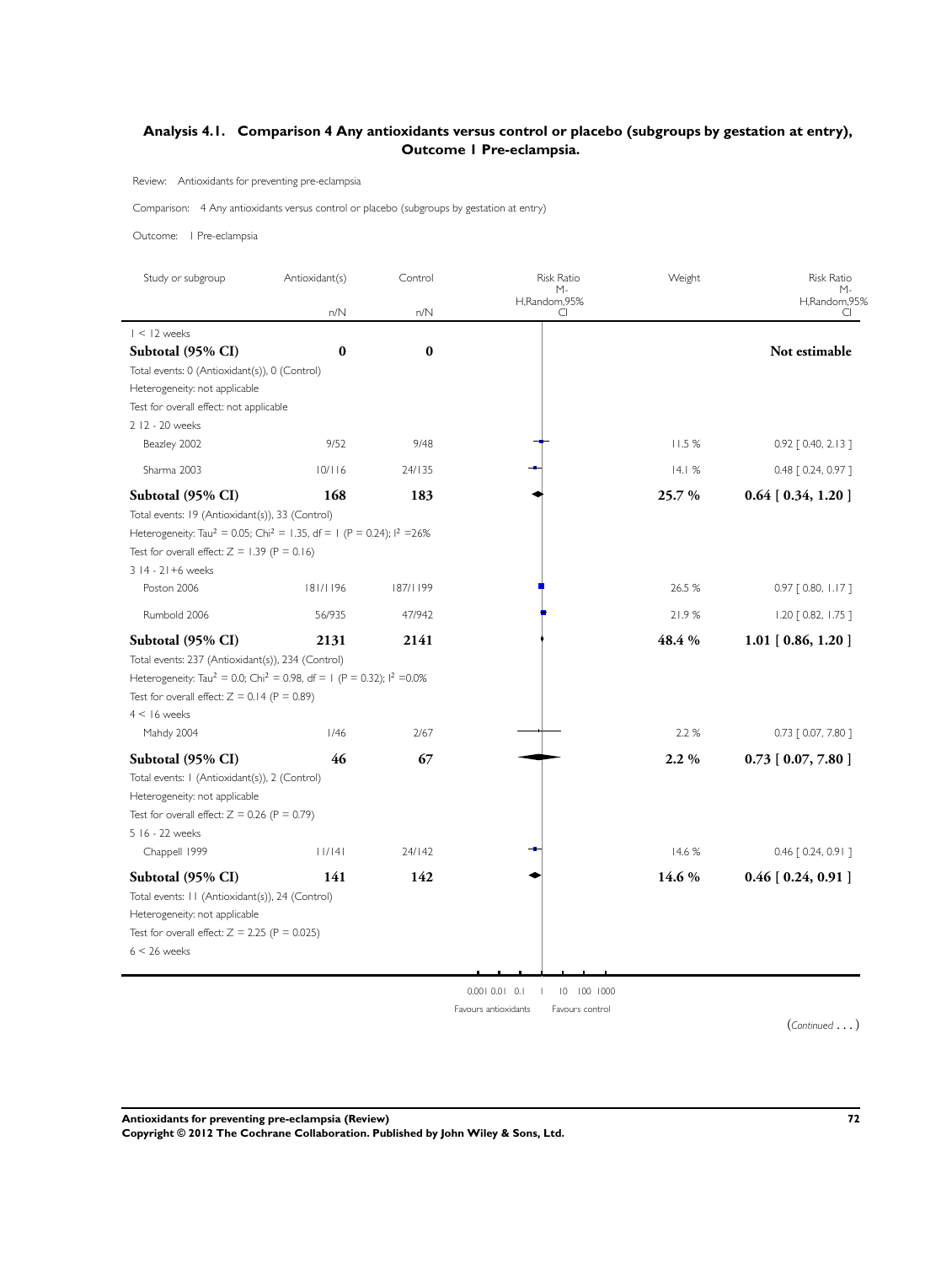## Analysis 4.1. Comparison 4 Any antioxidants versus control or placebo (subgroups by gestation at entry), Outcome 1 Pre-eclampsia.

Review: Antioxidants for preventing pre-eclampsia

Comparison: 4 Any antioxidants versus control or placebo (subgroups by gestation at entry)

Outcome: 1 Pre-eclampsia

| Study or subgroup | Antioxidant(s) n/N | Control n/N | Risk Ratio M-H,Random,95% CI | Weight | Risk Ratio M-H,Random,95% CI |
|---|---|---|---|---|---|
| 1 < 12 weeks | | | | | |
| **Subtotal (95% CI)** | **0** | **0** | | | **Not estimable** |
| Total events: 0 (Antioxidant(s)), 0 (Control) | | | | | |
| Heterogeneity: not applicable | | | | | |
| Test for overall effect: not applicable | | | | | |
| 2 12 - 20 weeks | | | | | |
| Beazley 2002 | 9/52 | 9/48 | | 11.5 % | 0.92 [ 0.40, 2.13 ] |
| Sharma 2003 | 10/116 | 24/135 | | 14.1 % | 0.48 [ 0.24, 0.97 ] |
| **Subtotal (95% CI)** | **168** | **183** | | **25.7 %** | **0.64 [ 0.34, 1.20 ]** |
| Total events: 19 (Antioxidant(s)), 33 (Control) | | | | | |
| Heterogeneity: $Tau^2 = 0.05$; $Chi^2 = 1.35$, df = 1 (P = 0.24); $I^2$ =26% | | | | | |
| Test for overall effect: Z = 1.39 (P = 0.16) | | | | | |
| 3 14 - 21+6 weeks | | | | | |
| Poston 2006 | 181/1196 | 187/1199 | | 26.5 % | 0.97 [ 0.80, 1.17 ] |
| Rumbold 2006 | 56/935 | 47/942 | | 21.9 % | 1.20 [ 0.82, 1.75 ] |
| **Subtotal (95% CI)** | **2131** | **2141** | | **48.4 %** | **1.01 [ 0.86, 1.20 ]** |
| Total events: 237 (Antioxidant(s)), 234 (Control) | | | | | |
| Heterogeneity: $Tau^2 = 0.0$; $Chi^2 = 0.98$, df = 1 (P = 0.32); $I^2$ =0.0% | | | | | |
| Test for overall effect: Z = 0.14 (P = 0.89) | | | | | |
| 4 < 16 weeks | | | | | |
| Mahdy 2004 | 1/46 | 2/67 | | 2.2 % | 0.73 [ 0.07, 7.80 ] |
| **Subtotal (95% CI)** | **46** | **67** | | **2.2 %** | **0.73 [ 0.07, 7.80 ]** |
| Total events: 1 (Antioxidant(s)), 2 (Control) | | | | | |
| Heterogeneity: not applicable | | | | | |
| Test for overall effect: Z = 0.26 (P = 0.79) | | | | | |
| 5 16 - 22 weeks | | | | | |
| Chappell 1999 | 11/141 | 24/142 | | 14.6 % | 0.46 [ 0.24, 0.91 ] |
| **Subtotal (95% CI)** | **141** | **142** | | **14.6 %** | **0.46 [ 0.24, 0.91 ]** |
| Total events: 11 (Antioxidant(s)), 24 (Control) | | | | | |
| Heterogeneity: not applicable | | | | | |
| Test for overall effect: Z = 2.25 (P = 0.025) | | | | | |
| 6 < 26 weeks | | | | | |

0.001 0.01 0.1 1 10 100 1000

Favours antioxidants Favours control

(*Continued . . .*)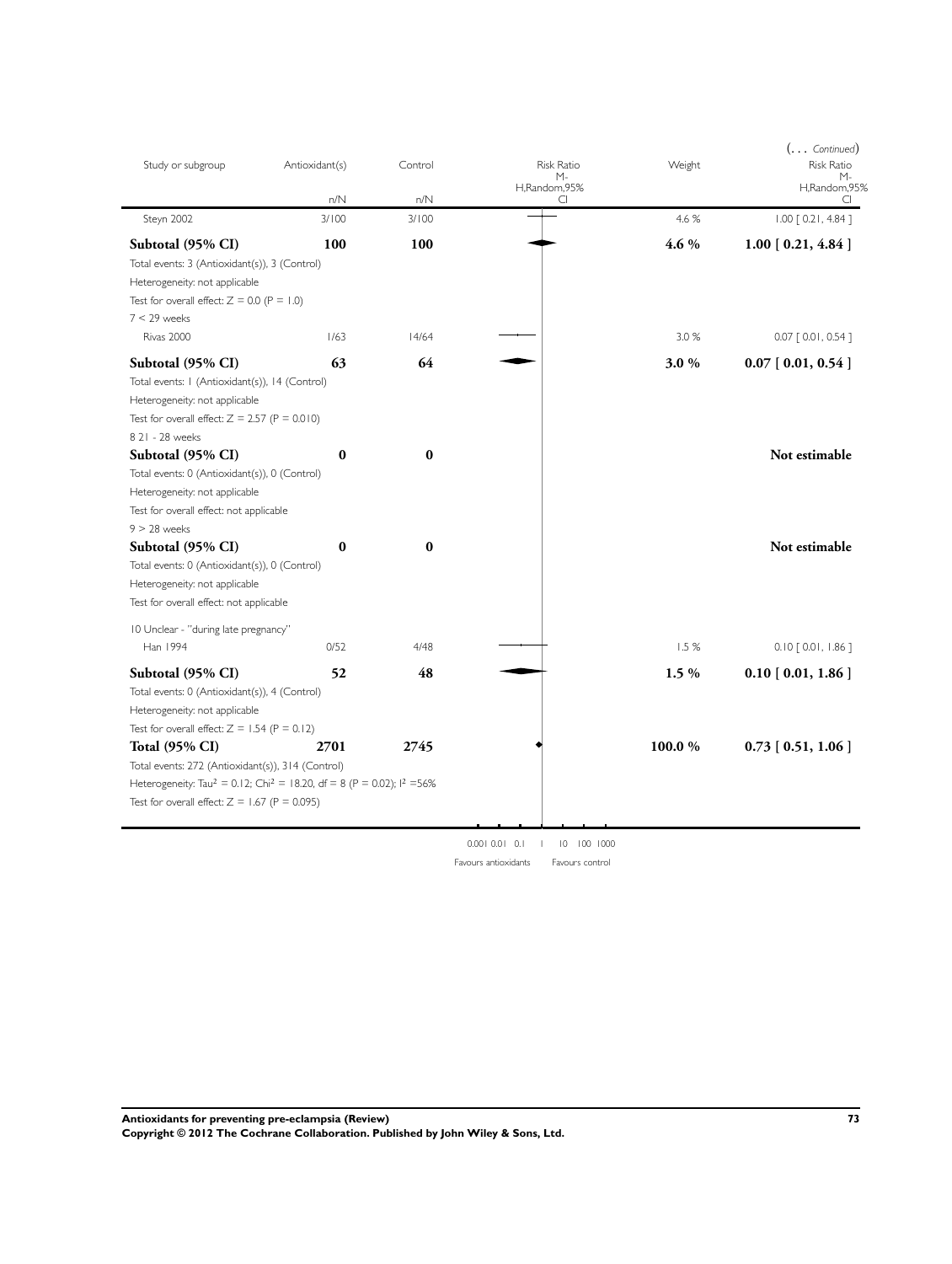(... *Continued*)

| Study or subgroup | Antioxidant(s) | Control | Risk Ratio M-H,Random,95% CI | Weight | Risk Ratio M-H,Random,95% CI |
|---|---|---|---|---|---|
| | n/N | n/N | | | |
| Steyn 2002 | 3/100 | 3/100 | | 4.6 % | 1.00 [ 0.21, 4.84 ] |
| **Subtotal (95% CI)** | **100** | **100** | | **4.6 %** | **1.00 [ 0.21, 4.84 ]** |
| Total events: 3 (Antioxidant(s)), 3 (Control) | | | | | |
| Heterogeneity: not applicable | | | | | |
| Test for overall effect: Z = 0.0 (P = 1.0) | | | | | |
| 7 < 29 weeks | | | | | |
| Rivas 2000 | 1/63 | 14/64 | | 3.0 % | 0.07 [ 0.01, 0.54 ] |
| **Subtotal (95% CI)** | **63** | **64** | | **3.0 %** | **0.07 [ 0.01, 0.54 ]** |
| Total events: 1 (Antioxidant(s)), 14 (Control) | | | | | |
| Heterogeneity: not applicable | | | | | |
| Test for overall effect: Z = 2.57 (P = 0.010) | | | | | |
| 8 21 - 28 weeks | | | | | |
| **Subtotal (95% CI)** | **0** | **0** | | | **Not estimable** |
| Total events: 0 (Antioxidant(s)), 0 (Control) | | | | | |
| Heterogeneity: not applicable | | | | | |
| Test for overall effect: not applicable | | | | | |
| 9 > 28 weeks | | | | | |
| **Subtotal (95% CI)** | **0** | **0** | | | **Not estimable** |
| Total events: 0 (Antioxidant(s)), 0 (Control) | | | | | |
| Heterogeneity: not applicable | | | | | |
| Test for overall effect: not applicable | | | | | |
| 10 Unclear - "during late pregnancy" | | | | | |
| Han 1994 | 0/52 | 4/48 | | 1.5 % | 0.10 [ 0.01, 1.86 ] |
| **Subtotal (95% CI)** | **52** | **48** | | **1.5 %** | **0.10 [ 0.01, 1.86 ]** |
| Total events: 0 (Antioxidant(s)), 4 (Control) | | | | | |
| Heterogeneity: not applicable | | | | | |
| Test for overall effect: Z = 1.54 (P = 0.12) | | | | | |
| **Total (95% CI)** | **2701** | **2745** | | **100.0 %** | **0.73 [ 0.51, 1.06 ]** |
| Total events: 272 (Antioxidant(s)), 314 (Control) | | | | | |
| Heterogeneity: $Tau^2 = 0.12$; $Chi^2 = 18.20$, df = 8 (P = 0.02); $I^2 = 56\%$ | | | | | |
| Test for overall effect: Z = 1.67 (P = 0.095) | | | | | |

0.001 0.01 0.1 1 10 100 1000

Favours antioxidants Favours control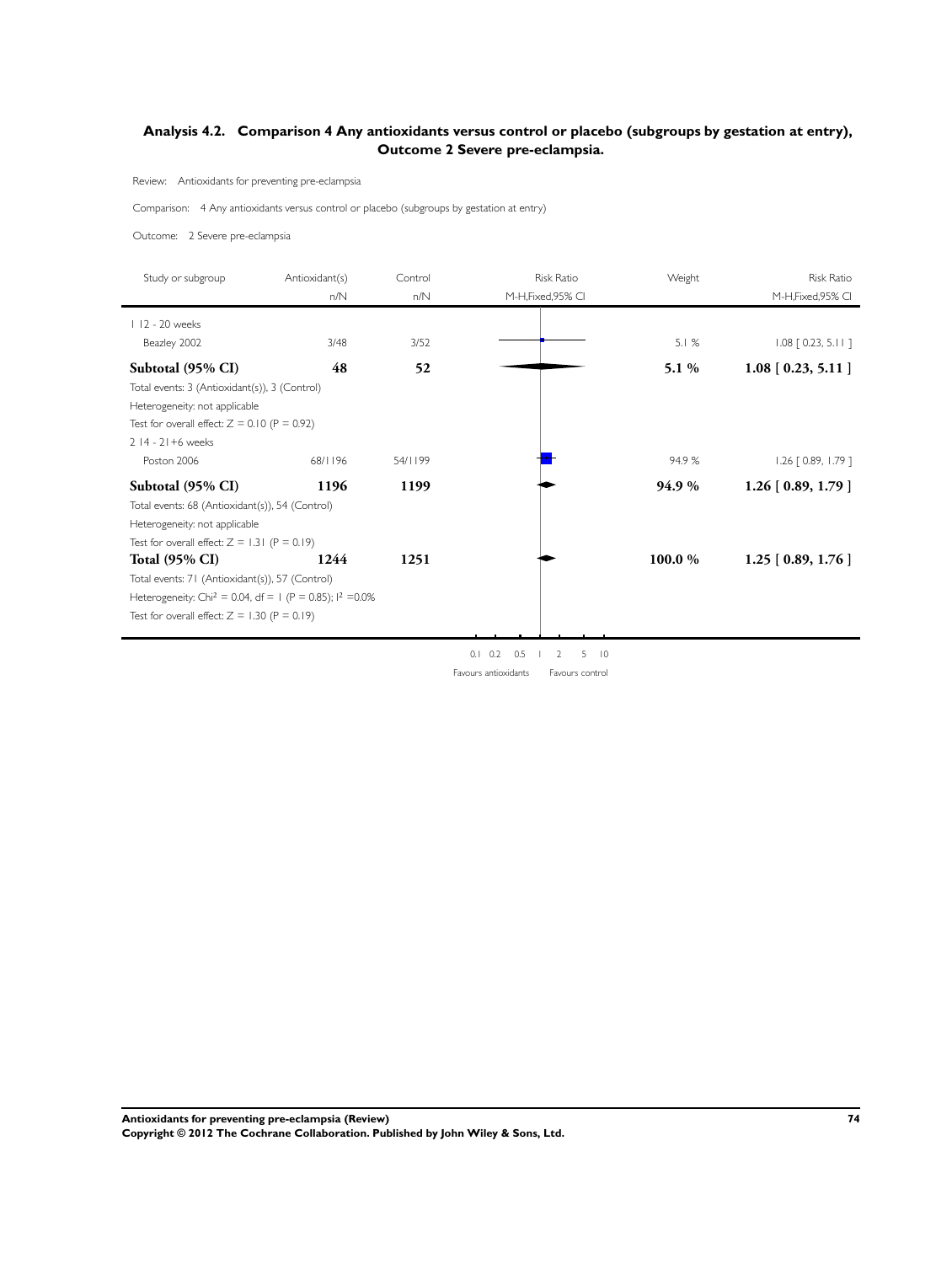## Analysis 4.2. Comparison 4 Any antioxidants versus control or placebo (subgroups by gestation at entry), Outcome 2 Severe pre-eclampsia.

Review: Antioxidants for preventing pre-eclampsia

Comparison: 4 Any antioxidants versus control or placebo (subgroups by gestation at entry)

Outcome: 2 Severe pre-eclampsia

| Study or subgroup | Antioxidant(s) n/N | Control n/N | Risk Ratio M-H,Fixed,95% CI | Weight | Risk Ratio M-H,Fixed,95% CI |
|---|---|---|---|---|---|
| 1 12 - 20 weeks | | | | | |
| Beazley 2002 | 3/48 | 3/52 | | 5.1 % | 1.08 [ 0.23, 5.11 ] |
| **Subtotal (95% CI)** | **48** | **52** | | **5.1 %** | **1.08 [ 0.23, 5.11 ]** |
| Total events: 3 (Antioxidant(s)), 3 (Control) | | | | | |
| Heterogeneity: not applicable | | | | | |
| Test for overall effect: Z = 0.10 (P = 0.92) | | | | | |
| 2 14 - 21+6 weeks | | | | | |
| Poston 2006 | 68/1196 | 54/1199 | | 94.9 % | 1.26 [ 0.89, 1.79 ] |
| **Subtotal (95% CI)** | **1196** | **1199** | | **94.9 %** | **1.26 [ 0.89, 1.79 ]** |
| Total events: 68 (Antioxidant(s)), 54 (Control) | | | | | |
| Heterogeneity: not applicable | | | | | |
| Test for overall effect: Z = 1.31 (P = 0.19) | | | | | |
| **Total (95% CI)** | **1244** | **1251** | | **100.0 %** | **1.25 [ 0.89, 1.76 ]** |
| Total events: 71 (Antioxidant(s)), 57 (Control) | | | | | |
| Heterogeneity: Chi$^2$ = 0.04, df = 1 (P = 0.85); I$^2$ =0.0% | | | | | |
| Test for overall effect: Z = 1.30 (P = 0.19) | | | | | |

0.1 0.2 0.5 1 2 5 10

Favours antioxidants Favours control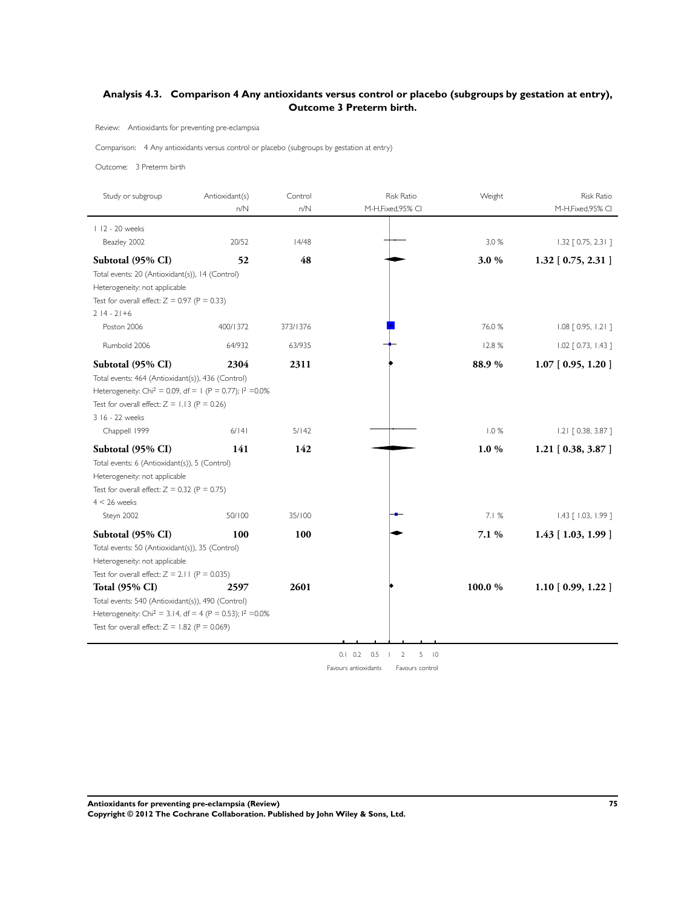## Analysis 4.3. Comparison 4 Any antioxidants versus control or placebo (subgroups by gestation at entry), Outcome 3 Preterm birth.

Review: Antioxidants for preventing pre-eclampsia

Comparison: 4 Any antioxidants versus control or placebo (subgroups by gestation at entry)

Outcome: 3 Preterm birth

| Study or subgroup | Antioxidant(s) n/N | Control n/N | Risk Ratio M-H,Fixed,95% CI | Weight | Risk Ratio M-H,Fixed,95% CI |
|---|---|---|---|---|---|
| 1 12 - 20 weeks | | | | | |
| Beazley 2002 | 20/52 | 14/48 | | 3.0 % | 1.32 [ 0.75, 2.31 ] |
| **Subtotal (95% CI)** | **52** | **48** | | **3.0 %** | **1.32 [ 0.75, 2.31 ]** |
| Total events: 20 (Antioxidant(s)), 14 (Control) | | | | | |
| Heterogeneity: not applicable | | | | | |
| Test for overall effect: Z = 0.97 (P = 0.33) | | | | | |
| 2 14 - 21+6 | | | | | |
| Poston 2006 | 400/1372 | 373/1376 | | 76.0 % | 1.08 [ 0.95, 1.21 ] |
| Rumbold 2006 | 64/932 | 63/935 | | 12.8 % | 1.02 [ 0.73, 1.43 ] |
| **Subtotal (95% CI)** | **2304** | **2311** | | **88.9 %** | **1.07 [ 0.95, 1.20 ]** |
| Total events: 464 (Antioxidant(s)), 436 (Control) | | | | | |
| Heterogeneity: $Chi^2 = 0.09$, df = 1 (P = 0.77); $I^2$ =0.0% | | | | | |
| Test for overall effect: Z = 1.13 (P = 0.26) | | | | | |
| 3 16 - 22 weeks | | | | | |
| Chappell 1999 | 6/141 | 5/142 | | 1.0 % | 1.21 [ 0.38, 3.87 ] |
| **Subtotal (95% CI)** | **141** | **142** | | **1.0 %** | **1.21 [ 0.38, 3.87 ]** |
| Total events: 6 (Antioxidant(s)), 5 (Control) | | | | | |
| Heterogeneity: not applicable | | | | | |
| Test for overall effect: Z = 0.32 (P = 0.75) | | | | | |
| 4 < 26 weeks | | | | | |
| Steyn 2002 | 50/100 | 35/100 | | 7.1 % | 1.43 [ 1.03, 1.99 ] |
| **Subtotal (95% CI)** | **100** | **100** | | **7.1 %** | **1.43 [ 1.03, 1.99 ]** |
| Total events: 50 (Antioxidant(s)), 35 (Control) | | | | | |
| Heterogeneity: not applicable | | | | | |
| Test for overall effect: Z = 2.11 (P = 0.035) | | | | | |
| **Total (95% CI)** | **2597** | **2601** | | **100.0 %** | **1.10 [ 0.99, 1.22 ]** |
| Total events: 540 (Antioxidant(s)), 490 (Control) | | | | | |
| Heterogeneity: $Chi^2 = 3.14$, df = 4 (P = 0.53); $I^2$ =0.0% | | | | | |
| Test for overall effect: Z = 1.82 (P = 0.069) | | | | | |

0.1 0.2 0.5 1 2 5 10

Favours antioxidants Favours control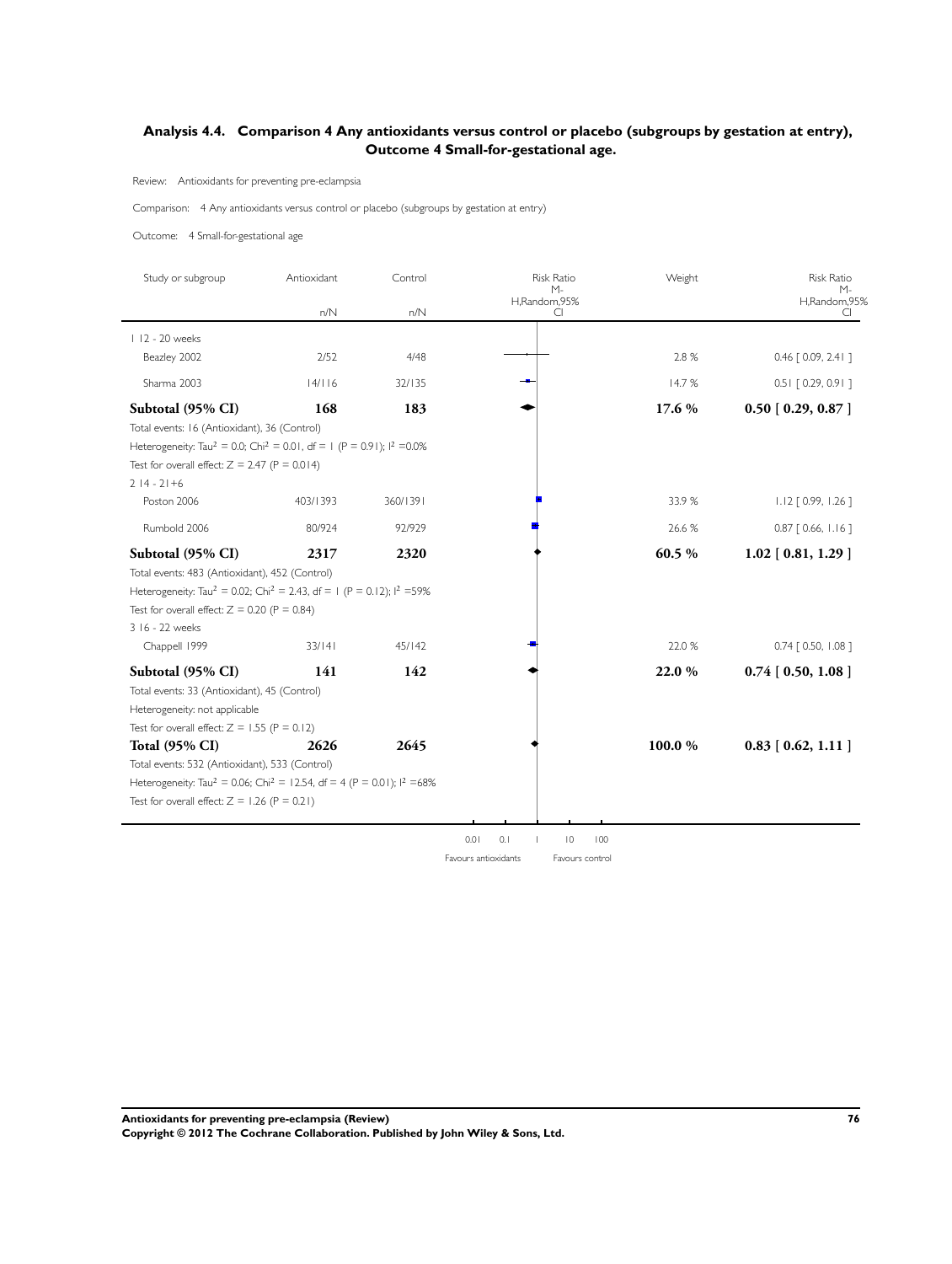## Analysis 4.4. Comparison 4 Any antioxidants versus control or placebo (subgroups by gestation at entry), Outcome 4 Small-for-gestational age.

Review: Antioxidants for preventing pre-eclampsia

Comparison: 4 Any antioxidants versus control or placebo (subgroups by gestation at entry)

Outcome: 4 Small-for-gestational age

| Study or subgroup | Antioxidant n/N | Control n/N | Risk Ratio M-H,Random,95% CI | Weight | Risk Ratio M-H,Random,95% CI |
|---|---|---|---|---|---|
| 1 12 - 20 weeks | | | | | |
| Beazley 2002 | 2/52 | 4/48 | | 2.8 % | 0.46 [ 0.09, 2.41 ] |
| Sharma 2003 | 14/116 | 32/135 | | 14.7 % | 0.51 [ 0.29, 0.91 ] |
| **Subtotal (95% CI)** | **168** | **183** | | **17.6 %** | **0.50 [ 0.29, 0.87 ]** |
| Total events: 16 (Antioxidant), 36 (Control) | | | | | |
| Heterogeneity: $Tau^2 = 0.0$; $Chi^2 = 0.01$, df = 1 (P = 0.91); $I^2$ =0.0% | | | | | |
| Test for overall effect: Z = 2.47 (P = 0.014) | | | | | |
| 2 14 - 21+6 | | | | | |
| Poston 2006 | 403/1393 | 360/1391 | | 33.9 % | 1.12 [ 0.99, 1.26 ] |
| Rumbold 2006 | 80/924 | 92/929 | | 26.6 % | 0.87 [ 0.66, 1.16 ] |
| **Subtotal (95% CI)** | **2317** | **2320** | | **60.5 %** | **1.02 [ 0.81, 1.29 ]** |
| Total events: 483 (Antioxidant), 452 (Control) | | | | | |
| Heterogeneity: $Tau^2 = 0.02$; $Chi^2 = 2.43$, df = 1 (P = 0.12); $I^2$ =59% | | | | | |
| Test for overall effect: Z = 0.20 (P = 0.84) | | | | | |
| 3 16 - 22 weeks | | | | | |
| Chappell 1999 | 33/141 | 45/142 | | 22.0 % | 0.74 [ 0.50, 1.08 ] |
| **Subtotal (95% CI)** | **141** | **142** | | **22.0 %** | **0.74 [ 0.50, 1.08 ]** |
| Total events: 33 (Antioxidant), 45 (Control) | | | | | |
| Heterogeneity: not applicable | | | | | |
| Test for overall effect: Z = 1.55 (P = 0.12) | | | | | |
| **Total (95% CI)** | **2626** | **2645** | | **100.0 %** | **0.83 [ 0.62, 1.11 ]** |
| Total events: 532 (Antioxidant), 533 (Control) | | | | | |
| Heterogeneity: $Tau^2 = 0.06$; $Chi^2 = 12.54$, df = 4 (P = 0.01); $I^2$ =68% | | | | | |
| Test for overall effect: Z = 1.26 (P = 0.21) | | | | | |

0.01 0.1 1 10 100

Favours antioxidants Favours control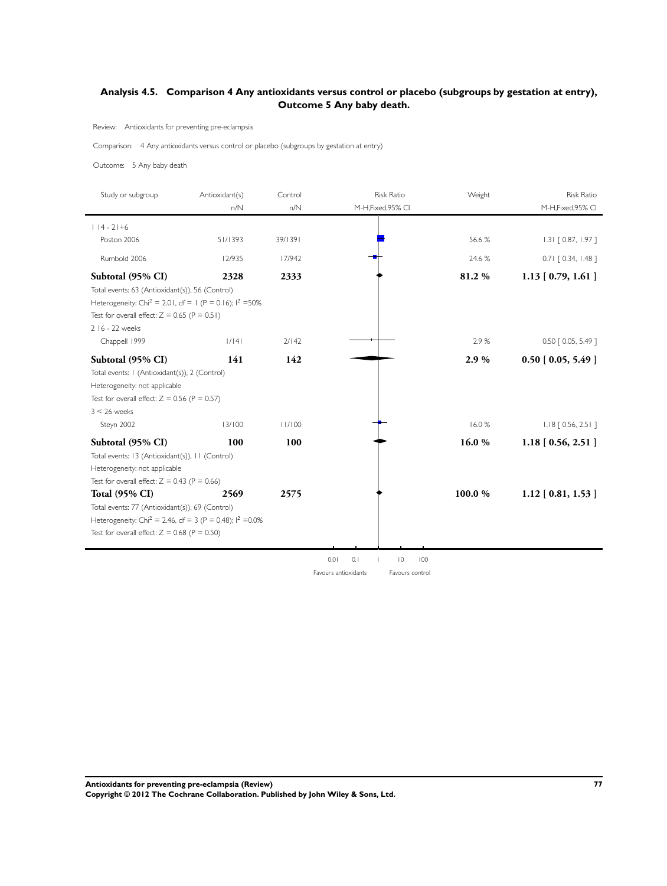## Analysis 4.5. Comparison 4 Any antioxidants versus control or placebo (subgroups by gestation at entry), Outcome 5 Any baby death.

Review: Antioxidants for preventing pre-eclampsia

Comparison: 4 Any antioxidants versus control or placebo (subgroups by gestation at entry)

Outcome: 5 Any baby death

| Study or subgroup | Antioxidant(s) n/N | Control n/N | Risk Ratio M-H,Fixed,95% CI | Weight | Risk Ratio M-H,Fixed,95% CI |
|---|---|---|---|---|---|
| 1 14 - 21+6 | | | | | |
| Poston 2006 | 51/1393 | 39/1391 | | 56.6 % | 1.31 [ 0.87, 1.97 ] |
| Rumbold 2006 | 12/935 | 17/942 | | 24.6 % | 0.71 [ 0.34, 1.48 ] |
| **Subtotal (95% CI)** | **2328** | **2333** | | **81.2 %** | **1.13 [ 0.79, 1.61 ]** |
| Total events: 63 (Antioxidant(s)), 56 (Control) | | | | | |
| Heterogeneity: $Chi^2 = 2.01$, df = 1 (P = 0.16); $I^2$ =50% | | | | | |
| Test for overall effect: Z = 0.65 (P = 0.51) | | | | | |
| 2 16 - 22 weeks | | | | | |
| Chappell 1999 | 1/141 | 2/142 | | 2.9 % | 0.50 [ 0.05, 5.49 ] |
| **Subtotal (95% CI)** | **141** | **142** | | **2.9 %** | **0.50 [ 0.05, 5.49 ]** |
| Total events: 1 (Antioxidant(s)), 2 (Control) | | | | | |
| Heterogeneity: not applicable | | | | | |
| Test for overall effect: Z = 0.56 (P = 0.57) | | | | | |
| 3 < 26 weeks | | | | | |
| Steyn 2002 | 13/100 | 11/100 | | 16.0 % | 1.18 [ 0.56, 2.51 ] |
| **Subtotal (95% CI)** | **100** | **100** | | **16.0 %** | **1.18 [ 0.56, 2.51 ]** |
| Total events: 13 (Antioxidant(s)), 11 (Control) | | | | | |
| Heterogeneity: not applicable | | | | | |
| Test for overall effect: Z = 0.43 (P = 0.66) | | | | | |
| **Total (95% CI)** | **2569** | **2575** | | **100.0 %** | **1.12 [ 0.81, 1.53 ]** |
| Total events: 77 (Antioxidant(s)), 69 (Control) | | | | | |
| Heterogeneity: $Chi^2 = 2.46$, df = 3 (P = 0.48); $I^2$ =0.0% | | | | | |
| Test for overall effect: Z = 0.68 (P = 0.50) | | | | | |

0.01 0.1 1 10 100

Favours antioxidants Favours control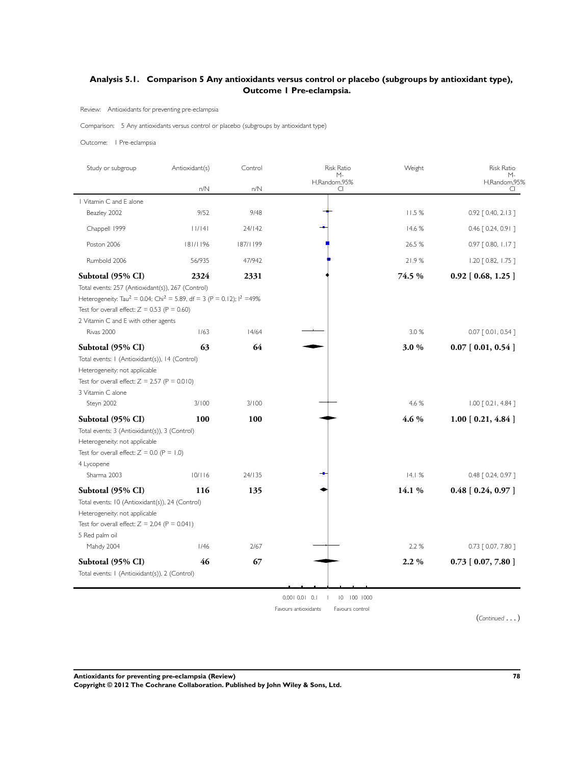## Analysis 5.1. Comparison 5 Any antioxidants versus control or placebo (subgroups by antioxidant type), Outcome 1 Pre-eclampsia.

Review: Antioxidants for preventing pre-eclampsia

Comparison: 5 Any antioxidants versus control or placebo (subgroups by antioxidant type)

Outcome: 1 Pre-eclampsia

| Study or subgroup | Antioxidant(s) n/N | Control n/N | Risk Ratio M-H,Random,95% CI | Weight | Risk Ratio M-H,Random,95% CI |
|---|---|---|---|---|---|
| **1 Vitamin C and E alone** | | | | | |
| Beazley 2002 | 9/52 | 9/48 | | 11.5 % | 0.92 [ 0.40, 2.13 ] |
| Chappell 1999 | 11/141 | 24/142 | | 14.6 % | 0.46 [ 0.24, 0.91 ] |
| Poston 2006 | 181/1196 | 187/1199 | | 26.5 % | 0.97 [ 0.80, 1.17 ] |
| Rumbold 2006 | 56/935 | 47/942 | | 21.9 % | 1.20 [ 0.82, 1.75 ] |
| **Subtotal (95% CI)** | **2324** | **2331** | | **74.5 %** | **0.92 [ 0.68, 1.25 ]** |
| Total events: 257 (Antioxidant(s)), 267 (Control) | | | | | |
| Heterogeneity: $Tau^2 = 0.04$; $Chi^2 = 5.89$, df = 3 (P = 0.12); $I^2$ =49% | | | | | |
| Test for overall effect: Z = 0.53 (P = 0.60) | | | | | |
| **2 Vitamin C and E with other agents** | | | | | |
| Rivas 2000 | 1/63 | 14/64 | | 3.0 % | 0.07 [ 0.01, 0.54 ] |
| **Subtotal (95% CI)** | **63** | **64** | | **3.0 %** | **0.07 [ 0.01, 0.54 ]** |
| Total events: 1 (Antioxidant(s)), 14 (Control) | | | | | |
| Heterogeneity: not applicable | | | | | |
| Test for overall effect: Z = 2.57 (P = 0.010) | | | | | |
| **3 Vitamin C alone** | | | | | |
| Steyn 2002 | 3/100 | 3/100 | | 4.6 % | 1.00 [ 0.21, 4.84 ] |
| **Subtotal (95% CI)** | **100** | **100** | | **4.6 %** | **1.00 [ 0.21, 4.84 ]** |
| Total events: 3 (Antioxidant(s)), 3 (Control) | | | | | |
| Heterogeneity: not applicable | | | | | |
| Test for overall effect: Z = 0.0 (P = 1.0) | | | | | |
| **4 Lycopene** | | | | | |
| Sharma 2003 | 10/116 | 24/135 | | 14.1 % | 0.48 [ 0.24, 0.97 ] |
| **Subtotal (95% CI)** | **116** | **135** | | **14.1 %** | **0.48 [ 0.24, 0.97 ]** |
| Total events: 10 (Antioxidant(s)), 24 (Control) | | | | | |
| Heterogeneity: not applicable | | | | | |
| Test for overall effect: Z = 2.04 (P = 0.041) | | | | | |
| **5 Red palm oil** | | | | | |
| Mahdy 2004 | 1/46 | 2/67 | | 2.2 % | 0.73 [ 0.07, 7.80 ] |
| **Subtotal (95% CI)** | **46** | **67** | | **2.2 %** | **0.73 [ 0.07, 7.80 ]** |
| Total events: 1 (Antioxidant(s)), 2 (Control) | | | | | |

0.001 0.01 0.1 1 10 100 1000

Favours antioxidants | Favours control

(*Continued . . .*)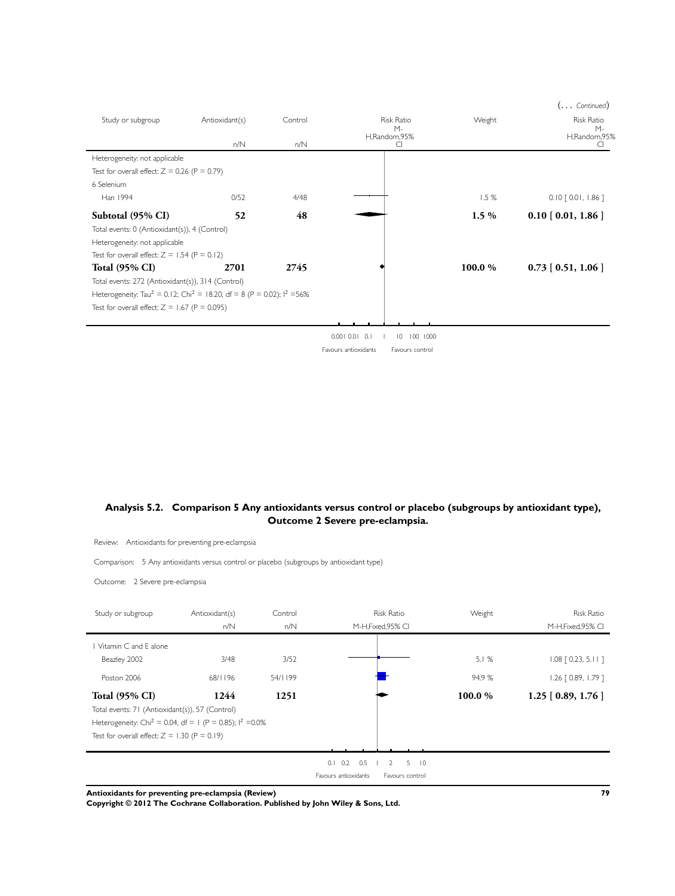(... *Continued*)

| Study or subgroup | Antioxidant(s) n/N | Control n/N | Risk Ratio M-H,Random,95% CI | Weight | Risk Ratio M-H,Random,95% CI |
|---|---|---|---|---|---|
| Heterogeneity: not applicable | | | | | |
| Test for overall effect: Z = 0.26 (P = 0.79) | | | | | |
| 6 Selenium | | | | | |
| Han 1994 | 0/52 | 4/48 | | 1.5 % | 0.10 [ 0.01, 1.86 ] |
| **Subtotal (95% CI)** | **52** | **48** | | **1.5 %** | **0.10 [ 0.01, 1.86 ]** |
| Total events: 0 (Antioxidant(s)), 4 (Control) | | | | | |
| Heterogeneity: not applicable | | | | | |
| Test for overall effect: Z = 1.54 (P = 0.12) | | | | | |
| **Total (95% CI)** | **2701** | **2745** | | **100.0 %** | **0.73 [ 0.51, 1.06 ]** |
| Total events: 272 (Antioxidant(s)), 314 (Control) | | | | | |
| Heterogeneity: $Tau^2 = 0.12$; $Chi^2 = 18.20$, df = 8 (P = 0.02); $I^2 = 56\%$ | | | | | |
| Test for overall effect: Z = 1.67 (P = 0.095) | | | | | |

0.001 0.01 0.1 1 10 100 1000

Favours antioxidants Favours control

## Analysis 5.2. Comparison 5 Any antioxidants versus control or placebo (subgroups by antioxidant type), Outcome 2 Severe pre-eclampsia.

Review: Antioxidants for preventing pre-eclampsia

Comparison: 5 Any antioxidants versus control or placebo (subgroups by antioxidant type)

Outcome: 2 Severe pre-eclampsia

| Study or subgroup | Antioxidant(s) n/N | Control n/N | Risk Ratio M-H,Fixed,95% CI | Weight | Risk Ratio M-H,Fixed,95% CI |
|---|---|---|---|---|---|
| 1 Vitamin C and E alone | | | | | |
| Beazley 2002 | 3/48 | 3/52 | | 5.1 % | 1.08 [ 0.23, 5.11 ] |
| Poston 2006 | 68/1196 | 54/1199 | | 94.9 % | 1.26 [ 0.89, 1.79 ] |
| **Total (95% CI)** | **1244** | **1251** | | **100.0 %** | **1.25 [ 0.89, 1.76 ]** |
| Total events: 71 (Antioxidant(s)), 57 (Control) | | | | | |
| Heterogeneity: $Chi^2 = 0.04$, df = 1 (P = 0.85); $I^2 = 0.0\%$ | | | | | |
| Test for overall effect: Z = 1.30 (P = 0.19) | | | | | |

0.1 0.2 0.5 1 2 5 10

Favours antioxidants Favours control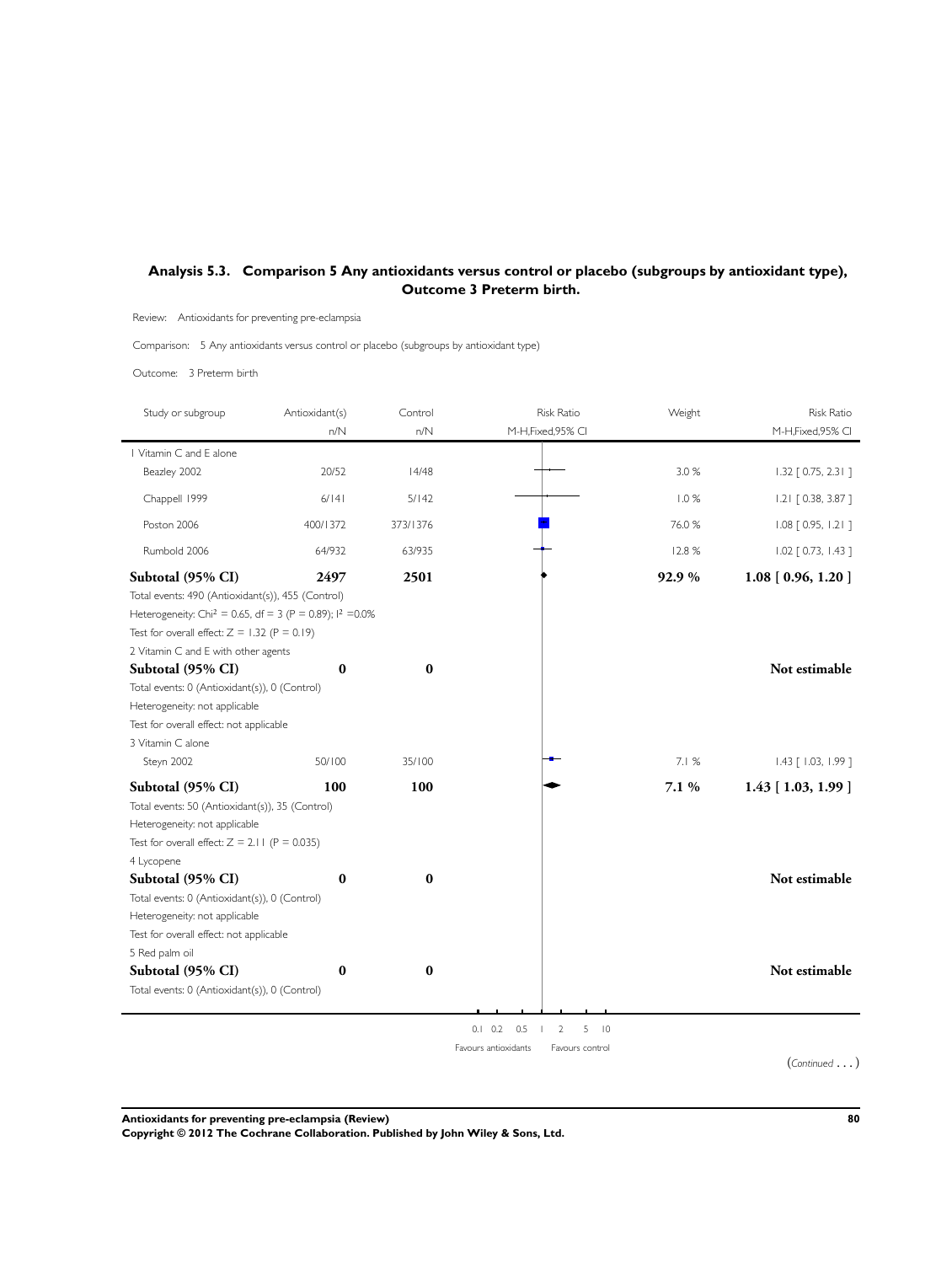## Analysis 5.3. Comparison 5 Any antioxidants versus control or placebo (subgroups by antioxidant type), Outcome 3 Preterm birth.

Review: Antioxidants for preventing pre-eclampsia

Comparison: 5 Any antioxidants versus control or placebo (subgroups by antioxidant type)

Outcome: 3 Preterm birth

| Study or subgroup | Antioxidant(s) n/N | Control n/N | Risk Ratio M-H,Fixed,95% CI | Weight | Risk Ratio M-H,Fixed,95% CI |
|---|---|---|---|---|---|
| 1 Vitamin C and E alone | | | | | |
| Beazley 2002 | 20/52 | 14/48 | | 3.0 % | 1.32 [ 0.75, 2.31 ] |
| Chappell 1999 | 6/141 | 5/142 | | 1.0 % | 1.21 [ 0.38, 3.87 ] |
| Poston 2006 | 400/1372 | 373/1376 | | 76.0 % | 1.08 [ 0.95, 1.21 ] |
| Rumbold 2006 | 64/932 | 63/935 | | 12.8 % | 1.02 [ 0.73, 1.43 ] |
| **Subtotal (95% CI)** | **2497** | **2501** | | **92.9 %** | **1.08 [ 0.96, 1.20 ]** |
| Total events: 490 (Antioxidant(s)), 455 (Control) | | | | | |
| Heterogeneity: $Chi^2 = 0.65$, df = 3 (P = 0.89); $I^2 = 0.0\%$ | | | | | |
| Test for overall effect: Z = 1.32 (P = 0.19) | | | | | |
| 2 Vitamin C and E with other agents | | | | | |
| **Subtotal (95% CI)** | **0** | **0** | | | **Not estimable** |
| Total events: 0 (Antioxidant(s)), 0 (Control) | | | | | |
| Heterogeneity: not applicable | | | | | |
| Test for overall effect: not applicable | | | | | |
| 3 Vitamin C alone | | | | | |
| Steyn 2002 | 50/100 | 35/100 | | 7.1 % | 1.43 [ 1.03, 1.99 ] |
| **Subtotal (95% CI)** | **100** | **100** | | **7.1 %** | **1.43 [ 1.03, 1.99 ]** |
| Total events: 50 (Antioxidant(s)), 35 (Control) | | | | | |
| Heterogeneity: not applicable | | | | | |
| Test for overall effect: Z = 2.11 (P = 0.035) | | | | | |
| 4 Lycopene | | | | | |
| **Subtotal (95% CI)** | **0** | **0** | | | **Not estimable** |
| Total events: 0 (Antioxidant(s)), 0 (Control) | | | | | |
| Heterogeneity: not applicable | | | | | |
| Test for overall effect: not applicable | | | | | |
| 5 Red palm oil | | | | | |
| **Subtotal (95% CI)** | **0** | **0** | | | **Not estimable** |
| Total events: 0 (Antioxidant(s)), 0 (Control) | | | | | |

0.1 0.2 0.5 1 2 5 10

Favours antioxidants Favours control

(*Continued* . . . )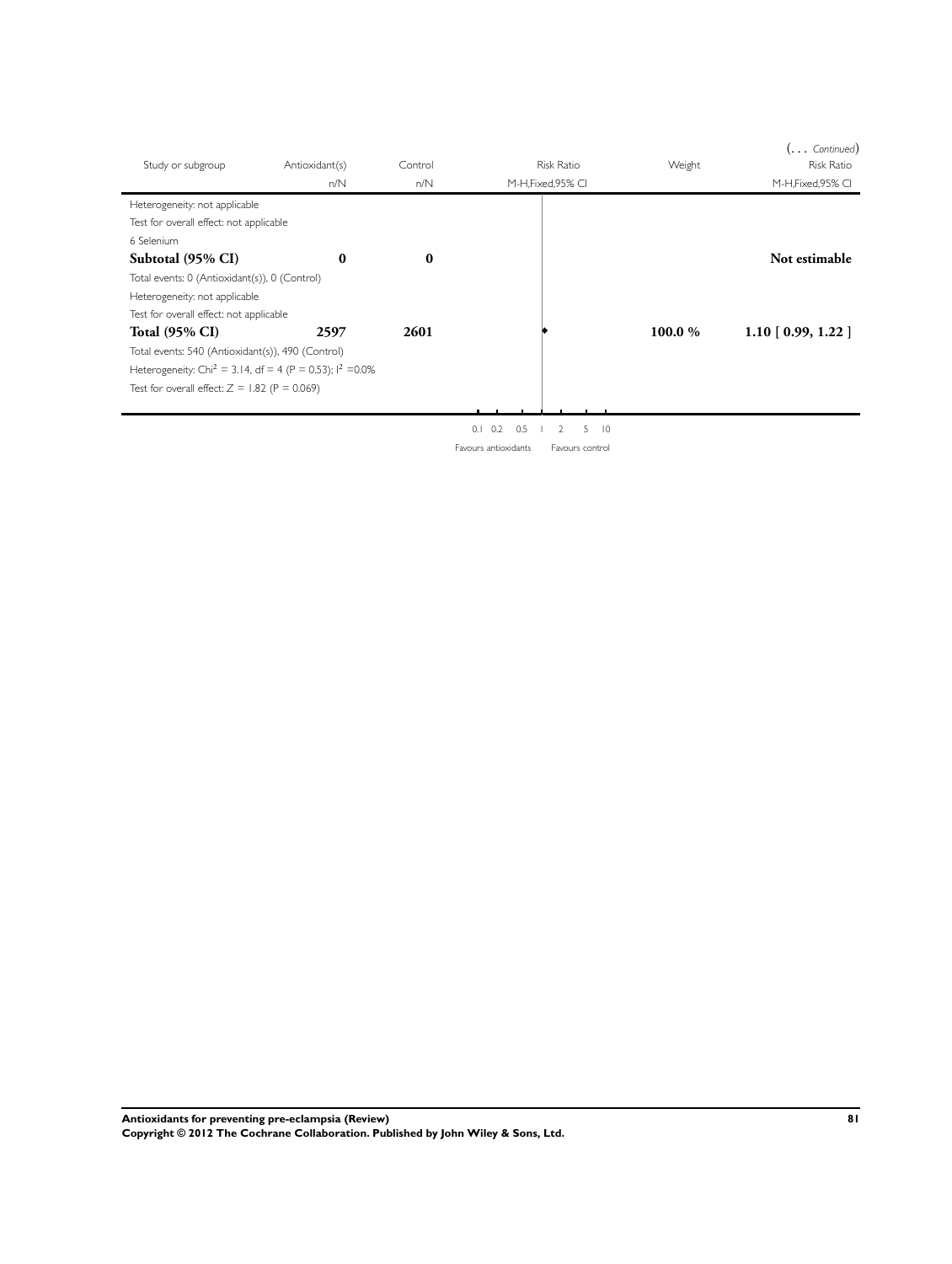(. . . *Continued*)

| Study or subgroup | Antioxidant(s) | Control | Risk Ratio | Weight | Risk Ratio |
|---|---|---|---|---|---|
| | n/N | n/N | M-H,Fixed,95% CI | | M-H,Fixed,95% CI |
| Heterogeneity: not applicable | | | | | |
| Test for overall effect: not applicable | | | | | |
| 6 Selenium | | | | | |
| **Subtotal (95% CI)** | **0** | **0** | | | **Not estimable** |
| Total events: 0 (Antioxidant(s)), 0 (Control) | | | | | |
| Heterogeneity: not applicable | | | | | |
| Test for overall effect: not applicable | | | | | |
| **Total (95% CI)** | **2597** | **2601** | | **100.0 %** | **1.10 [ 0.99, 1.22 ]** |
| Total events: 540 (Antioxidant(s)), 490 (Control) | | | | | |
| Heterogeneity: $Chi^2 = 3.14$, df = 4 ($P = 0.53$); $I^2 = 0.0\%$ | | | | | |
| Test for overall effect: $Z = 1.82$ ($P = 0.069$) | | | | | |

0.1 0.2 0.5 1 2 5 10

Favours antioxidants Favours control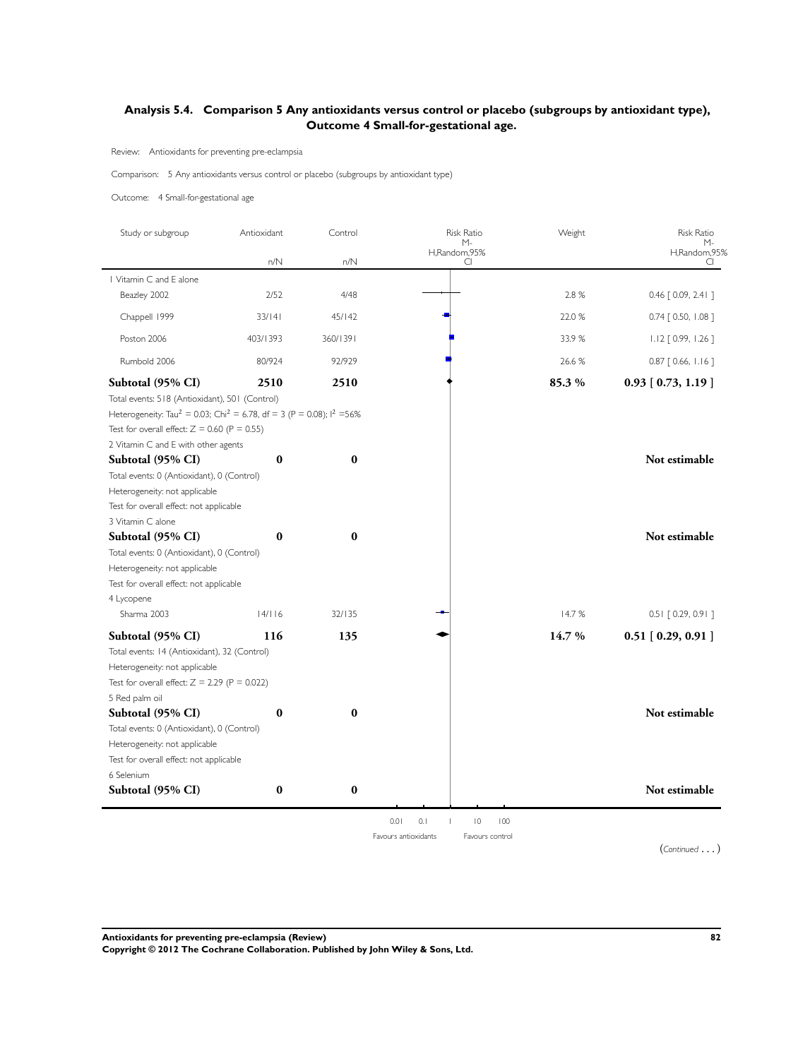## Analysis 5.4. Comparison 5 Any antioxidants versus control or placebo (subgroups by antioxidant type), Outcome 4 Small-for-gestational age.

Review: Antioxidants for preventing pre-eclampsia

Comparison: 5 Any antioxidants versus control or placebo (subgroups by antioxidant type)

Outcome: 4 Small-for-gestational age

| Study or subgroup | Antioxidant n/N | Control n/N | Weight | Risk Ratio M-H,Random,95% CI |
|---|---|---|---|---|
| 1 Vitamin C and E alone | | | | |
| Beazley 2002 | 2/52 | 4/48 | 2.8 % | 0.46 [ 0.09, 2.41 ] |
| Chappell 1999 | 33/141 | 45/142 | 22.0 % | 0.74 [ 0.50, 1.08 ] |
| Poston 2006 | 403/1393 | 360/1391 | 33.9 % | 1.12 [ 0.99, 1.26 ] |
| Rumbold 2006 | 80/924 | 92/929 | 26.6 % | 0.87 [ 0.66, 1.16 ] |
| **Subtotal (95% CI)** | **2510** | **2510** | **85.3 %** | **0.93 [ 0.73, 1.19 ]** |
| Total events: 518 (Antioxidant), 501 (Control) | | | | |
| Heterogeneity: Tau$^2$ = 0.03; Chi$^2$ = 6.78, df = 3 (P = 0.08); I$^2$ =56% | | | | |
| Test for overall effect: Z = 0.60 (P = 0.55) | | | | |
| 2 Vitamin C and E with other agents | | | | |
| **Subtotal (95% CI)** | **0** | **0** | | **Not estimable** |
| Total events: 0 (Antioxidant), 0 (Control) | | | | |
| Heterogeneity: not applicable | | | | |
| Test for overall effect: not applicable | | | | |
| 3 Vitamin C alone | | | | |
| **Subtotal (95% CI)** | **0** | **0** | | **Not estimable** |
| Total events: 0 (Antioxidant), 0 (Control) | | | | |
| Heterogeneity: not applicable | | | | |
| Test for overall effect: not applicable | | | | |
| 4 Lycopene | | | | |
| Sharma 2003 | 14/116 | 32/135 | 14.7 % | 0.51 [ 0.29, 0.91 ] |
| **Subtotal (95% CI)** | **116** | **135** | **14.7 %** | **0.51 [ 0.29, 0.91 ]** |
| Total events: 14 (Antioxidant), 32 (Control) | | | | |
| Heterogeneity: not applicable | | | | |
| Test for overall effect: Z = 2.29 (P = 0.022) | | | | |
| 5 Red palm oil | | | | |
| **Subtotal (95% CI)** | **0** | **0** | | **Not estimable** |
| Total events: 0 (Antioxidant), 0 (Control) | | | | |
| Heterogeneity: not applicable | | | | |
| Test for overall effect: not applicable | | | | |
| 6 Selenium | | | | |
| **Subtotal (95% CI)** | **0** | **0** | | **Not estimable** |

0.01 0.1 1 10 100

Favours antioxidants Favours control

(Continued . . . )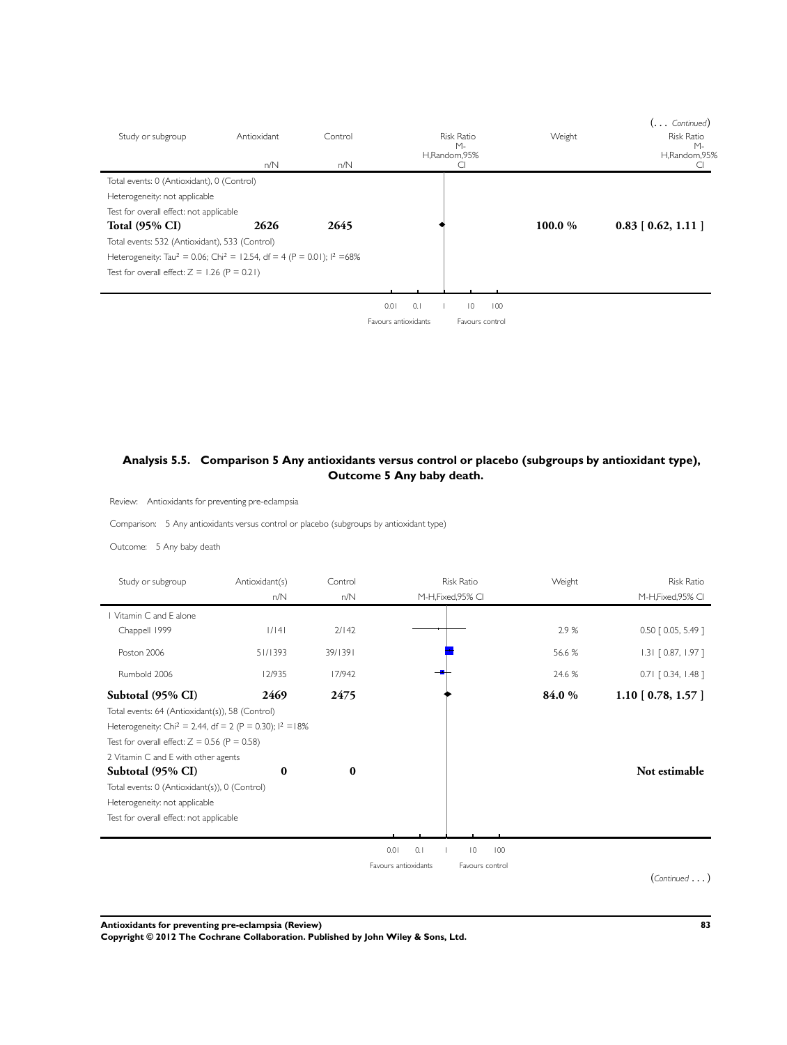(... *Continued*)

| Study or subgroup | Antioxidant | Control | Risk Ratio M-H,Random,95% CI | Weight | Risk Ratio M-H,Random,95% CI |
|---|---|---|---|---|---|
| | n/N | n/N | | | |
| Total events: 0 (Antioxidant), 0 (Control) | | | | | |
| Heterogeneity: not applicable | | | | | |
| Test for overall effect: not applicable | | | | | |
| **Total (95% CI)** | **2626** | **2645** | | **100.0 %** | **0.83 [ 0.62, 1.11 ]** |
| Total events: 532 (Antioxidant), 533 (Control) | | | | | |
| Heterogeneity: $Tau^2 = 0.06$; $Chi^2 = 12.54$, df = 4 (P = 0.01); $I^2 = 68\%$ | | | | | |
| Test for overall effect: Z = 1.26 (P = 0.21) | | | | | |

0.01 0.1 1 10 100

Favours antioxidants Favours control

### Analysis 5.5. Comparison 5 Any antioxidants versus control or placebo (subgroups by antioxidant type), Outcome 5 Any baby death.

Review: Antioxidants for preventing pre-eclampsia

Comparison: 5 Any antioxidants versus control or placebo (subgroups by antioxidant type)

Outcome: 5 Any baby death

| Study or subgroup | Antioxidant(s) | Control | Risk Ratio M-H,Fixed,95% CI | Weight | Risk Ratio M-H,Fixed,95% CI |
|---|---|---|---|---|---|
| | n/N | n/N | | | |
| 1 Vitamin C and E alone | | | | | |
| Chappell 1999 | 1/141 | 2/142 | | 2.9 % | 0.50 [ 0.05, 5.49 ] |
| Poston 2006 | 51/1393 | 39/1391 | | 56.6 % | 1.31 [ 0.87, 1.97 ] |
| Rumbold 2006 | 12/935 | 17/942 | | 24.6 % | 0.71 [ 0.34, 1.48 ] |
| **Subtotal (95% CI)** | **2469** | **2475** | | **84.0 %** | **1.10 [ 0.78, 1.57 ]** |
| Total events: 64 (Antioxidant(s)), 58 (Control) | | | | | |
| Heterogeneity: $Chi^2 = 2.44$, df = 2 (P = 0.30); $I^2 = 18\%$ | | | | | |
| Test for overall effect: Z = 0.56 (P = 0.58) | | | | | |
| 2 Vitamin C and E with other agents | | | | | |
| **Subtotal (95% CI)** | **0** | **0** | | | **Not estimable** |
| Total events: 0 (Antioxidant(s)), 0 (Control) | | | | | |
| Heterogeneity: not applicable | | | | | |
| Test for overall effect: not applicable | | | | | |

0.01 0.1 1 10 100

Favours antioxidants Favours control

(*Continued* ...)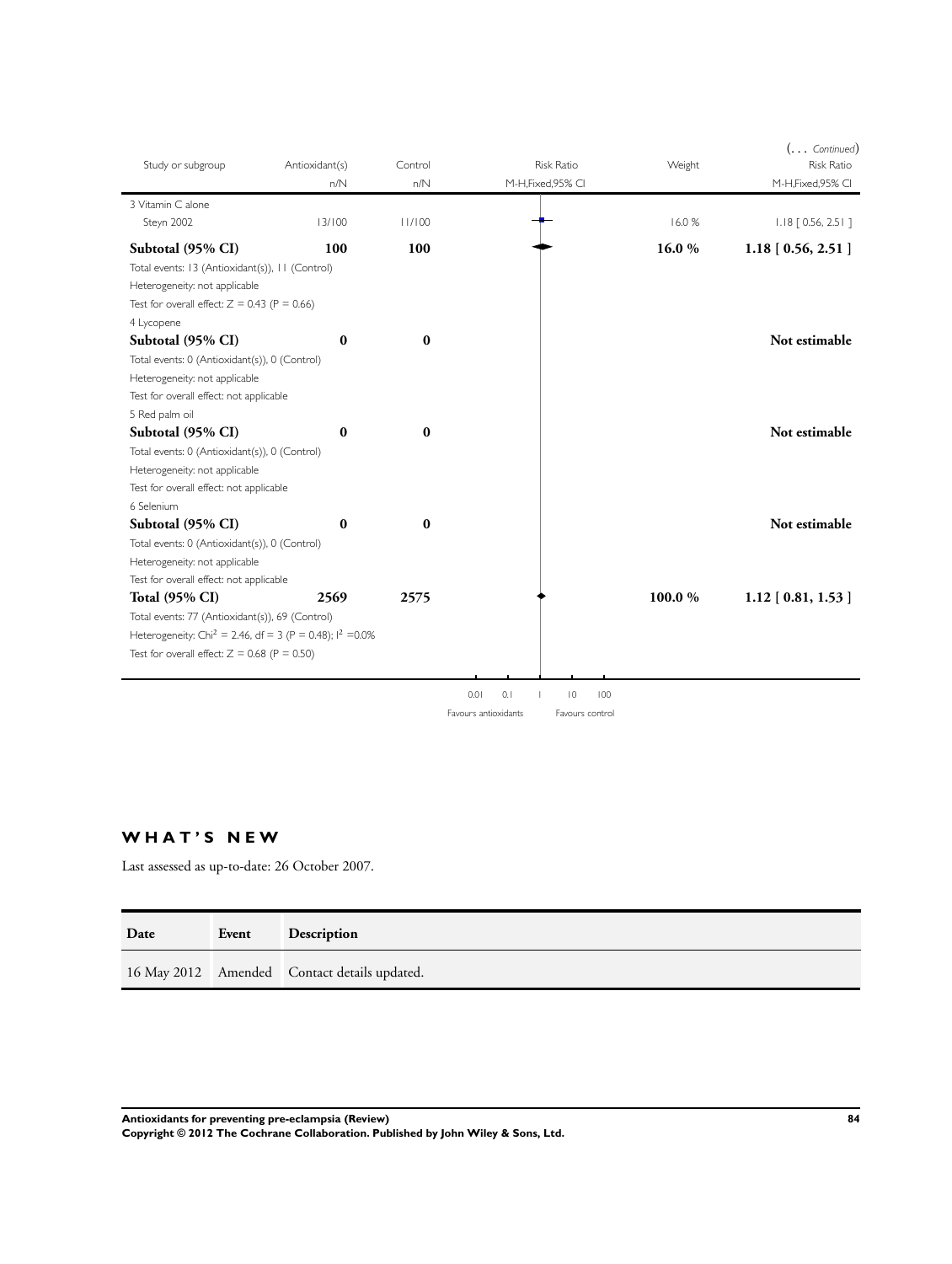(... *Continued*)

| Study or subgroup | Antioxidant(s) n/N | Control n/N | Risk Ratio M-H,Fixed,95% CI | Weight | Risk Ratio M-H,Fixed,95% CI |
|---|---|---|---|---|---|
| 3 Vitamin C alone | | | | | |
| Steyn 2002 | 13/100 | 11/100 | | 16.0 % | 1.18 [ 0.56, 2.51 ] |
| **Subtotal (95% CI)** | **100** | **100** | | **16.0 %** | **1.18 [ 0.56, 2.51 ]** |
| Total events: 13 (Antioxidant(s)), 11 (Control) | | | | | |
| Heterogeneity: not applicable | | | | | |
| Test for overall effect: Z = 0.43 (P = 0.66) | | | | | |
| 4 Lycopene | | | | | |
| **Subtotal (95% CI)** | **0** | **0** | | | **Not estimable** |
| Total events: 0 (Antioxidant(s)), 0 (Control) | | | | | |
| Heterogeneity: not applicable | | | | | |
| Test for overall effect: not applicable | | | | | |
| 5 Red palm oil | | | | | |
| **Subtotal (95% CI)** | **0** | **0** | | | **Not estimable** |
| Total events: 0 (Antioxidant(s)), 0 (Control) | | | | | |
| Heterogeneity: not applicable | | | | | |
| Test for overall effect: not applicable | | | | | |
| 6 Selenium | | | | | |
| **Subtotal (95% CI)** | **0** | **0** | | | **Not estimable** |
| Total events: 0 (Antioxidant(s)), 0 (Control) | | | | | |
| Heterogeneity: not applicable | | | | | |
| Test for overall effect: not applicable | | | | | |
| **Total (95% CI)** | **2569** | **2575** | | **100.0 %** | **1.12 [ 0.81, 1.53 ]** |
| Total events: 77 (Antioxidant(s)), 69 (Control) | | | | | |
| Heterogeneity: $Chi^2 = 2.46$, df = 3 (P = 0.48); $I^2 = 0.0\%$ | | | | | |
| Test for overall effect: Z = 0.68 (P = 0.50) | | | | | |

0.01 0.1 1 10 100

Favours antioxidants Favours control

## WHAT'S NEW

Last assessed as up-to-date: 26 October 2007.

| Date | Event | Description |
|---|---|---|
| 16 May 2012 | Amended | Contact details updated. |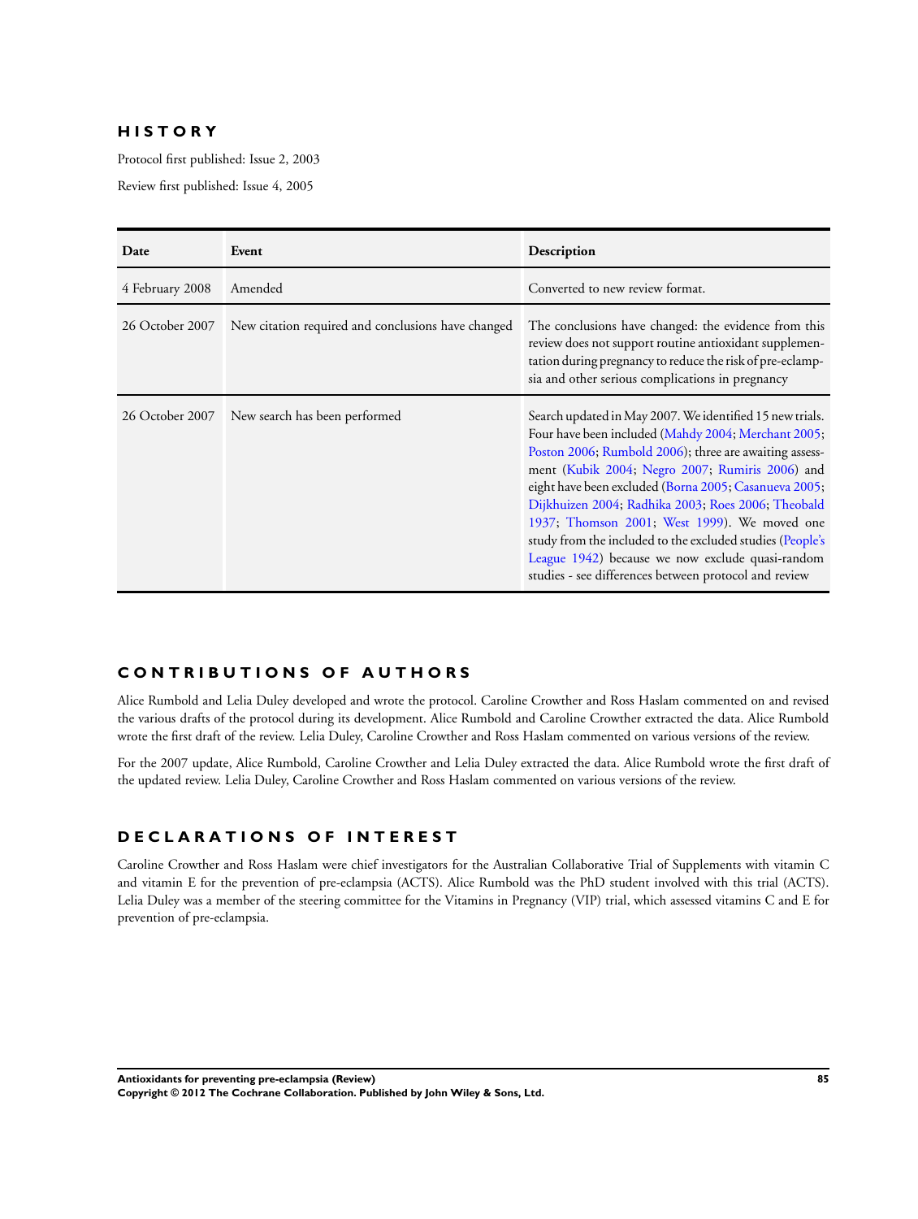## HISTORY

Protocol first published: Issue 2, 2003

Review first published: Issue 4, 2005

| Date | Event | Description |
|---|---|---|
| 4 February 2008 | Amended | Converted to new review format. |
| 26 October 2007 | New citation required and conclusions have changed | The conclusions have changed: the evidence from this review does not support routine antioxidant supplementation during pregnancy to reduce the risk of pre-eclampsia and other serious complications in pregnancy |
| 26 October 2007 | New search has been performed | Search updated in May 2007. We identified 15 new trials. Four have been included (Mahdy 2004; Merchant 2005; Poston 2006; Rumbold 2006); three are awaiting assessment (Kubik 2004; Negro 2007; Rumiris 2006) and eight have been excluded (Borna 2005; Casanueva 2005; Dijkhuizen 2004; Radhika 2003; Roes 2006; Theobald 1937; Thomson 2001; West 1999). We moved one study from the included to the excluded studies (People's League 1942) because we now exclude quasi-random studies - see differences between protocol and review |

## CONTRIBUTIONS OF AUTHORS

Alice Rumbold and Lelia Duley developed and wrote the protocol. Caroline Crowther and Ross Haslam commented on and revised the various drafts of the protocol during its development. Alice Rumbold and Caroline Crowther extracted the data. Alice Rumbold wrote the first draft of the review. Lelia Duley, Caroline Crowther and Ross Haslam commented on various versions of the review.

For the 2007 update, Alice Rumbold, Caroline Crowther and Lelia Duley extracted the data. Alice Rumbold wrote the first draft of the updated review. Lelia Duley, Caroline Crowther and Ross Haslam commented on various versions of the review.

## DECLARATIONS OF INTEREST

Caroline Crowther and Ross Haslam were chief investigators for the Australian Collaborative Trial of Supplements with vitamin C and vitamin E for the prevention of pre-eclampsia (ACTS). Alice Rumbold was the PhD student involved with this trial (ACTS). Lelia Duley was a member of the steering committee for the Vitamins in Pregnancy (VIP) trial, which assessed vitamins C and E for prevention of pre-eclampsia.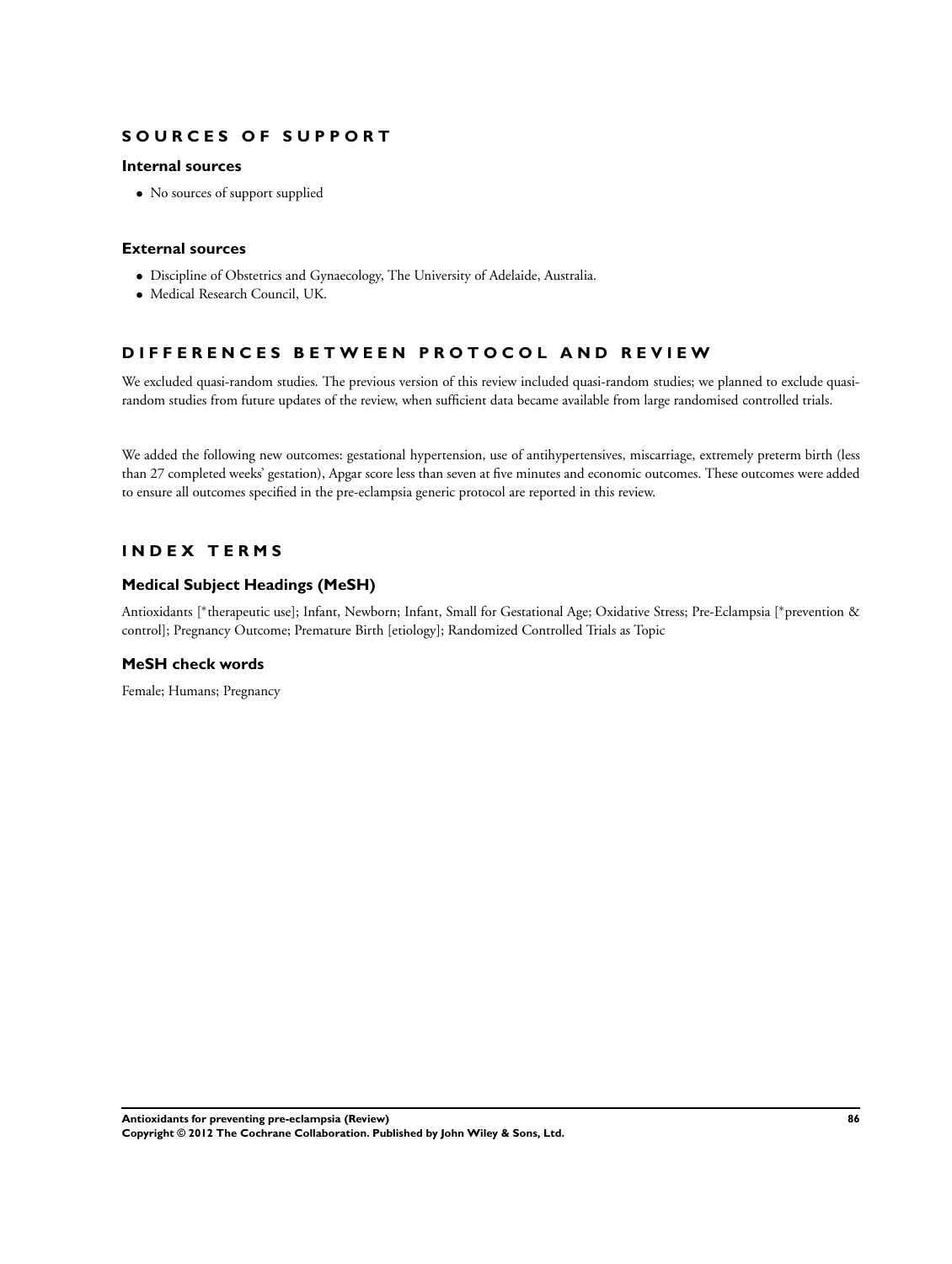## SOURCES OF SUPPORT

### Internal sources

- No sources of support supplied

### External sources

- Discipline of Obstetrics and Gynaecology, The University of Adelaide, Australia.
- Medical Research Council, UK.

## DIFFERENCES BETWEEN PROTOCOL AND REVIEW

We excluded quasi-random studies. The previous version of this review included quasi-random studies; we planned to exclude quasi-random studies from future updates of the review, when sufficient data became available from large randomised controlled trials.

We added the following new outcomes: gestational hypertension, use of antihypertensives, miscarriage, extremely preterm birth (less than 27 completed weeks' gestation), Apgar score less than seven at five minutes and economic outcomes. These outcomes were added to ensure all outcomes specified in the pre-eclampsia generic protocol are reported in this review.

## INDEX TERMS

### Medical Subject Headings (MeSH)

Antioxidants [*therapeutic use]; Infant, Newborn; Infant, Small for Gestational Age; Oxidative Stress; Pre-Eclampsia [*prevention & control]; Pregnancy Outcome; Premature Birth [etiology]; Randomized Controlled Trials as Topic

### MeSH check words

Female; Humans; Pregnancy